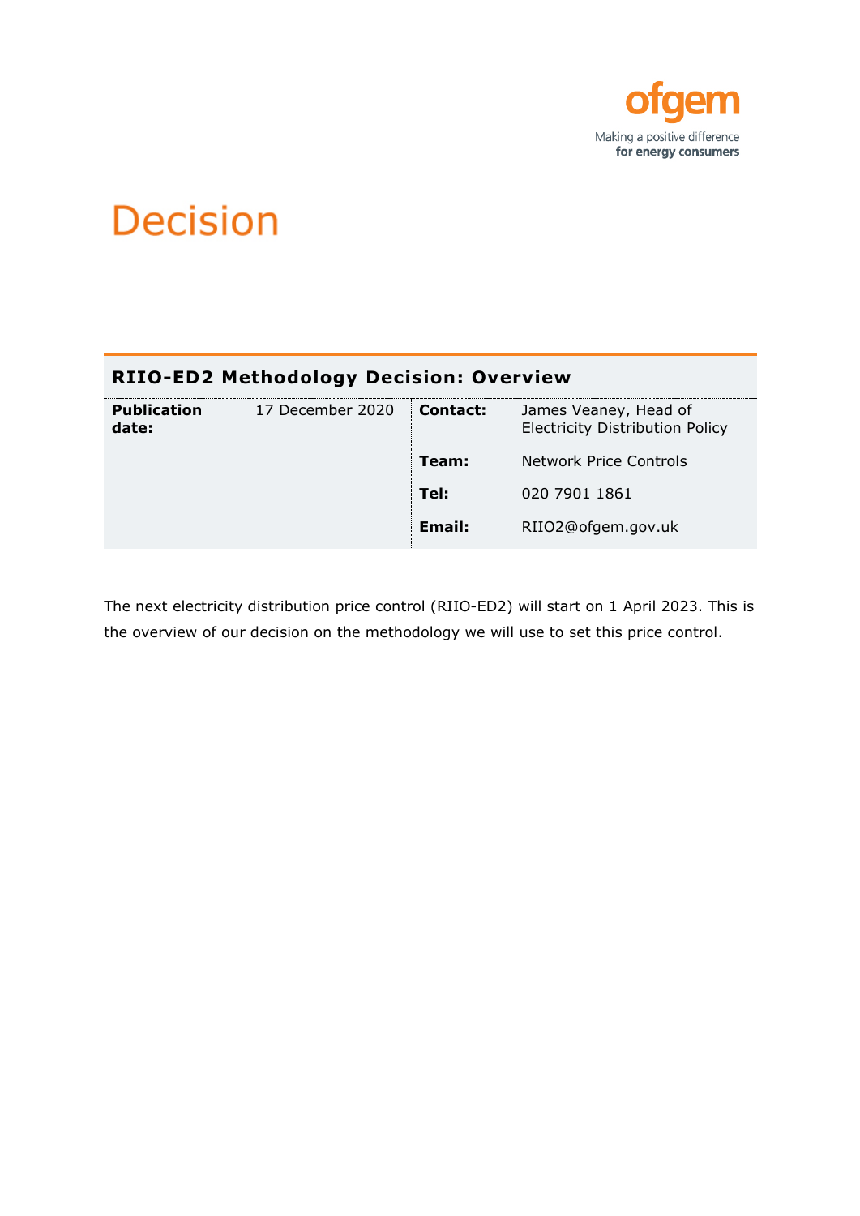ofgem

Making a positive difference
**for energy consumers**

# Decision

## RIIO-ED2 Methodology Decision: Overview

| | | | |
|---|---|---|---|
| **Publication date:** | 17 December 2020 | **Contact:** | James Veaney, Head of Electricity Distribution Policy |
| | | **Team:** | Network Price Controls |
| | | **Tel:** | 020 7901 1861 |
| | | **Email:** | RIIO2@ofgem.gov.uk |

The next electricity distribution price control (RIIO-ED2) will start on 1 April 2023. This is the overview of our decision on the methodology we will use to set this price control.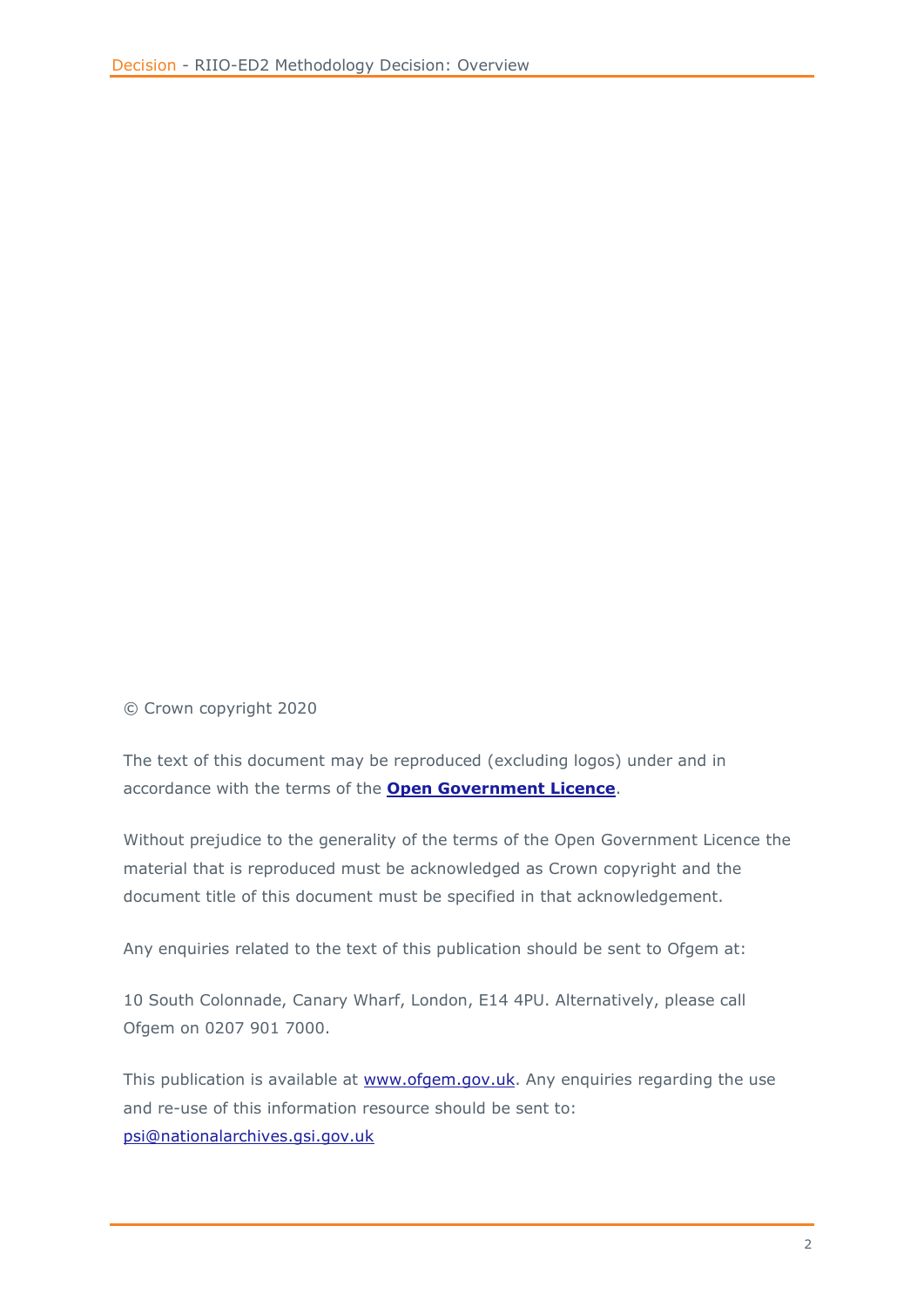© Crown copyright 2020

The text of this document may be reproduced (excluding logos) under and in accordance with the terms of the **[Open Government Licence](http://www.nationalarchives.gov.uk/doc/open-government-licence/)**.

Without prejudice to the generality of the terms of the Open Government Licence the material that is reproduced must be acknowledged as Crown copyright and the document title of this document must be specified in that acknowledgement.

Any enquiries related to the text of this publication should be sent to Ofgem at:

10 South Colonnade, Canary Wharf, London, E14 4PU. Alternatively, please call Ofgem on 0207 901 7000.

This publication is available at [www.ofgem.gov.uk](http://www.ofgem.gov.uk). Any enquiries regarding the use and re-use of this information resource should be sent to: [psi@nationalarchives.gsi.gov.uk](mailto:psi@nationalarchives.gsi.gov.uk)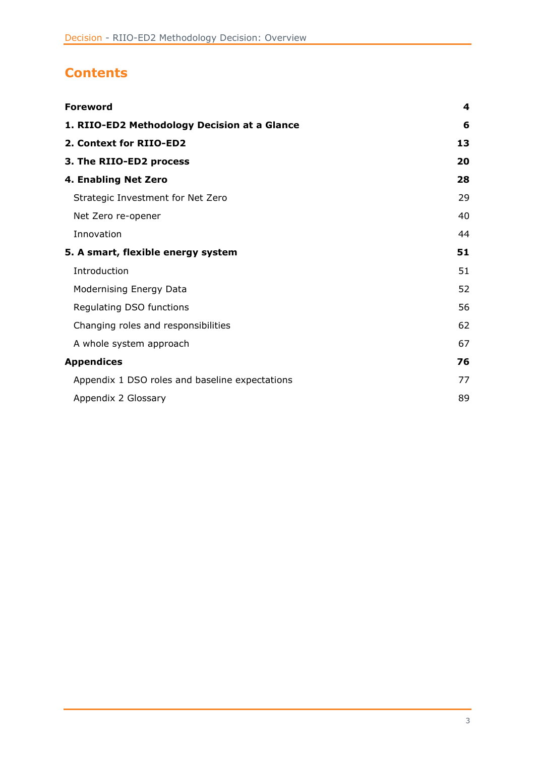# Contents

| | |
|---|---|
| **Foreword** | **4** |
| **1. RIIO-ED2 Methodology Decision at a Glance** | **6** |
| **2. Context for RIIO-ED2** | **13** |
| **3. The RIIO-ED2 process** | **20** |
| **4. Enabling Net Zero** | **28** |
| Strategic Investment for Net Zero | 29 |
| Net Zero re-opener | 40 |
| Innovation | 44 |
| **5. A smart, flexible energy system** | **51** |
| Introduction | 51 |
| Modernising Energy Data | 52 |
| Regulating DSO functions | 56 |
| Changing roles and responsibilities | 62 |
| A whole system approach | 67 |
| **Appendices** | **76** |
| Appendix 1 DSO roles and baseline expectations | 77 |
| Appendix 2 Glossary | 89 |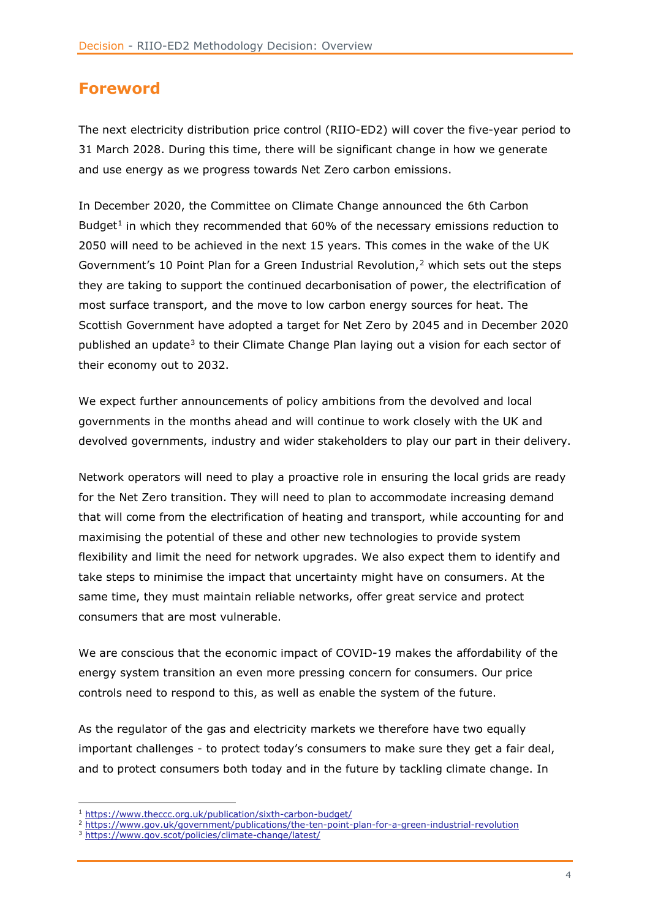## Foreword

The next electricity distribution price control (RIIO-ED2) will cover the five-year period to 31 March 2028. During this time, there will be significant change in how we generate and use energy as we progress towards Net Zero carbon emissions.

In December 2020, the Committee on Climate Change announced the 6th Carbon Budget[1] in which they recommended that 60% of the necessary emissions reduction to 2050 will need to be achieved in the next 15 years. This comes in the wake of the UK Government's 10 Point Plan for a Green Industrial Revolution,[2] which sets out the steps they are taking to support the continued decarbonisation of power, the electrification of most surface transport, and the move to low carbon energy sources for heat. The Scottish Government have adopted a target for Net Zero by 2045 and in December 2020 published an update[3] to their Climate Change Plan laying out a vision for each sector of their economy out to 2032.

We expect further announcements of policy ambitions from the devolved and local governments in the months ahead and will continue to work closely with the UK and devolved governments, industry and wider stakeholders to play our part in their delivery.

Network operators will need to play a proactive role in ensuring the local grids are ready for the Net Zero transition. They will need to plan to accommodate increasing demand that will come from the electrification of heating and transport, while accounting for and maximising the potential of these and other new technologies to provide system flexibility and limit the need for network upgrades. We also expect them to identify and take steps to minimise the impact that uncertainty might have on consumers. At the same time, they must maintain reliable networks, offer great service and protect consumers that are most vulnerable.

We are conscious that the economic impact of COVID-19 makes the affordability of the energy system transition an even more pressing concern for consumers. Our price controls need to respond to this, as well as enable the system of the future.

As the regulator of the gas and electricity markets we therefore have two equally important challenges - to protect today's consumers to make sure they get a fair deal, and to protect consumers both today and in the future by tackling climate change. In

---

[1] https://www.theccc.org.uk/publication/sixth-carbon-budget/

[2] https://www.gov.uk/government/publications/the-ten-point-plan-for-a-green-industrial-revolution

[3] https://www.gov.scot/policies/climate-change/latest/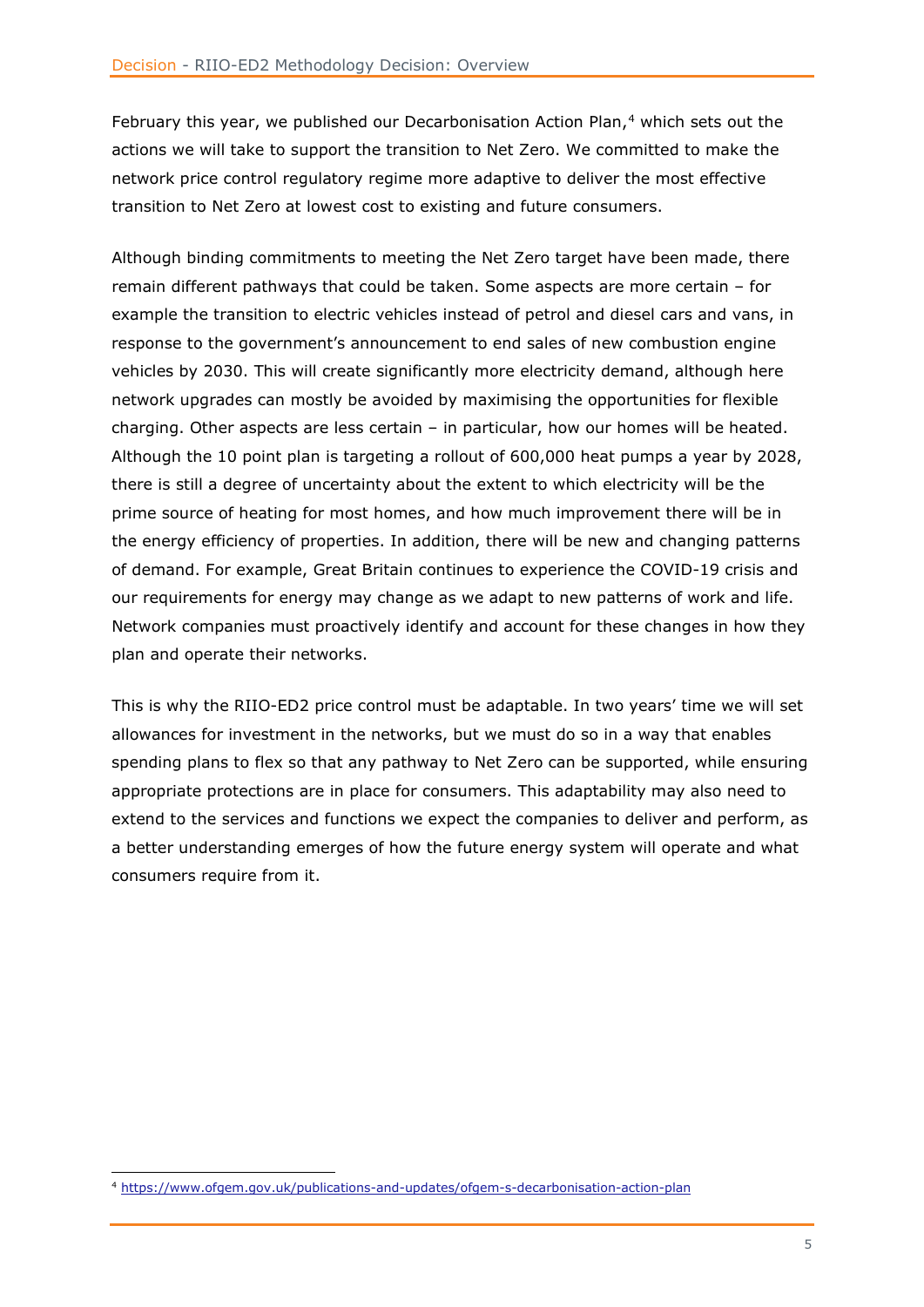February this year, we published our Decarbonisation Action Plan,[4] which sets out the actions we will take to support the transition to Net Zero. We committed to make the network price control regulatory regime more adaptive to deliver the most effective transition to Net Zero at lowest cost to existing and future consumers.

Although binding commitments to meeting the Net Zero target have been made, there remain different pathways that could be taken. Some aspects are more certain – for example the transition to electric vehicles instead of petrol and diesel cars and vans, in response to the government's announcement to end sales of new combustion engine vehicles by 2030. This will create significantly more electricity demand, although here network upgrades can mostly be avoided by maximising the opportunities for flexible charging. Other aspects are less certain – in particular, how our homes will be heated. Although the 10 point plan is targeting a rollout of 600,000 heat pumps a year by 2028, there is still a degree of uncertainty about the extent to which electricity will be the prime source of heating for most homes, and how much improvement there will be in the energy efficiency of properties. In addition, there will be new and changing patterns of demand. For example, Great Britain continues to experience the COVID-19 crisis and our requirements for energy may change as we adapt to new patterns of work and life. Network companies must proactively identify and account for these changes in how they plan and operate their networks.

This is why the RIIO-ED2 price control must be adaptable. In two years' time we will set allowances for investment in the networks, but we must do so in a way that enables spending plans to flex so that any pathway to Net Zero can be supported, while ensuring appropriate protections are in place for consumers. This adaptability may also need to extend to the services and functions we expect the companies to deliver and perform, as a better understanding emerges of how the future energy system will operate and what consumers require from it.

[4] https://www.ofgem.gov.uk/publications-and-updates/ofgem-s-decarbonisation-action-plan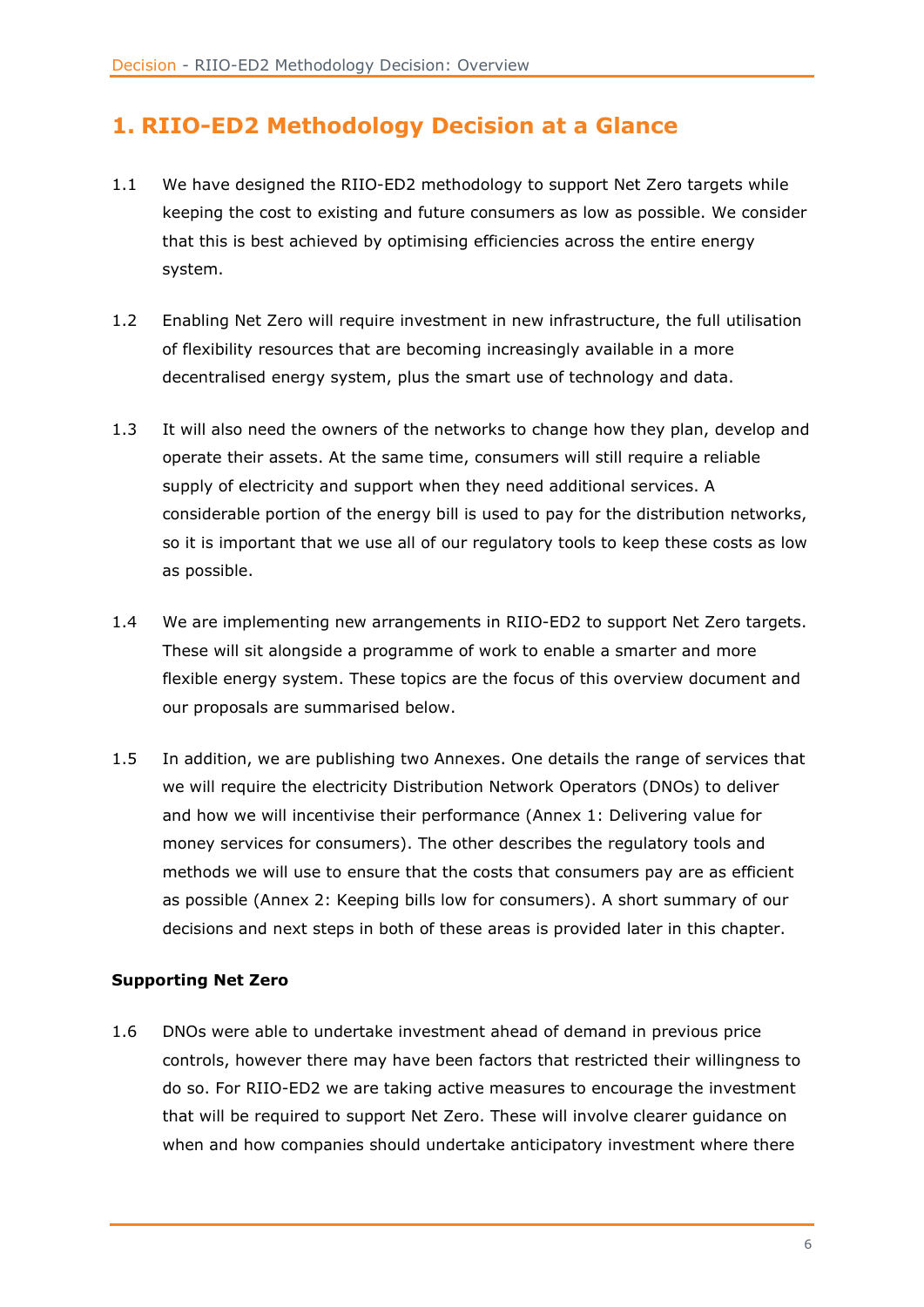# 1. RIIO-ED2 Methodology Decision at a Glance

1.1 We have designed the RIIO-ED2 methodology to support Net Zero targets while keeping the cost to existing and future consumers as low as possible. We consider that this is best achieved by optimising efficiencies across the entire energy system.

1.2 Enabling Net Zero will require investment in new infrastructure, the full utilisation of flexibility resources that are becoming increasingly available in a more decentralised energy system, plus the smart use of technology and data.

1.3 It will also need the owners of the networks to change how they plan, develop and operate their assets. At the same time, consumers will still require a reliable supply of electricity and support when they need additional services. A considerable portion of the energy bill is used to pay for the distribution networks, so it is important that we use all of our regulatory tools to keep these costs as low as possible.

1.4 We are implementing new arrangements in RIIO-ED2 to support Net Zero targets. These will sit alongside a programme of work to enable a smarter and more flexible energy system. These topics are the focus of this overview document and our proposals are summarised below.

1.5 In addition, we are publishing two Annexes. One details the range of services that we will require the electricity Distribution Network Operators (DNOs) to deliver and how we will incentivise their performance (Annex 1: Delivering value for money services for consumers). The other describes the regulatory tools and methods we will use to ensure that the costs that consumers pay are as efficient as possible (Annex 2: Keeping bills low for consumers). A short summary of our decisions and next steps in both of these areas is provided later in this chapter.

**Supporting Net Zero**

1.6 DNOs were able to undertake investment ahead of demand in previous price controls, however there may have been factors that restricted their willingness to do so. For RIIO-ED2 we are taking active measures to encourage the investment that will be required to support Net Zero. These will involve clearer guidance on when and how companies should undertake anticipatory investment where there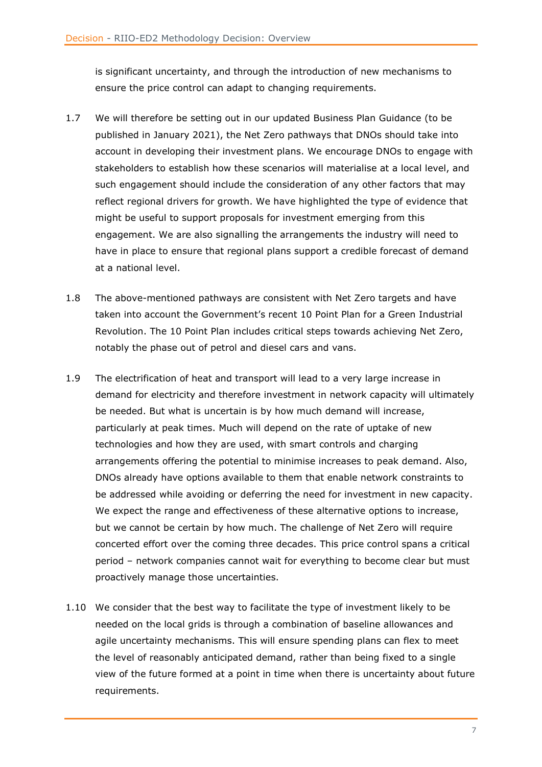is significant uncertainty, and through the introduction of new mechanisms to ensure the price control can adapt to changing requirements.

1.7 We will therefore be setting out in our updated Business Plan Guidance (to be published in January 2021), the Net Zero pathways that DNOs should take into account in developing their investment plans. We encourage DNOs to engage with stakeholders to establish how these scenarios will materialise at a local level, and such engagement should include the consideration of any other factors that may reflect regional drivers for growth. We have highlighted the type of evidence that might be useful to support proposals for investment emerging from this engagement. We are also signalling the arrangements the industry will need to have in place to ensure that regional plans support a credible forecast of demand at a national level.

1.8 The above-mentioned pathways are consistent with Net Zero targets and have taken into account the Government's recent 10 Point Plan for a Green Industrial Revolution. The 10 Point Plan includes critical steps towards achieving Net Zero, notably the phase out of petrol and diesel cars and vans.

1.9 The electrification of heat and transport will lead to a very large increase in demand for electricity and therefore investment in network capacity will ultimately be needed. But what is uncertain is by how much demand will increase, particularly at peak times. Much will depend on the rate of uptake of new technologies and how they are used, with smart controls and charging arrangements offering the potential to minimise increases to peak demand. Also, DNOs already have options available to them that enable network constraints to be addressed while avoiding or deferring the need for investment in new capacity. We expect the range and effectiveness of these alternative options to increase, but we cannot be certain by how much. The challenge of Net Zero will require concerted effort over the coming three decades. This price control spans a critical period – network companies cannot wait for everything to become clear but must proactively manage those uncertainties.

1.10 We consider that the best way to facilitate the type of investment likely to be needed on the local grids is through a combination of baseline allowances and agile uncertainty mechanisms. This will ensure spending plans can flex to meet the level of reasonably anticipated demand, rather than being fixed to a single view of the future formed at a point in time when there is uncertainty about future requirements.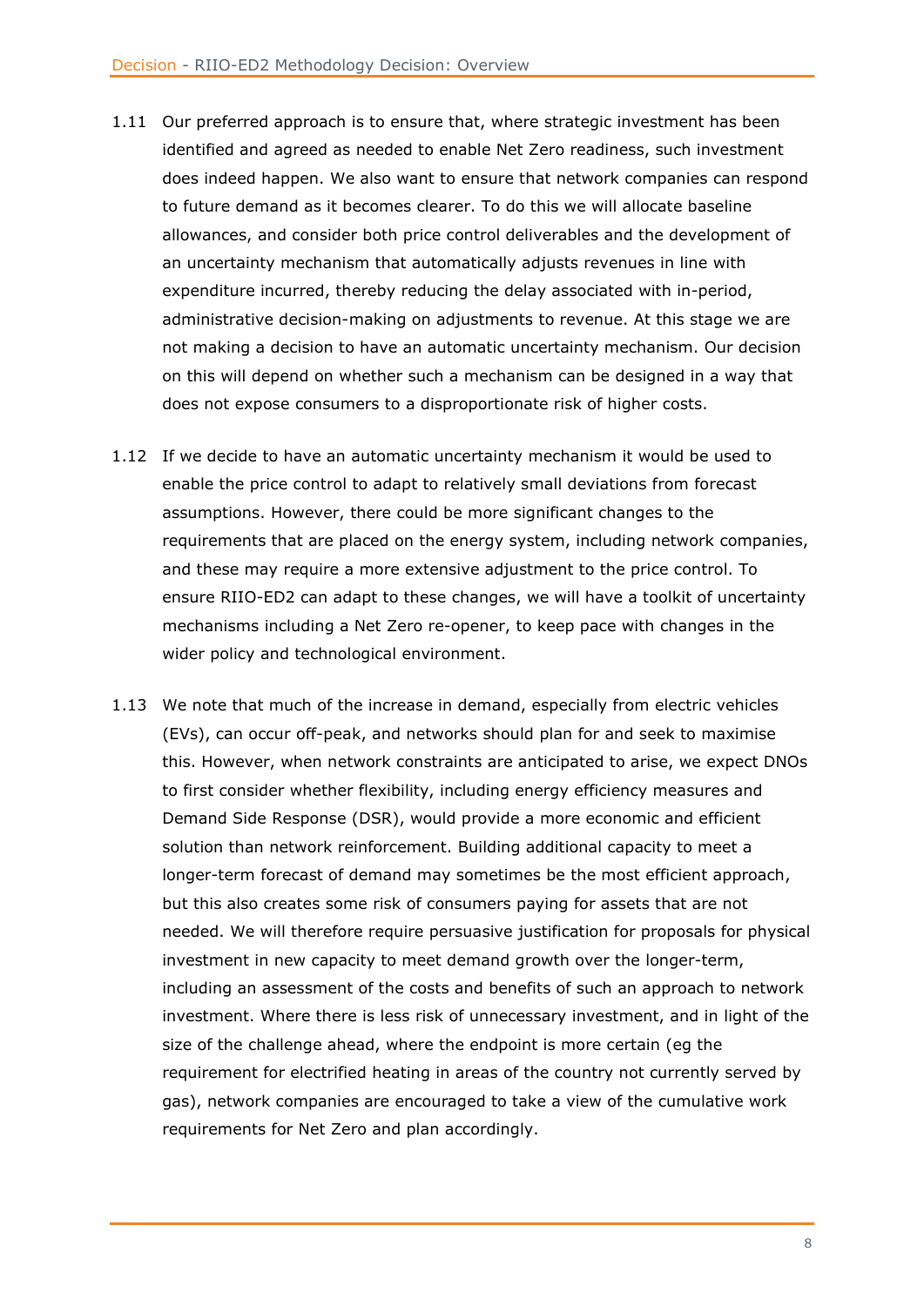1.11 Our preferred approach is to ensure that, where strategic investment has been identified and agreed as needed to enable Net Zero readiness, such investment does indeed happen. We also want to ensure that network companies can respond to future demand as it becomes clearer. To do this we will allocate baseline allowances, and consider both price control deliverables and the development of an uncertainty mechanism that automatically adjusts revenues in line with expenditure incurred, thereby reducing the delay associated with in-period, administrative decision-making on adjustments to revenue. At this stage we are not making a decision to have an automatic uncertainty mechanism. Our decision on this will depend on whether such a mechanism can be designed in a way that does not expose consumers to a disproportionate risk of higher costs.

1.12 If we decide to have an automatic uncertainty mechanism it would be used to enable the price control to adapt to relatively small deviations from forecast assumptions. However, there could be more significant changes to the requirements that are placed on the energy system, including network companies, and these may require a more extensive adjustment to the price control. To ensure RIIO-ED2 can adapt to these changes, we will have a toolkit of uncertainty mechanisms including a Net Zero re-opener, to keep pace with changes in the wider policy and technological environment.

1.13 We note that much of the increase in demand, especially from electric vehicles (EVs), can occur off-peak, and networks should plan for and seek to maximise this. However, when network constraints are anticipated to arise, we expect DNOs to first consider whether flexibility, including energy efficiency measures and Demand Side Response (DSR), would provide a more economic and efficient solution than network reinforcement. Building additional capacity to meet a longer-term forecast of demand may sometimes be the most efficient approach, but this also creates some risk of consumers paying for assets that are not needed. We will therefore require persuasive justification for proposals for physical investment in new capacity to meet demand growth over the longer-term, including an assessment of the costs and benefits of such an approach to network investment. Where there is less risk of unnecessary investment, and in light of the size of the challenge ahead, where the endpoint is more certain (eg the requirement for electrified heating in areas of the country not currently served by gas), network companies are encouraged to take a view of the cumulative work requirements for Net Zero and plan accordingly.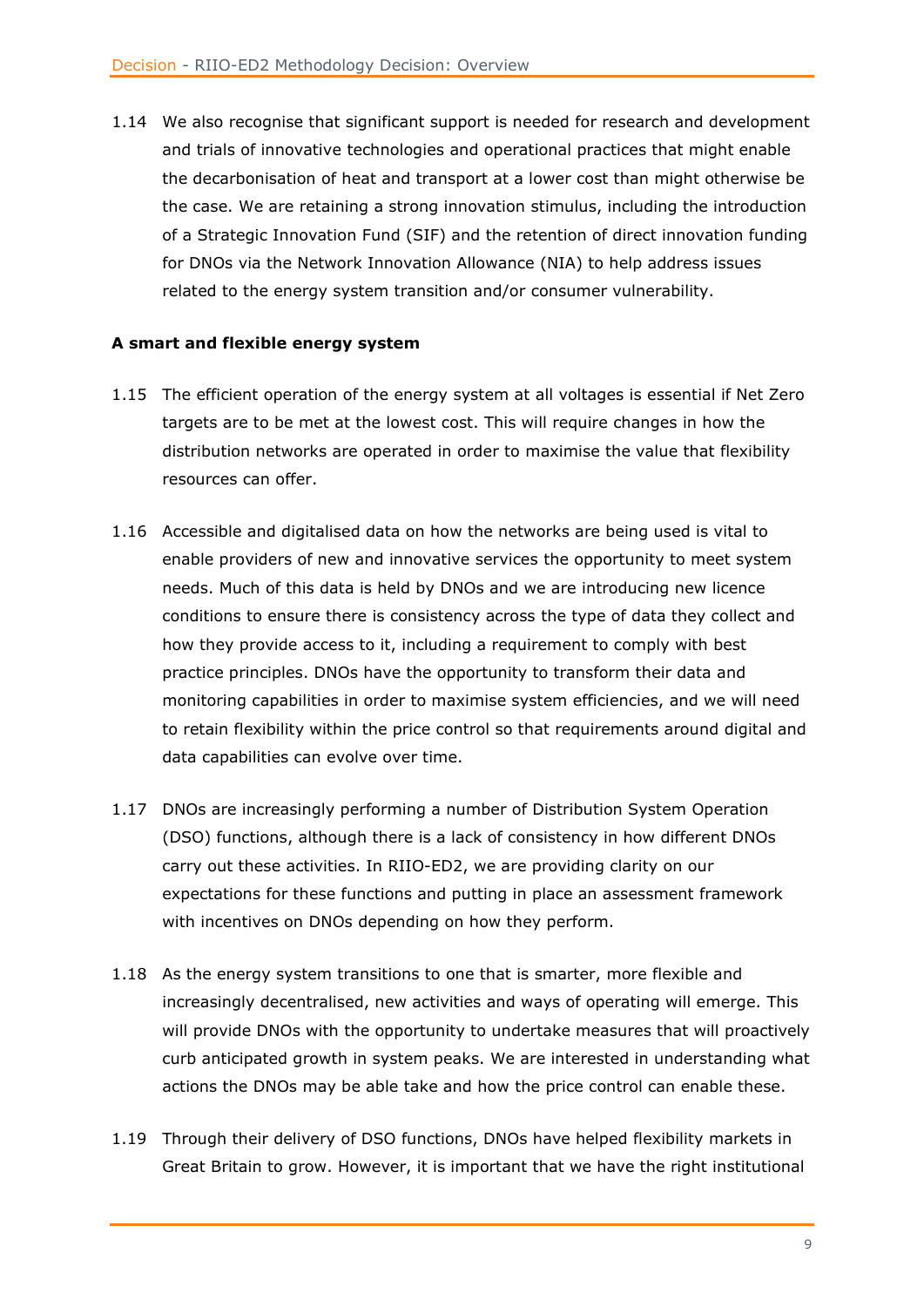1.14 We also recognise that significant support is needed for research and development and trials of innovative technologies and operational practices that might enable the decarbonisation of heat and transport at a lower cost than might otherwise be the case. We are retaining a strong innovation stimulus, including the introduction of a Strategic Innovation Fund (SIF) and the retention of direct innovation funding for DNOs via the Network Innovation Allowance (NIA) to help address issues related to the energy system transition and/or consumer vulnerability.

**A smart and flexible energy system**

1.15 The efficient operation of the energy system at all voltages is essential if Net Zero targets are to be met at the lowest cost. This will require changes in how the distribution networks are operated in order to maximise the value that flexibility resources can offer.

1.16 Accessible and digitalised data on how the networks are being used is vital to enable providers of new and innovative services the opportunity to meet system needs. Much of this data is held by DNOs and we are introducing new licence conditions to ensure there is consistency across the type of data they collect and how they provide access to it, including a requirement to comply with best practice principles. DNOs have the opportunity to transform their data and monitoring capabilities in order to maximise system efficiencies, and we will need to retain flexibility within the price control so that requirements around digital and data capabilities can evolve over time.

1.17 DNOs are increasingly performing a number of Distribution System Operation (DSO) functions, although there is a lack of consistency in how different DNOs carry out these activities. In RIIO-ED2, we are providing clarity on our expectations for these functions and putting in place an assessment framework with incentives on DNOs depending on how they perform.

1.18 As the energy system transitions to one that is smarter, more flexible and increasingly decentralised, new activities and ways of operating will emerge. This will provide DNOs with the opportunity to undertake measures that will proactively curb anticipated growth in system peaks. We are interested in understanding what actions the DNOs may be able take and how the price control can enable these.

1.19 Through their delivery of DSO functions, DNOs have helped flexibility markets in Great Britain to grow. However, it is important that we have the right institutional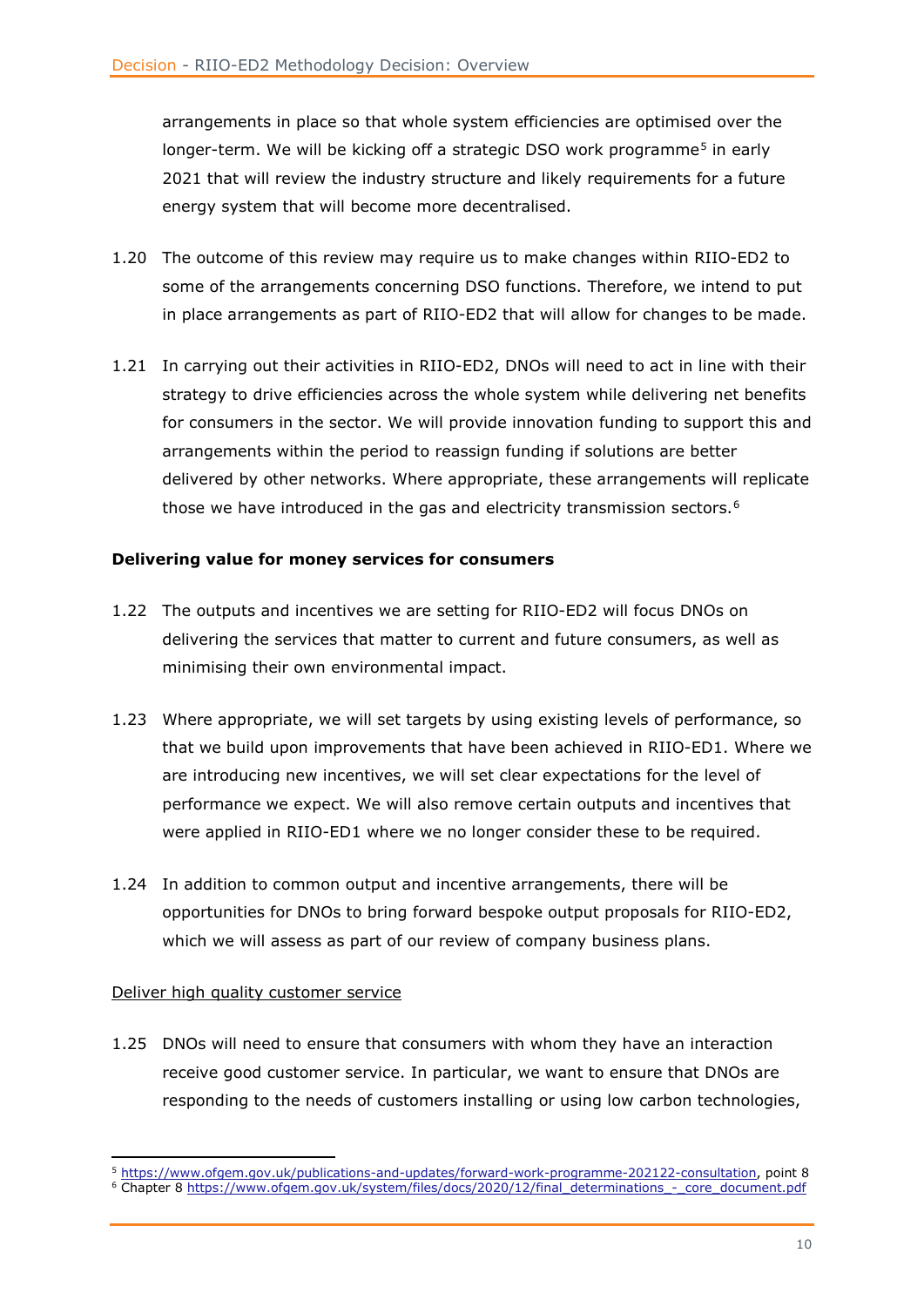arrangements in place so that whole system efficiencies are optimised over the longer-term. We will be kicking off a strategic DSO work programme[5] in early 2021 that will review the industry structure and likely requirements for a future energy system that will become more decentralised.

1.20 The outcome of this review may require us to make changes within RIIO-ED2 to some of the arrangements concerning DSO functions. Therefore, we intend to put in place arrangements as part of RIIO-ED2 that will allow for changes to be made.

1.21 In carrying out their activities in RIIO-ED2, DNOs will need to act in line with their strategy to drive efficiencies across the whole system while delivering net benefits for consumers in the sector. We will provide innovation funding to support this and arrangements within the period to reassign funding if solutions are better delivered by other networks. Where appropriate, these arrangements will replicate those we have introduced in the gas and electricity transmission sectors.[6]

**Delivering value for money services for consumers**

1.22 The outputs and incentives we are setting for RIIO-ED2 will focus DNOs on delivering the services that matter to current and future consumers, as well as minimising their own environmental impact.

1.23 Where appropriate, we will set targets by using existing levels of performance, so that we build upon improvements that have been achieved in RIIO-ED1. Where we are introducing new incentives, we will set clear expectations for the level of performance we expect. We will also remove certain outputs and incentives that were applied in RIIO-ED1 where we no longer consider these to be required.

1.24 In addition to common output and incentive arrangements, there will be opportunities for DNOs to bring forward bespoke output proposals for RIIO-ED2, which we will assess as part of our review of company business plans.

Deliver high quality customer service

1.25 DNOs will need to ensure that consumers with whom they have an interaction receive good customer service. In particular, we want to ensure that DNOs are responding to the needs of customers installing or using low carbon technologies,

---

[5] https://www.ofgem.gov.uk/publications-and-updates/forward-work-programme-202122-consultation, point 8

[6] Chapter 8 https://www.ofgem.gov.uk/system/files/docs/2020/12/final_determinations_-_core_document.pdf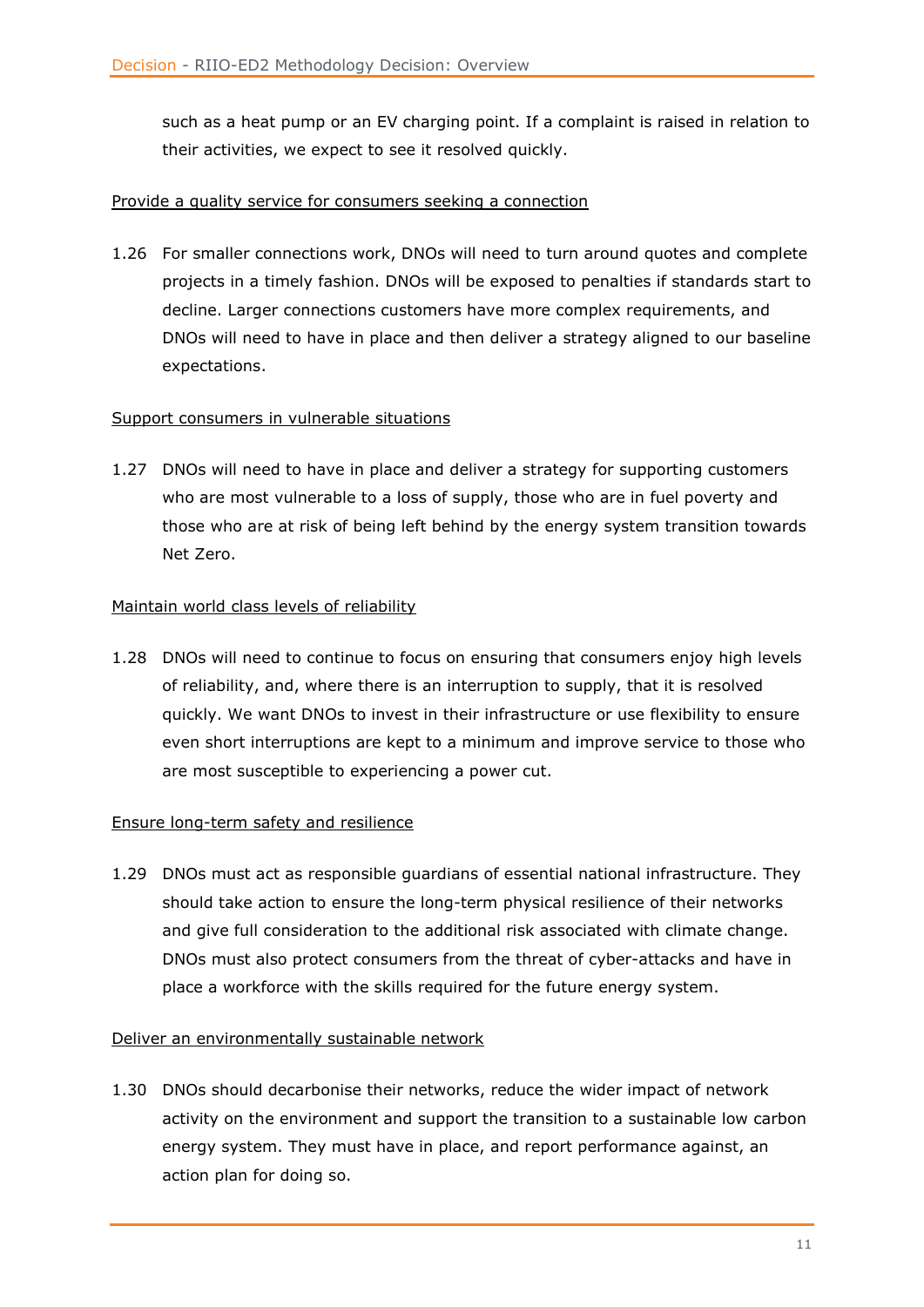such as a heat pump or an EV charging point. If a complaint is raised in relation to their activities, we expect to see it resolved quickly.

Provide a quality service for consumers seeking a connection

1.26 For smaller connections work, DNOs will need to turn around quotes and complete projects in a timely fashion. DNOs will be exposed to penalties if standards start to decline. Larger connections customers have more complex requirements, and DNOs will need to have in place and then deliver a strategy aligned to our baseline expectations.

Support consumers in vulnerable situations

1.27 DNOs will need to have in place and deliver a strategy for supporting customers who are most vulnerable to a loss of supply, those who are in fuel poverty and those who are at risk of being left behind by the energy system transition towards Net Zero.

Maintain world class levels of reliability

1.28 DNOs will need to continue to focus on ensuring that consumers enjoy high levels of reliability, and, where there is an interruption to supply, that it is resolved quickly. We want DNOs to invest in their infrastructure or use flexibility to ensure even short interruptions are kept to a minimum and improve service to those who are most susceptible to experiencing a power cut.

Ensure long-term safety and resilience

1.29 DNOs must act as responsible guardians of essential national infrastructure. They should take action to ensure the long-term physical resilience of their networks and give full consideration to the additional risk associated with climate change. DNOs must also protect consumers from the threat of cyber-attacks and have in place a workforce with the skills required for the future energy system.

Deliver an environmentally sustainable network

1.30 DNOs should decarbonise their networks, reduce the wider impact of network activity on the environment and support the transition to a sustainable low carbon energy system. They must have in place, and report performance against, an action plan for doing so.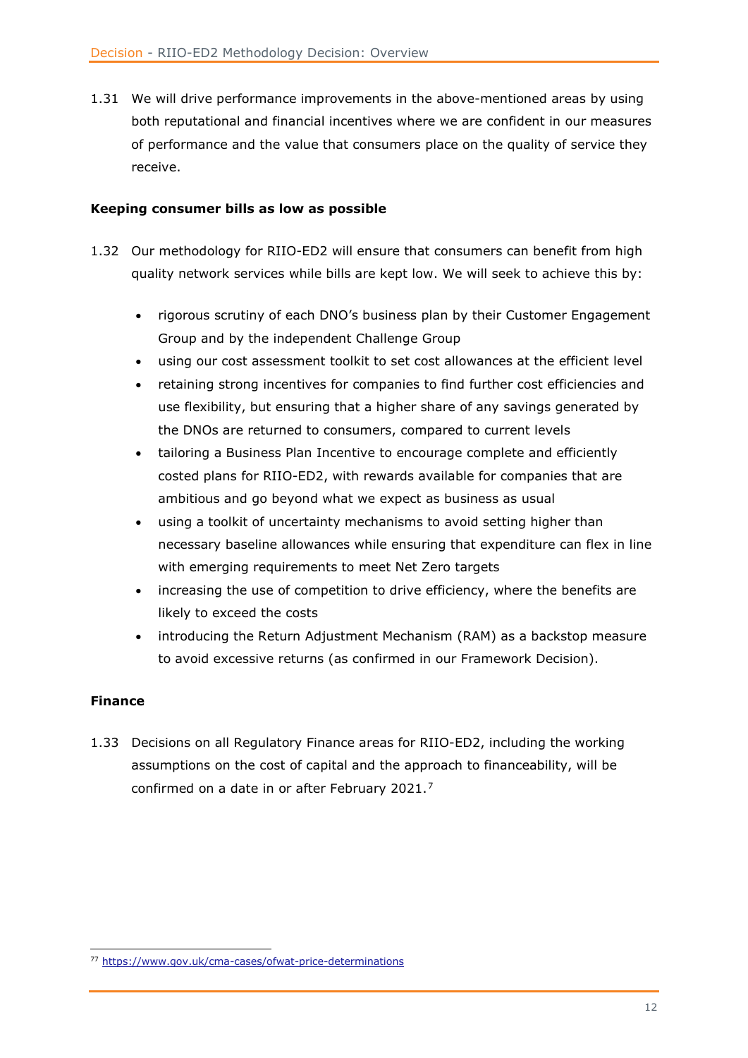1.31 We will drive performance improvements in the above-mentioned areas by using both reputational and financial incentives where we are confident in our measures of performance and the value that consumers place on the quality of service they receive.

**Keeping consumer bills as low as possible**

1.32 Our methodology for RIIO-ED2 will ensure that consumers can benefit from high quality network services while bills are kept low. We will seek to achieve this by:

- rigorous scrutiny of each DNO's business plan by their Customer Engagement Group and by the independent Challenge Group
- using our cost assessment toolkit to set cost allowances at the efficient level
- retaining strong incentives for companies to find further cost efficiencies and use flexibility, but ensuring that a higher share of any savings generated by the DNOs are returned to consumers, compared to current levels
- tailoring a Business Plan Incentive to encourage complete and efficiently costed plans for RIIO-ED2, with rewards available for companies that are ambitious and go beyond what we expect as business as usual
- using a toolkit of uncertainty mechanisms to avoid setting higher than necessary baseline allowances while ensuring that expenditure can flex in line with emerging requirements to meet Net Zero targets
- increasing the use of competition to drive efficiency, where the benefits are likely to exceed the costs
- introducing the Return Adjustment Mechanism (RAM) as a backstop measure to avoid excessive returns (as confirmed in our Framework Decision).

**Finance**

1.33 Decisions on all Regulatory Finance areas for RIIO-ED2, including the working assumptions on the cost of capital and the approach to financeability, will be confirmed on a date in or after February 2021.[7]

[77] https://www.gov.uk/cma-cases/ofwat-price-determinations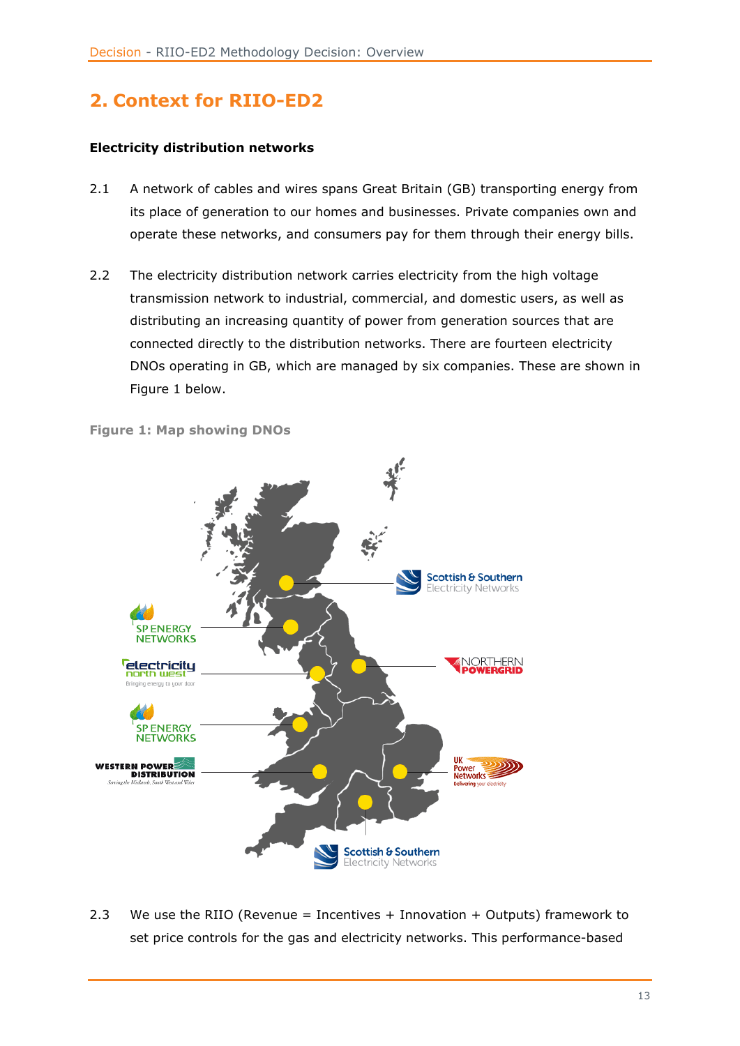## 2. Context for RIIO-ED2

### Electricity distribution networks

2.1 A network of cables and wires spans Great Britain (GB) transporting energy from its place of generation to our homes and businesses. Private companies own and operate these networks, and consumers pay for them through their energy bills.

2.2 The electricity distribution network carries electricity from the high voltage transmission network to industrial, commercial, and domestic users, as well as distributing an increasing quantity of power from generation sources that are connected directly to the distribution networks. There are fourteen electricity DNOs operating in GB, which are managed by six companies. These are shown in Figure 1 below.

**Figure 1: Map showing DNOs**

2.3 We use the RIIO (Revenue = Incentives + Innovation + Outputs) framework to set price controls for the gas and electricity networks. This performance-based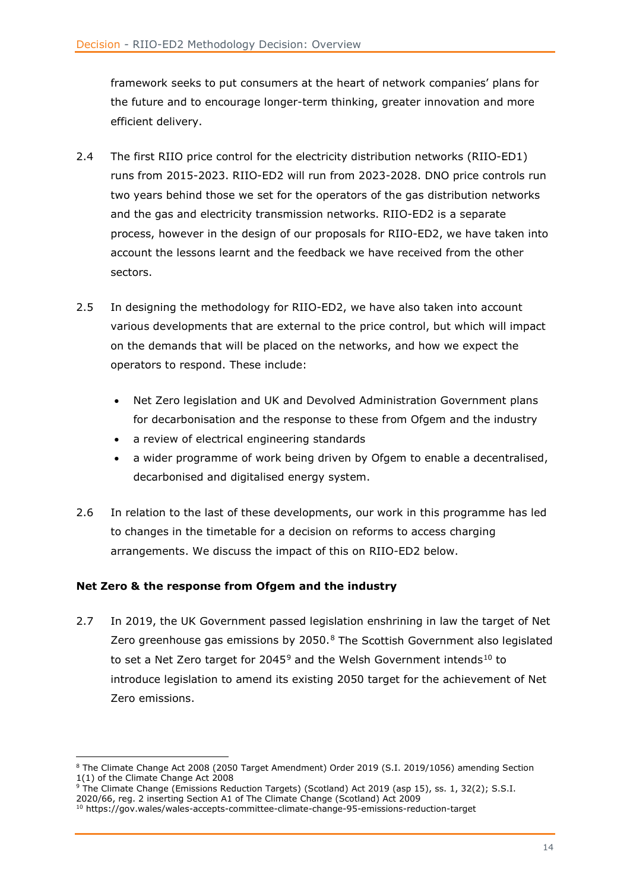framework seeks to put consumers at the heart of network companies' plans for the future and to encourage longer-term thinking, greater innovation and more efficient delivery.

2.4 The first RIIO price control for the electricity distribution networks (RIIO-ED1) runs from 2015-2023. RIIO-ED2 will run from 2023-2028. DNO price controls run two years behind those we set for the operators of the gas distribution networks and the gas and electricity transmission networks. RIIO-ED2 is a separate process, however in the design of our proposals for RIIO-ED2, we have taken into account the lessons learnt and the feedback we have received from the other sectors.

2.5 In designing the methodology for RIIO-ED2, we have also taken into account various developments that are external to the price control, but which will impact on the demands that will be placed on the networks, and how we expect the operators to respond. These include:

- Net Zero legislation and UK and Devolved Administration Government plans for decarbonisation and the response to these from Ofgem and the industry
- a review of electrical engineering standards
- a wider programme of work being driven by Ofgem to enable a decentralised, decarbonised and digitalised energy system.

2.6 In relation to the last of these developments, our work in this programme has led to changes in the timetable for a decision on reforms to access charging arrangements. We discuss the impact of this on RIIO-ED2 below.

**Net Zero & the response from Ofgem and the industry**

2.7 In 2019, the UK Government passed legislation enshrining in law the target of Net Zero greenhouse gas emissions by 2050.[8] The Scottish Government also legislated to set a Net Zero target for 2045[9] and the Welsh Government intends[10] to introduce legislation to amend its existing 2050 target for the achievement of Net Zero emissions.

[8] The Climate Change Act 2008 (2050 Target Amendment) Order 2019 (S.I. 2019/1056) amending Section 1(1) of the Climate Change Act 2008

[9] The Climate Change (Emissions Reduction Targets) (Scotland) Act 2019 (asp 15), ss. 1, 32(2); S.S.I. 2020/66, reg. 2 inserting Section A1 of The Climate Change (Scotland) Act 2009

[10] https://gov.wales/wales-accepts-committee-climate-change-95-emissions-reduction-target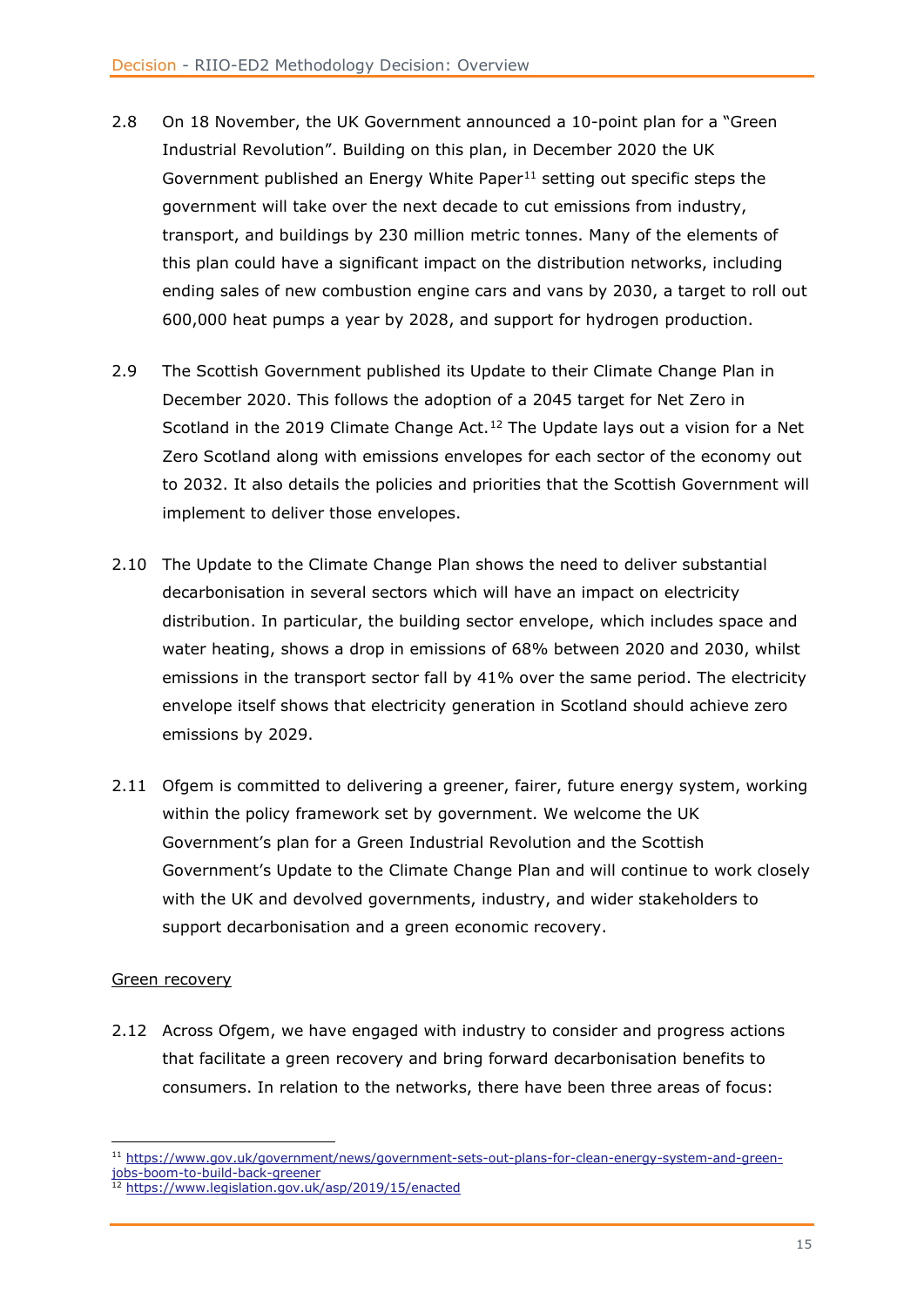2.8 On 18 November, the UK Government announced a 10-point plan for a "Green Industrial Revolution". Building on this plan, in December 2020 the UK Government published an Energy White Paper[11] setting out specific steps the government will take over the next decade to cut emissions from industry, transport, and buildings by 230 million metric tonnes. Many of the elements of this plan could have a significant impact on the distribution networks, including ending sales of new combustion engine cars and vans by 2030, a target to roll out 600,000 heat pumps a year by 2028, and support for hydrogen production.

2.9 The Scottish Government published its Update to their Climate Change Plan in December 2020. This follows the adoption of a 2045 target for Net Zero in Scotland in the 2019 Climate Change Act.[12] The Update lays out a vision for a Net Zero Scotland along with emissions envelopes for each sector of the economy out to 2032. It also details the policies and priorities that the Scottish Government will implement to deliver those envelopes.

2.10 The Update to the Climate Change Plan shows the need to deliver substantial decarbonisation in several sectors which will have an impact on electricity distribution. In particular, the building sector envelope, which includes space and water heating, shows a drop in emissions of 68% between 2020 and 2030, whilst emissions in the transport sector fall by 41% over the same period. The electricity envelope itself shows that electricity generation in Scotland should achieve zero emissions by 2029.

2.11 Ofgem is committed to delivering a greener, fairer, future energy system, working within the policy framework set by government. We welcome the UK Government's plan for a Green Industrial Revolution and the Scottish Government's Update to the Climate Change Plan and will continue to work closely with the UK and devolved governments, industry, and wider stakeholders to support decarbonisation and a green economic recovery.

<u>Green recovery</u>

2.12 Across Ofgem, we have engaged with industry to consider and progress actions that facilitate a green recovery and bring forward decarbonisation benefits to consumers. In relation to the networks, there have been three areas of focus:

---

[11] https://www.gov.uk/government/news/government-sets-out-plans-for-clean-energy-system-and-green-jobs-boom-to-build-back-greener

[12] https://www.legislation.gov.uk/asp/2019/15/enacted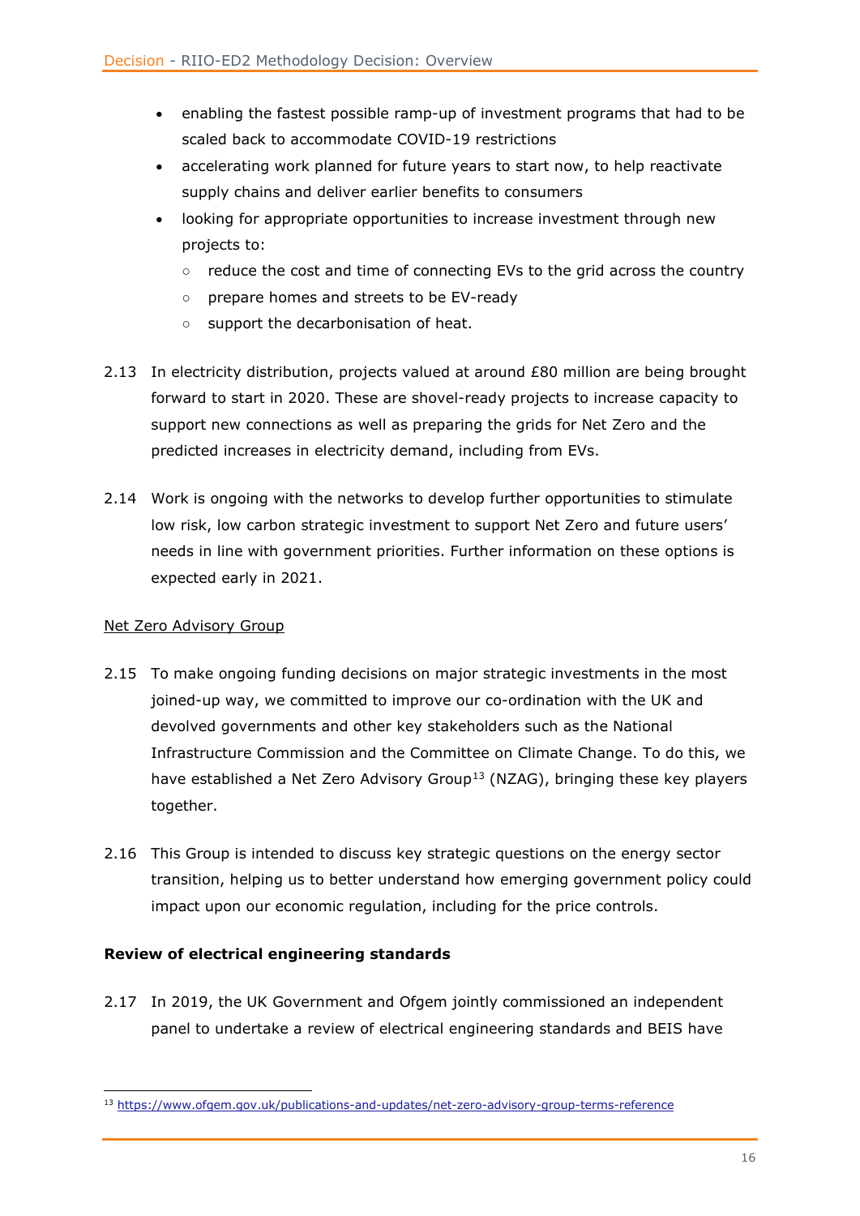- enabling the fastest possible ramp-up of investment programs that had to be scaled back to accommodate COVID-19 restrictions
- accelerating work planned for future years to start now, to help reactivate supply chains and deliver earlier benefits to consumers
- looking for appropriate opportunities to increase investment through new projects to:
  - reduce the cost and time of connecting EVs to the grid across the country
  - prepare homes and streets to be EV-ready
  - support the decarbonisation of heat.

2.13 In electricity distribution, projects valued at around £80 million are being brought forward to start in 2020. These are shovel-ready projects to increase capacity to support new connections as well as preparing the grids for Net Zero and the predicted increases in electricity demand, including from EVs.

2.14 Work is ongoing with the networks to develop further opportunities to stimulate low risk, low carbon strategic investment to support Net Zero and future users' needs in line with government priorities. Further information on these options is expected early in 2021.

Net Zero Advisory Group

2.15 To make ongoing funding decisions on major strategic investments in the most joined-up way, we committed to improve our co-ordination with the UK and devolved governments and other key stakeholders such as the National Infrastructure Commission and the Committee on Climate Change. To do this, we have established a Net Zero Advisory Group[13] (NZAG), bringing these key players together.

2.16 This Group is intended to discuss key strategic questions on the energy sector transition, helping us to better understand how emerging government policy could impact upon our economic regulation, including for the price controls.

**Review of electrical engineering standards**

2.17 In 2019, the UK Government and Ofgem jointly commissioned an independent panel to undertake a review of electrical engineering standards and BEIS have

[13] https://www.ofgem.gov.uk/publications-and-updates/net-zero-advisory-group-terms-reference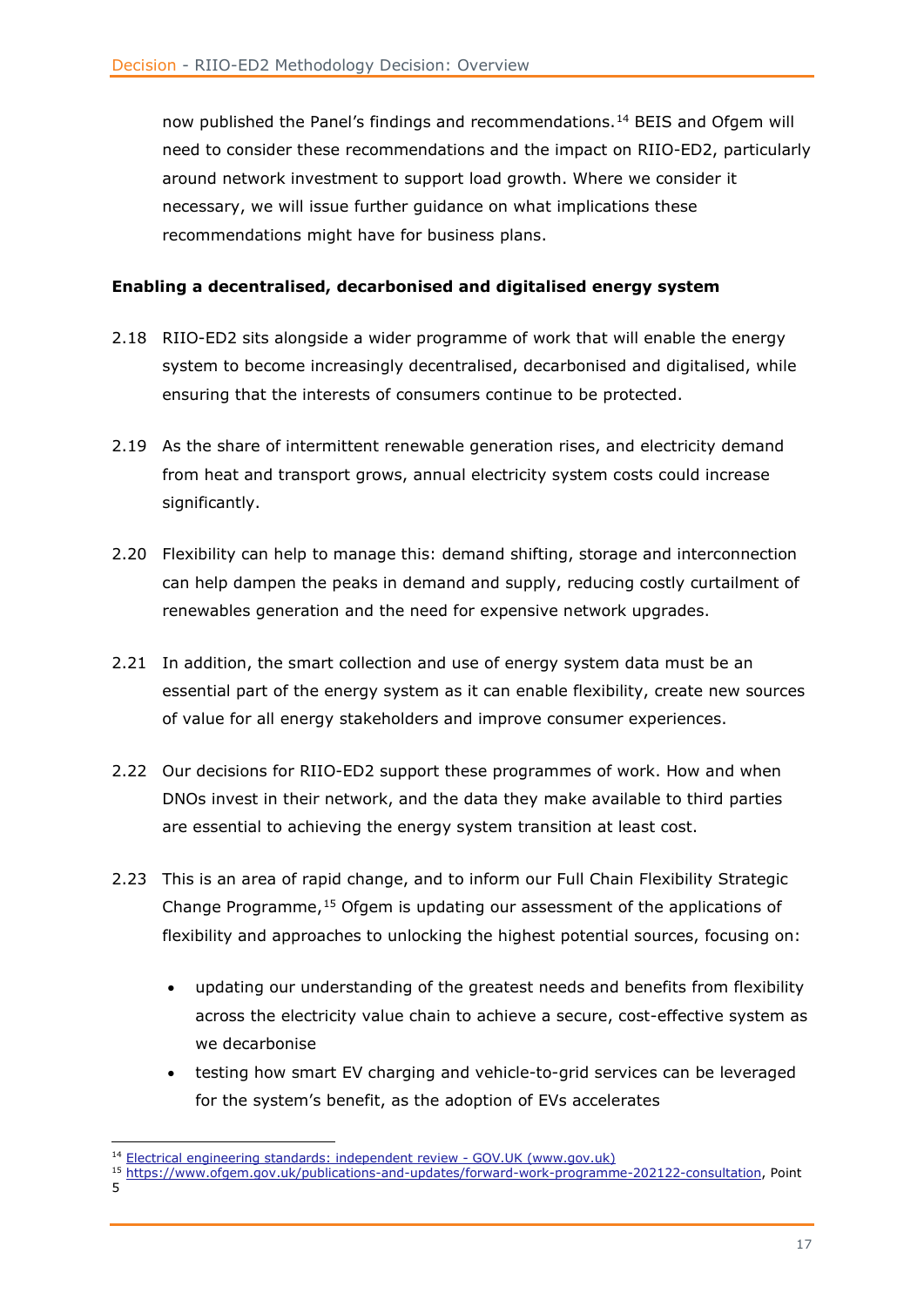now published the Panel's findings and recommendations.[14] BEIS and Ofgem will need to consider these recommendations and the impact on RIIO-ED2, particularly around network investment to support load growth. Where we consider it necessary, we will issue further guidance on what implications these recommendations might have for business plans.

**Enabling a decentralised, decarbonised and digitalised energy system**

2.18 RIIO-ED2 sits alongside a wider programme of work that will enable the energy system to become increasingly decentralised, decarbonised and digitalised, while ensuring that the interests of consumers continue to be protected.

2.19 As the share of intermittent renewable generation rises, and electricity demand from heat and transport grows, annual electricity system costs could increase significantly.

2.20 Flexibility can help to manage this: demand shifting, storage and interconnection can help dampen the peaks in demand and supply, reducing costly curtailment of renewables generation and the need for expensive network upgrades.

2.21 In addition, the smart collection and use of energy system data must be an essential part of the energy system as it can enable flexibility, create new sources of value for all energy stakeholders and improve consumer experiences.

2.22 Our decisions for RIIO-ED2 support these programmes of work. How and when DNOs invest in their network, and the data they make available to third parties are essential to achieving the energy system transition at least cost.

2.23 This is an area of rapid change, and to inform our Full Chain Flexibility Strategic Change Programme,[15] Ofgem is updating our assessment of the applications of flexibility and approaches to unlocking the highest potential sources, focusing on:

- updating our understanding of the greatest needs and benefits from flexibility across the electricity value chain to achieve a secure, cost-effective system as we decarbonise
- testing how smart EV charging and vehicle-to-grid services can be leveraged for the system's benefit, as the adoption of EVs accelerates

---

[14] Electrical engineering standards: independent review - GOV.UK (www.gov.uk)

[15] https://www.ofgem.gov.uk/publications-and-updates/forward-work-programme-202122-consultation, Point 5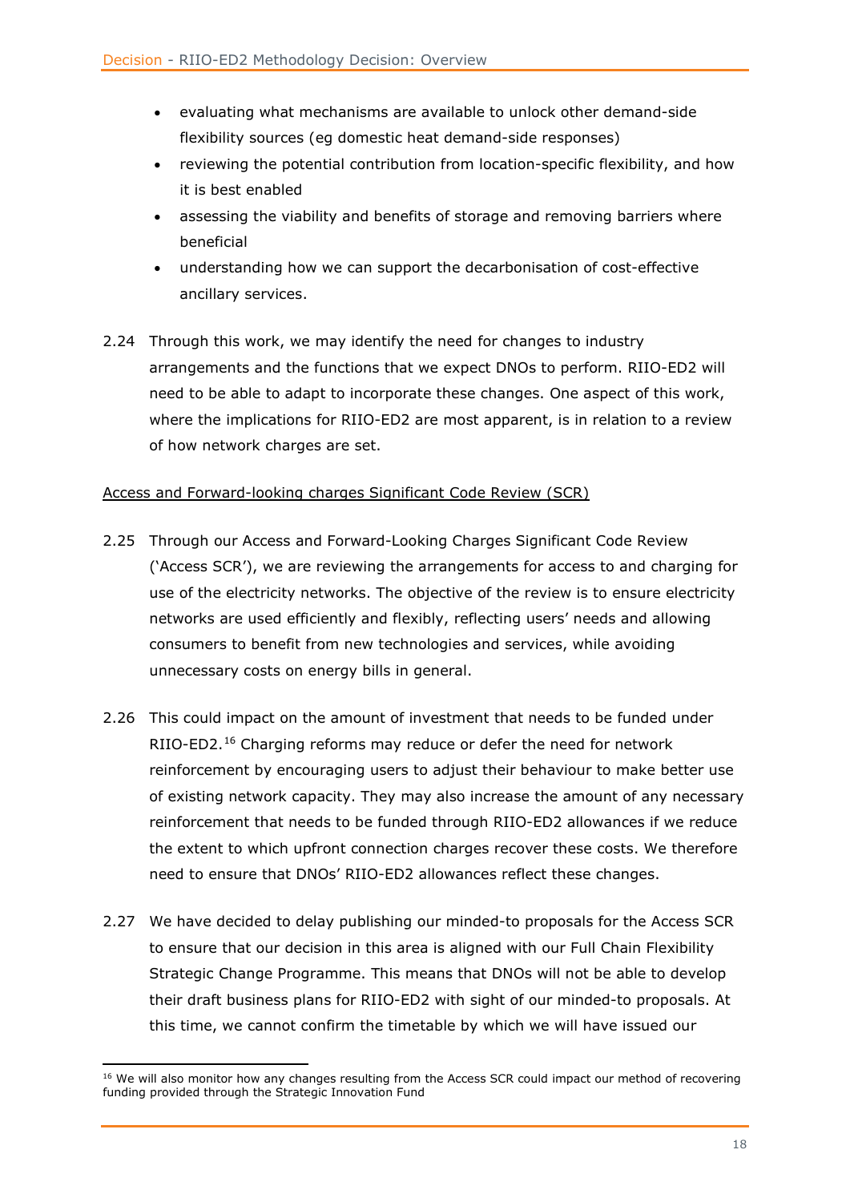- evaluating what mechanisms are available to unlock other demand-side flexibility sources (eg domestic heat demand-side responses)
- reviewing the potential contribution from location-specific flexibility, and how it is best enabled
- assessing the viability and benefits of storage and removing barriers where beneficial
- understanding how we can support the decarbonisation of cost-effective ancillary services.

2.24 Through this work, we may identify the need for changes to industry arrangements and the functions that we expect DNOs to perform. RIIO-ED2 will need to be able to adapt to incorporate these changes. One aspect of this work, where the implications for RIIO-ED2 are most apparent, is in relation to a review of how network charges are set.

Access and Forward-looking charges Significant Code Review (SCR)

2.25 Through our Access and Forward-Looking Charges Significant Code Review ('Access SCR'), we are reviewing the arrangements for access to and charging for use of the electricity networks. The objective of the review is to ensure electricity networks are used efficiently and flexibly, reflecting users' needs and allowing consumers to benefit from new technologies and services, while avoiding unnecessary costs on energy bills in general.

2.26 This could impact on the amount of investment that needs to be funded under RIIO-ED2.[16] Charging reforms may reduce or defer the need for network reinforcement by encouraging users to adjust their behaviour to make better use of existing network capacity. They may also increase the amount of any necessary reinforcement that needs to be funded through RIIO-ED2 allowances if we reduce the extent to which upfront connection charges recover these costs. We therefore need to ensure that DNOs' RIIO-ED2 allowances reflect these changes.

2.27 We have decided to delay publishing our minded-to proposals for the Access SCR to ensure that our decision in this area is aligned with our Full Chain Flexibility Strategic Change Programme. This means that DNOs will not be able to develop their draft business plans for RIIO-ED2 with sight of our minded-to proposals. At this time, we cannot confirm the timetable by which we will have issued our

[16] We will also monitor how any changes resulting from the Access SCR could impact our method of recovering funding provided through the Strategic Innovation Fund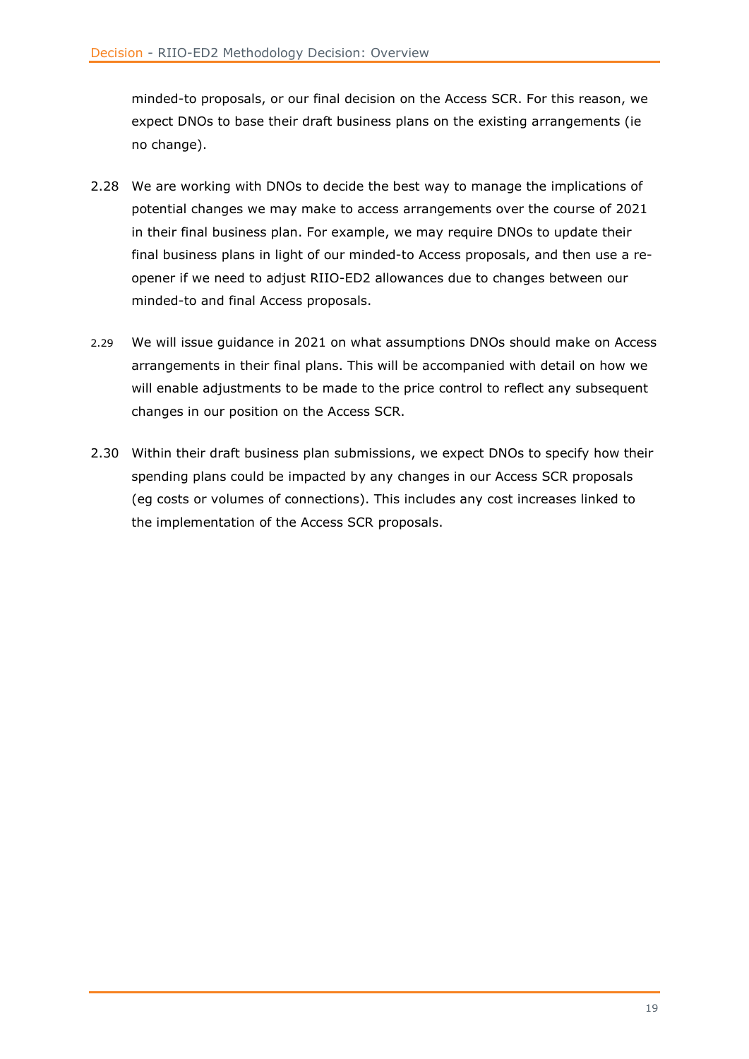minded-to proposals, or our final decision on the Access SCR. For this reason, we expect DNOs to base their draft business plans on the existing arrangements (ie no change).

2.28 We are working with DNOs to decide the best way to manage the implications of potential changes we may make to access arrangements over the course of 2021 in their final business plan. For example, we may require DNOs to update their final business plans in light of our minded-to Access proposals, and then use a re-opener if we need to adjust RIIO-ED2 allowances due to changes between our minded-to and final Access proposals.

2.29 We will issue guidance in 2021 on what assumptions DNOs should make on Access arrangements in their final plans. This will be accompanied with detail on how we will enable adjustments to be made to the price control to reflect any subsequent changes in our position on the Access SCR.

2.30 Within their draft business plan submissions, we expect DNOs to specify how their spending plans could be impacted by any changes in our Access SCR proposals (eg costs or volumes of connections). This includes any cost increases linked to the implementation of the Access SCR proposals.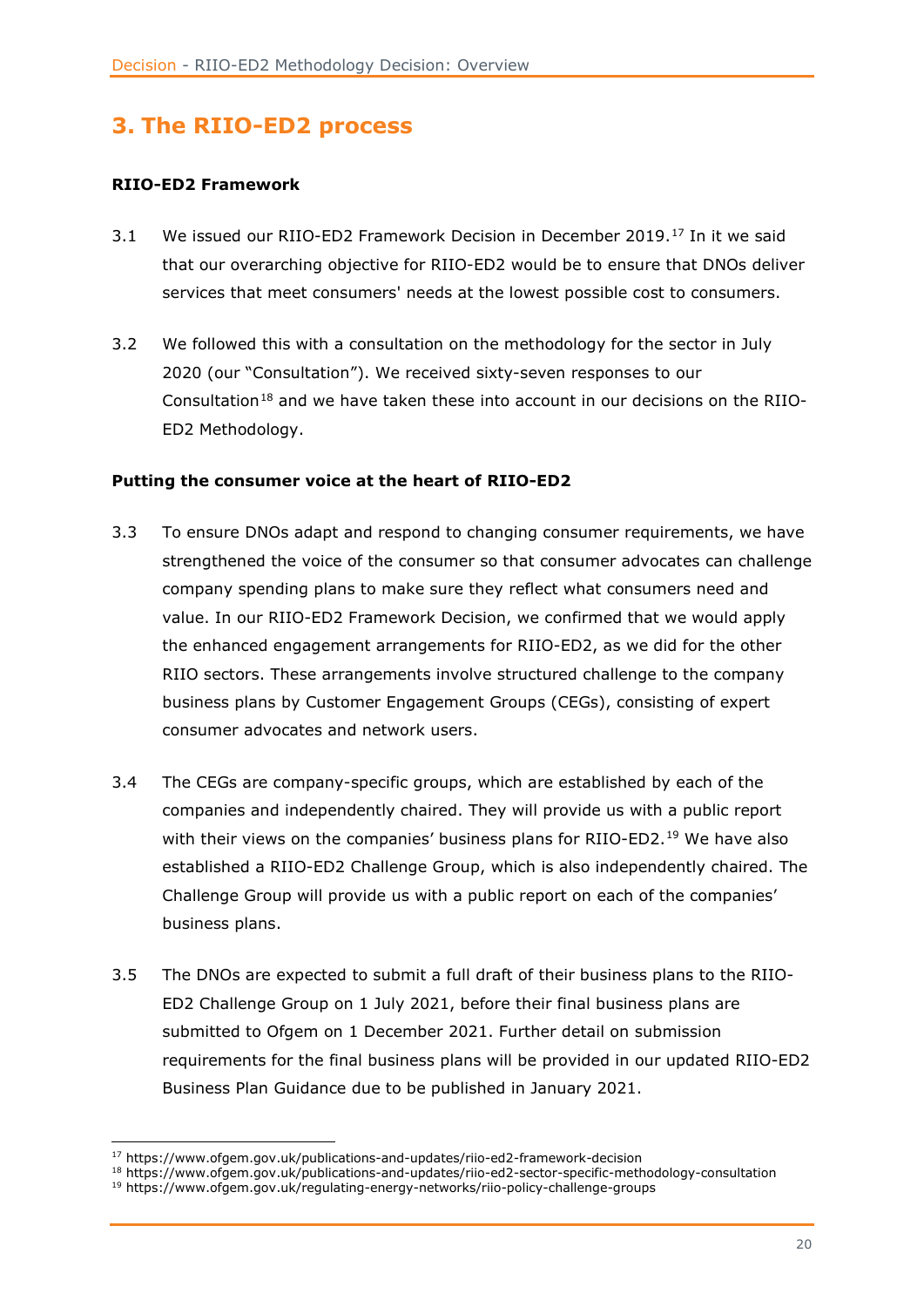# 3. The RIIO-ED2 process

### RIIO-ED2 Framework

3.1 We issued our RIIO-ED2 Framework Decision in December 2019.[17] In it we said that our overarching objective for RIIO-ED2 would be to ensure that DNOs deliver services that meet consumers' needs at the lowest possible cost to consumers.

3.2 We followed this with a consultation on the methodology for the sector in July 2020 (our "Consultation"). We received sixty-seven responses to our Consultation[18] and we have taken these into account in our decisions on the RIIO-ED2 Methodology.

### Putting the consumer voice at the heart of RIIO-ED2

3.3 To ensure DNOs adapt and respond to changing consumer requirements, we have strengthened the voice of the consumer so that consumer advocates can challenge company spending plans to make sure they reflect what consumers need and value. In our RIIO-ED2 Framework Decision, we confirmed that we would apply the enhanced engagement arrangements for RIIO-ED2, as we did for the other RIIO sectors. These arrangements involve structured challenge to the company business plans by Customer Engagement Groups (CEGs), consisting of expert consumer advocates and network users.

3.4 The CEGs are company-specific groups, which are established by each of the companies and independently chaired. They will provide us with a public report with their views on the companies' business plans for RIIO-ED2.[19] We have also established a RIIO-ED2 Challenge Group, which is also independently chaired. The Challenge Group will provide us with a public report on each of the companies' business plans.

3.5 The DNOs are expected to submit a full draft of their business plans to the RIIO-ED2 Challenge Group on 1 July 2021, before their final business plans are submitted to Ofgem on 1 December 2021. Further detail on submission requirements for the final business plans will be provided in our updated RIIO-ED2 Business Plan Guidance due to be published in January 2021.

---

[17] https://www.ofgem.gov.uk/publications-and-updates/riio-ed2-framework-decision
[18] https://www.ofgem.gov.uk/publications-and-updates/riio-ed2-sector-specific-methodology-consultation
[19] https://www.ofgem.gov.uk/regulating-energy-networks/riio-policy-challenge-groups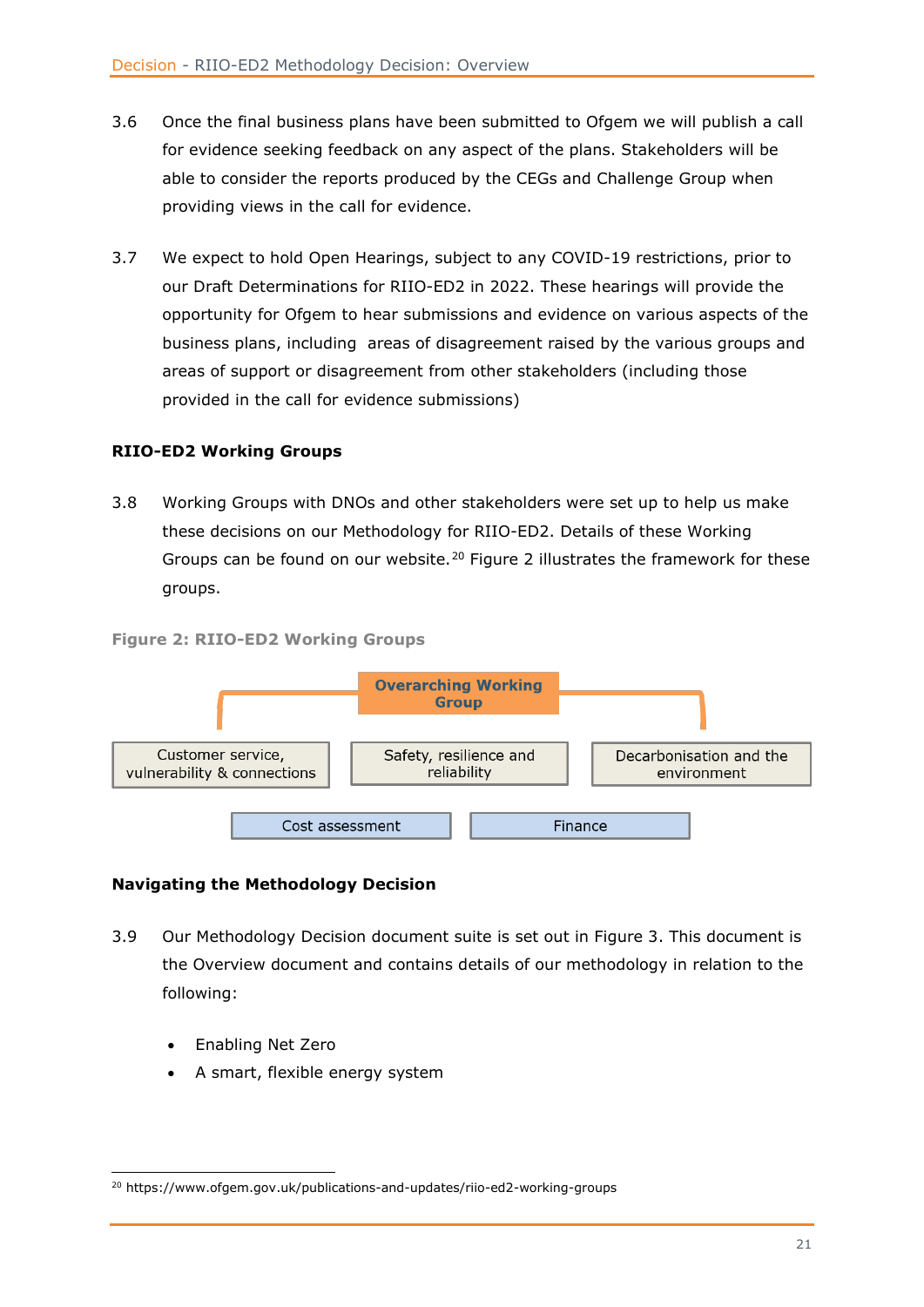3.6 Once the final business plans have been submitted to Ofgem we will publish a call for evidence seeking feedback on any aspect of the plans. Stakeholders will be able to consider the reports produced by the CEGs and Challenge Group when providing views in the call for evidence.

3.7 We expect to hold Open Hearings, subject to any COVID-19 restrictions, prior to our Draft Determinations for RIIO-ED2 in 2022. These hearings will provide the opportunity for Ofgem to hear submissions and evidence on various aspects of the business plans, including areas of disagreement raised by the various groups and areas of support or disagreement from other stakeholders (including those provided in the call for evidence submissions)

### RIIO-ED2 Working Groups

3.8 Working Groups with DNOs and other stakeholders were set up to help us make these decisions on our Methodology for RIIO-ED2. Details of these Working Groups can be found on our website.[20] Figure 2 illustrates the framework for these groups.

**Figure 2: RIIO-ED2 Working Groups**

Overarching Working Group

- Customer service, vulnerability & connections
- Safety, resilience and reliability
- Decarbonisation and the environment
- Cost assessment
- Finance

### Navigating the Methodology Decision

3.9 Our Methodology Decision document suite is set out in Figure 3. This document is the Overview document and contains details of our methodology in relation to the following:

- Enabling Net Zero
- A smart, flexible energy system

[20] https://www.ofgem.gov.uk/publications-and-updates/riio-ed2-working-groups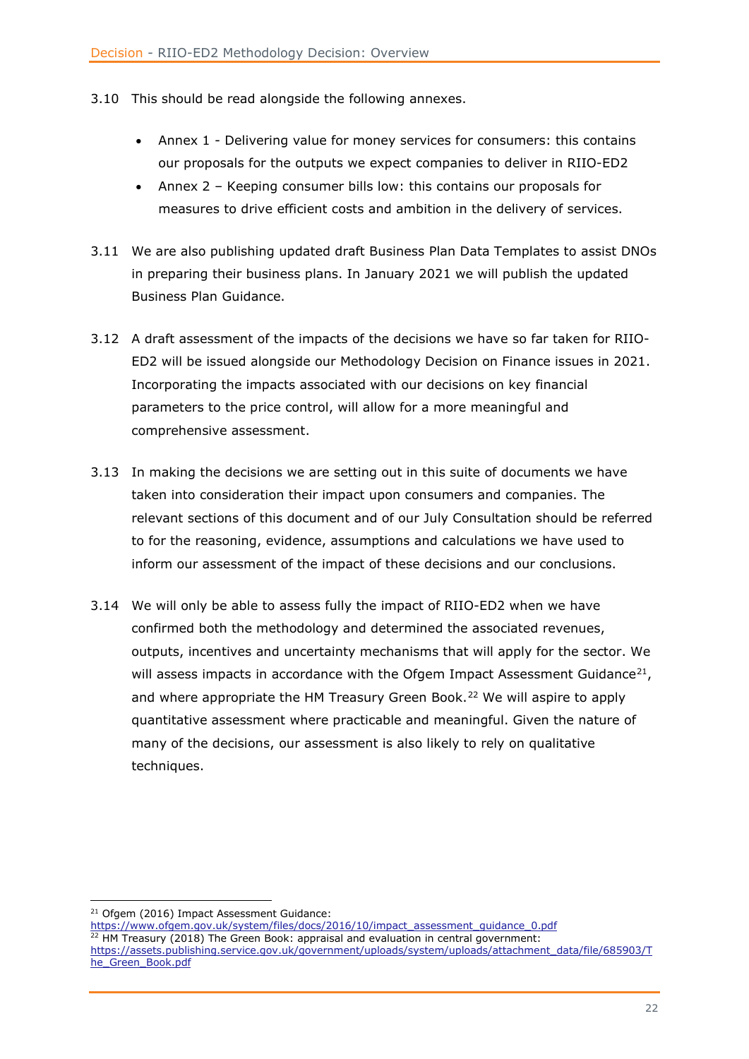3.10 This should be read alongside the following annexes.

- Annex 1 - Delivering value for money services for consumers: this contains our proposals for the outputs we expect companies to deliver in RIIO-ED2
- Annex 2 – Keeping consumer bills low: this contains our proposals for measures to drive efficient costs and ambition in the delivery of services.

3.11 We are also publishing updated draft Business Plan Data Templates to assist DNOs in preparing their business plans. In January 2021 we will publish the updated Business Plan Guidance.

3.12 A draft assessment of the impacts of the decisions we have so far taken for RIIO-ED2 will be issued alongside our Methodology Decision on Finance issues in 2021. Incorporating the impacts associated with our decisions on key financial parameters to the price control, will allow for a more meaningful and comprehensive assessment.

3.13 In making the decisions we are setting out in this suite of documents we have taken into consideration their impact upon consumers and companies. The relevant sections of this document and of our July Consultation should be referred to for the reasoning, evidence, assumptions and calculations we have used to inform our assessment of the impact of these decisions and our conclusions.

3.14 We will only be able to assess fully the impact of RIIO-ED2 when we have confirmed both the methodology and determined the associated revenues, outputs, incentives and uncertainty mechanisms that will apply for the sector. We will assess impacts in accordance with the Ofgem Impact Assessment Guidance[21], and where appropriate the HM Treasury Green Book.[22] We will aspire to apply quantitative assessment where practicable and meaningful. Given the nature of many of the decisions, our assessment is also likely to rely on qualitative techniques.

---

[21] Ofgem (2016) Impact Assessment Guidance: https://www.ofgem.gov.uk/system/files/docs/2016/10/impact_assessment_guidance_0.pdf

[22] HM Treasury (2018) The Green Book: appraisal and evaluation in central government: https://assets.publishing.service.gov.uk/government/uploads/system/uploads/attachment_data/file/685903/The_Green_Book.pdf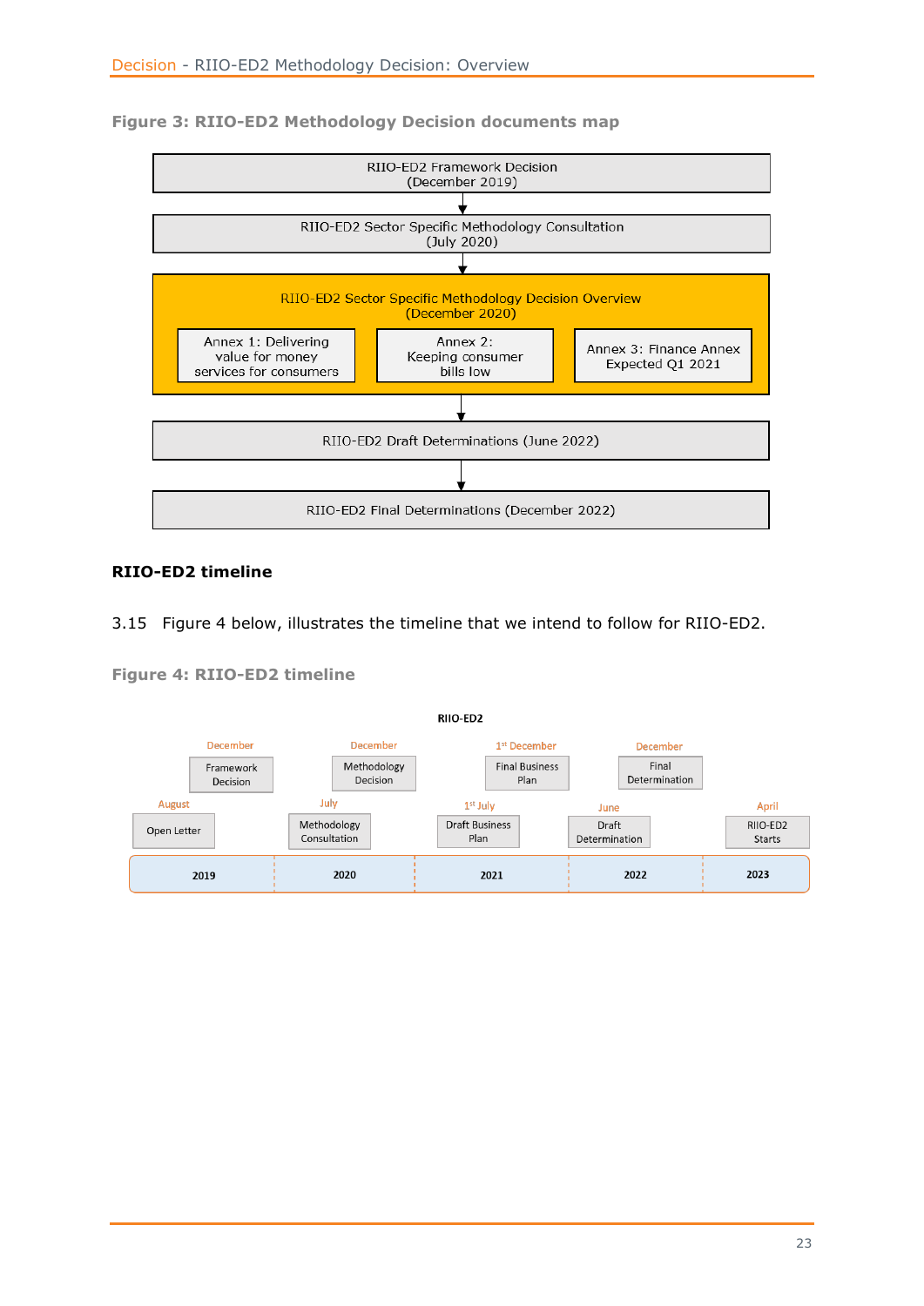**Figure 3: RIIO-ED2 Methodology Decision documents map**

RIIO-ED2 Framework Decision
(December 2019)

↓

RIIO-ED2 Sector Specific Methodology Consultation
(July 2020)

↓

RIIO-ED2 Sector Specific Methodology Decision Overview
(December 2020)

- Annex 1: Delivering value for money services for consumers
- Annex 2: Keeping consumer bills low
- Annex 3: Finance Annex Expected Q1 2021

↓

RIIO-ED2 Draft Determinations (June 2022)

↓

RIIO-ED2 Final Determinations (December 2022)

## RIIO-ED2 timeline

3.15 Figure 4 below, illustrates the timeline that we intend to follow for RIIO-ED2.

**Figure 4: RIIO-ED2 timeline**

RIIO-ED2

| Year | Milestones |
| --- | --- |
| 2019 | August – Open Letter; December – Framework Decision |
| 2020 | July – Methodology Consultation; December – Methodology Decision |
| 2021 | 1st July – Draft Business Plan; 1st December – Final Business Plan |
| 2022 | June – Draft Determination; December – Final Determination |
| 2023 | April – RIIO-ED2 Starts |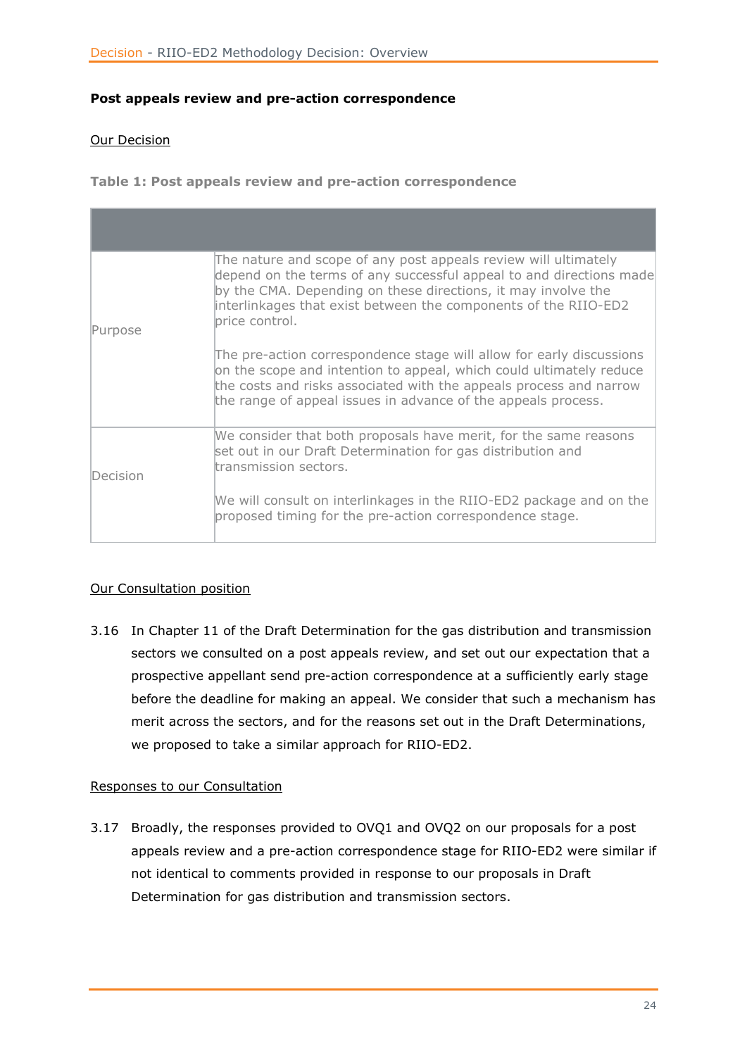**Post appeals review and pre-action correspondence**

Our Decision

**Table 1: Post appeals review and pre-action correspondence**

| | |
|---|---|
| Purpose | The nature and scope of any post appeals review will ultimately depend on the terms of any successful appeal to and directions made by the CMA. Depending on these directions, it may involve the interlinkages that exist between the components of the RIIO-ED2 price control.<br><br>The pre-action correspondence stage will allow for early discussions on the scope and intention to appeal, which could ultimately reduce the costs and risks associated with the appeals process and narrow the range of appeal issues in advance of the appeals process. |
| Decision | We consider that both proposals have merit, for the same reasons set out in our Draft Determination for gas distribution and transmission sectors.<br><br>We will consult on interlinkages in the RIIO-ED2 package and on the proposed timing for the pre-action correspondence stage. |

Our Consultation position

3.16 In Chapter 11 of the Draft Determination for the gas distribution and transmission sectors we consulted on a post appeals review, and set out our expectation that a prospective appellant send pre-action correspondence at a sufficiently early stage before the deadline for making an appeal. We consider that such a mechanism has merit across the sectors, and for the reasons set out in the Draft Determinations, we proposed to take a similar approach for RIIO-ED2.

Responses to our Consultation

3.17 Broadly, the responses provided to OVQ1 and OVQ2 on our proposals for a post appeals review and a pre-action correspondence stage for RIIO-ED2 were similar if not identical to comments provided in response to our proposals in Draft Determination for gas distribution and transmission sectors.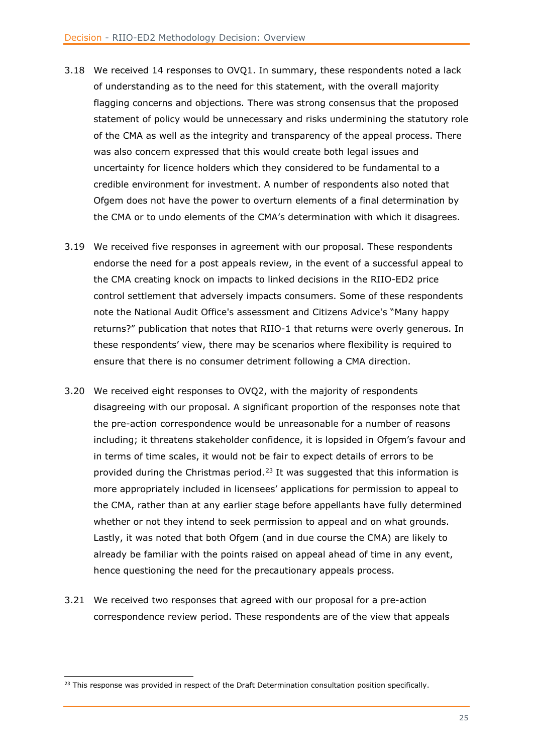3.18 We received 14 responses to OVQ1. In summary, these respondents noted a lack of understanding as to the need for this statement, with the overall majority flagging concerns and objections. There was strong consensus that the proposed statement of policy would be unnecessary and risks undermining the statutory role of the CMA as well as the integrity and transparency of the appeal process. There was also concern expressed that this would create both legal issues and uncertainty for licence holders which they considered to be fundamental to a credible environment for investment. A number of respondents also noted that Ofgem does not have the power to overturn elements of a final determination by the CMA or to undo elements of the CMA's determination with which it disagrees.

3.19 We received five responses in agreement with our proposal. These respondents endorse the need for a post appeals review, in the event of a successful appeal to the CMA creating knock on impacts to linked decisions in the RIIO-ED2 price control settlement that adversely impacts consumers. Some of these respondents note the National Audit Office's assessment and Citizens Advice's "Many happy returns?" publication that notes that RIIO-1 that returns were overly generous. In these respondents' view, there may be scenarios where flexibility is required to ensure that there is no consumer detriment following a CMA direction.

3.20 We received eight responses to OVQ2, with the majority of respondents disagreeing with our proposal. A significant proportion of the responses note that the pre-action correspondence would be unreasonable for a number of reasons including; it threatens stakeholder confidence, it is lopsided in Ofgem's favour and in terms of time scales, it would not be fair to expect details of errors to be provided during the Christmas period.[23] It was suggested that this information is more appropriately included in licensees' applications for permission to appeal to the CMA, rather than at any earlier stage before appellants have fully determined whether or not they intend to seek permission to appeal and on what grounds. Lastly, it was noted that both Ofgem (and in due course the CMA) are likely to already be familiar with the points raised on appeal ahead of time in any event, hence questioning the need for the precautionary appeals process.

3.21 We received two responses that agreed with our proposal for a pre-action correspondence review period. These respondents are of the view that appeals

[23] This response was provided in respect of the Draft Determination consultation position specifically.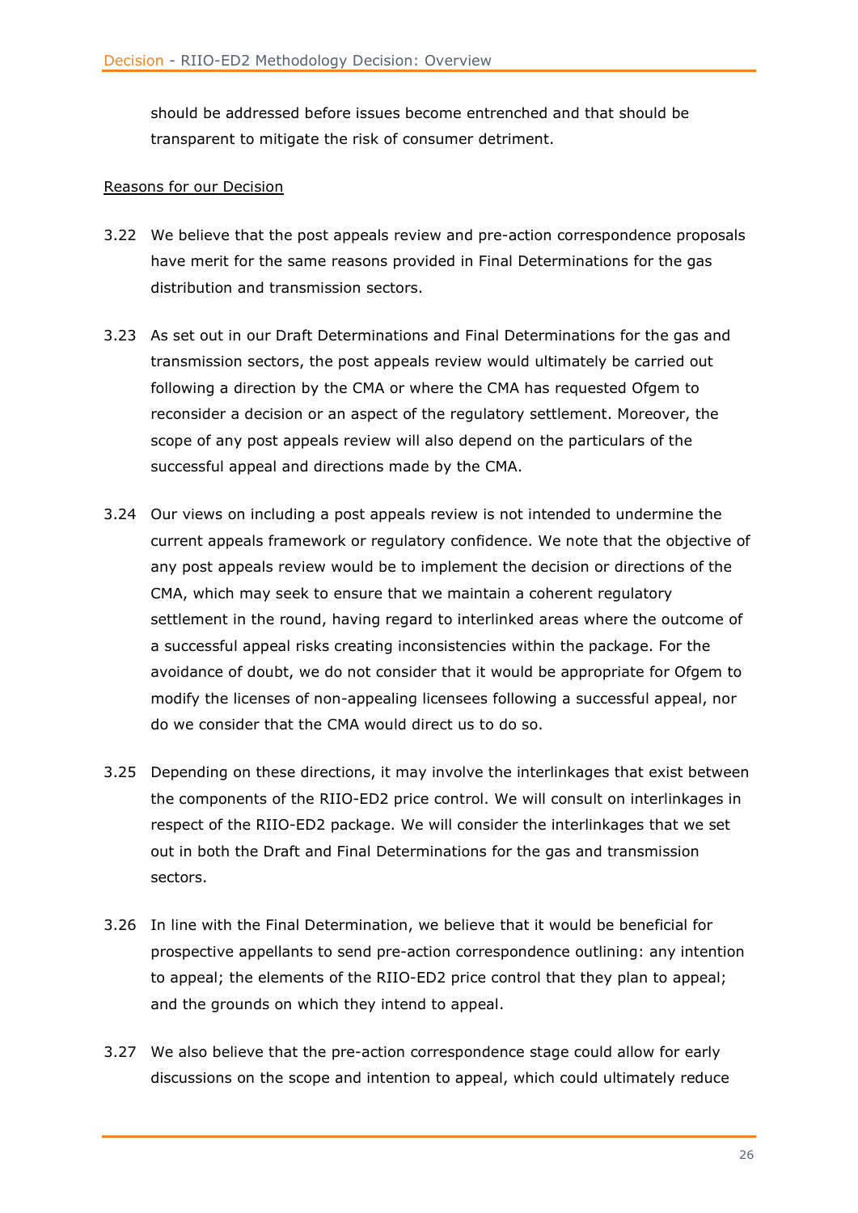should be addressed before issues become entrenched and that should be transparent to mitigate the risk of consumer detriment.

Reasons for our Decision

3.22 We believe that the post appeals review and pre-action correspondence proposals have merit for the same reasons provided in Final Determinations for the gas distribution and transmission sectors.

3.23 As set out in our Draft Determinations and Final Determinations for the gas and transmission sectors, the post appeals review would ultimately be carried out following a direction by the CMA or where the CMA has requested Ofgem to reconsider a decision or an aspect of the regulatory settlement. Moreover, the scope of any post appeals review will also depend on the particulars of the successful appeal and directions made by the CMA.

3.24 Our views on including a post appeals review is not intended to undermine the current appeals framework or regulatory confidence. We note that the objective of any post appeals review would be to implement the decision or directions of the CMA, which may seek to ensure that we maintain a coherent regulatory settlement in the round, having regard to interlinked areas where the outcome of a successful appeal risks creating inconsistencies within the package. For the avoidance of doubt, we do not consider that it would be appropriate for Ofgem to modify the licenses of non-appealing licensees following a successful appeal, nor do we consider that the CMA would direct us to do so.

3.25 Depending on these directions, it may involve the interlinkages that exist between the components of the RIIO-ED2 price control. We will consult on interlinkages in respect of the RIIO-ED2 package. We will consider the interlinkages that we set out in both the Draft and Final Determinations for the gas and transmission sectors.

3.26 In line with the Final Determination, we believe that it would be beneficial for prospective appellants to send pre-action correspondence outlining: any intention to appeal; the elements of the RIIO-ED2 price control that they plan to appeal; and the grounds on which they intend to appeal.

3.27 We also believe that the pre-action correspondence stage could allow for early discussions on the scope and intention to appeal, which could ultimately reduce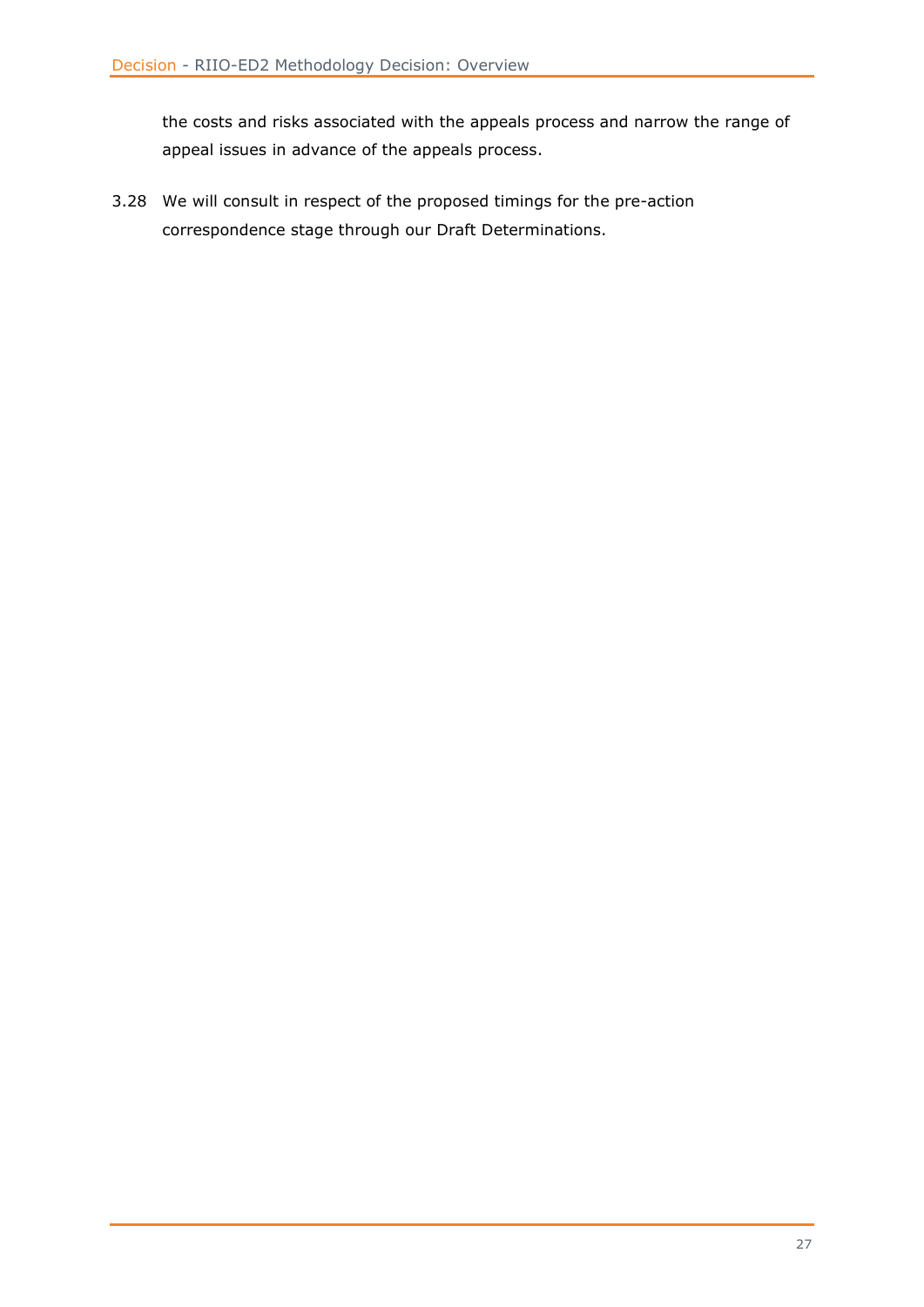the costs and risks associated with the appeals process and narrow the range of appeal issues in advance of the appeals process.

3.28 We will consult in respect of the proposed timings for the pre-action correspondence stage through our Draft Determinations.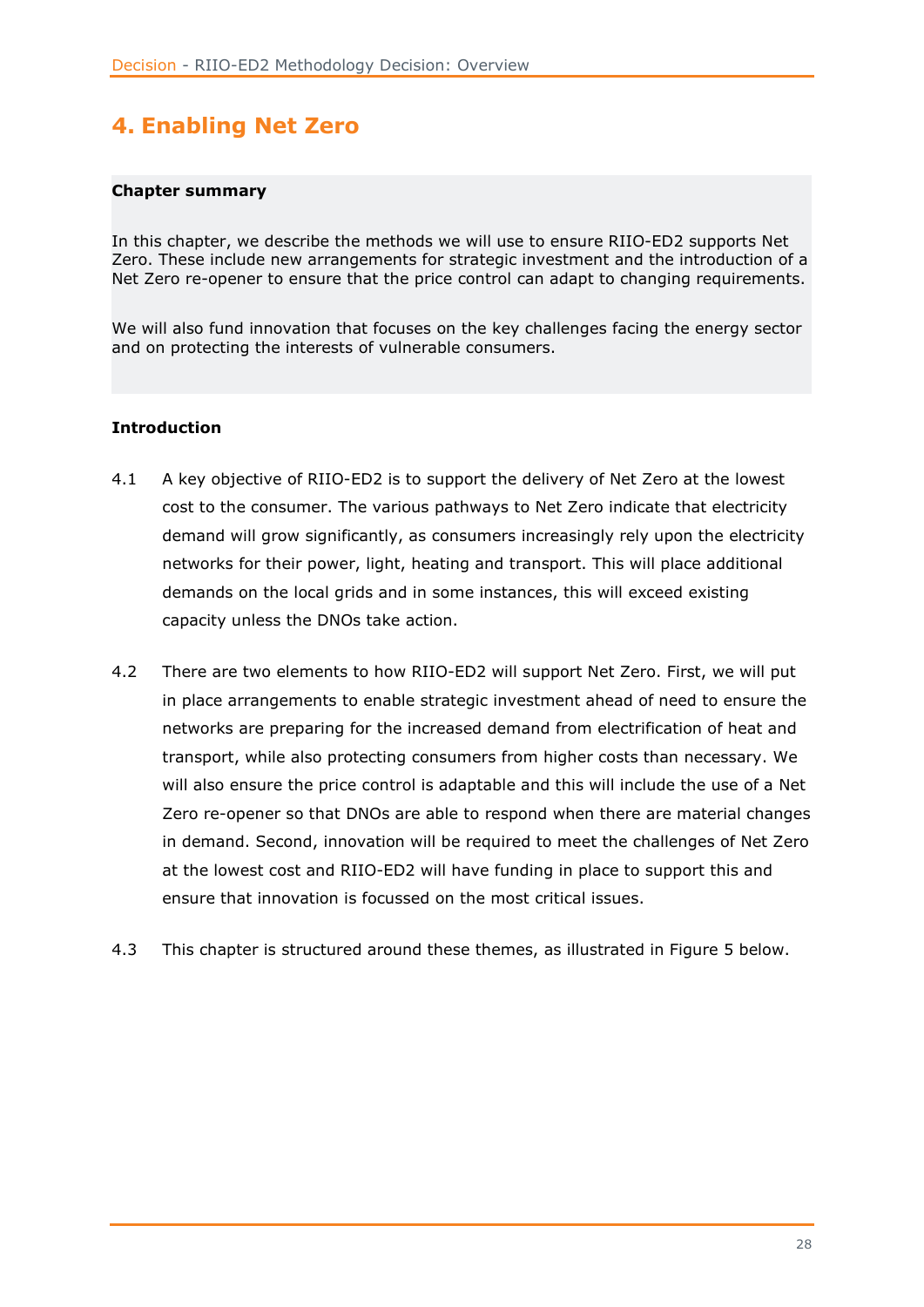# 4. Enabling Net Zero

**Chapter summary**

In this chapter, we describe the methods we will use to ensure RIIO-ED2 supports Net Zero. These include new arrangements for strategic investment and the introduction of a Net Zero re-opener to ensure that the price control can adapt to changing requirements.

We will also fund innovation that focuses on the key challenges facing the energy sector and on protecting the interests of vulnerable consumers.

**Introduction**

4.1 A key objective of RIIO-ED2 is to support the delivery of Net Zero at the lowest cost to the consumer. The various pathways to Net Zero indicate that electricity demand will grow significantly, as consumers increasingly rely upon the electricity networks for their power, light, heating and transport. This will place additional demands on the local grids and in some instances, this will exceed existing capacity unless the DNOs take action.

4.2 There are two elements to how RIIO-ED2 will support Net Zero. First, we will put in place arrangements to enable strategic investment ahead of need to ensure the networks are preparing for the increased demand from electrification of heat and transport, while also protecting consumers from higher costs than necessary. We will also ensure the price control is adaptable and this will include the use of a Net Zero re-opener so that DNOs are able to respond when there are material changes in demand. Second, innovation will be required to meet the challenges of Net Zero at the lowest cost and RIIO-ED2 will have funding in place to support this and ensure that innovation is focussed on the most critical issues.

4.3 This chapter is structured around these themes, as illustrated in Figure 5 below.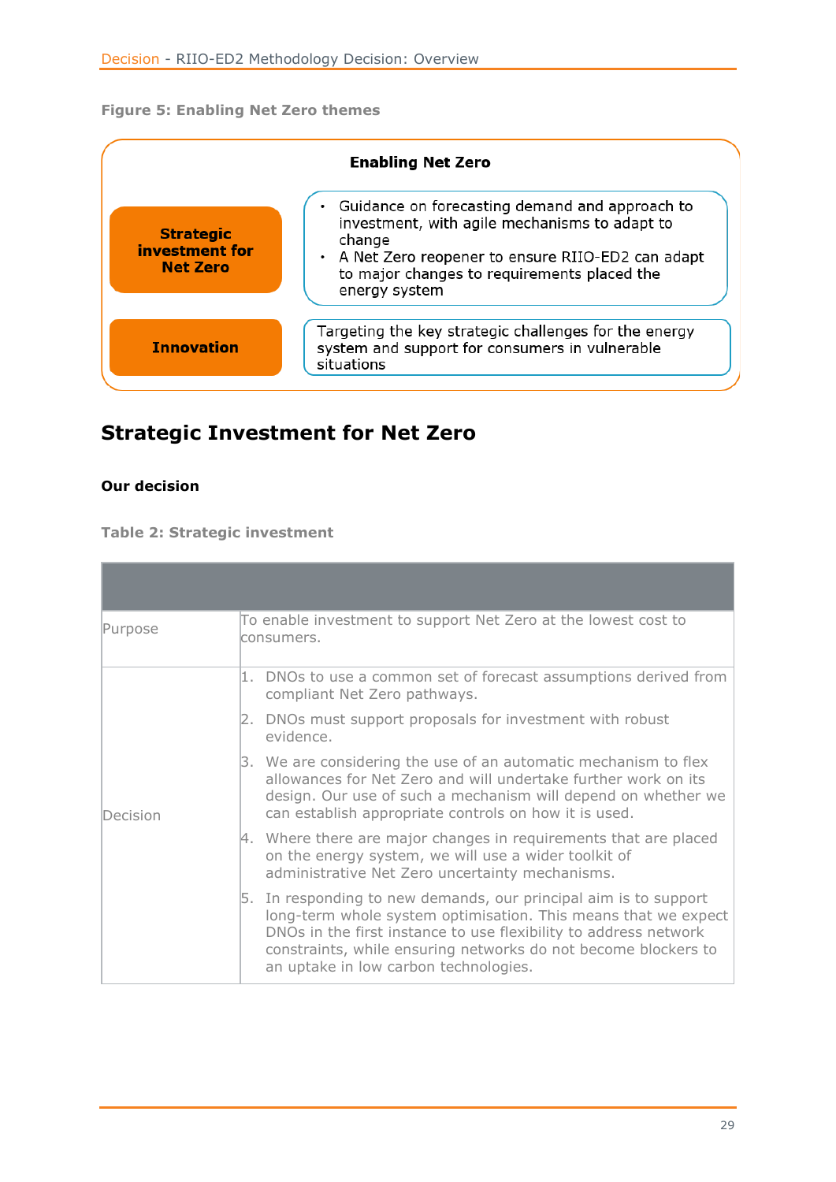**Figure 5: Enabling Net Zero themes**

| Enabling Net Zero | |
|---|---|
| **Strategic investment for Net Zero** | • Guidance on forecasting demand and approach to investment, with agile mechanisms to adapt to change<br>• A Net Zero reopener to ensure RIIO-ED2 can adapt to major changes to requirements placed the energy system |
| **Innovation** | Targeting the key strategic challenges for the energy system and support for consumers in vulnerable situations |

## Strategic Investment for Net Zero

### Our decision

**Table 2: Strategic investment**

| | |
|---|---|
| Purpose | To enable investment to support Net Zero at the lowest cost to consumers. |
| Decision | 1. DNOs to use a common set of forecast assumptions derived from compliant Net Zero pathways.<br>2. DNOs must support proposals for investment with robust evidence.<br>3. We are considering the use of an automatic mechanism to flex allowances for Net Zero and will undertake further work on its design. Our use of such a mechanism will depend on whether we can establish appropriate controls on how it is used.<br>4. Where there are major changes in requirements that are placed on the energy system, we will use a wider toolkit of administrative Net Zero uncertainty mechanisms.<br>5. In responding to new demands, our principal aim is to support long-term whole system optimisation. This means that we expect DNOs in the first instance to use flexibility to address network constraints, while ensuring networks do not become blockers to an uptake in low carbon technologies. |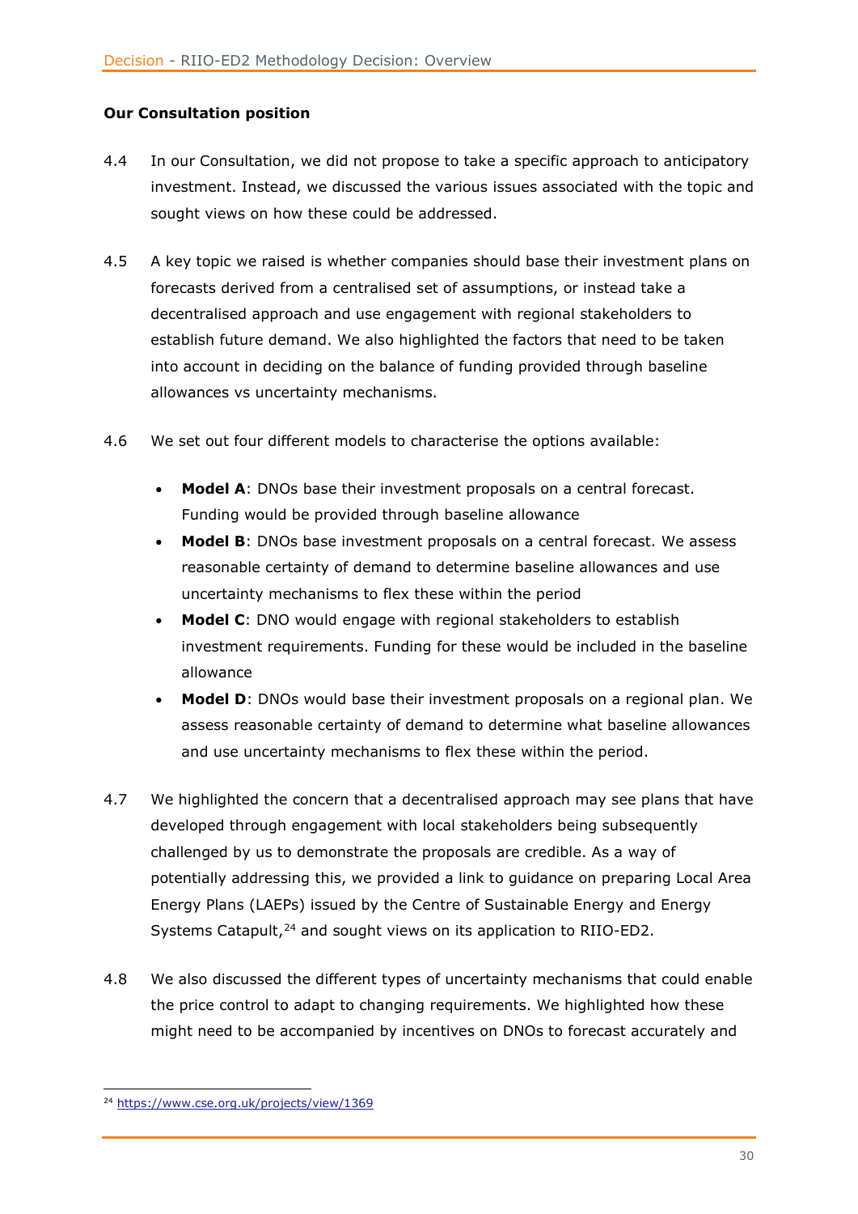**Our Consultation position**

4.4 In our Consultation, we did not propose to take a specific approach to anticipatory investment. Instead, we discussed the various issues associated with the topic and sought views on how these could be addressed.

4.5 A key topic we raised is whether companies should base their investment plans on forecasts derived from a centralised set of assumptions, or instead take a decentralised approach and use engagement with regional stakeholders to establish future demand. We also highlighted the factors that need to be taken into account in deciding on the balance of funding provided through baseline allowances vs uncertainty mechanisms.

4.6 We set out four different models to characterise the options available:

- **Model A**: DNOs base their investment proposals on a central forecast. Funding would be provided through baseline allowance
- **Model B**: DNOs base investment proposals on a central forecast. We assess reasonable certainty of demand to determine baseline allowances and use uncertainty mechanisms to flex these within the period
- **Model C**: DNO would engage with regional stakeholders to establish investment requirements. Funding for these would be included in the baseline allowance
- **Model D**: DNOs would base their investment proposals on a regional plan. We assess reasonable certainty of demand to determine what baseline allowances and use uncertainty mechanisms to flex these within the period.

4.7 We highlighted the concern that a decentralised approach may see plans that have developed through engagement with local stakeholders being subsequently challenged by us to demonstrate the proposals are credible. As a way of potentially addressing this, we provided a link to guidance on preparing Local Area Energy Plans (LAEPs) issued by the Centre of Sustainable Energy and Energy Systems Catapult,[24] and sought views on its application to RIIO-ED2.

4.8 We also discussed the different types of uncertainty mechanisms that could enable the price control to adapt to changing requirements. We highlighted how these might need to be accompanied by incentives on DNOs to forecast accurately and

[24] https://www.cse.org.uk/projects/view/1369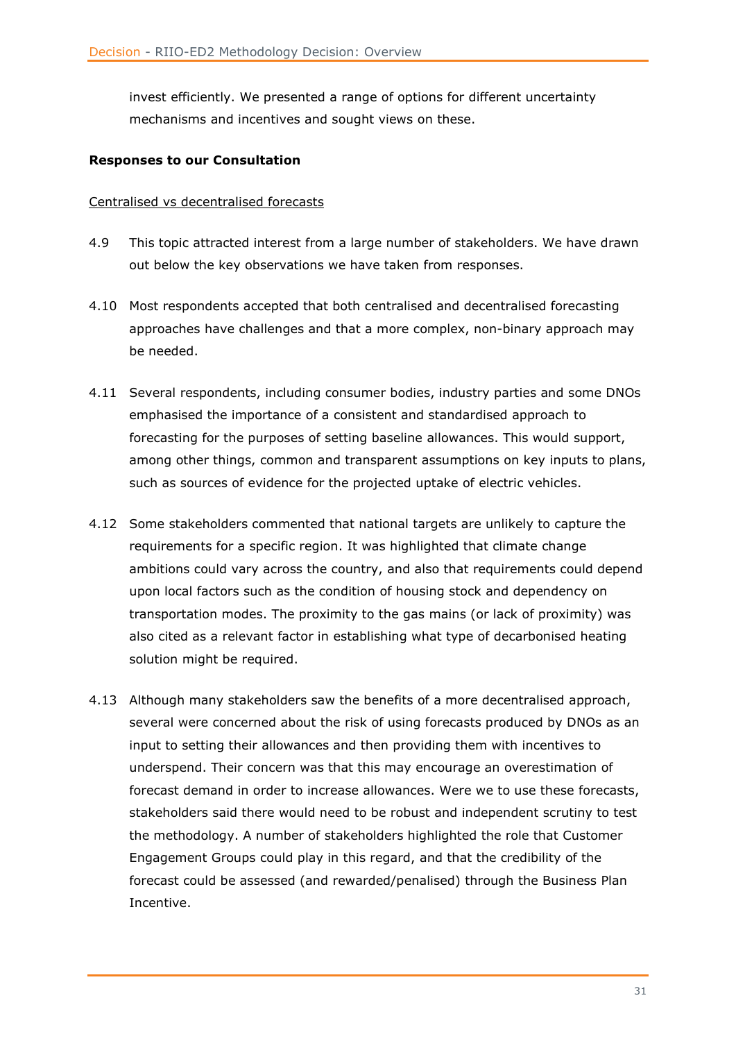invest efficiently. We presented a range of options for different uncertainty mechanisms and incentives and sought views on these.

**Responses to our Consultation**

Centralised vs decentralised forecasts

4.9 This topic attracted interest from a large number of stakeholders. We have drawn out below the key observations we have taken from responses.

4.10 Most respondents accepted that both centralised and decentralised forecasting approaches have challenges and that a more complex, non-binary approach may be needed.

4.11 Several respondents, including consumer bodies, industry parties and some DNOs emphasised the importance of a consistent and standardised approach to forecasting for the purposes of setting baseline allowances. This would support, among other things, common and transparent assumptions on key inputs to plans, such as sources of evidence for the projected uptake of electric vehicles.

4.12 Some stakeholders commented that national targets are unlikely to capture the requirements for a specific region. It was highlighted that climate change ambitions could vary across the country, and also that requirements could depend upon local factors such as the condition of housing stock and dependency on transportation modes. The proximity to the gas mains (or lack of proximity) was also cited as a relevant factor in establishing what type of decarbonised heating solution might be required.

4.13 Although many stakeholders saw the benefits of a more decentralised approach, several were concerned about the risk of using forecasts produced by DNOs as an input to setting their allowances and then providing them with incentives to underspend. Their concern was that this may encourage an overestimation of forecast demand in order to increase allowances. Were we to use these forecasts, stakeholders said there would need to be robust and independent scrutiny to test the methodology. A number of stakeholders highlighted the role that Customer Engagement Groups could play in this regard, and that the credibility of the forecast could be assessed (and rewarded/penalised) through the Business Plan Incentive.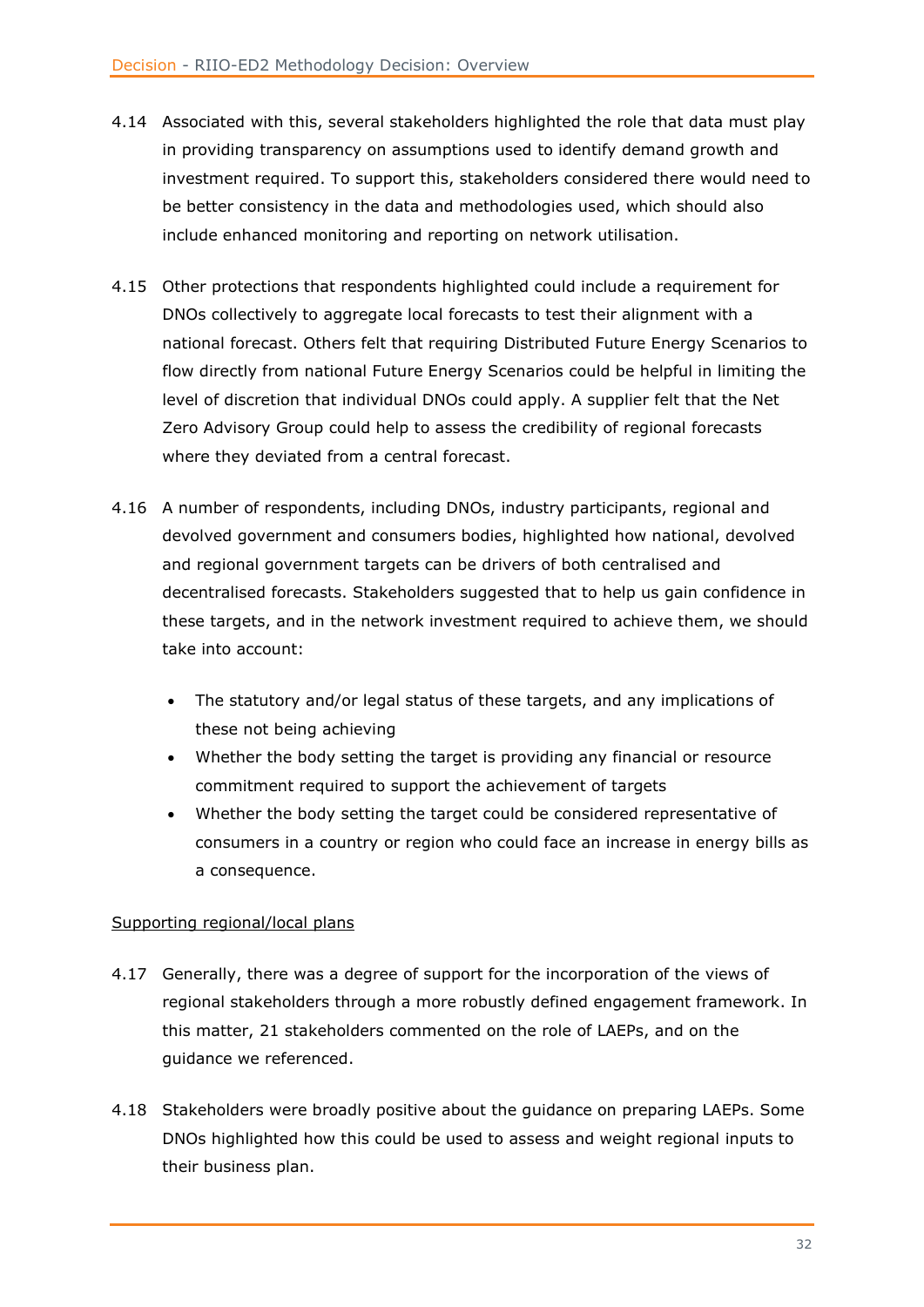4.14 Associated with this, several stakeholders highlighted the role that data must play in providing transparency on assumptions used to identify demand growth and investment required. To support this, stakeholders considered there would need to be better consistency in the data and methodologies used, which should also include enhanced monitoring and reporting on network utilisation.

4.15 Other protections that respondents highlighted could include a requirement for DNOs collectively to aggregate local forecasts to test their alignment with a national forecast. Others felt that requiring Distributed Future Energy Scenarios to flow directly from national Future Energy Scenarios could be helpful in limiting the level of discretion that individual DNOs could apply. A supplier felt that the Net Zero Advisory Group could help to assess the credibility of regional forecasts where they deviated from a central forecast.

4.16 A number of respondents, including DNOs, industry participants, regional and devolved government and consumers bodies, highlighted how national, devolved and regional government targets can be drivers of both centralised and decentralised forecasts. Stakeholders suggested that to help us gain confidence in these targets, and in the network investment required to achieve them, we should take into account:

- The statutory and/or legal status of these targets, and any implications of these not being achieving
- Whether the body setting the target is providing any financial or resource commitment required to support the achievement of targets
- Whether the body setting the target could be considered representative of consumers in a country or region who could face an increase in energy bills as a consequence.

Supporting regional/local plans

4.17 Generally, there was a degree of support for the incorporation of the views of regional stakeholders through a more robustly defined engagement framework. In this matter, 21 stakeholders commented on the role of LAEPs, and on the guidance we referenced.

4.18 Stakeholders were broadly positive about the guidance on preparing LAEPs. Some DNOs highlighted how this could be used to assess and weight regional inputs to their business plan.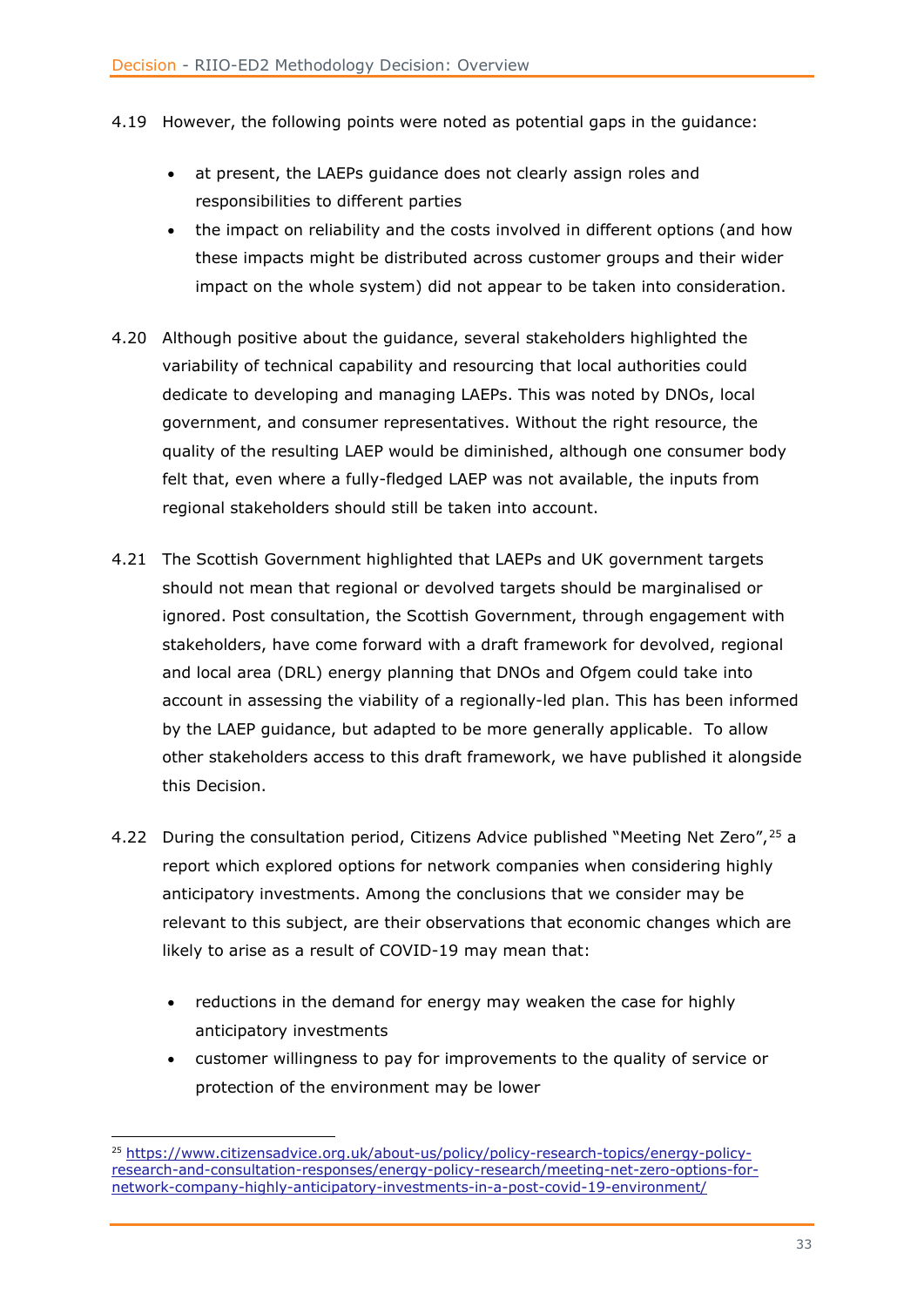4.19 However, the following points were noted as potential gaps in the guidance:

- at present, the LAEPs guidance does not clearly assign roles and responsibilities to different parties
- the impact on reliability and the costs involved in different options (and how these impacts might be distributed across customer groups and their wider impact on the whole system) did not appear to be taken into consideration.

4.20 Although positive about the guidance, several stakeholders highlighted the variability of technical capability and resourcing that local authorities could dedicate to developing and managing LAEPs. This was noted by DNOs, local government, and consumer representatives. Without the right resource, the quality of the resulting LAEP would be diminished, although one consumer body felt that, even where a fully-fledged LAEP was not available, the inputs from regional stakeholders should still be taken into account.

4.21 The Scottish Government highlighted that LAEPs and UK government targets should not mean that regional or devolved targets should be marginalised or ignored. Post consultation, the Scottish Government, through engagement with stakeholders, have come forward with a draft framework for devolved, regional and local area (DRL) energy planning that DNOs and Ofgem could take into account in assessing the viability of a regionally-led plan. This has been informed by the LAEP guidance, but adapted to be more generally applicable. To allow other stakeholders access to this draft framework, we have published it alongside this Decision.

4.22 During the consultation period, Citizens Advice published "Meeting Net Zero",[25] a report which explored options for network companies when considering highly anticipatory investments. Among the conclusions that we consider may be relevant to this subject, are their observations that economic changes which are likely to arise as a result of COVID-19 may mean that:

- reductions in the demand for energy may weaken the case for highly anticipatory investments
- customer willingness to pay for improvements to the quality of service or protection of the environment may be lower

[25] https://www.citizensadvice.org.uk/about-us/policy/policy-research-topics/energy-policy-research-and-consultation-responses/energy-policy-research/meeting-net-zero-options-for-network-company-highly-anticipatory-investments-in-a-post-covid-19-environment/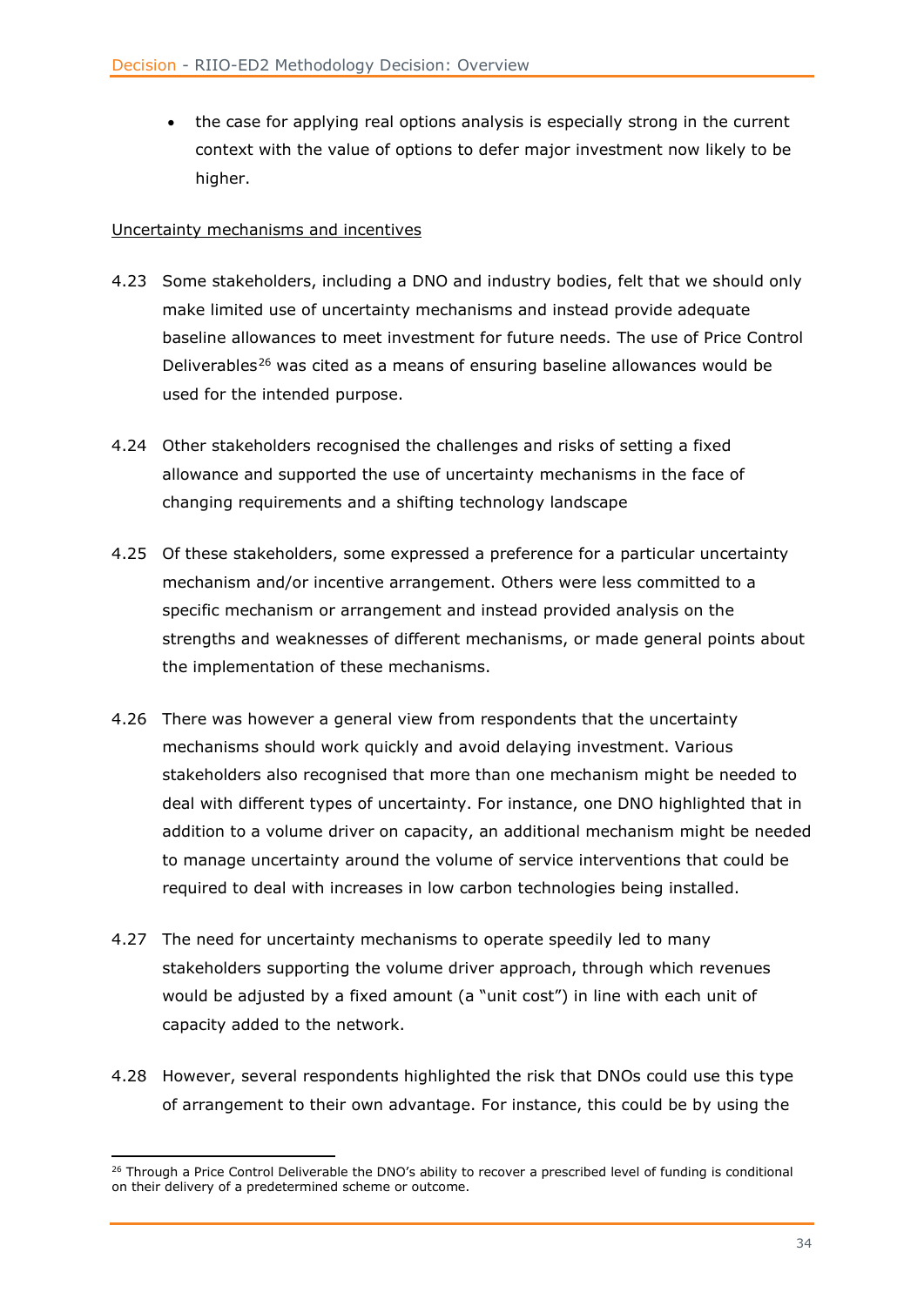- the case for applying real options analysis is especially strong in the current context with the value of options to defer major investment now likely to be higher.

Uncertainty mechanisms and incentives

4.23 Some stakeholders, including a DNO and industry bodies, felt that we should only make limited use of uncertainty mechanisms and instead provide adequate baseline allowances to meet investment for future needs. The use of Price Control Deliverables[26] was cited as a means of ensuring baseline allowances would be used for the intended purpose.

4.24 Other stakeholders recognised the challenges and risks of setting a fixed allowance and supported the use of uncertainty mechanisms in the face of changing requirements and a shifting technology landscape

4.25 Of these stakeholders, some expressed a preference for a particular uncertainty mechanism and/or incentive arrangement. Others were less committed to a specific mechanism or arrangement and instead provided analysis on the strengths and weaknesses of different mechanisms, or made general points about the implementation of these mechanisms.

4.26 There was however a general view from respondents that the uncertainty mechanisms should work quickly and avoid delaying investment. Various stakeholders also recognised that more than one mechanism might be needed to deal with different types of uncertainty. For instance, one DNO highlighted that in addition to a volume driver on capacity, an additional mechanism might be needed to manage uncertainty around the volume of service interventions that could be required to deal with increases in low carbon technologies being installed.

4.27 The need for uncertainty mechanisms to operate speedily led to many stakeholders supporting the volume driver approach, through which revenues would be adjusted by a fixed amount (a "unit cost") in line with each unit of capacity added to the network.

4.28 However, several respondents highlighted the risk that DNOs could use this type of arrangement to their own advantage. For instance, this could be by using the

[26] Through a Price Control Deliverable the DNO's ability to recover a prescribed level of funding is conditional on their delivery of a predetermined scheme or outcome.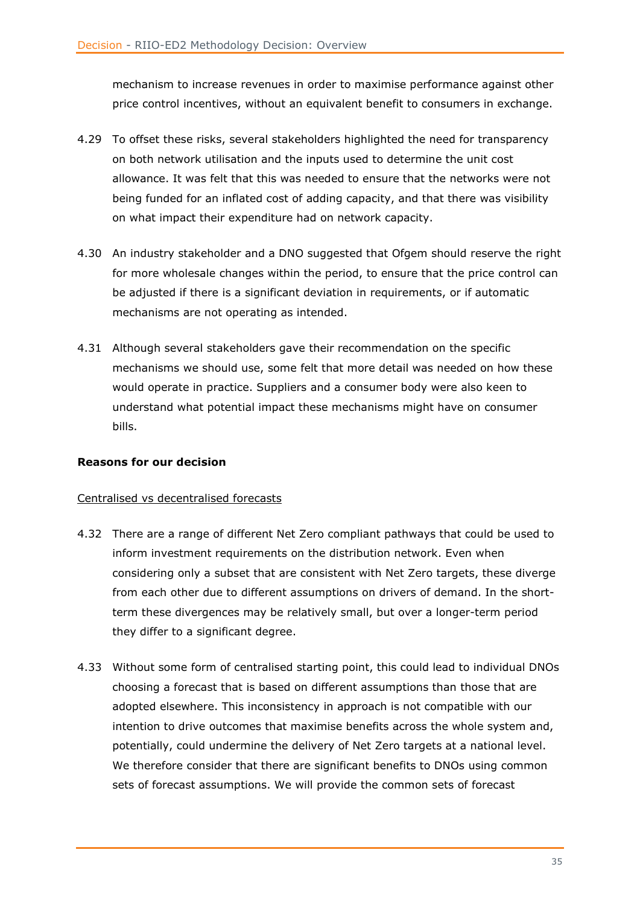mechanism to increase revenues in order to maximise performance against other price control incentives, without an equivalent benefit to consumers in exchange.

4.29 To offset these risks, several stakeholders highlighted the need for transparency on both network utilisation and the inputs used to determine the unit cost allowance. It was felt that this was needed to ensure that the networks were not being funded for an inflated cost of adding capacity, and that there was visibility on what impact their expenditure had on network capacity.

4.30 An industry stakeholder and a DNO suggested that Ofgem should reserve the right for more wholesale changes within the period, to ensure that the price control can be adjusted if there is a significant deviation in requirements, or if automatic mechanisms are not operating as intended.

4.31 Although several stakeholders gave their recommendation on the specific mechanisms we should use, some felt that more detail was needed on how these would operate in practice. Suppliers and a consumer body were also keen to understand what potential impact these mechanisms might have on consumer bills.

**Reasons for our decision**

Centralised vs decentralised forecasts

4.32 There are a range of different Net Zero compliant pathways that could be used to inform investment requirements on the distribution network. Even when considering only a subset that are consistent with Net Zero targets, these diverge from each other due to different assumptions on drivers of demand. In the short-term these divergences may be relatively small, but over a longer-term period they differ to a significant degree.

4.33 Without some form of centralised starting point, this could lead to individual DNOs choosing a forecast that is based on different assumptions than those that are adopted elsewhere. This inconsistency in approach is not compatible with our intention to drive outcomes that maximise benefits across the whole system and, potentially, could undermine the delivery of Net Zero targets at a national level. We therefore consider that there are significant benefits to DNOs using common sets of forecast assumptions. We will provide the common sets of forecast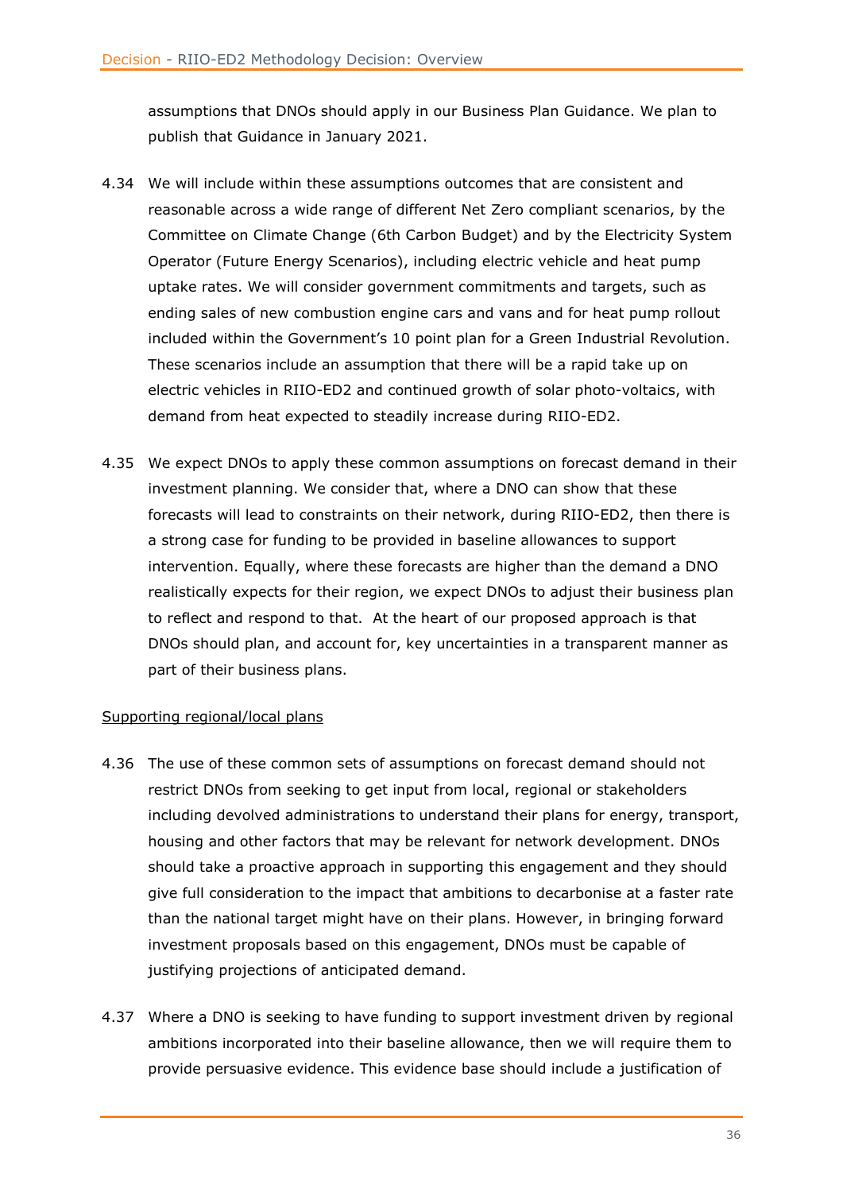assumptions that DNOs should apply in our Business Plan Guidance. We plan to publish that Guidance in January 2021.

4.34 We will include within these assumptions outcomes that are consistent and reasonable across a wide range of different Net Zero compliant scenarios, by the Committee on Climate Change (6th Carbon Budget) and by the Electricity System Operator (Future Energy Scenarios), including electric vehicle and heat pump uptake rates. We will consider government commitments and targets, such as ending sales of new combustion engine cars and vans and for heat pump rollout included within the Government's 10 point plan for a Green Industrial Revolution. These scenarios include an assumption that there will be a rapid take up on electric vehicles in RIIO-ED2 and continued growth of solar photo-voltaics, with demand from heat expected to steadily increase during RIIO-ED2.

4.35 We expect DNOs to apply these common assumptions on forecast demand in their investment planning. We consider that, where a DNO can show that these forecasts will lead to constraints on their network, during RIIO-ED2, then there is a strong case for funding to be provided in baseline allowances to support intervention. Equally, where these forecasts are higher than the demand a DNO realistically expects for their region, we expect DNOs to adjust their business plan to reflect and respond to that. At the heart of our proposed approach is that DNOs should plan, and account for, key uncertainties in a transparent manner as part of their business plans.

Supporting regional/local plans

4.36 The use of these common sets of assumptions on forecast demand should not restrict DNOs from seeking to get input from local, regional or stakeholders including devolved administrations to understand their plans for energy, transport, housing and other factors that may be relevant for network development. DNOs should take a proactive approach in supporting this engagement and they should give full consideration to the impact that ambitions to decarbonise at a faster rate than the national target might have on their plans. However, in bringing forward investment proposals based on this engagement, DNOs must be capable of justifying projections of anticipated demand.

4.37 Where a DNO is seeking to have funding to support investment driven by regional ambitions incorporated into their baseline allowance, then we will require them to provide persuasive evidence. This evidence base should include a justification of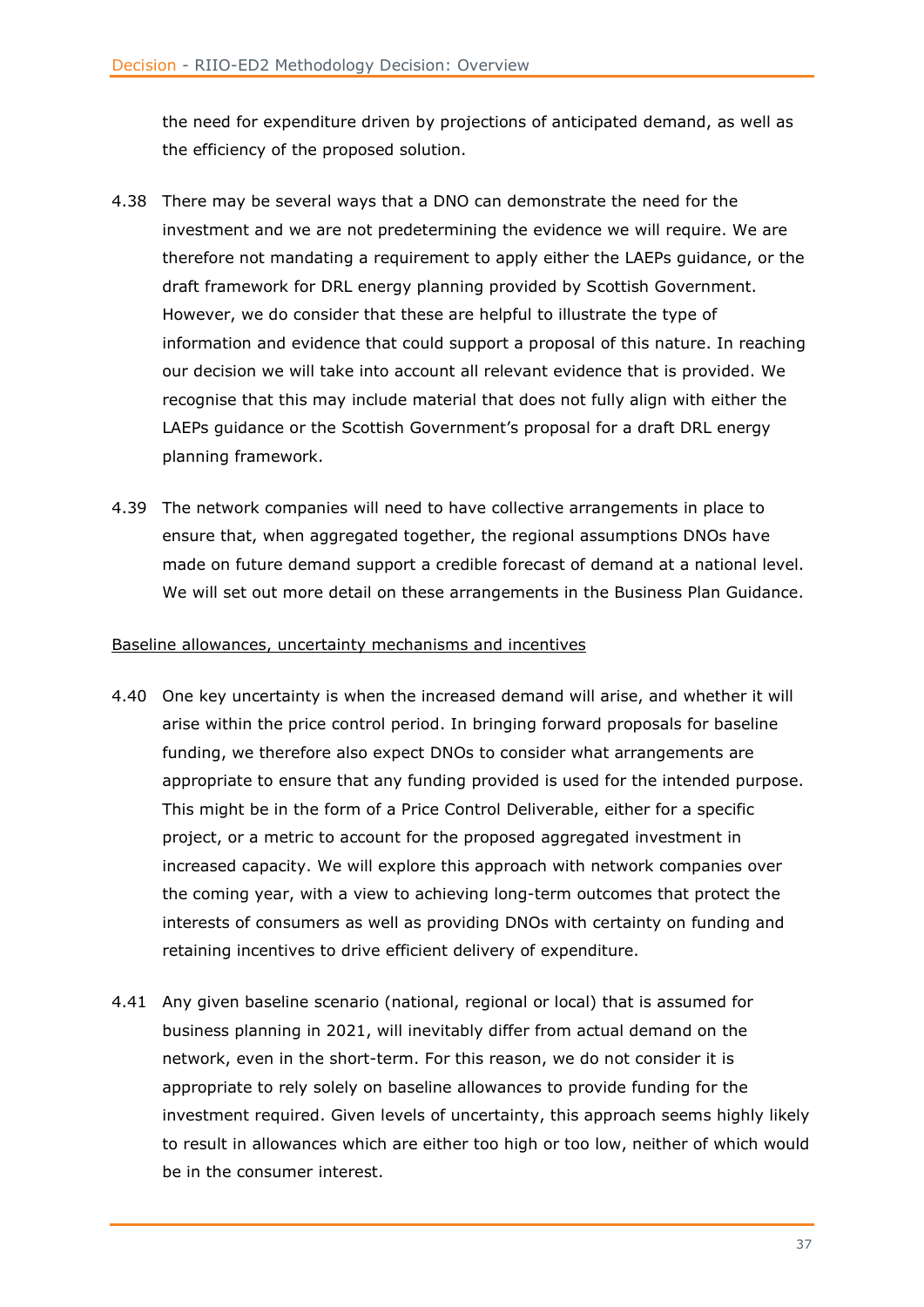the need for expenditure driven by projections of anticipated demand, as well as the efficiency of the proposed solution.

4.38 There may be several ways that a DNO can demonstrate the need for the investment and we are not predetermining the evidence we will require. We are therefore not mandating a requirement to apply either the LAEPs guidance, or the draft framework for DRL energy planning provided by Scottish Government. However, we do consider that these are helpful to illustrate the type of information and evidence that could support a proposal of this nature. In reaching our decision we will take into account all relevant evidence that is provided. We recognise that this may include material that does not fully align with either the LAEPs guidance or the Scottish Government's proposal for a draft DRL energy planning framework.

4.39 The network companies will need to have collective arrangements in place to ensure that, when aggregated together, the regional assumptions DNOs have made on future demand support a credible forecast of demand at a national level. We will set out more detail on these arrangements in the Business Plan Guidance.

<u>Baseline allowances, uncertainty mechanisms and incentives</u>

4.40 One key uncertainty is when the increased demand will arise, and whether it will arise within the price control period. In bringing forward proposals for baseline funding, we therefore also expect DNOs to consider what arrangements are appropriate to ensure that any funding provided is used for the intended purpose. This might be in the form of a Price Control Deliverable, either for a specific project, or a metric to account for the proposed aggregated investment in increased capacity. We will explore this approach with network companies over the coming year, with a view to achieving long-term outcomes that protect the interests of consumers as well as providing DNOs with certainty on funding and retaining incentives to drive efficient delivery of expenditure.

4.41 Any given baseline scenario (national, regional or local) that is assumed for business planning in 2021, will inevitably differ from actual demand on the network, even in the short-term. For this reason, we do not consider it is appropriate to rely solely on baseline allowances to provide funding for the investment required. Given levels of uncertainty, this approach seems highly likely to result in allowances which are either too high or too low, neither of which would be in the consumer interest.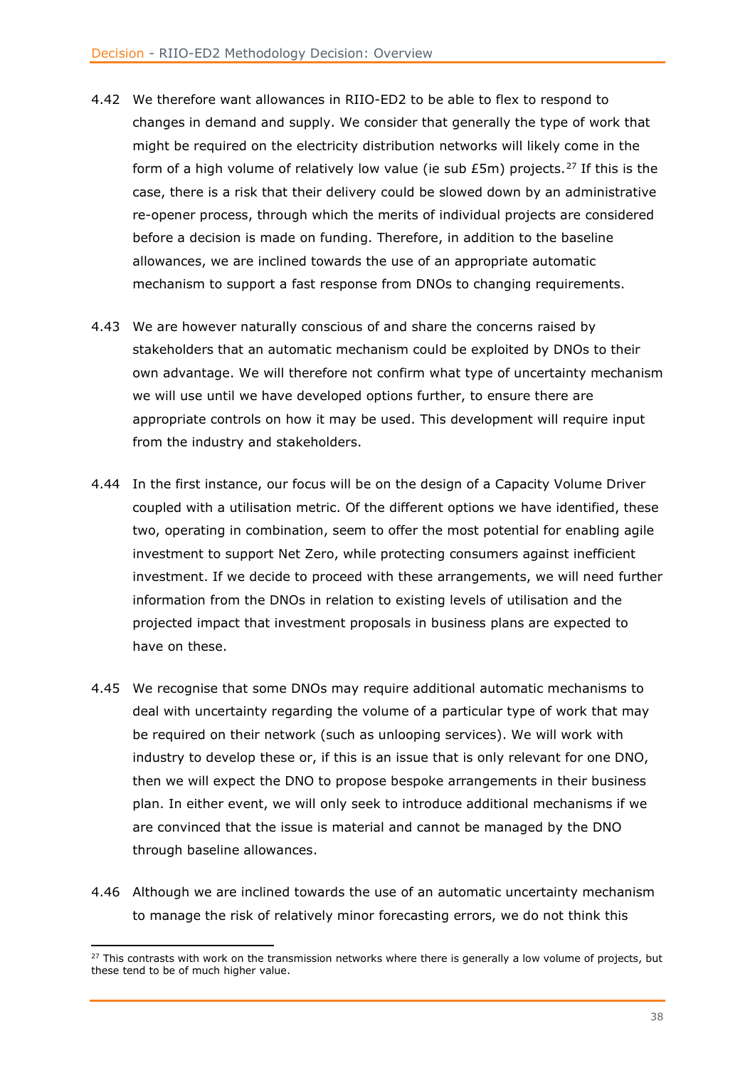4.42 We therefore want allowances in RIIO-ED2 to be able to flex to respond to changes in demand and supply. We consider that generally the type of work that might be required on the electricity distribution networks will likely come in the form of a high volume of relatively low value (ie sub £5m) projects.[27] If this is the case, there is a risk that their delivery could be slowed down by an administrative re-opener process, through which the merits of individual projects are considered before a decision is made on funding. Therefore, in addition to the baseline allowances, we are inclined towards the use of an appropriate automatic mechanism to support a fast response from DNOs to changing requirements.

4.43 We are however naturally conscious of and share the concerns raised by stakeholders that an automatic mechanism could be exploited by DNOs to their own advantage. We will therefore not confirm what type of uncertainty mechanism we will use until we have developed options further, to ensure there are appropriate controls on how it may be used. This development will require input from the industry and stakeholders.

4.44 In the first instance, our focus will be on the design of a Capacity Volume Driver coupled with a utilisation metric. Of the different options we have identified, these two, operating in combination, seem to offer the most potential for enabling agile investment to support Net Zero, while protecting consumers against inefficient investment. If we decide to proceed with these arrangements, we will need further information from the DNOs in relation to existing levels of utilisation and the projected impact that investment proposals in business plans are expected to have on these.

4.45 We recognise that some DNOs may require additional automatic mechanisms to deal with uncertainty regarding the volume of a particular type of work that may be required on their network (such as unlooping services). We will work with industry to develop these or, if this is an issue that is only relevant for one DNO, then we will expect the DNO to propose bespoke arrangements in their business plan. In either event, we will only seek to introduce additional mechanisms if we are convinced that the issue is material and cannot be managed by the DNO through baseline allowances.

4.46 Although we are inclined towards the use of an automatic uncertainty mechanism to manage the risk of relatively minor forecasting errors, we do not think this

[27] This contrasts with work on the transmission networks where there is generally a low volume of projects, but these tend to be of much higher value.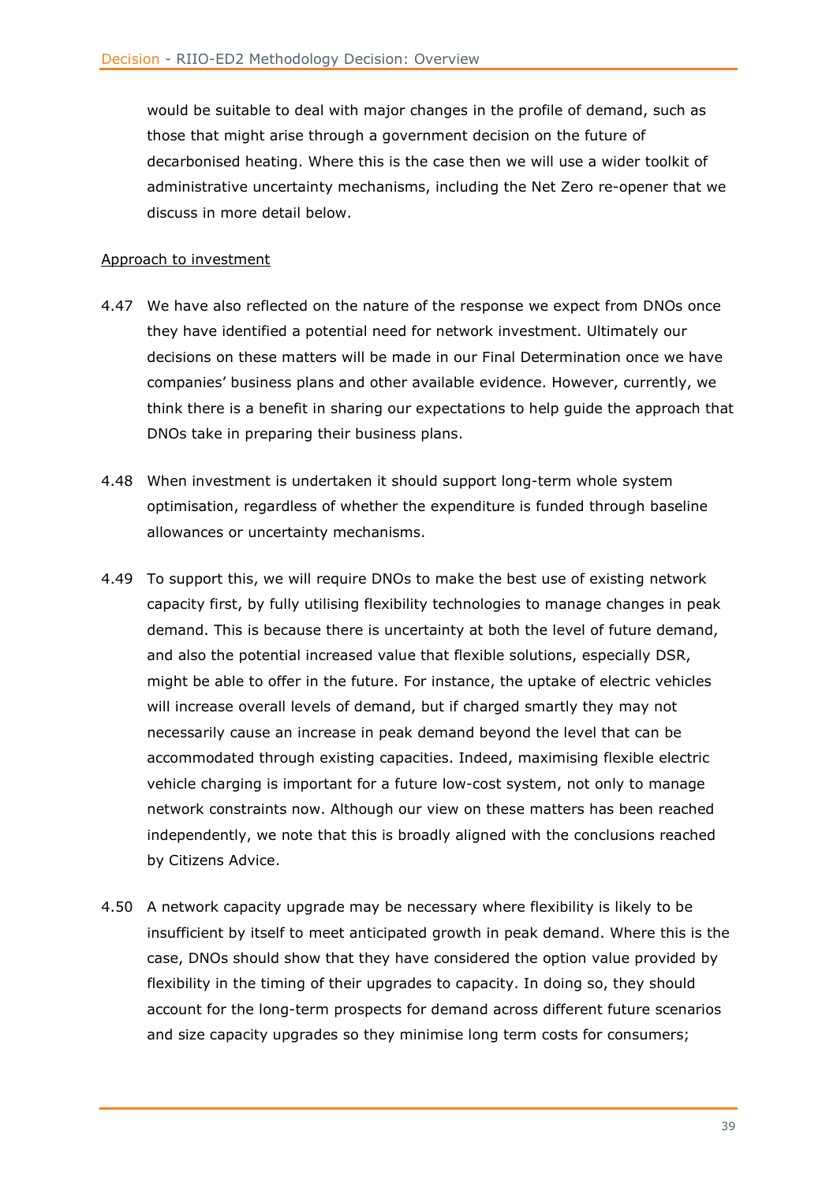would be suitable to deal with major changes in the profile of demand, such as those that might arise through a government decision on the future of decarbonised heating. Where this is the case then we will use a wider toolkit of administrative uncertainty mechanisms, including the Net Zero re-opener that we discuss in more detail below.

<u>Approach to investment</u>

4.47 We have also reflected on the nature of the response we expect from DNOs once they have identified a potential need for network investment. Ultimately our decisions on these matters will be made in our Final Determination once we have companies' business plans and other available evidence. However, currently, we think there is a benefit in sharing our expectations to help guide the approach that DNOs take in preparing their business plans.

4.48 When investment is undertaken it should support long-term whole system optimisation, regardless of whether the expenditure is funded through baseline allowances or uncertainty mechanisms.

4.49 To support this, we will require DNOs to make the best use of existing network capacity first, by fully utilising flexibility technologies to manage changes in peak demand. This is because there is uncertainty at both the level of future demand, and also the potential increased value that flexible solutions, especially DSR, might be able to offer in the future. For instance, the uptake of electric vehicles will increase overall levels of demand, but if charged smartly they may not necessarily cause an increase in peak demand beyond the level that can be accommodated through existing capacities. Indeed, maximising flexible electric vehicle charging is important for a future low-cost system, not only to manage network constraints now. Although our view on these matters has been reached independently, we note that this is broadly aligned with the conclusions reached by Citizens Advice.

4.50 A network capacity upgrade may be necessary where flexibility is likely to be insufficient by itself to meet anticipated growth in peak demand. Where this is the case, DNOs should show that they have considered the option value provided by flexibility in the timing of their upgrades to capacity. In doing so, they should account for the long-term prospects for demand across different future scenarios and size capacity upgrades so they minimise long term costs for consumers;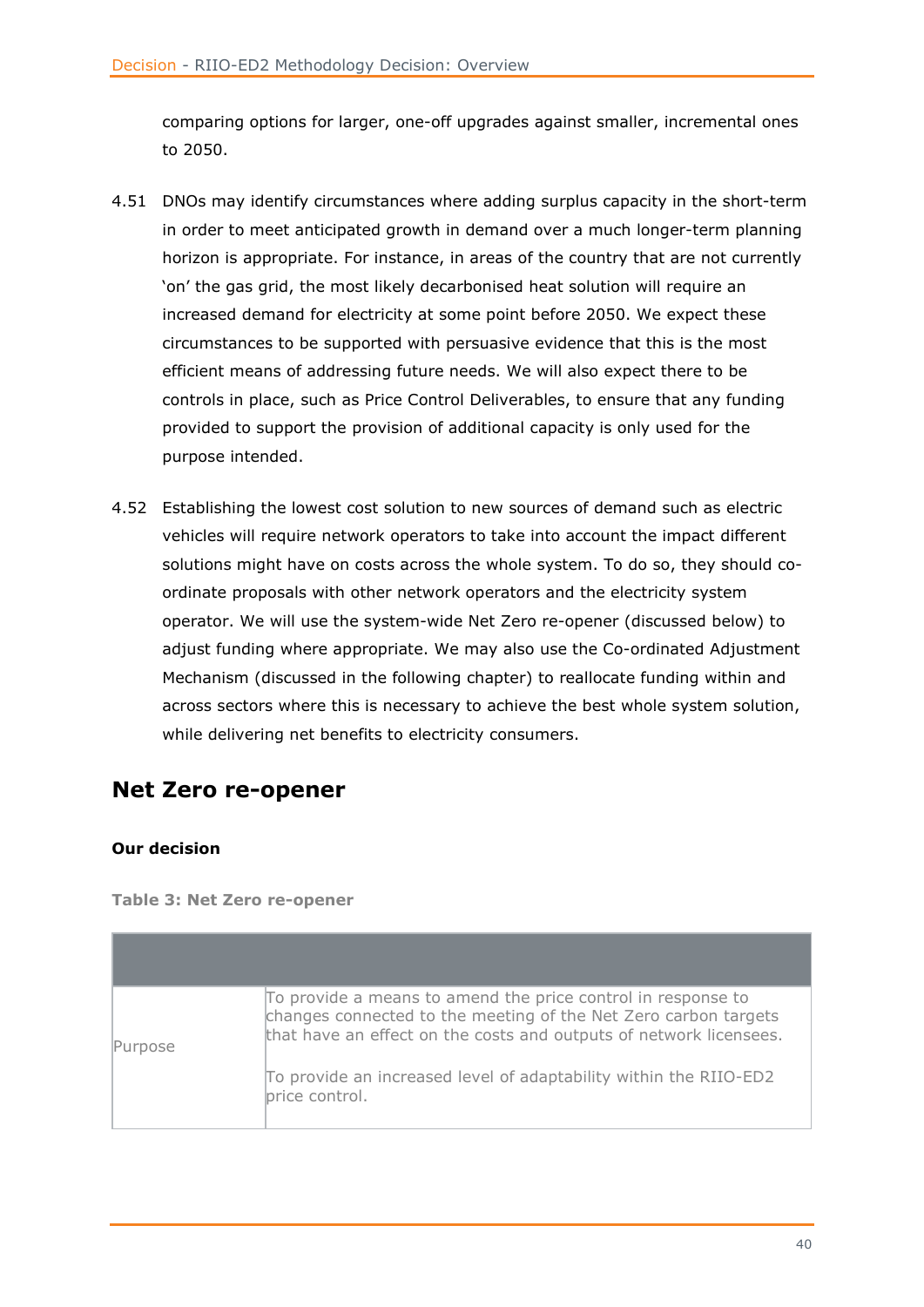comparing options for larger, one-off upgrades against smaller, incremental ones to 2050.

4.51 DNOs may identify circumstances where adding surplus capacity in the short-term in order to meet anticipated growth in demand over a much longer-term planning horizon is appropriate. For instance, in areas of the country that are not currently 'on' the gas grid, the most likely decarbonised heat solution will require an increased demand for electricity at some point before 2050. We expect these circumstances to be supported with persuasive evidence that this is the most efficient means of addressing future needs. We will also expect there to be controls in place, such as Price Control Deliverables, to ensure that any funding provided to support the provision of additional capacity is only used for the purpose intended.

4.52 Establishing the lowest cost solution to new sources of demand such as electric vehicles will require network operators to take into account the impact different solutions might have on costs across the whole system. To do so, they should co-ordinate proposals with other network operators and the electricity system operator. We will use the system-wide Net Zero re-opener (discussed below) to adjust funding where appropriate. We may also use the Co-ordinated Adjustment Mechanism (discussed in the following chapter) to reallocate funding within and across sectors where this is necessary to achieve the best whole system solution, while delivering net benefits to electricity consumers.

## Net Zero re-opener

### Our decision

**Table 3: Net Zero re-opener**

| | |
|---|---|
| Purpose | To provide a means to amend the price control in response to changes connected to the meeting of the Net Zero carbon targets that have an effect on the costs and outputs of network licensees.<br><br>To provide an increased level of adaptability within the RIIO-ED2 price control. |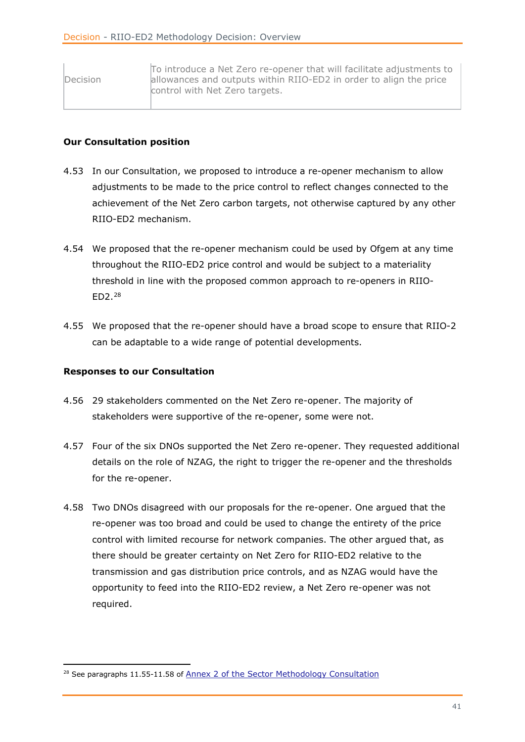| Decision | To introduce a Net Zero re-opener that will facilitate adjustments to allowances and outputs within RIIO-ED2 in order to align the price control with Net Zero targets. |
|---|---|

**Our Consultation position**

4.53 In our Consultation, we proposed to introduce a re-opener mechanism to allow adjustments to be made to the price control to reflect changes connected to the achievement of the Net Zero carbon targets, not otherwise captured by any other RIIO-ED2 mechanism.

4.54 We proposed that the re-opener mechanism could be used by Ofgem at any time throughout the RIIO-ED2 price control and would be subject to a materiality threshold in line with the proposed common approach to re-openers in RIIO-ED2.[28]

4.55 We proposed that the re-opener should have a broad scope to ensure that RIIO-2 can be adaptable to a wide range of potential developments.

**Responses to our Consultation**

4.56 29 stakeholders commented on the Net Zero re-opener. The majority of stakeholders were supportive of the re-opener, some were not.

4.57 Four of the six DNOs supported the Net Zero re-opener. They requested additional details on the role of NZAG, the right to trigger the re-opener and the thresholds for the re-opener.

4.58 Two DNOs disagreed with our proposals for the re-opener. One argued that the re-opener was too broad and could be used to change the entirety of the price control with limited recourse for network companies. The other argued that, as there should be greater certainty on Net Zero for RIIO-ED2 relative to the transmission and gas distribution price controls, and as NZAG would have the opportunity to feed into the RIIO-ED2 review, a Net Zero re-opener was not required.

[28] See paragraphs 11.55-11.58 of Annex 2 of the Sector Methodology Consultation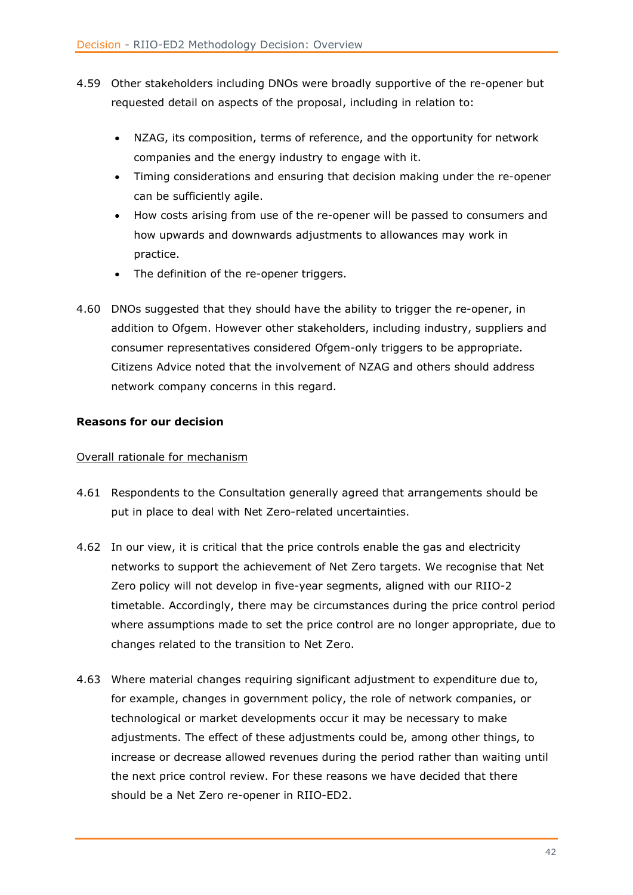4.59 Other stakeholders including DNOs were broadly supportive of the re-opener but requested detail on aspects of the proposal, including in relation to:

- NZAG, its composition, terms of reference, and the opportunity for network companies and the energy industry to engage with it.
- Timing considerations and ensuring that decision making under the re-opener can be sufficiently agile.
- How costs arising from use of the re-opener will be passed to consumers and how upwards and downwards adjustments to allowances may work in practice.
- The definition of the re-opener triggers.

4.60 DNOs suggested that they should have the ability to trigger the re-opener, in addition to Ofgem. However other stakeholders, including industry, suppliers and consumer representatives considered Ofgem-only triggers to be appropriate. Citizens Advice noted that the involvement of NZAG and others should address network company concerns in this regard.

**Reasons for our decision**

Overall rationale for mechanism

4.61 Respondents to the Consultation generally agreed that arrangements should be put in place to deal with Net Zero-related uncertainties.

4.62 In our view, it is critical that the price controls enable the gas and electricity networks to support the achievement of Net Zero targets. We recognise that Net Zero policy will not develop in five-year segments, aligned with our RIIO-2 timetable. Accordingly, there may be circumstances during the price control period where assumptions made to set the price control are no longer appropriate, due to changes related to the transition to Net Zero.

4.63 Where material changes requiring significant adjustment to expenditure due to, for example, changes in government policy, the role of network companies, or technological or market developments occur it may be necessary to make adjustments. The effect of these adjustments could be, among other things, to increase or decrease allowed revenues during the period rather than waiting until the next price control review. For these reasons we have decided that there should be a Net Zero re-opener in RIIO-ED2.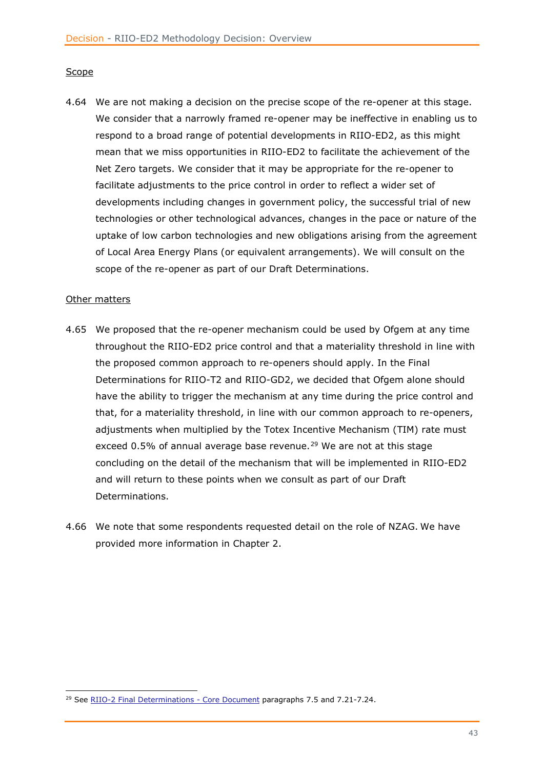Scope

4.64 We are not making a decision on the precise scope of the re-opener at this stage. We consider that a narrowly framed re-opener may be ineffective in enabling us to respond to a broad range of potential developments in RIIO-ED2, as this might mean that we miss opportunities in RIIO-ED2 to facilitate the achievement of the Net Zero targets. We consider that it may be appropriate for the re-opener to facilitate adjustments to the price control in order to reflect a wider set of developments including changes in government policy, the successful trial of new technologies or other technological advances, changes in the pace or nature of the uptake of low carbon technologies and new obligations arising from the agreement of Local Area Energy Plans (or equivalent arrangements). We will consult on the scope of the re-opener as part of our Draft Determinations.

Other matters

4.65 We proposed that the re-opener mechanism could be used by Ofgem at any time throughout the RIIO-ED2 price control and that a materiality threshold in line with the proposed common approach to re-openers should apply. In the Final Determinations for RIIO-T2 and RIIO-GD2, we decided that Ofgem alone should have the ability to trigger the mechanism at any time during the price control and that, for a materiality threshold, in line with our common approach to re-openers, adjustments when multiplied by the Totex Incentive Mechanism (TIM) rate must exceed 0.5% of annual average base revenue.[29] We are not at this stage concluding on the detail of the mechanism that will be implemented in RIIO-ED2 and will return to these points when we consult as part of our Draft Determinations.

4.66 We note that some respondents requested detail on the role of NZAG. We have provided more information in Chapter 2.

[29] See RIIO-2 Final Determinations - Core Document paragraphs 7.5 and 7.21-7.24.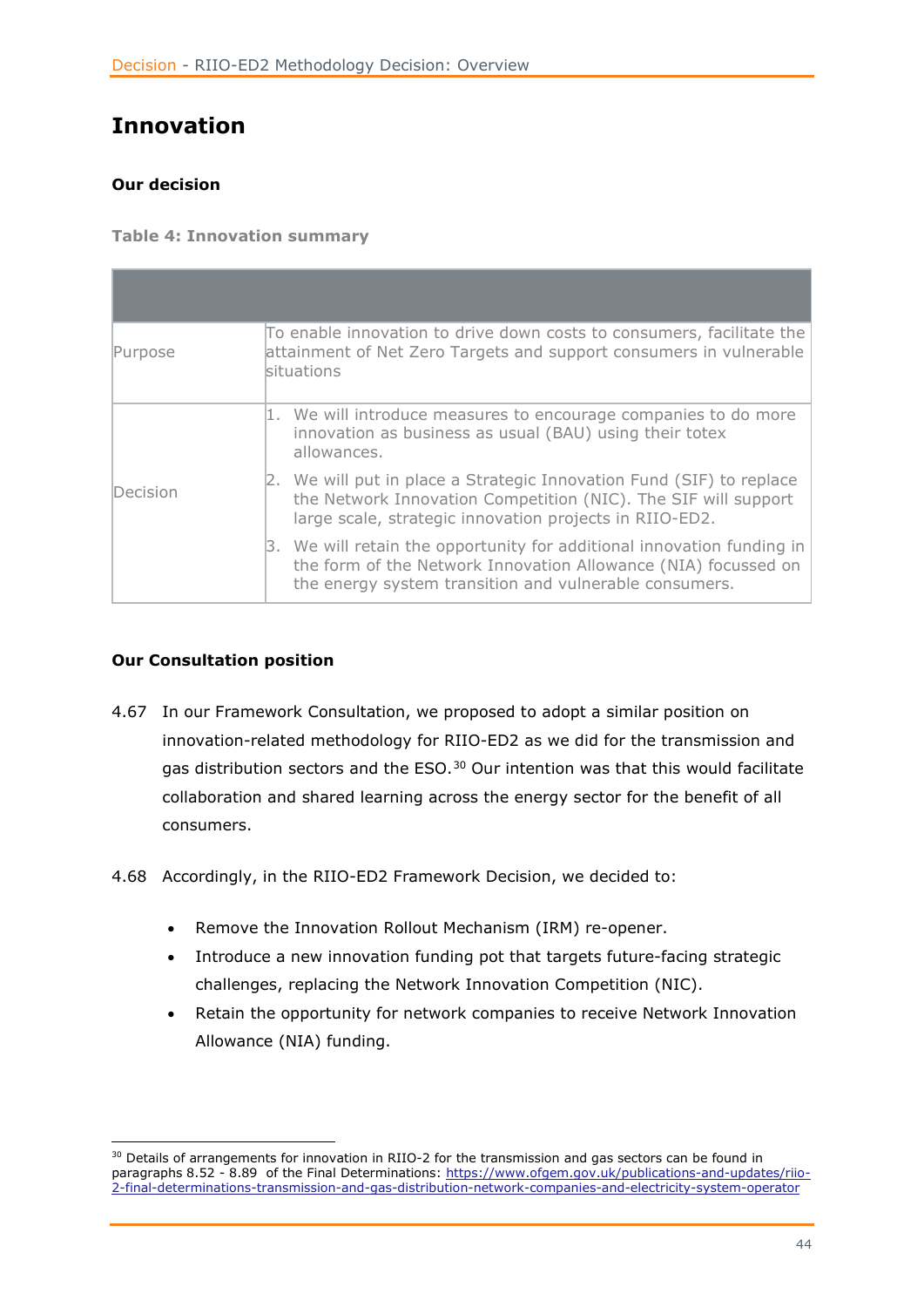# Innovation

**Our decision**

**Table 4: Innovation summary**

| | |
|---|---|
| Purpose | To enable innovation to drive down costs to consumers, facilitate the attainment of Net Zero Targets and support consumers in vulnerable situations |
| Decision | 1. We will introduce measures to encourage companies to do more innovation as business as usual (BAU) using their totex allowances.<br>2. We will put in place a Strategic Innovation Fund (SIF) to replace the Network Innovation Competition (NIC). The SIF will support large scale, strategic innovation projects in RIIO-ED2.<br>3. We will retain the opportunity for additional innovation funding in the form of the Network Innovation Allowance (NIA) focussed on the energy system transition and vulnerable consumers. |

**Our Consultation position**

4.67 In our Framework Consultation, we proposed to adopt a similar position on innovation-related methodology for RIIO-ED2 as we did for the transmission and gas distribution sectors and the ESO.[30] Our intention was that this would facilitate collaboration and shared learning across the energy sector for the benefit of all consumers.

4.68 Accordingly, in the RIIO-ED2 Framework Decision, we decided to:

- Remove the Innovation Rollout Mechanism (IRM) re-opener.
- Introduce a new innovation funding pot that targets future-facing strategic challenges, replacing the Network Innovation Competition (NIC).
- Retain the opportunity for network companies to receive Network Innovation Allowance (NIA) funding.

[30] Details of arrangements for innovation in RIIO-2 for the transmission and gas sectors can be found in paragraphs 8.52 - 8.89 of the Final Determinations: https://www.ofgem.gov.uk/publications-and-updates/riio-2-final-determinations-transmission-and-gas-distribution-network-companies-and-electricity-system-operator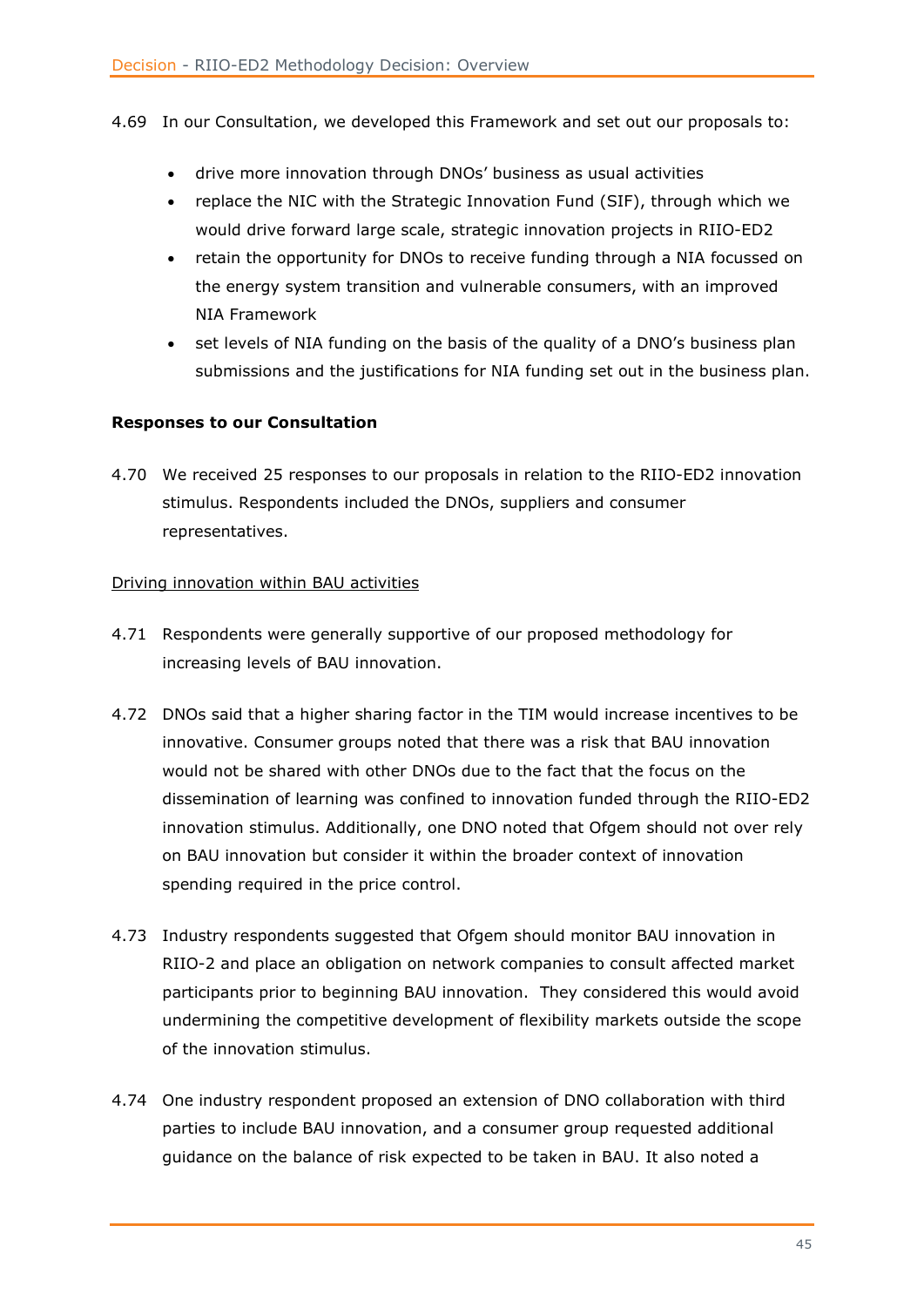4.69 In our Consultation, we developed this Framework and set out our proposals to:

- drive more innovation through DNOs' business as usual activities
- replace the NIC with the Strategic Innovation Fund (SIF), through which we would drive forward large scale, strategic innovation projects in RIIO-ED2
- retain the opportunity for DNOs to receive funding through a NIA focussed on the energy system transition and vulnerable consumers, with an improved NIA Framework
- set levels of NIA funding on the basis of the quality of a DNO's business plan submissions and the justifications for NIA funding set out in the business plan.

**Responses to our Consultation**

4.70 We received 25 responses to our proposals in relation to the RIIO-ED2 innovation stimulus. Respondents included the DNOs, suppliers and consumer representatives.

<u>Driving innovation within BAU activities</u>

4.71 Respondents were generally supportive of our proposed methodology for increasing levels of BAU innovation.

4.72 DNOs said that a higher sharing factor in the TIM would increase incentives to be innovative. Consumer groups noted that there was a risk that BAU innovation would not be shared with other DNOs due to the fact that the focus on the dissemination of learning was confined to innovation funded through the RIIO-ED2 innovation stimulus. Additionally, one DNO noted that Ofgem should not over rely on BAU innovation but consider it within the broader context of innovation spending required in the price control.

4.73 Industry respondents suggested that Ofgem should monitor BAU innovation in RIIO-2 and place an obligation on network companies to consult affected market participants prior to beginning BAU innovation. They considered this would avoid undermining the competitive development of flexibility markets outside the scope of the innovation stimulus.

4.74 One industry respondent proposed an extension of DNO collaboration with third parties to include BAU innovation, and a consumer group requested additional guidance on the balance of risk expected to be taken in BAU. It also noted a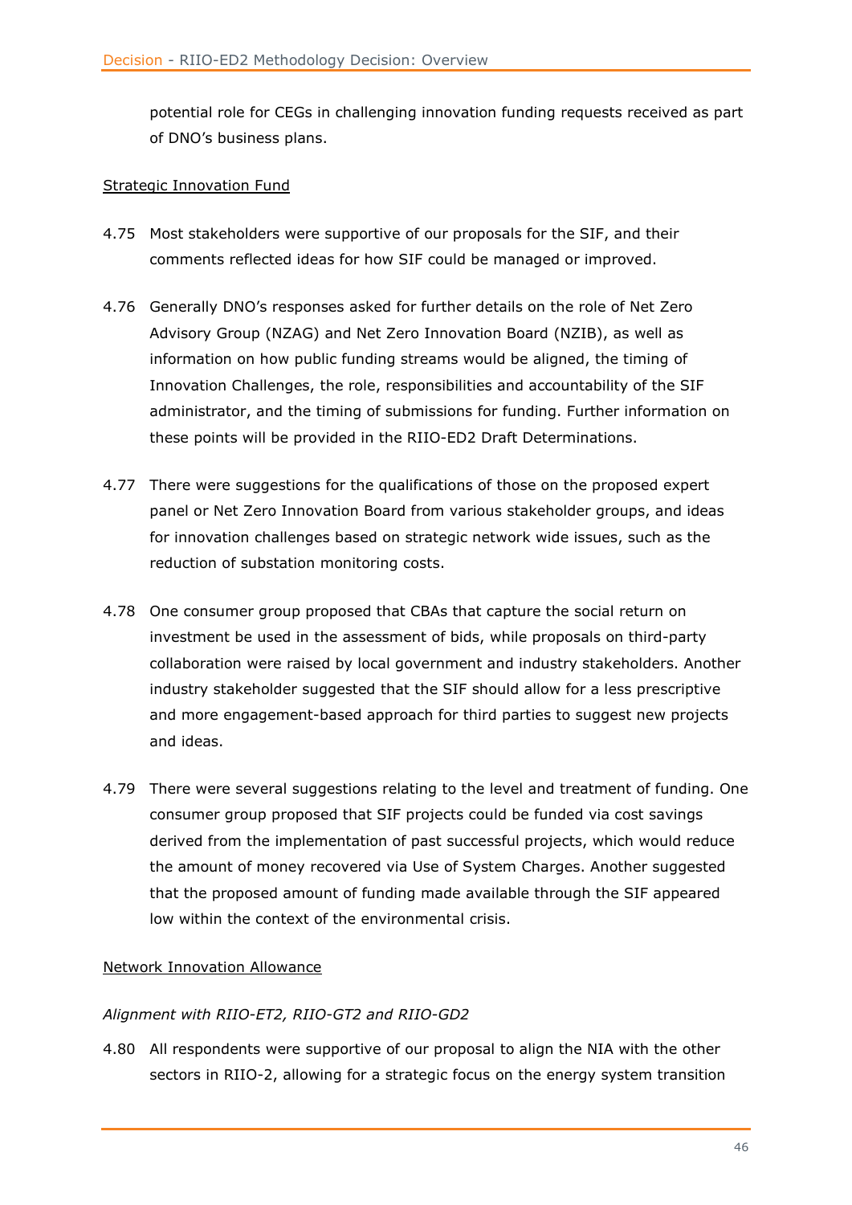potential role for CEGs in challenging innovation funding requests received as part of DNO's business plans.

Strategic Innovation Fund

4.75 Most stakeholders were supportive of our proposals for the SIF, and their comments reflected ideas for how SIF could be managed or improved.

4.76 Generally DNO's responses asked for further details on the role of Net Zero Advisory Group (NZAG) and Net Zero Innovation Board (NZIB), as well as information on how public funding streams would be aligned, the timing of Innovation Challenges, the role, responsibilities and accountability of the SIF administrator, and the timing of submissions for funding. Further information on these points will be provided in the RIIO-ED2 Draft Determinations.

4.77 There were suggestions for the qualifications of those on the proposed expert panel or Net Zero Innovation Board from various stakeholder groups, and ideas for innovation challenges based on strategic network wide issues, such as the reduction of substation monitoring costs.

4.78 One consumer group proposed that CBAs that capture the social return on investment be used in the assessment of bids, while proposals on third-party collaboration were raised by local government and industry stakeholders. Another industry stakeholder suggested that the SIF should allow for a less prescriptive and more engagement-based approach for third parties to suggest new projects and ideas.

4.79 There were several suggestions relating to the level and treatment of funding. One consumer group proposed that SIF projects could be funded via cost savings derived from the implementation of past successful projects, which would reduce the amount of money recovered via Use of System Charges. Another suggested that the proposed amount of funding made available through the SIF appeared low within the context of the environmental crisis.

Network Innovation Allowance

*Alignment with RIIO-ET2, RIIO-GT2 and RIIO-GD2*

4.80 All respondents were supportive of our proposal to align the NIA with the other sectors in RIIO-2, allowing for a strategic focus on the energy system transition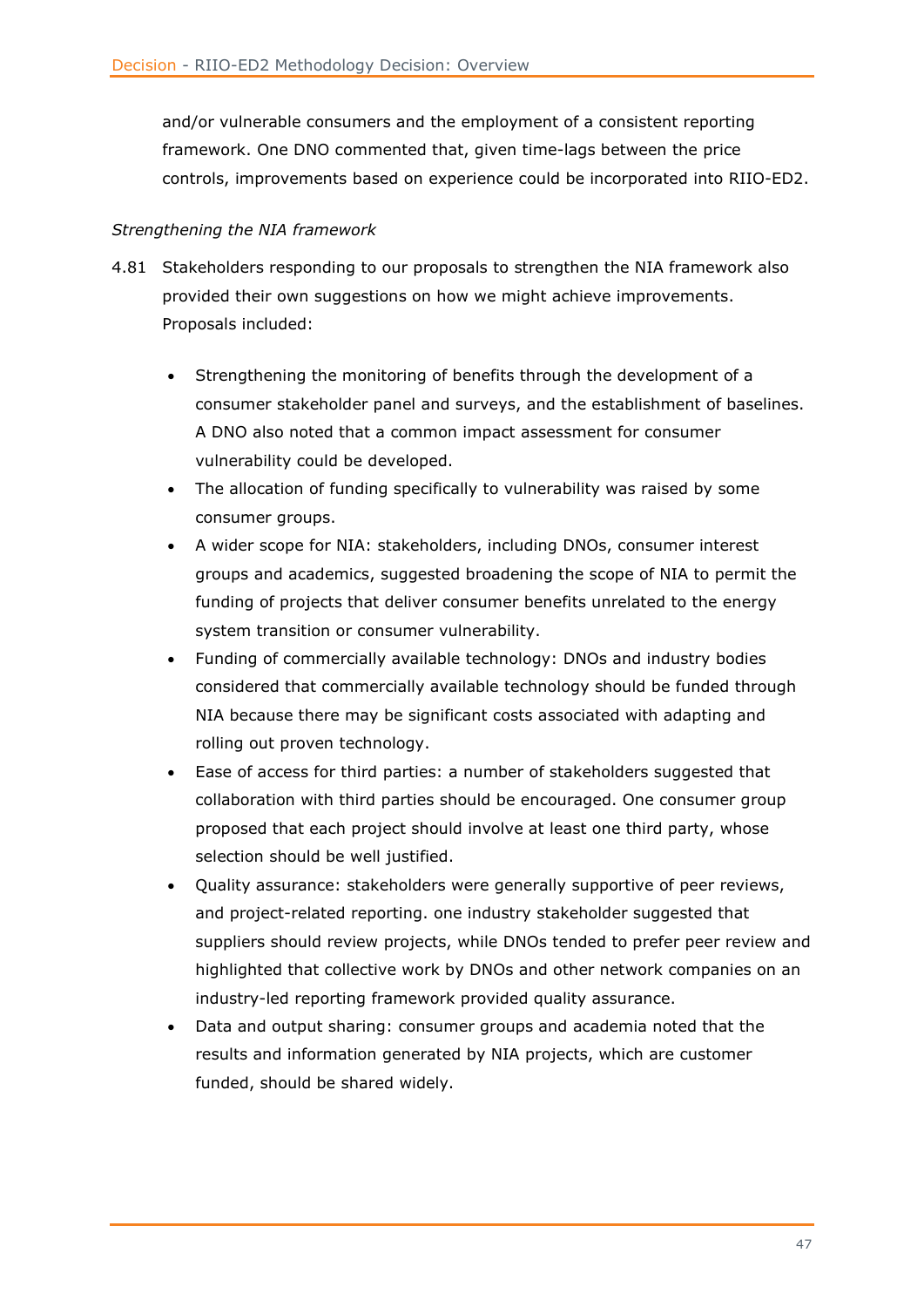and/or vulnerable consumers and the employment of a consistent reporting framework. One DNO commented that, given time-lags between the price controls, improvements based on experience could be incorporated into RIIO-ED2.

*Strengthening the NIA framework*

4.81 Stakeholders responding to our proposals to strengthen the NIA framework also provided their own suggestions on how we might achieve improvements. Proposals included:

- Strengthening the monitoring of benefits through the development of a consumer stakeholder panel and surveys, and the establishment of baselines. A DNO also noted that a common impact assessment for consumer vulnerability could be developed.
- The allocation of funding specifically to vulnerability was raised by some consumer groups.
- A wider scope for NIA: stakeholders, including DNOs, consumer interest groups and academics, suggested broadening the scope of NIA to permit the funding of projects that deliver consumer benefits unrelated to the energy system transition or consumer vulnerability.
- Funding of commercially available technology: DNOs and industry bodies considered that commercially available technology should be funded through NIA because there may be significant costs associated with adapting and rolling out proven technology.
- Ease of access for third parties: a number of stakeholders suggested that collaboration with third parties should be encouraged. One consumer group proposed that each project should involve at least one third party, whose selection should be well justified.
- Quality assurance: stakeholders were generally supportive of peer reviews, and project-related reporting. one industry stakeholder suggested that suppliers should review projects, while DNOs tended to prefer peer review and highlighted that collective work by DNOs and other network companies on an industry-led reporting framework provided quality assurance.
- Data and output sharing: consumer groups and academia noted that the results and information generated by NIA projects, which are customer funded, should be shared widely.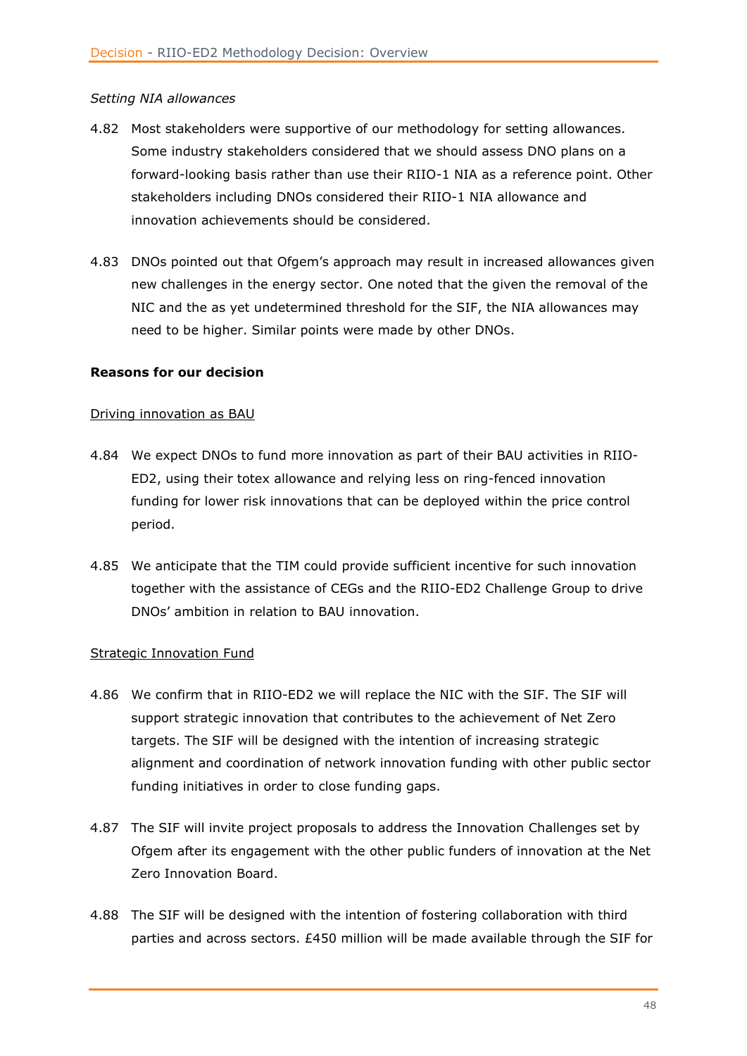*Setting NIA allowances*

4.82 Most stakeholders were supportive of our methodology for setting allowances. Some industry stakeholders considered that we should assess DNO plans on a forward-looking basis rather than use their RIIO-1 NIA as a reference point. Other stakeholders including DNOs considered their RIIO-1 NIA allowance and innovation achievements should be considered.

4.83 DNOs pointed out that Ofgem's approach may result in increased allowances given new challenges in the energy sector. One noted that the given the removal of the NIC and the as yet undetermined threshold for the SIF, the NIA allowances may need to be higher. Similar points were made by other DNOs.

**Reasons for our decision**

Driving innovation as BAU

4.84 We expect DNOs to fund more innovation as part of their BAU activities in RIIO-ED2, using their totex allowance and relying less on ring-fenced innovation funding for lower risk innovations that can be deployed within the price control period.

4.85 We anticipate that the TIM could provide sufficient incentive for such innovation together with the assistance of CEGs and the RIIO-ED2 Challenge Group to drive DNOs' ambition in relation to BAU innovation.

Strategic Innovation Fund

4.86 We confirm that in RIIO-ED2 we will replace the NIC with the SIF. The SIF will support strategic innovation that contributes to the achievement of Net Zero targets. The SIF will be designed with the intention of increasing strategic alignment and coordination of network innovation funding with other public sector funding initiatives in order to close funding gaps.

4.87 The SIF will invite project proposals to address the Innovation Challenges set by Ofgem after its engagement with the other public funders of innovation at the Net Zero Innovation Board.

4.88 The SIF will be designed with the intention of fostering collaboration with third parties and across sectors. £450 million will be made available through the SIF for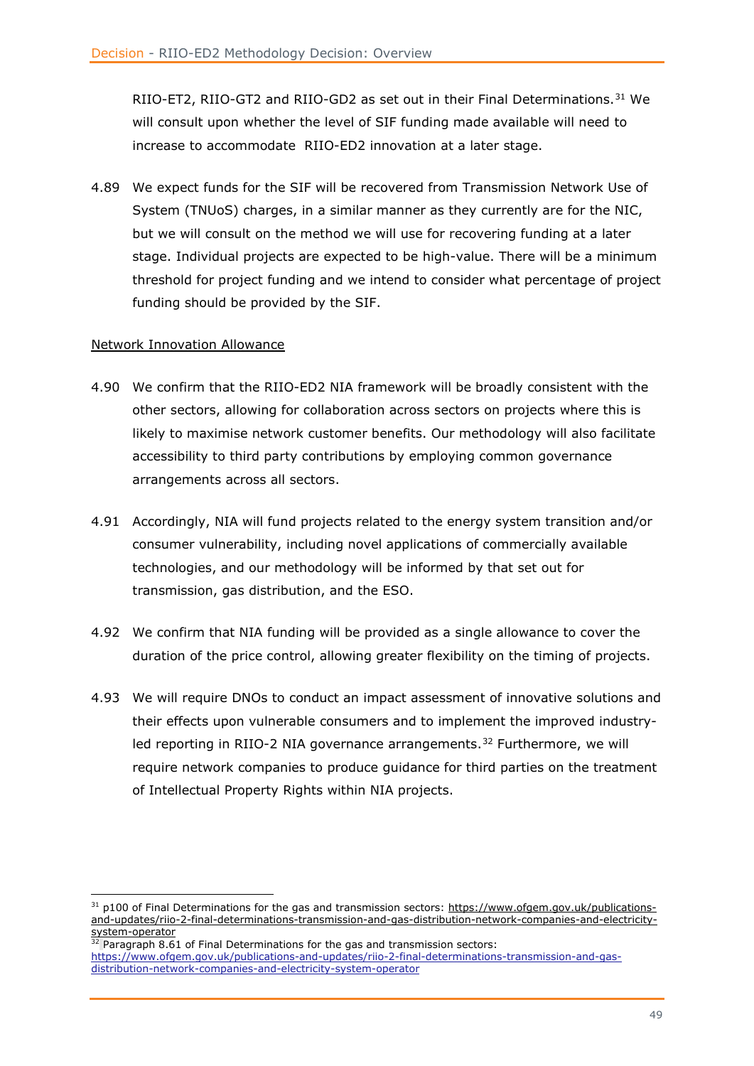RIIO-ET2, RIIO-GT2 and RIIO-GD2 as set out in their Final Determinations.[31] We will consult upon whether the level of SIF funding made available will need to increase to accommodate RIIO-ED2 innovation at a later stage.

4.89 We expect funds for the SIF will be recovered from Transmission Network Use of System (TNUoS) charges, in a similar manner as they currently are for the NIC, but we will consult on the method we will use for recovering funding at a later stage. Individual projects are expected to be high-value. There will be a minimum threshold for project funding and we intend to consider what percentage of project funding should be provided by the SIF.

Network Innovation Allowance

4.90 We confirm that the RIIO-ED2 NIA framework will be broadly consistent with the other sectors, allowing for collaboration across sectors on projects where this is likely to maximise network customer benefits. Our methodology will also facilitate accessibility to third party contributions by employing common governance arrangements across all sectors.

4.91 Accordingly, NIA will fund projects related to the energy system transition and/or consumer vulnerability, including novel applications of commercially available technologies, and our methodology will be informed by that set out for transmission, gas distribution, and the ESO.

4.92 We confirm that NIA funding will be provided as a single allowance to cover the duration of the price control, allowing greater flexibility on the timing of projects.

4.93 We will require DNOs to conduct an impact assessment of innovative solutions and their effects upon vulnerable consumers and to implement the improved industry-led reporting in RIIO-2 NIA governance arrangements.[32] Furthermore, we will require network companies to produce guidance for third parties on the treatment of Intellectual Property Rights within NIA projects.

---

[31] p100 of Final Determinations for the gas and transmission sectors: https://www.ofgem.gov.uk/publications-and-updates/riio-2-final-determinations-transmission-and-gas-distribution-network-companies-and-electricity-system-operator

[32] Paragraph 8.61 of Final Determinations for the gas and transmission sectors: https://www.ofgem.gov.uk/publications-and-updates/riio-2-final-determinations-transmission-and-gas-distribution-network-companies-and-electricity-system-operator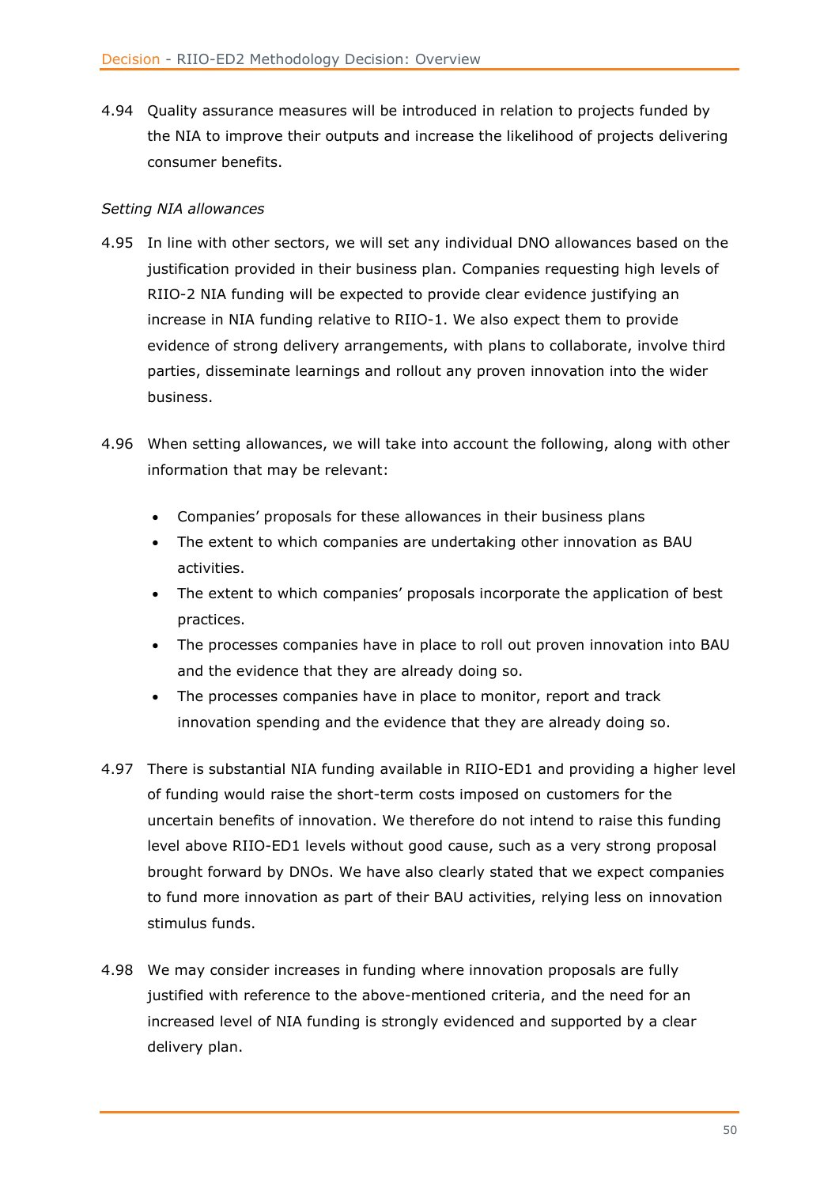4.94 Quality assurance measures will be introduced in relation to projects funded by the NIA to improve their outputs and increase the likelihood of projects delivering consumer benefits.

*Setting NIA allowances*

4.95 In line with other sectors, we will set any individual DNO allowances based on the justification provided in their business plan. Companies requesting high levels of RIIO-2 NIA funding will be expected to provide clear evidence justifying an increase in NIA funding relative to RIIO-1. We also expect them to provide evidence of strong delivery arrangements, with plans to collaborate, involve third parties, disseminate learnings and rollout any proven innovation into the wider business.

4.96 When setting allowances, we will take into account the following, along with other information that may be relevant:

- Companies' proposals for these allowances in their business plans
- The extent to which companies are undertaking other innovation as BAU activities.
- The extent to which companies' proposals incorporate the application of best practices.
- The processes companies have in place to roll out proven innovation into BAU and the evidence that they are already doing so.
- The processes companies have in place to monitor, report and track innovation spending and the evidence that they are already doing so.

4.97 There is substantial NIA funding available in RIIO-ED1 and providing a higher level of funding would raise the short-term costs imposed on customers for the uncertain benefits of innovation. We therefore do not intend to raise this funding level above RIIO-ED1 levels without good cause, such as a very strong proposal brought forward by DNOs. We have also clearly stated that we expect companies to fund more innovation as part of their BAU activities, relying less on innovation stimulus funds.

4.98 We may consider increases in funding where innovation proposals are fully justified with reference to the above-mentioned criteria, and the need for an increased level of NIA funding is strongly evidenced and supported by a clear delivery plan.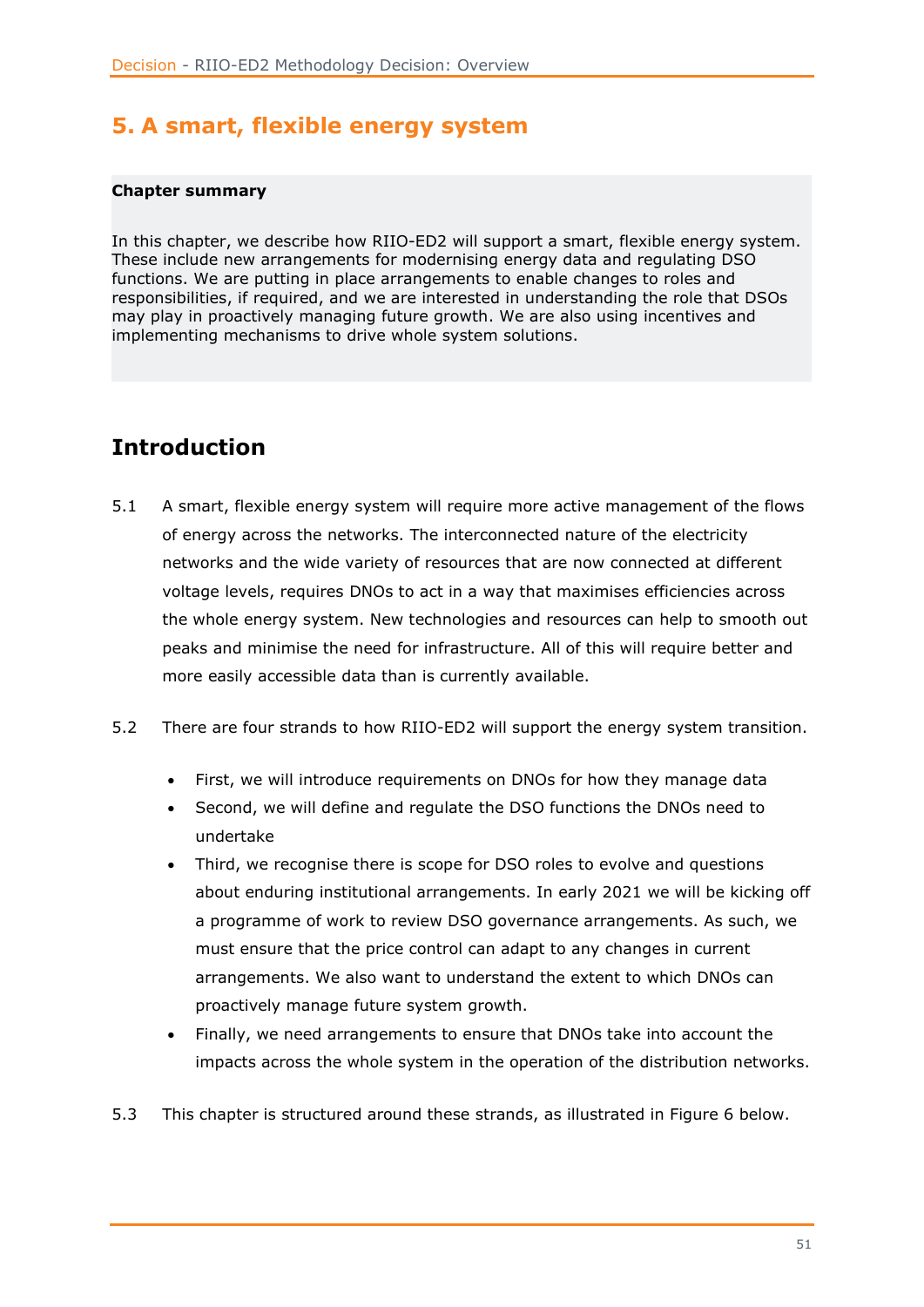## 5. A smart, flexible energy system

**Chapter summary**

In this chapter, we describe how RIIO-ED2 will support a smart, flexible energy system. These include new arrangements for modernising energy data and regulating DSO functions. We are putting in place arrangements to enable changes to roles and responsibilities, if required, and we are interested in understanding the role that DSOs may play in proactively managing future growth. We are also using incentives and implementing mechanisms to drive whole system solutions.

## Introduction

5.1 A smart, flexible energy system will require more active management of the flows of energy across the networks. The interconnected nature of the electricity networks and the wide variety of resources that are now connected at different voltage levels, requires DNOs to act in a way that maximises efficiencies across the whole energy system. New technologies and resources can help to smooth out peaks and minimise the need for infrastructure. All of this will require better and more easily accessible data than is currently available.

5.2 There are four strands to how RIIO-ED2 will support the energy system transition.

- First, we will introduce requirements on DNOs for how they manage data
- Second, we will define and regulate the DSO functions the DNOs need to undertake
- Third, we recognise there is scope for DSO roles to evolve and questions about enduring institutional arrangements. In early 2021 we will be kicking off a programme of work to review DSO governance arrangements. As such, we must ensure that the price control can adapt to any changes in current arrangements. We also want to understand the extent to which DNOs can proactively manage future system growth.
- Finally, we need arrangements to ensure that DNOs take into account the impacts across the whole system in the operation of the distribution networks.

5.3 This chapter is structured around these strands, as illustrated in Figure 6 below.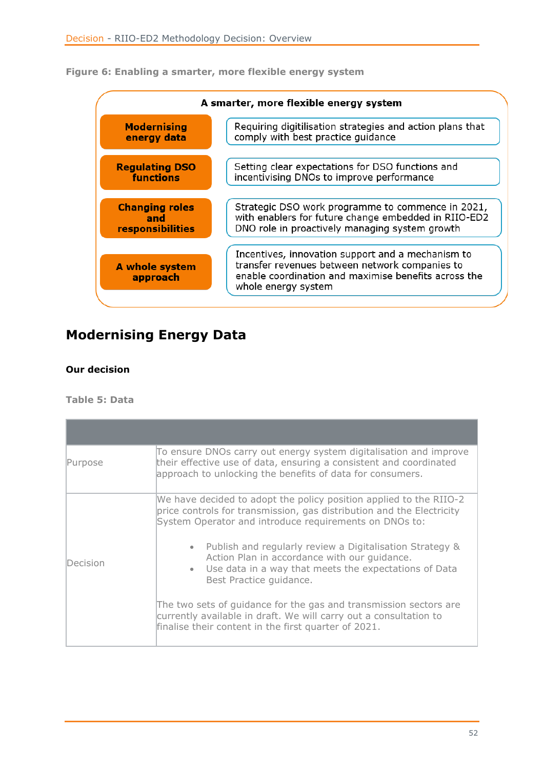Figure 6: Enabling a smarter, more flexible energy system

| A smarter, more flexible energy system | |
|---|---|
| **Modernising energy data** | Requiring digitilisation strategies and action plans that comply with best practice guidance |
| **Regulating DSO functions** | Setting clear expectations for DSO functions and incentivising DNOs to improve performance |
| **Changing roles and responsibilities** | Strategic DSO work programme to commence in 2021, with enablers for future change embedded in RIIO-ED2 DNO role in proactively managing system growth |
| **A whole system approach** | Incentives, innovation support and a mechanism to transfer revenues between network companies to enable coordination and maximise benefits across the whole energy system |

## Modernising Energy Data

#### Our decision

Table 5: Data

| | |
|---|---|
| Purpose | To ensure DNOs carry out energy system digitalisation and improve their effective use of data, ensuring a consistent and coordinated approach to unlocking the benefits of data for consumers. |
| Decision | We have decided to adopt the policy position applied to the RIIO-2 price controls for transmission, gas distribution and the Electricity System Operator and introduce requirements on DNOs to:<br><br>• Publish and regularly review a Digitalisation Strategy & Action Plan in accordance with our guidance.<br>• Use data in a way that meets the expectations of Data Best Practice guidance.<br><br>The two sets of guidance for the gas and transmission sectors are currently available in draft. We will carry out a consultation to finalise their content in the first quarter of 2021. |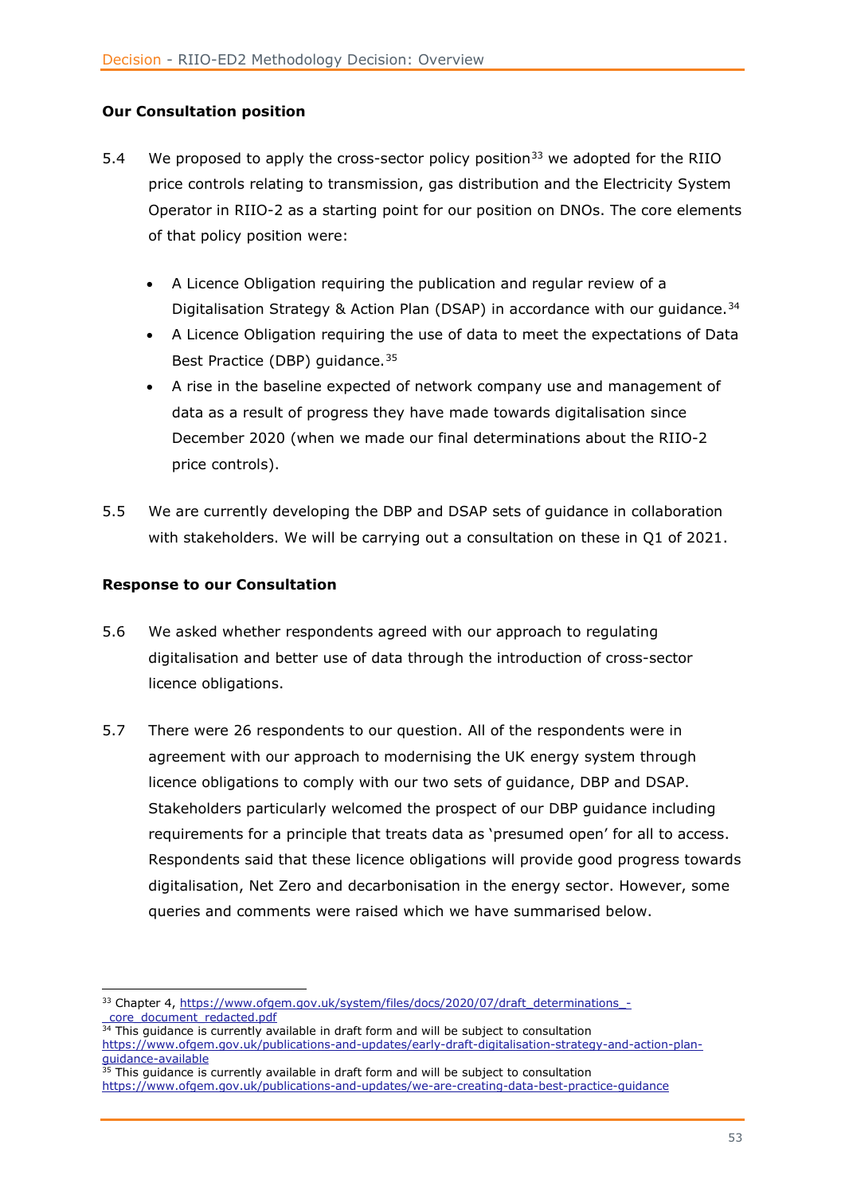**Our Consultation position**

5.4 We proposed to apply the cross-sector policy position[33] we adopted for the RIIO price controls relating to transmission, gas distribution and the Electricity System Operator in RIIO-2 as a starting point for our position on DNOs. The core elements of that policy position were:

- A Licence Obligation requiring the publication and regular review of a Digitalisation Strategy & Action Plan (DSAP) in accordance with our guidance.[34]
- A Licence Obligation requiring the use of data to meet the expectations of Data Best Practice (DBP) guidance.[35]
- A rise in the baseline expected of network company use and management of data as a result of progress they have made towards digitalisation since December 2020 (when we made our final determinations about the RIIO-2 price controls).

5.5 We are currently developing the DBP and DSAP sets of guidance in collaboration with stakeholders. We will be carrying out a consultation on these in Q1 of 2021.

**Response to our Consultation**

5.6 We asked whether respondents agreed with our approach to regulating digitalisation and better use of data through the introduction of cross-sector licence obligations.

5.7 There were 26 respondents to our question. All of the respondents were in agreement with our approach to modernising the UK energy system through licence obligations to comply with our two sets of guidance, DBP and DSAP. Stakeholders particularly welcomed the prospect of our DBP guidance including requirements for a principle that treats data as 'presumed open' for all to access. Respondents said that these licence obligations will provide good progress towards digitalisation, Net Zero and decarbonisation in the energy sector. However, some queries and comments were raised which we have summarised below.

---

[33] Chapter 4, https://www.ofgem.gov.uk/system/files/docs/2020/07/draft_determinations_-_core_document_redacted.pdf

[34] This guidance is currently available in draft form and will be subject to consultation https://www.ofgem.gov.uk/publications-and-updates/early-draft-digitalisation-strategy-and-action-plan-guidance-available

[35] This guidance is currently available in draft form and will be subject to consultation https://www.ofgem.gov.uk/publications-and-updates/we-are-creating-data-best-practice-guidance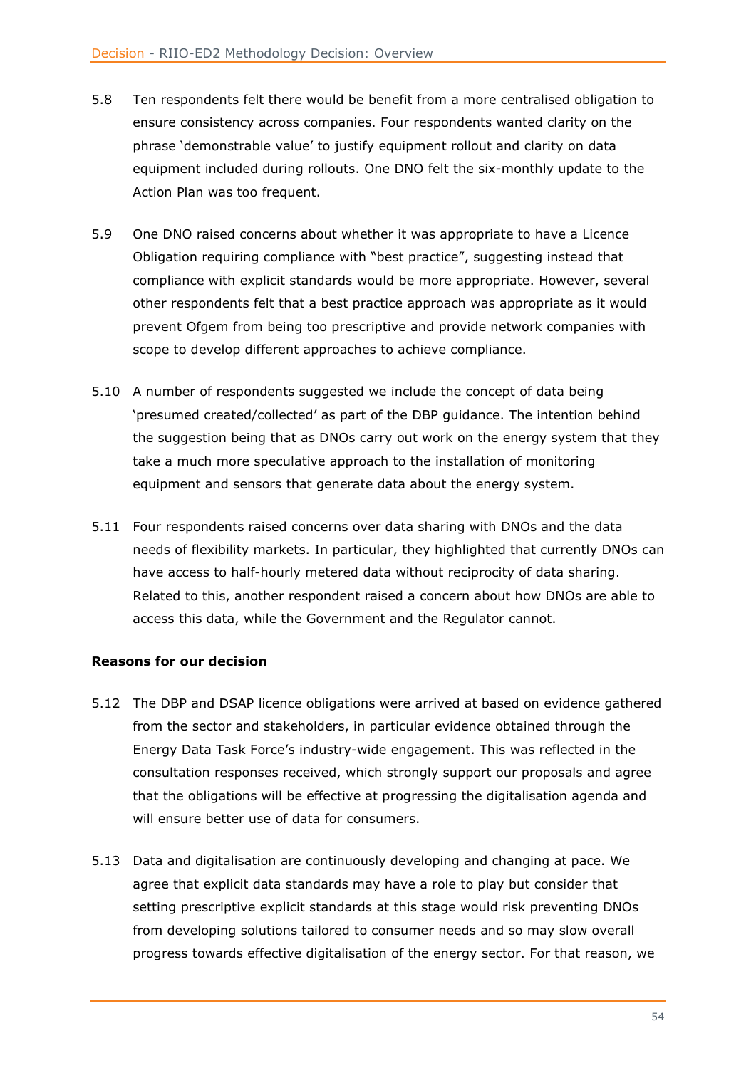5.8 Ten respondents felt there would be benefit from a more centralised obligation to ensure consistency across companies. Four respondents wanted clarity on the phrase 'demonstrable value' to justify equipment rollout and clarity on data equipment included during rollouts. One DNO felt the six-monthly update to the Action Plan was too frequent.

5.9 One DNO raised concerns about whether it was appropriate to have a Licence Obligation requiring compliance with "best practice", suggesting instead that compliance with explicit standards would be more appropriate. However, several other respondents felt that a best practice approach was appropriate as it would prevent Ofgem from being too prescriptive and provide network companies with scope to develop different approaches to achieve compliance.

5.10 A number of respondents suggested we include the concept of data being 'presumed created/collected' as part of the DBP guidance. The intention behind the suggestion being that as DNOs carry out work on the energy system that they take a much more speculative approach to the installation of monitoring equipment and sensors that generate data about the energy system.

5.11 Four respondents raised concerns over data sharing with DNOs and the data needs of flexibility markets. In particular, they highlighted that currently DNOs can have access to half-hourly metered data without reciprocity of data sharing. Related to this, another respondent raised a concern about how DNOs are able to access this data, while the Government and the Regulator cannot.

**Reasons for our decision**

5.12 The DBP and DSAP licence obligations were arrived at based on evidence gathered from the sector and stakeholders, in particular evidence obtained through the Energy Data Task Force's industry-wide engagement. This was reflected in the consultation responses received, which strongly support our proposals and agree that the obligations will be effective at progressing the digitalisation agenda and will ensure better use of data for consumers.

5.13 Data and digitalisation are continuously developing and changing at pace. We agree that explicit data standards may have a role to play but consider that setting prescriptive explicit standards at this stage would risk preventing DNOs from developing solutions tailored to consumer needs and so may slow overall progress towards effective digitalisation of the energy sector. For that reason, we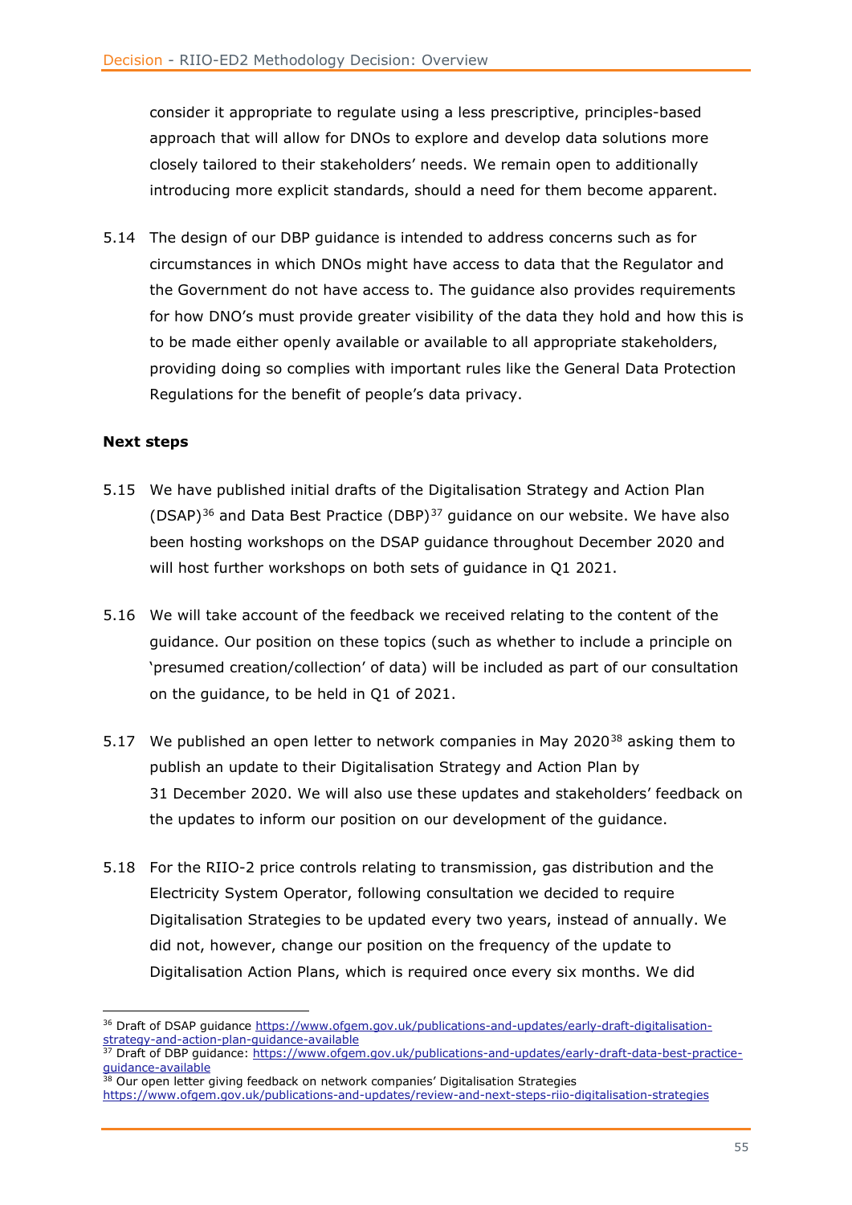consider it appropriate to regulate using a less prescriptive, principles-based approach that will allow for DNOs to explore and develop data solutions more closely tailored to their stakeholders' needs. We remain open to additionally introducing more explicit standards, should a need for them become apparent.

5.14 The design of our DBP guidance is intended to address concerns such as for circumstances in which DNOs might have access to data that the Regulator and the Government do not have access to. The guidance also provides requirements for how DNO's must provide greater visibility of the data they hold and how this is to be made either openly available or available to all appropriate stakeholders, providing doing so complies with important rules like the General Data Protection Regulations for the benefit of people's data privacy.

**Next steps**

5.15 We have published initial drafts of the Digitalisation Strategy and Action Plan (DSAP)[36] and Data Best Practice (DBP)[37] guidance on our website. We have also been hosting workshops on the DSAP guidance throughout December 2020 and will host further workshops on both sets of guidance in Q1 2021.

5.16 We will take account of the feedback we received relating to the content of the guidance. Our position on these topics (such as whether to include a principle on 'presumed creation/collection' of data) will be included as part of our consultation on the guidance, to be held in Q1 of 2021.

5.17 We published an open letter to network companies in May 2020[38] asking them to publish an update to their Digitalisation Strategy and Action Plan by 31 December 2020. We will also use these updates and stakeholders' feedback on the updates to inform our position on our development of the guidance.

5.18 For the RIIO-2 price controls relating to transmission, gas distribution and the Electricity System Operator, following consultation we decided to require Digitalisation Strategies to be updated every two years, instead of annually. We did not, however, change our position on the frequency of the update to Digitalisation Action Plans, which is required once every six months. We did

[36] Draft of DSAP guidance https://www.ofgem.gov.uk/publications-and-updates/early-draft-digitalisation-strategy-and-action-plan-guidance-available

[37] Draft of DBP guidance: https://www.ofgem.gov.uk/publications-and-updates/early-draft-data-best-practice-guidance-available

[38] Our open letter giving feedback on network companies' Digitalisation Strategies https://www.ofgem.gov.uk/publications-and-updates/review-and-next-steps-riio-digitalisation-strategies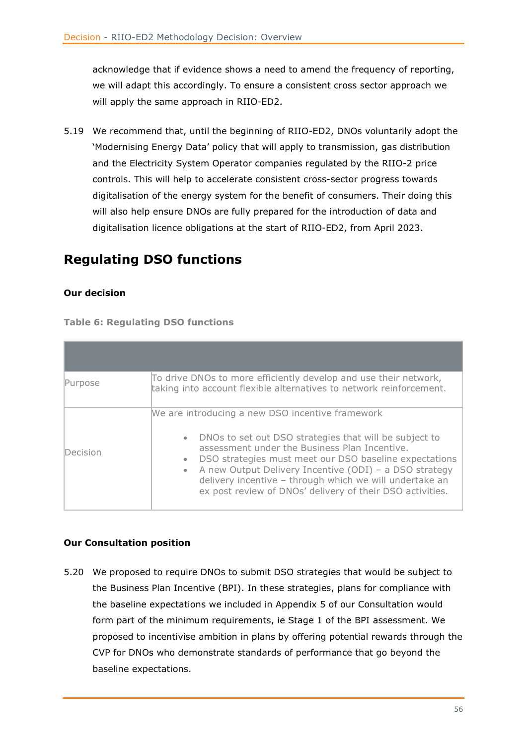acknowledge that if evidence shows a need to amend the frequency of reporting, we will adapt this accordingly. To ensure a consistent cross sector approach we will apply the same approach in RIIO-ED2.

5.19 We recommend that, until the beginning of RIIO-ED2, DNOs voluntarily adopt the 'Modernising Energy Data' policy that will apply to transmission, gas distribution and the Electricity System Operator companies regulated by the RIIO-2 price controls. This will help to accelerate consistent cross-sector progress towards digitalisation of the energy system for the benefit of consumers. Their doing this will also help ensure DNOs are fully prepared for the introduction of data and digitalisation licence obligations at the start of RIIO-ED2, from April 2023.

## Regulating DSO functions

**Our decision**

**Table 6: Regulating DSO functions**

| | |
|---|---|
| Purpose | To drive DNOs to more efficiently develop and use their network, taking into account flexible alternatives to network reinforcement. |
| Decision | We are introducing a new DSO incentive framework<br><br>• DNOs to set out DSO strategies that will be subject to assessment under the Business Plan Incentive.<br>• DSO strategies must meet our DSO baseline expectations<br>• A new Output Delivery Incentive (ODI) – a DSO strategy delivery incentive – through which we will undertake an ex post review of DNOs' delivery of their DSO activities. |

**Our Consultation position**

5.20 We proposed to require DNOs to submit DSO strategies that would be subject to the Business Plan Incentive (BPI). In these strategies, plans for compliance with the baseline expectations we included in Appendix 5 of our Consultation would form part of the minimum requirements, ie Stage 1 of the BPI assessment. We proposed to incentivise ambition in plans by offering potential rewards through the CVP for DNOs who demonstrate standards of performance that go beyond the baseline expectations.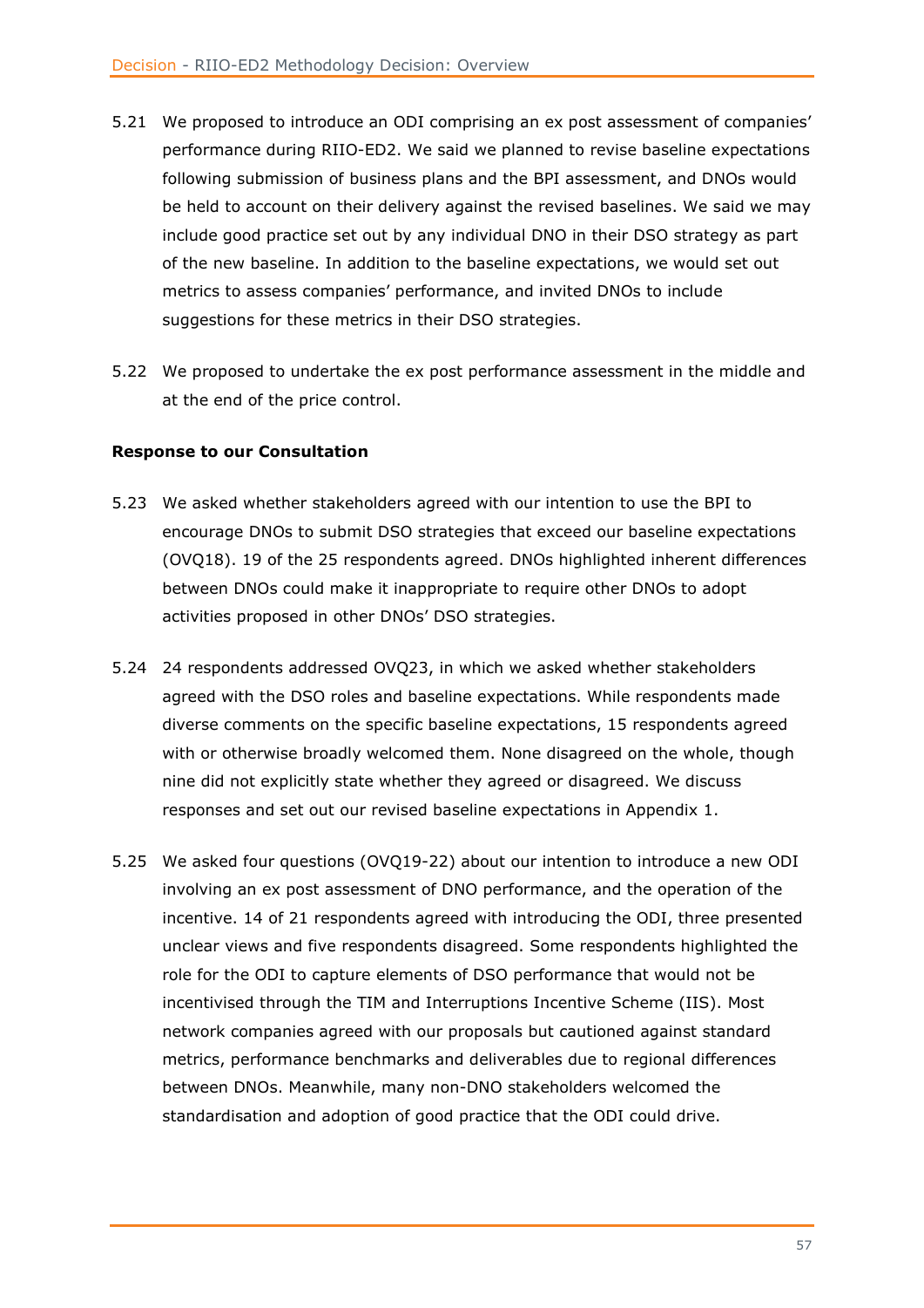5.21 We proposed to introduce an ODI comprising an ex post assessment of companies' performance during RIIO-ED2. We said we planned to revise baseline expectations following submission of business plans and the BPI assessment, and DNOs would be held to account on their delivery against the revised baselines. We said we may include good practice set out by any individual DNO in their DSO strategy as part of the new baseline. In addition to the baseline expectations, we would set out metrics to assess companies' performance, and invited DNOs to include suggestions for these metrics in their DSO strategies.

5.22 We proposed to undertake the ex post performance assessment in the middle and at the end of the price control.

**Response to our Consultation**

5.23 We asked whether stakeholders agreed with our intention to use the BPI to encourage DNOs to submit DSO strategies that exceed our baseline expectations (OVQ18). 19 of the 25 respondents agreed. DNOs highlighted inherent differences between DNOs could make it inappropriate to require other DNOs to adopt activities proposed in other DNOs' DSO strategies.

5.24 24 respondents addressed OVQ23, in which we asked whether stakeholders agreed with the DSO roles and baseline expectations. While respondents made diverse comments on the specific baseline expectations, 15 respondents agreed with or otherwise broadly welcomed them. None disagreed on the whole, though nine did not explicitly state whether they agreed or disagreed. We discuss responses and set out our revised baseline expectations in Appendix 1.

5.25 We asked four questions (OVQ19-22) about our intention to introduce a new ODI involving an ex post assessment of DNO performance, and the operation of the incentive. 14 of 21 respondents agreed with introducing the ODI, three presented unclear views and five respondents disagreed. Some respondents highlighted the role for the ODI to capture elements of DSO performance that would not be incentivised through the TIM and Interruptions Incentive Scheme (IIS). Most network companies agreed with our proposals but cautioned against standard metrics, performance benchmarks and deliverables due to regional differences between DNOs. Meanwhile, many non-DNO stakeholders welcomed the standardisation and adoption of good practice that the ODI could drive.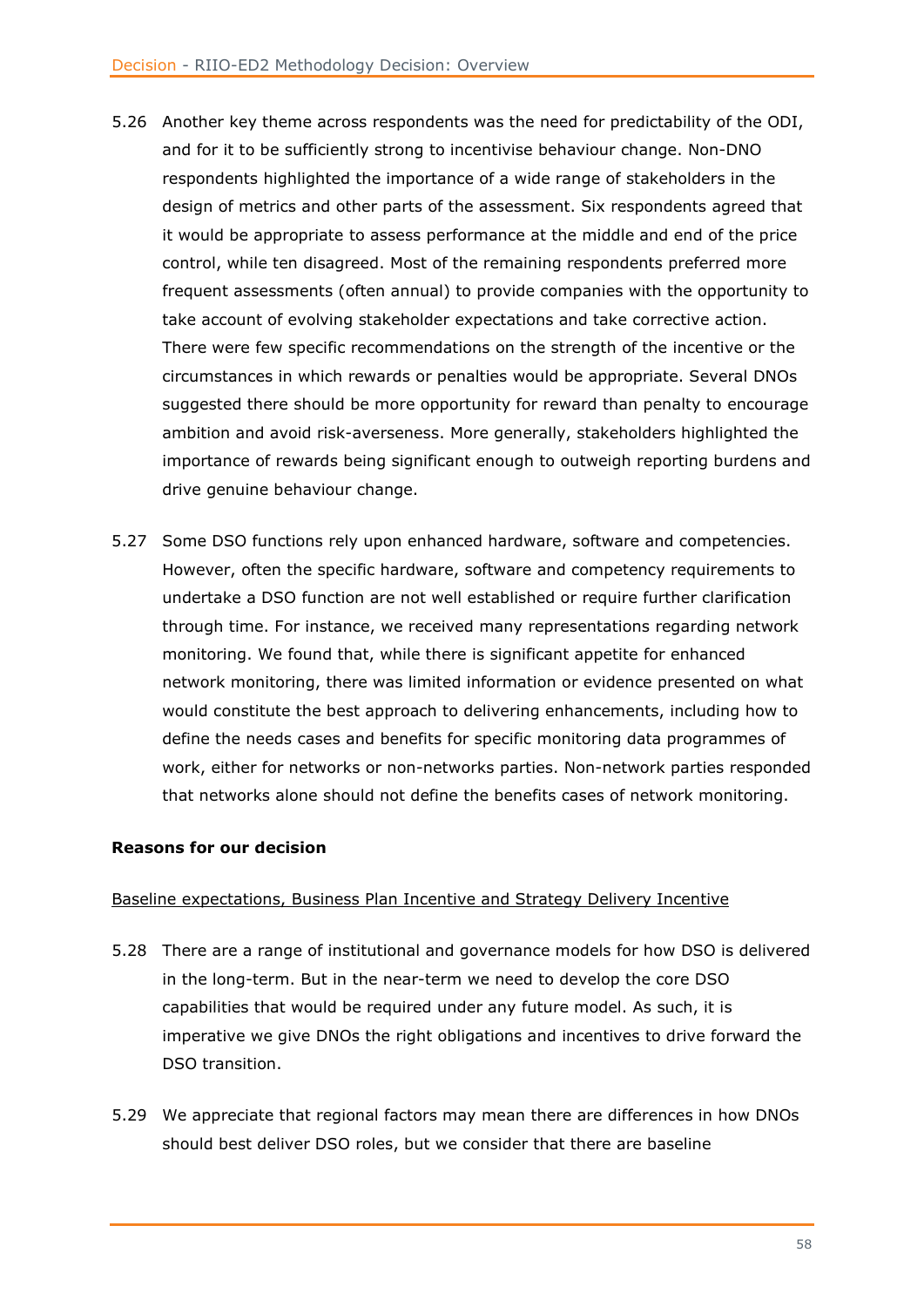5.26 Another key theme across respondents was the need for predictability of the ODI, and for it to be sufficiently strong to incentivise behaviour change. Non-DNO respondents highlighted the importance of a wide range of stakeholders in the design of metrics and other parts of the assessment. Six respondents agreed that it would be appropriate to assess performance at the middle and end of the price control, while ten disagreed. Most of the remaining respondents preferred more frequent assessments (often annual) to provide companies with the opportunity to take account of evolving stakeholder expectations and take corrective action. There were few specific recommendations on the strength of the incentive or the circumstances in which rewards or penalties would be appropriate. Several DNOs suggested there should be more opportunity for reward than penalty to encourage ambition and avoid risk-averseness. More generally, stakeholders highlighted the importance of rewards being significant enough to outweigh reporting burdens and drive genuine behaviour change.

5.27 Some DSO functions rely upon enhanced hardware, software and competencies. However, often the specific hardware, software and competency requirements to undertake a DSO function are not well established or require further clarification through time. For instance, we received many representations regarding network monitoring. We found that, while there is significant appetite for enhanced network monitoring, there was limited information or evidence presented on what would constitute the best approach to delivering enhancements, including how to define the needs cases and benefits for specific monitoring data programmes of work, either for networks or non-networks parties. Non-network parties responded that networks alone should not define the benefits cases of network monitoring.

**Reasons for our decision**

Baseline expectations, Business Plan Incentive and Strategy Delivery Incentive

5.28 There are a range of institutional and governance models for how DSO is delivered in the long-term. But in the near-term we need to develop the core DSO capabilities that would be required under any future model. As such, it is imperative we give DNOs the right obligations and incentives to drive forward the DSO transition.

5.29 We appreciate that regional factors may mean there are differences in how DNOs should best deliver DSO roles, but we consider that there are baseline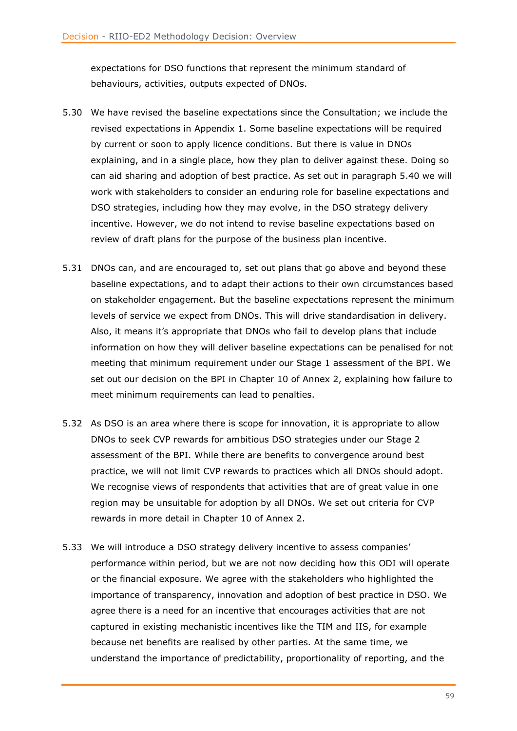expectations for DSO functions that represent the minimum standard of behaviours, activities, outputs expected of DNOs.

5.30 We have revised the baseline expectations since the Consultation; we include the revised expectations in Appendix 1. Some baseline expectations will be required by current or soon to apply licence conditions. But there is value in DNOs explaining, and in a single place, how they plan to deliver against these. Doing so can aid sharing and adoption of best practice. As set out in paragraph 5.40 we will work with stakeholders to consider an enduring role for baseline expectations and DSO strategies, including how they may evolve, in the DSO strategy delivery incentive. However, we do not intend to revise baseline expectations based on review of draft plans for the purpose of the business plan incentive.

5.31 DNOs can, and are encouraged to, set out plans that go above and beyond these baseline expectations, and to adapt their actions to their own circumstances based on stakeholder engagement. But the baseline expectations represent the minimum levels of service we expect from DNOs. This will drive standardisation in delivery. Also, it means it's appropriate that DNOs who fail to develop plans that include information on how they will deliver baseline expectations can be penalised for not meeting that minimum requirement under our Stage 1 assessment of the BPI. We set out our decision on the BPI in Chapter 10 of Annex 2, explaining how failure to meet minimum requirements can lead to penalties.

5.32 As DSO is an area where there is scope for innovation, it is appropriate to allow DNOs to seek CVP rewards for ambitious DSO strategies under our Stage 2 assessment of the BPI. While there are benefits to convergence around best practice, we will not limit CVP rewards to practices which all DNOs should adopt. We recognise views of respondents that activities that are of great value in one region may be unsuitable for adoption by all DNOs. We set out criteria for CVP rewards in more detail in Chapter 10 of Annex 2.

5.33 We will introduce a DSO strategy delivery incentive to assess companies' performance within period, but we are not now deciding how this ODI will operate or the financial exposure. We agree with the stakeholders who highlighted the importance of transparency, innovation and adoption of best practice in DSO. We agree there is a need for an incentive that encourages activities that are not captured in existing mechanistic incentives like the TIM and IIS, for example because net benefits are realised by other parties. At the same time, we understand the importance of predictability, proportionality of reporting, and the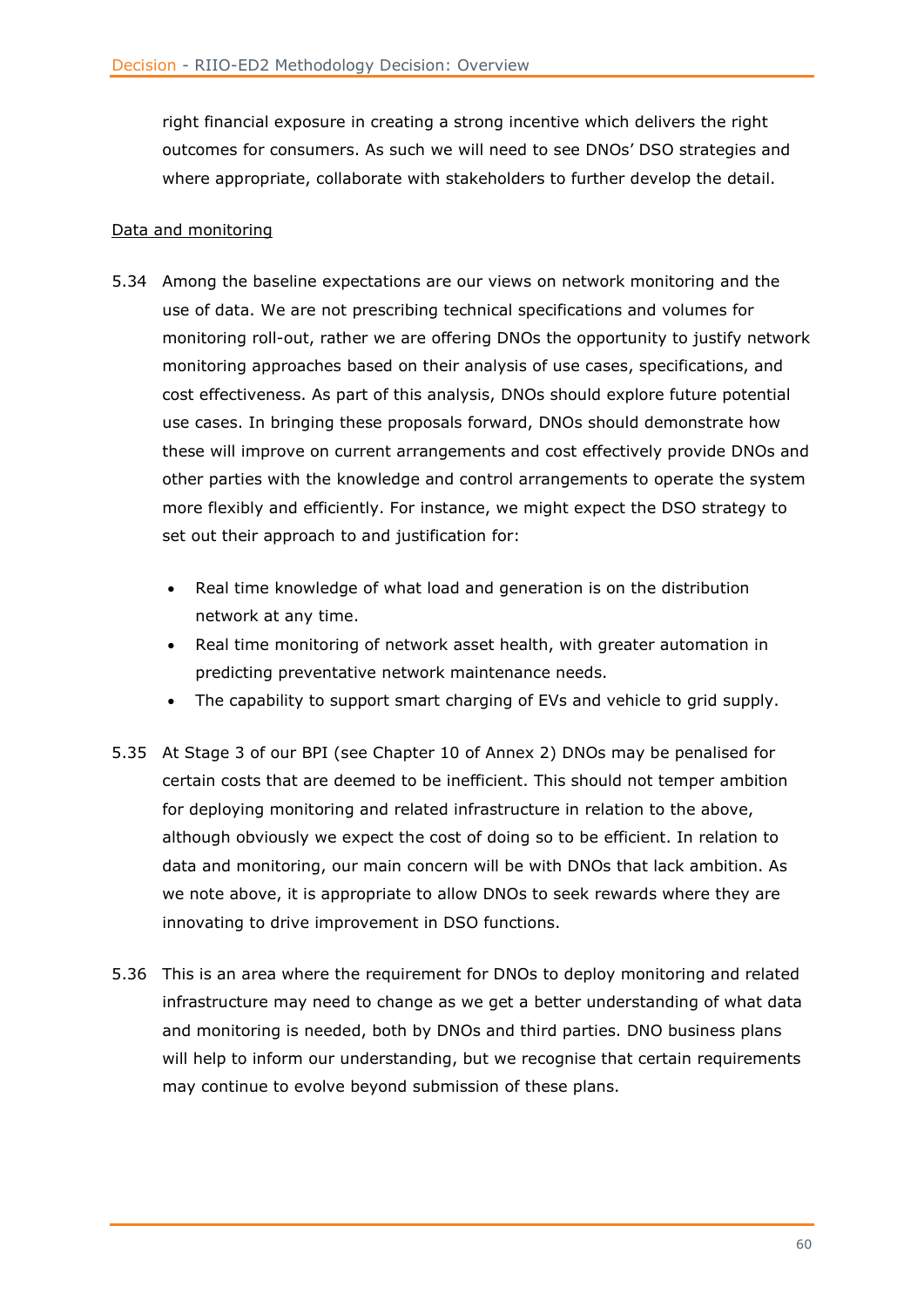right financial exposure in creating a strong incentive which delivers the right outcomes for consumers. As such we will need to see DNOs' DSO strategies and where appropriate, collaborate with stakeholders to further develop the detail.

Data and monitoring

5.34 Among the baseline expectations are our views on network monitoring and the use of data. We are not prescribing technical specifications and volumes for monitoring roll-out, rather we are offering DNOs the opportunity to justify network monitoring approaches based on their analysis of use cases, specifications, and cost effectiveness. As part of this analysis, DNOs should explore future potential use cases. In bringing these proposals forward, DNOs should demonstrate how these will improve on current arrangements and cost effectively provide DNOs and other parties with the knowledge and control arrangements to operate the system more flexibly and efficiently. For instance, we might expect the DSO strategy to set out their approach to and justification for:

- Real time knowledge of what load and generation is on the distribution network at any time.
- Real time monitoring of network asset health, with greater automation in predicting preventative network maintenance needs.
- The capability to support smart charging of EVs and vehicle to grid supply.

5.35 At Stage 3 of our BPI (see Chapter 10 of Annex 2) DNOs may be penalised for certain costs that are deemed to be inefficient. This should not temper ambition for deploying monitoring and related infrastructure in relation to the above, although obviously we expect the cost of doing so to be efficient. In relation to data and monitoring, our main concern will be with DNOs that lack ambition. As we note above, it is appropriate to allow DNOs to seek rewards where they are innovating to drive improvement in DSO functions.

5.36 This is an area where the requirement for DNOs to deploy monitoring and related infrastructure may need to change as we get a better understanding of what data and monitoring is needed, both by DNOs and third parties. DNO business plans will help to inform our understanding, but we recognise that certain requirements may continue to evolve beyond submission of these plans.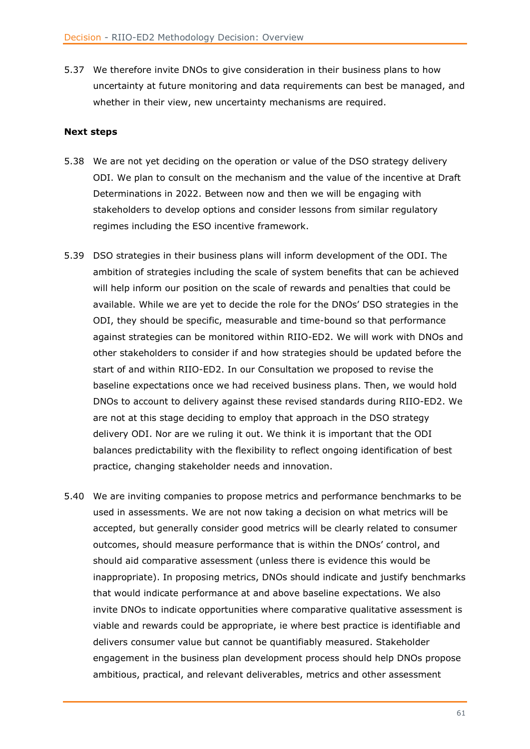5.37 We therefore invite DNOs to give consideration in their business plans to how uncertainty at future monitoring and data requirements can best be managed, and whether in their view, new uncertainty mechanisms are required.

**Next steps**

5.38 We are not yet deciding on the operation or value of the DSO strategy delivery ODI. We plan to consult on the mechanism and the value of the incentive at Draft Determinations in 2022. Between now and then we will be engaging with stakeholders to develop options and consider lessons from similar regulatory regimes including the ESO incentive framework.

5.39 DSO strategies in their business plans will inform development of the ODI. The ambition of strategies including the scale of system benefits that can be achieved will help inform our position on the scale of rewards and penalties that could be available. While we are yet to decide the role for the DNOs' DSO strategies in the ODI, they should be specific, measurable and time-bound so that performance against strategies can be monitored within RIIO-ED2. We will work with DNOs and other stakeholders to consider if and how strategies should be updated before the start of and within RIIO-ED2. In our Consultation we proposed to revise the baseline expectations once we had received business plans. Then, we would hold DNOs to account to delivery against these revised standards during RIIO-ED2. We are not at this stage deciding to employ that approach in the DSO strategy delivery ODI. Nor are we ruling it out. We think it is important that the ODI balances predictability with the flexibility to reflect ongoing identification of best practice, changing stakeholder needs and innovation.

5.40 We are inviting companies to propose metrics and performance benchmarks to be used in assessments. We are not now taking a decision on what metrics will be accepted, but generally consider good metrics will be clearly related to consumer outcomes, should measure performance that is within the DNOs' control, and should aid comparative assessment (unless there is evidence this would be inappropriate). In proposing metrics, DNOs should indicate and justify benchmarks that would indicate performance at and above baseline expectations. We also invite DNOs to indicate opportunities where comparative qualitative assessment is viable and rewards could be appropriate, ie where best practice is identifiable and delivers consumer value but cannot be quantifiably measured. Stakeholder engagement in the business plan development process should help DNOs propose ambitious, practical, and relevant deliverables, metrics and other assessment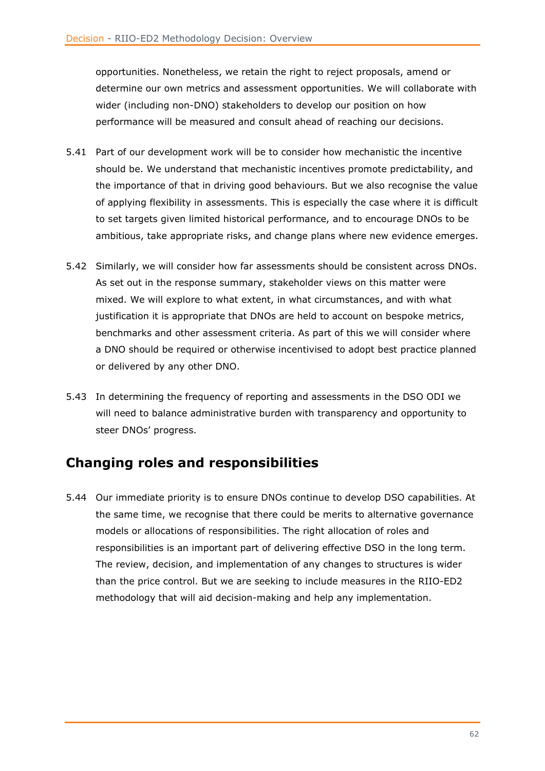opportunities. Nonetheless, we retain the right to reject proposals, amend or determine our own metrics and assessment opportunities. We will collaborate with wider (including non-DNO) stakeholders to develop our position on how performance will be measured and consult ahead of reaching our decisions.

5.41 Part of our development work will be to consider how mechanistic the incentive should be. We understand that mechanistic incentives promote predictability, and the importance of that in driving good behaviours. But we also recognise the value of applying flexibility in assessments. This is especially the case where it is difficult to set targets given limited historical performance, and to encourage DNOs to be ambitious, take appropriate risks, and change plans where new evidence emerges.

5.42 Similarly, we will consider how far assessments should be consistent across DNOs. As set out in the response summary, stakeholder views on this matter were mixed. We will explore to what extent, in what circumstances, and with what justification it is appropriate that DNOs are held to account on bespoke metrics, benchmarks and other assessment criteria. As part of this we will consider where a DNO should be required or otherwise incentivised to adopt best practice planned or delivered by any other DNO.

5.43 In determining the frequency of reporting and assessments in the DSO ODI we will need to balance administrative burden with transparency and opportunity to steer DNOs' progress.

## Changing roles and responsibilities

5.44 Our immediate priority is to ensure DNOs continue to develop DSO capabilities. At the same time, we recognise that there could be merits to alternative governance models or allocations of responsibilities. The right allocation of roles and responsibilities is an important part of delivering effective DSO in the long term. The review, decision, and implementation of any changes to structures is wider than the price control. But we are seeking to include measures in the RIIO-ED2 methodology that will aid decision-making and help any implementation.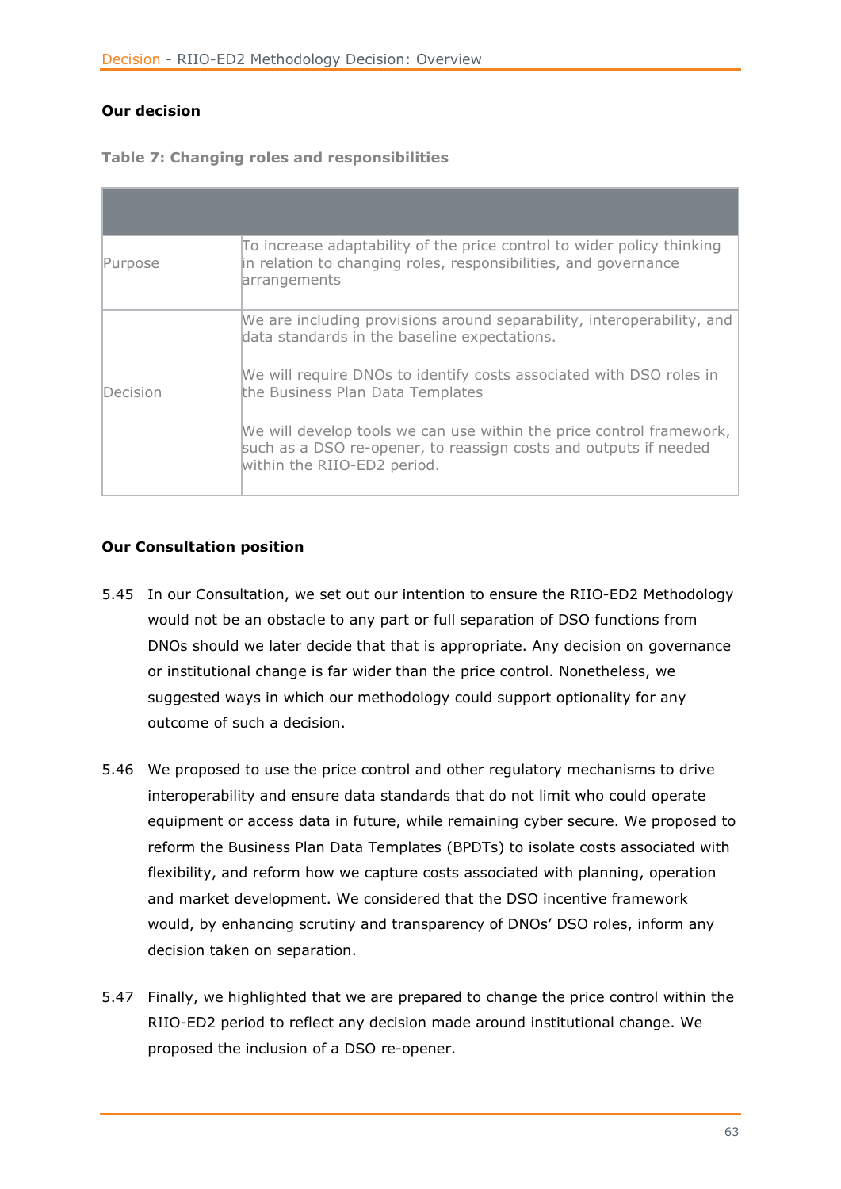**Our decision**

**Table 7: Changing roles and responsibilities**

| | |
|---|---|
| Purpose | To increase adaptability of the price control to wider policy thinking in relation to changing roles, responsibilities, and governance arrangements |
| Decision | We are including provisions around separability, interoperability, and data standards in the baseline expectations.<br><br>We will require DNOs to identify costs associated with DSO roles in the Business Plan Data Templates<br><br>We will develop tools we can use within the price control framework, such as a DSO re-opener, to reassign costs and outputs if needed within the RIIO-ED2 period. |

**Our Consultation position**

5.45 In our Consultation, we set out our intention to ensure the RIIO-ED2 Methodology would not be an obstacle to any part or full separation of DSO functions from DNOs should we later decide that that is appropriate. Any decision on governance or institutional change is far wider than the price control. Nonetheless, we suggested ways in which our methodology could support optionality for any outcome of such a decision.

5.46 We proposed to use the price control and other regulatory mechanisms to drive interoperability and ensure data standards that do not limit who could operate equipment or access data in future, while remaining cyber secure. We proposed to reform the Business Plan Data Templates (BPDTs) to isolate costs associated with flexibility, and reform how we capture costs associated with planning, operation and market development. We considered that the DSO incentive framework would, by enhancing scrutiny and transparency of DNOs' DSO roles, inform any decision taken on separation.

5.47 Finally, we highlighted that we are prepared to change the price control within the RIIO-ED2 period to reflect any decision made around institutional change. We proposed the inclusion of a DSO re-opener.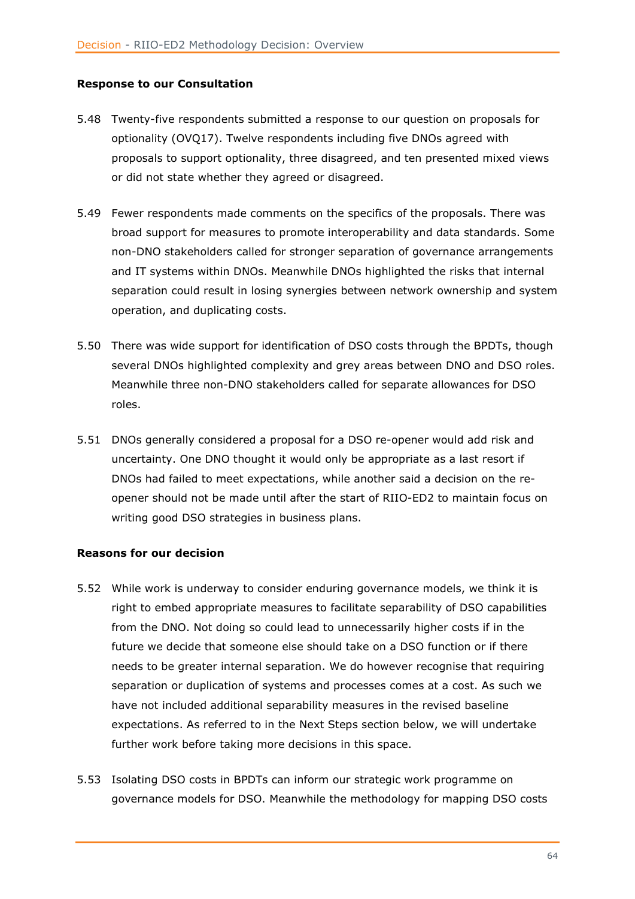**Response to our Consultation**

5.48 Twenty-five respondents submitted a response to our question on proposals for optionality (OVQ17). Twelve respondents including five DNOs agreed with proposals to support optionality, three disagreed, and ten presented mixed views or did not state whether they agreed or disagreed.

5.49 Fewer respondents made comments on the specifics of the proposals. There was broad support for measures to promote interoperability and data standards. Some non-DNO stakeholders called for stronger separation of governance arrangements and IT systems within DNOs. Meanwhile DNOs highlighted the risks that internal separation could result in losing synergies between network ownership and system operation, and duplicating costs.

5.50 There was wide support for identification of DSO costs through the BPDTs, though several DNOs highlighted complexity and grey areas between DNO and DSO roles. Meanwhile three non-DNO stakeholders called for separate allowances for DSO roles.

5.51 DNOs generally considered a proposal for a DSO re-opener would add risk and uncertainty. One DNO thought it would only be appropriate as a last resort if DNOs had failed to meet expectations, while another said a decision on the re-opener should not be made until after the start of RIIO-ED2 to maintain focus on writing good DSO strategies in business plans.

**Reasons for our decision**

5.52 While work is underway to consider enduring governance models, we think it is right to embed appropriate measures to facilitate separability of DSO capabilities from the DNO. Not doing so could lead to unnecessarily higher costs if in the future we decide that someone else should take on a DSO function or if there needs to be greater internal separation. We do however recognise that requiring separation or duplication of systems and processes comes at a cost. As such we have not included additional separability measures in the revised baseline expectations. As referred to in the Next Steps section below, we will undertake further work before taking more decisions in this space.

5.53 Isolating DSO costs in BPDTs can inform our strategic work programme on governance models for DSO. Meanwhile the methodology for mapping DSO costs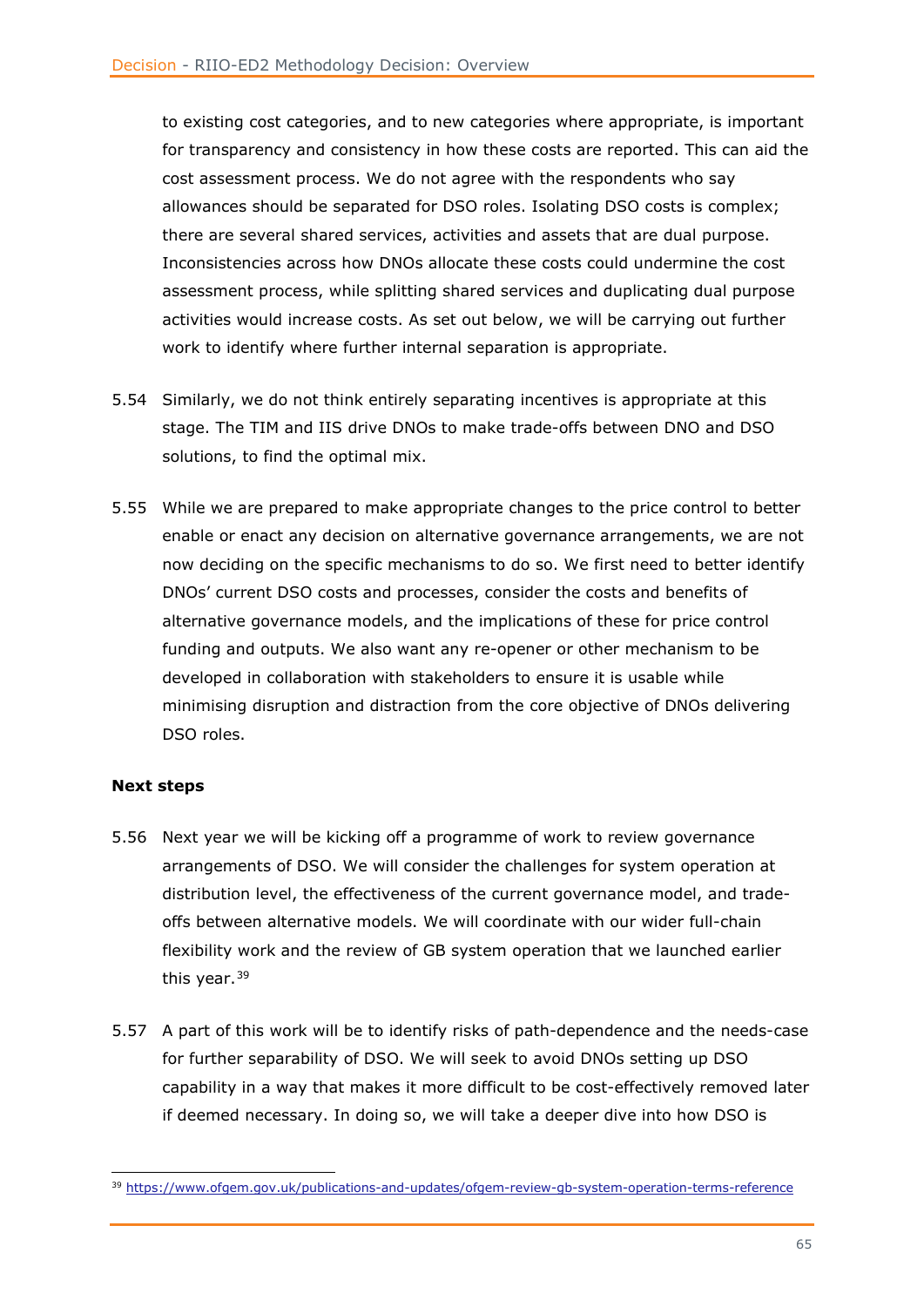to existing cost categories, and to new categories where appropriate, is important for transparency and consistency in how these costs are reported. This can aid the cost assessment process. We do not agree with the respondents who say allowances should be separated for DSO roles. Isolating DSO costs is complex; there are several shared services, activities and assets that are dual purpose. Inconsistencies across how DNOs allocate these costs could undermine the cost assessment process, while splitting shared services and duplicating dual purpose activities would increase costs. As set out below, we will be carrying out further work to identify where further internal separation is appropriate.

5.54 Similarly, we do not think entirely separating incentives is appropriate at this stage. The TIM and IIS drive DNOs to make trade-offs between DNO and DSO solutions, to find the optimal mix.

5.55 While we are prepared to make appropriate changes to the price control to better enable or enact any decision on alternative governance arrangements, we are not now deciding on the specific mechanisms to do so. We first need to better identify DNOs' current DSO costs and processes, consider the costs and benefits of alternative governance models, and the implications of these for price control funding and outputs. We also want any re-opener or other mechanism to be developed in collaboration with stakeholders to ensure it is usable while minimising disruption and distraction from the core objective of DNOs delivering DSO roles.

**Next steps**

5.56 Next year we will be kicking off a programme of work to review governance arrangements of DSO. We will consider the challenges for system operation at distribution level, the effectiveness of the current governance model, and trade-offs between alternative models. We will coordinate with our wider full-chain flexibility work and the review of GB system operation that we launched earlier this year.[39]

5.57 A part of this work will be to identify risks of path-dependence and the needs-case for further separability of DSO. We will seek to avoid DNOs setting up DSO capability in a way that makes it more difficult to be cost-effectively removed later if deemed necessary. In doing so, we will take a deeper dive into how DSO is

[39] https://www.ofgem.gov.uk/publications-and-updates/ofgem-review-gb-system-operation-terms-reference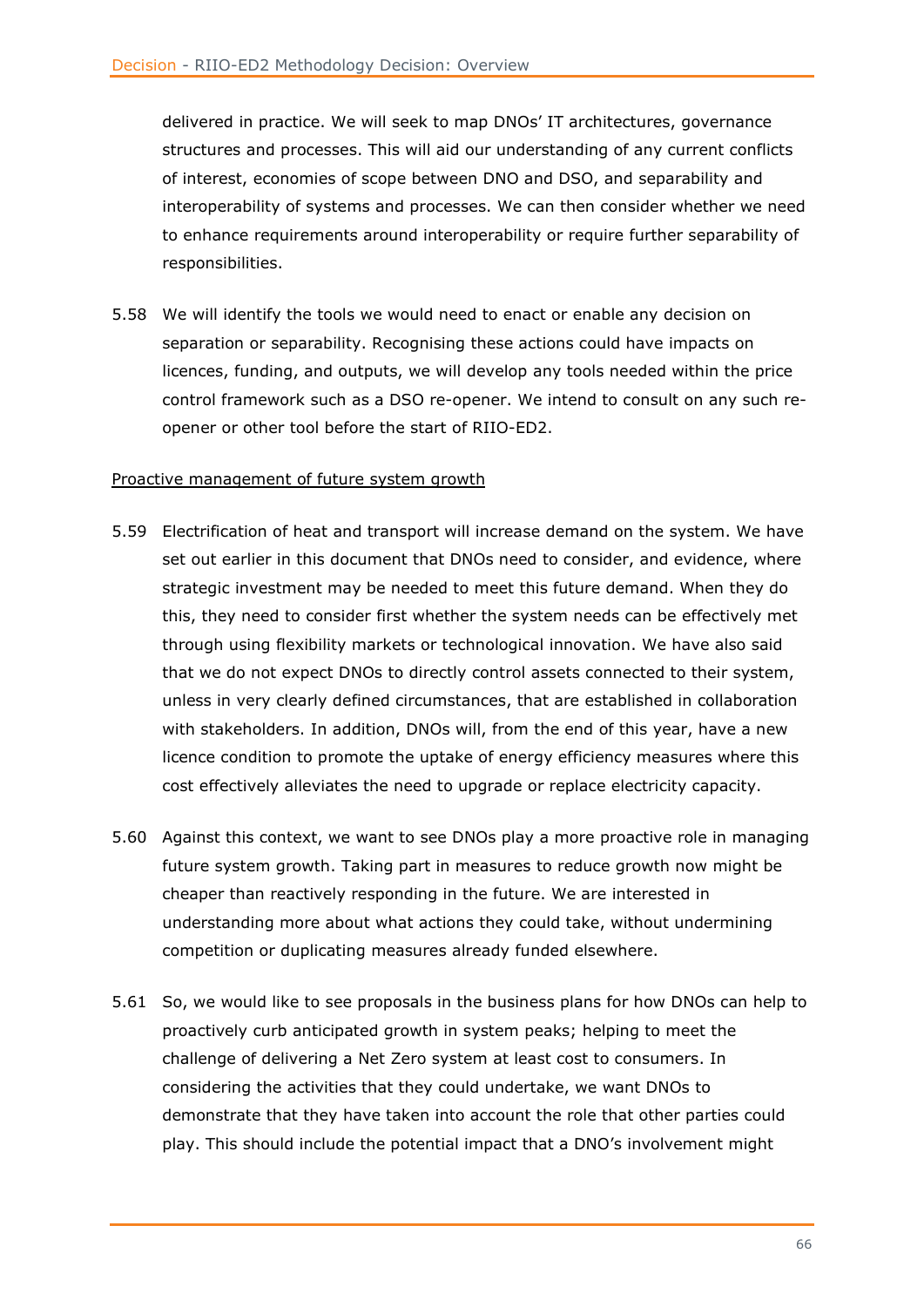delivered in practice. We will seek to map DNOs' IT architectures, governance structures and processes. This will aid our understanding of any current conflicts of interest, economies of scope between DNO and DSO, and separability and interoperability of systems and processes. We can then consider whether we need to enhance requirements around interoperability or require further separability of responsibilities.

5.58 We will identify the tools we would need to enact or enable any decision on separation or separability. Recognising these actions could have impacts on licences, funding, and outputs, we will develop any tools needed within the price control framework such as a DSO re-opener. We intend to consult on any such re-opener or other tool before the start of RIIO-ED2.

Proactive management of future system growth

5.59 Electrification of heat and transport will increase demand on the system. We have set out earlier in this document that DNOs need to consider, and evidence, where strategic investment may be needed to meet this future demand. When they do this, they need to consider first whether the system needs can be effectively met through using flexibility markets or technological innovation. We have also said that we do not expect DNOs to directly control assets connected to their system, unless in very clearly defined circumstances, that are established in collaboration with stakeholders. In addition, DNOs will, from the end of this year, have a new licence condition to promote the uptake of energy efficiency measures where this cost effectively alleviates the need to upgrade or replace electricity capacity.

5.60 Against this context, we want to see DNOs play a more proactive role in managing future system growth. Taking part in measures to reduce growth now might be cheaper than reactively responding in the future. We are interested in understanding more about what actions they could take, without undermining competition or duplicating measures already funded elsewhere.

5.61 So, we would like to see proposals in the business plans for how DNOs can help to proactively curb anticipated growth in system peaks; helping to meet the challenge of delivering a Net Zero system at least cost to consumers. In considering the activities that they could undertake, we want DNOs to demonstrate that they have taken into account the role that other parties could play. This should include the potential impact that a DNO's involvement might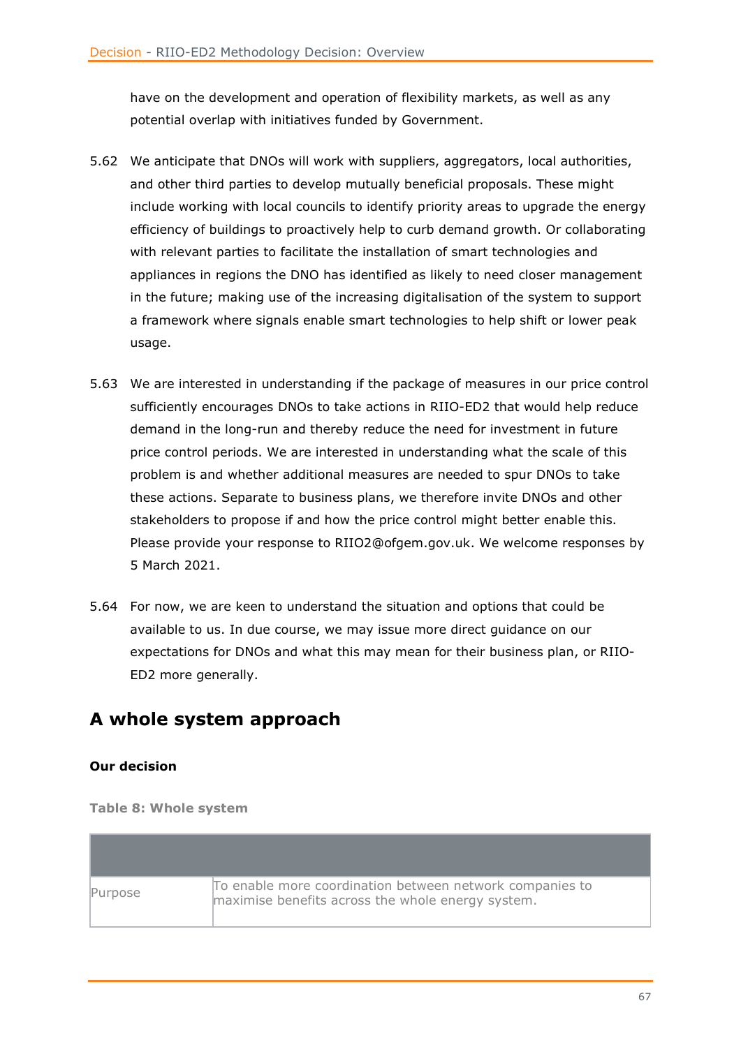have on the development and operation of flexibility markets, as well as any potential overlap with initiatives funded by Government.

5.62 We anticipate that DNOs will work with suppliers, aggregators, local authorities, and other third parties to develop mutually beneficial proposals. These might include working with local councils to identify priority areas to upgrade the energy efficiency of buildings to proactively help to curb demand growth. Or collaborating with relevant parties to facilitate the installation of smart technologies and appliances in regions the DNO has identified as likely to need closer management in the future; making use of the increasing digitalisation of the system to support a framework where signals enable smart technologies to help shift or lower peak usage.

5.63 We are interested in understanding if the package of measures in our price control sufficiently encourages DNOs to take actions in RIIO-ED2 that would help reduce demand in the long-run and thereby reduce the need for investment in future price control periods. We are interested in understanding what the scale of this problem is and whether additional measures are needed to spur DNOs to take these actions. Separate to business plans, we therefore invite DNOs and other stakeholders to propose if and how the price control might better enable this. Please provide your response to RIIO2@ofgem.gov.uk. We welcome responses by 5 March 2021.

5.64 For now, we are keen to understand the situation and options that could be available to us. In due course, we may issue more direct guidance on our expectations for DNOs and what this may mean for their business plan, or RIIO-ED2 more generally.

## A whole system approach

**Our decision**

**Table 8: Whole system**

| | |
|---|---|
| Purpose | To enable more coordination between network companies to maximise benefits across the whole energy system. |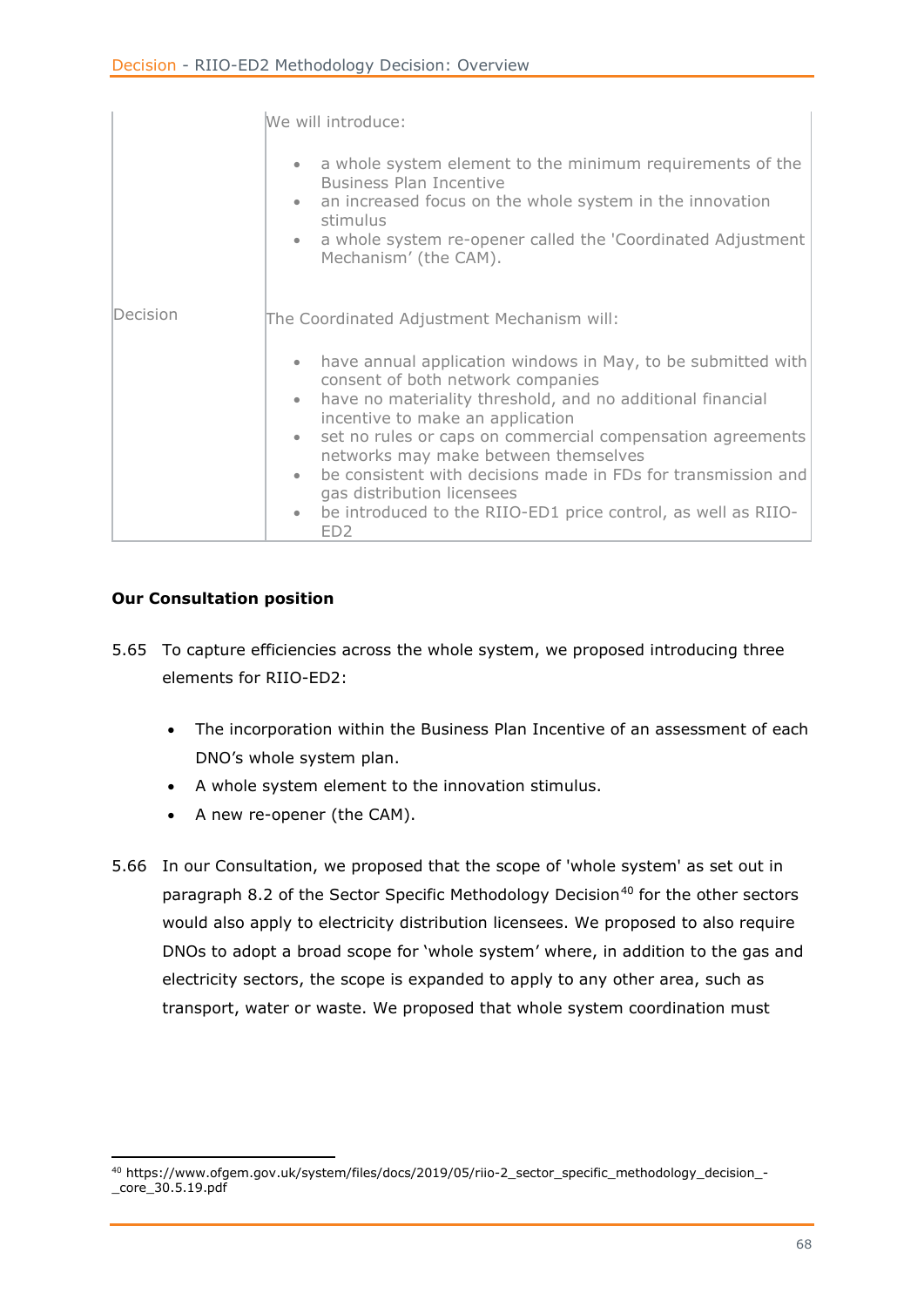| | |
|---|---|
| Decision | We will introduce:<br><br>• a whole system element to the minimum requirements of the Business Plan Incentive<br>• an increased focus on the whole system in the innovation stimulus<br>• a whole system re-opener called the 'Coordinated Adjustment Mechanism' (the CAM).<br><br>The Coordinated Adjustment Mechanism will:<br><br>• have annual application windows in May, to be submitted with consent of both network companies<br>• have no materiality threshold, and no additional financial incentive to make an application<br>• set no rules or caps on commercial compensation agreements networks may make between themselves<br>• be consistent with decisions made in FDs for transmission and gas distribution licensees<br>• be introduced to the RIIO-ED1 price control, as well as RIIO-ED2 |

**Our Consultation position**

5.65 To capture efficiencies across the whole system, we proposed introducing three elements for RIIO-ED2:

- The incorporation within the Business Plan Incentive of an assessment of each DNO's whole system plan.
- A whole system element to the innovation stimulus.
- A new re-opener (the CAM).

5.66 In our Consultation, we proposed that the scope of 'whole system' as set out in paragraph 8.2 of the Sector Specific Methodology Decision[40] for the other sectors would also apply to electricity distribution licensees. We proposed to also require DNOs to adopt a broad scope for 'whole system' where, in addition to the gas and electricity sectors, the scope is expanded to apply to any other area, such as transport, water or waste. We proposed that whole system coordination must

[40] https://www.ofgem.gov.uk/system/files/docs/2019/05/riio-2_sector_specific_methodology_decision_-_core_30.5.19.pdf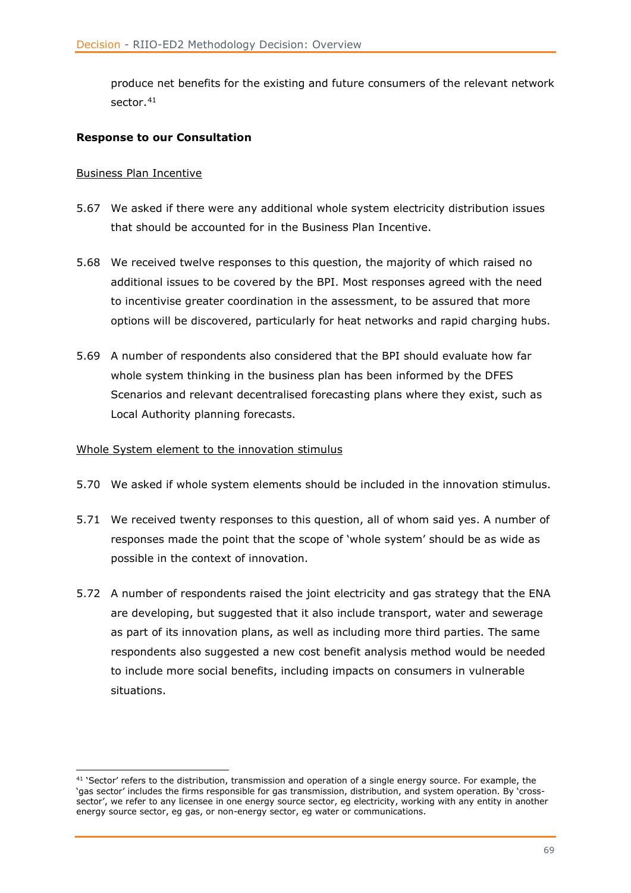produce net benefits for the existing and future consumers of the relevant network sector.[41]

**Response to our Consultation**

Business Plan Incentive

5.67 We asked if there were any additional whole system electricity distribution issues that should be accounted for in the Business Plan Incentive.

5.68 We received twelve responses to this question, the majority of which raised no additional issues to be covered by the BPI. Most responses agreed with the need to incentivise greater coordination in the assessment, to be assured that more options will be discovered, particularly for heat networks and rapid charging hubs.

5.69 A number of respondents also considered that the BPI should evaluate how far whole system thinking in the business plan has been informed by the DFES Scenarios and relevant decentralised forecasting plans where they exist, such as Local Authority planning forecasts.

Whole System element to the innovation stimulus

5.70 We asked if whole system elements should be included in the innovation stimulus.

5.71 We received twenty responses to this question, all of whom said yes. A number of responses made the point that the scope of 'whole system' should be as wide as possible in the context of innovation.

5.72 A number of respondents raised the joint electricity and gas strategy that the ENA are developing, but suggested that it also include transport, water and sewerage as part of its innovation plans, as well as including more third parties. The same respondents also suggested a new cost benefit analysis method would be needed to include more social benefits, including impacts on consumers in vulnerable situations.

[41] 'Sector' refers to the distribution, transmission and operation of a single energy source. For example, the 'gas sector' includes the firms responsible for gas transmission, distribution, and system operation. By 'cross-sector', we refer to any licensee in one energy source sector, eg electricity, working with any entity in another energy source sector, eg gas, or non-energy sector, eg water or communications.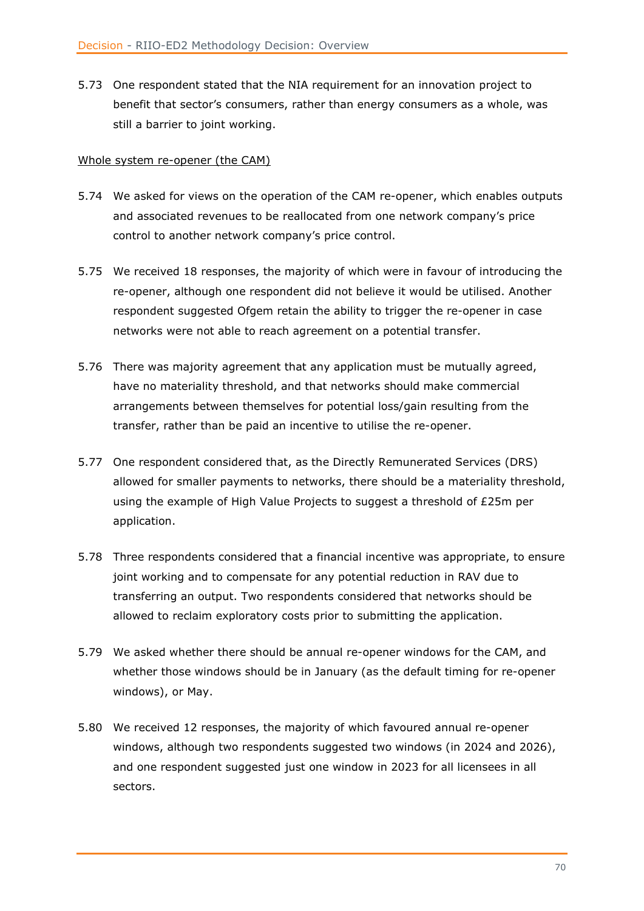5.73 One respondent stated that the NIA requirement for an innovation project to benefit that sector's consumers, rather than energy consumers as a whole, was still a barrier to joint working.

Whole system re-opener (the CAM)

5.74 We asked for views on the operation of the CAM re-opener, which enables outputs and associated revenues to be reallocated from one network company's price control to another network company's price control.

5.75 We received 18 responses, the majority of which were in favour of introducing the re-opener, although one respondent did not believe it would be utilised. Another respondent suggested Ofgem retain the ability to trigger the re-opener in case networks were not able to reach agreement on a potential transfer.

5.76 There was majority agreement that any application must be mutually agreed, have no materiality threshold, and that networks should make commercial arrangements between themselves for potential loss/gain resulting from the transfer, rather than be paid an incentive to utilise the re-opener.

5.77 One respondent considered that, as the Directly Remunerated Services (DRS) allowed for smaller payments to networks, there should be a materiality threshold, using the example of High Value Projects to suggest a threshold of £25m per application.

5.78 Three respondents considered that a financial incentive was appropriate, to ensure joint working and to compensate for any potential reduction in RAV due to transferring an output. Two respondents considered that networks should be allowed to reclaim exploratory costs prior to submitting the application.

5.79 We asked whether there should be annual re-opener windows for the CAM, and whether those windows should be in January (as the default timing for re-opener windows), or May.

5.80 We received 12 responses, the majority of which favoured annual re-opener windows, although two respondents suggested two windows (in 2024 and 2026), and one respondent suggested just one window in 2023 for all licensees in all sectors.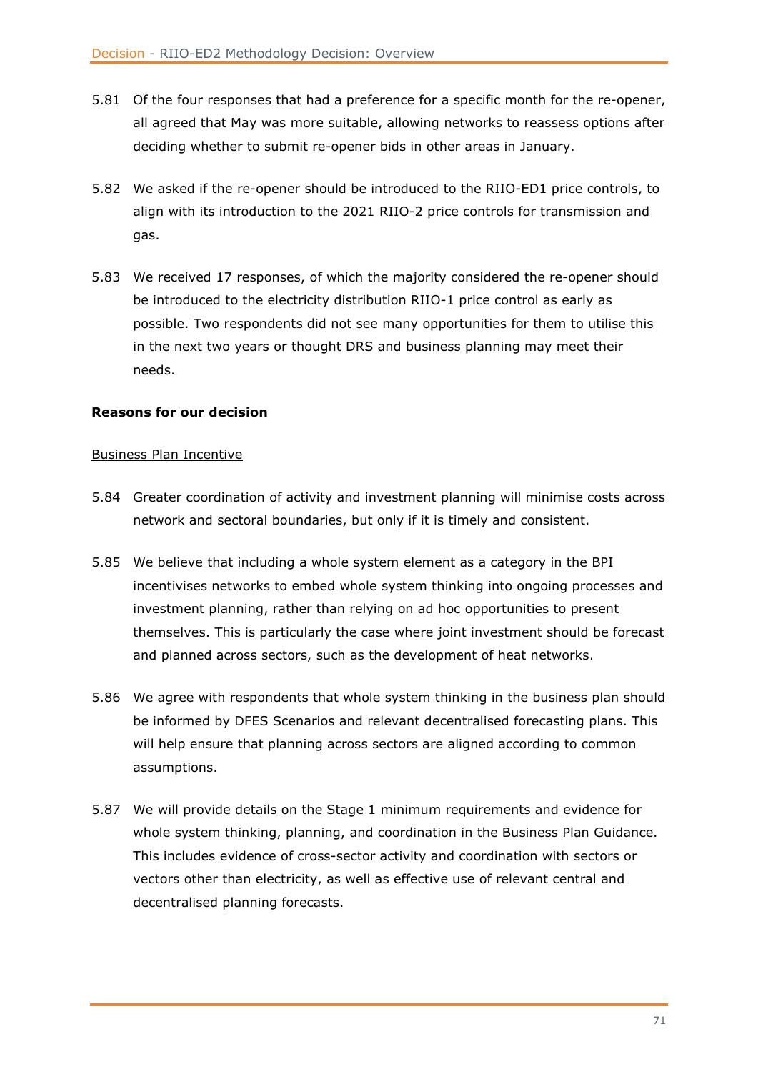5.81 Of the four responses that had a preference for a specific month for the re-opener, all agreed that May was more suitable, allowing networks to reassess options after deciding whether to submit re-opener bids in other areas in January.

5.82 We asked if the re-opener should be introduced to the RIIO-ED1 price controls, to align with its introduction to the 2021 RIIO-2 price controls for transmission and gas.

5.83 We received 17 responses, of which the majority considered the re-opener should be introduced to the electricity distribution RIIO-1 price control as early as possible. Two respondents did not see many opportunities for them to utilise this in the next two years or thought DRS and business planning may meet their needs.

**Reasons for our decision**

Business Plan Incentive

5.84 Greater coordination of activity and investment planning will minimise costs across network and sectoral boundaries, but only if it is timely and consistent.

5.85 We believe that including a whole system element as a category in the BPI incentivises networks to embed whole system thinking into ongoing processes and investment planning, rather than relying on ad hoc opportunities to present themselves. This is particularly the case where joint investment should be forecast and planned across sectors, such as the development of heat networks.

5.86 We agree with respondents that whole system thinking in the business plan should be informed by DFES Scenarios and relevant decentralised forecasting plans. This will help ensure that planning across sectors are aligned according to common assumptions.

5.87 We will provide details on the Stage 1 minimum requirements and evidence for whole system thinking, planning, and coordination in the Business Plan Guidance. This includes evidence of cross-sector activity and coordination with sectors or vectors other than electricity, as well as effective use of relevant central and decentralised planning forecasts.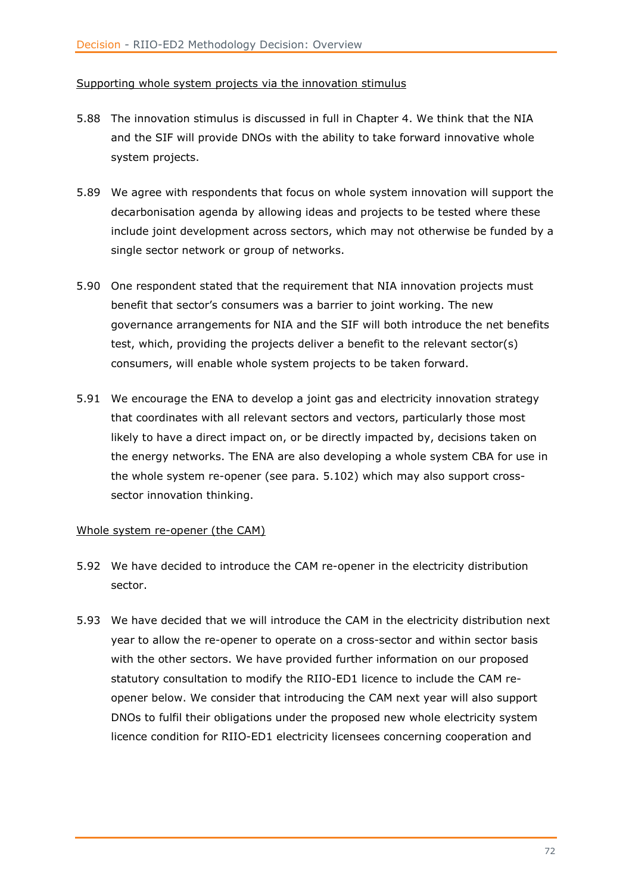Supporting whole system projects via the innovation stimulus

5.88 The innovation stimulus is discussed in full in Chapter 4. We think that the NIA and the SIF will provide DNOs with the ability to take forward innovative whole system projects.

5.89 We agree with respondents that focus on whole system innovation will support the decarbonisation agenda by allowing ideas and projects to be tested where these include joint development across sectors, which may not otherwise be funded by a single sector network or group of networks.

5.90 One respondent stated that the requirement that NIA innovation projects must benefit that sector's consumers was a barrier to joint working. The new governance arrangements for NIA and the SIF will both introduce the net benefits test, which, providing the projects deliver a benefit to the relevant sector(s) consumers, will enable whole system projects to be taken forward.

5.91 We encourage the ENA to develop a joint gas and electricity innovation strategy that coordinates with all relevant sectors and vectors, particularly those most likely to have a direct impact on, or be directly impacted by, decisions taken on the energy networks. The ENA are also developing a whole system CBA for use in the whole system re-opener (see para. 5.102) which may also support cross-sector innovation thinking.

Whole system re-opener (the CAM)

5.92 We have decided to introduce the CAM re-opener in the electricity distribution sector.

5.93 We have decided that we will introduce the CAM in the electricity distribution next year to allow the re-opener to operate on a cross-sector and within sector basis with the other sectors. We have provided further information on our proposed statutory consultation to modify the RIIO-ED1 licence to include the CAM re-opener below. We consider that introducing the CAM next year will also support DNOs to fulfil their obligations under the proposed new whole electricity system licence condition for RIIO-ED1 electricity licensees concerning cooperation and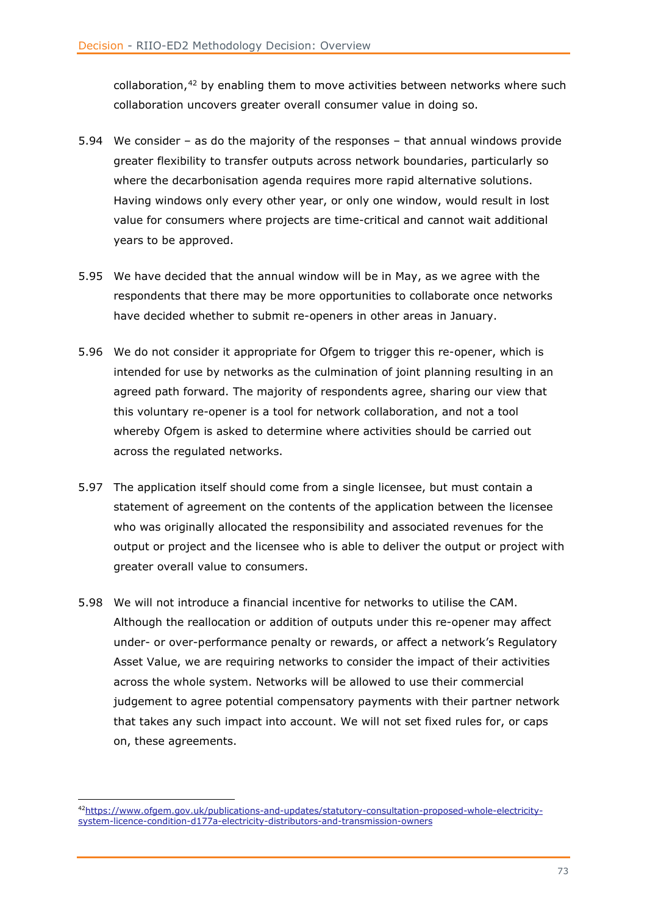collaboration,[42] by enabling them to move activities between networks where such collaboration uncovers greater overall consumer value in doing so.

5.94 We consider – as do the majority of the responses – that annual windows provide greater flexibility to transfer outputs across network boundaries, particularly so where the decarbonisation agenda requires more rapid alternative solutions. Having windows only every other year, or only one window, would result in lost value for consumers where projects are time-critical and cannot wait additional years to be approved.

5.95 We have decided that the annual window will be in May, as we agree with the respondents that there may be more opportunities to collaborate once networks have decided whether to submit re-openers in other areas in January.

5.96 We do not consider it appropriate for Ofgem to trigger this re-opener, which is intended for use by networks as the culmination of joint planning resulting in an agreed path forward. The majority of respondents agree, sharing our view that this voluntary re-opener is a tool for network collaboration, and not a tool whereby Ofgem is asked to determine where activities should be carried out across the regulated networks.

5.97 The application itself should come from a single licensee, but must contain a statement of agreement on the contents of the application between the licensee who was originally allocated the responsibility and associated revenues for the output or project and the licensee who is able to deliver the output or project with greater overall value to consumers.

5.98 We will not introduce a financial incentive for networks to utilise the CAM. Although the reallocation or addition of outputs under this re-opener may affect under- or over-performance penalty or rewards, or affect a network's Regulatory Asset Value, we are requiring networks to consider the impact of their activities across the whole system. Networks will be allowed to use their commercial judgement to agree potential compensatory payments with their partner network that takes any such impact into account. We will not set fixed rules for, or caps on, these agreements.

---

[42] https://www.ofgem.gov.uk/publications-and-updates/statutory-consultation-proposed-whole-electricity-system-licence-condition-d177a-electricity-distributors-and-transmission-owners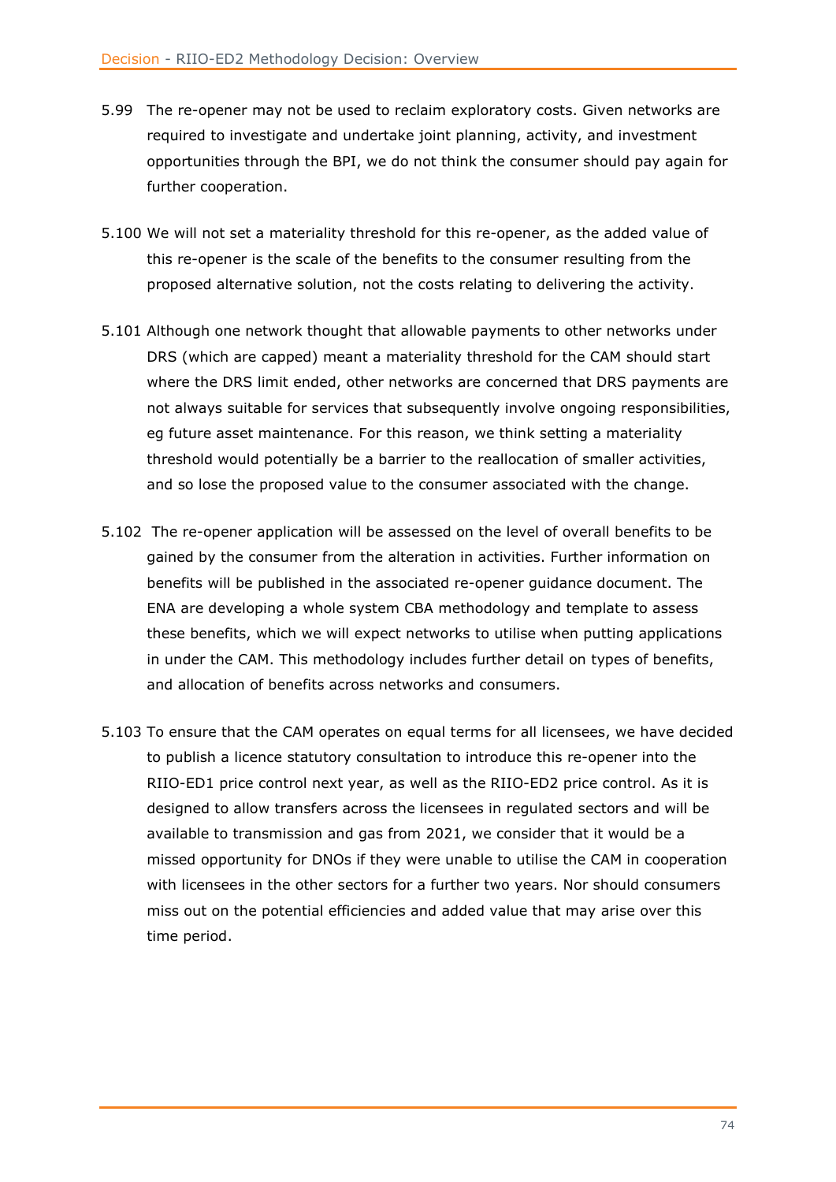5.99 The re-opener may not be used to reclaim exploratory costs. Given networks are required to investigate and undertake joint planning, activity, and investment opportunities through the BPI, we do not think the consumer should pay again for further cooperation.

5.100 We will not set a materiality threshold for this re-opener, as the added value of this re-opener is the scale of the benefits to the consumer resulting from the proposed alternative solution, not the costs relating to delivering the activity.

5.101 Although one network thought that allowable payments to other networks under DRS (which are capped) meant a materiality threshold for the CAM should start where the DRS limit ended, other networks are concerned that DRS payments are not always suitable for services that subsequently involve ongoing responsibilities, eg future asset maintenance. For this reason, we think setting a materiality threshold would potentially be a barrier to the reallocation of smaller activities, and so lose the proposed value to the consumer associated with the change.

5.102 The re-opener application will be assessed on the level of overall benefits to be gained by the consumer from the alteration in activities. Further information on benefits will be published in the associated re-opener guidance document. The ENA are developing a whole system CBA methodology and template to assess these benefits, which we will expect networks to utilise when putting applications in under the CAM. This methodology includes further detail on types of benefits, and allocation of benefits across networks and consumers.

5.103 To ensure that the CAM operates on equal terms for all licensees, we have decided to publish a licence statutory consultation to introduce this re-opener into the RIIO-ED1 price control next year, as well as the RIIO-ED2 price control. As it is designed to allow transfers across the licensees in regulated sectors and will be available to transmission and gas from 2021, we consider that it would be a missed opportunity for DNOs if they were unable to utilise the CAM in cooperation with licensees in the other sectors for a further two years. Nor should consumers miss out on the potential efficiencies and added value that may arise over this time period.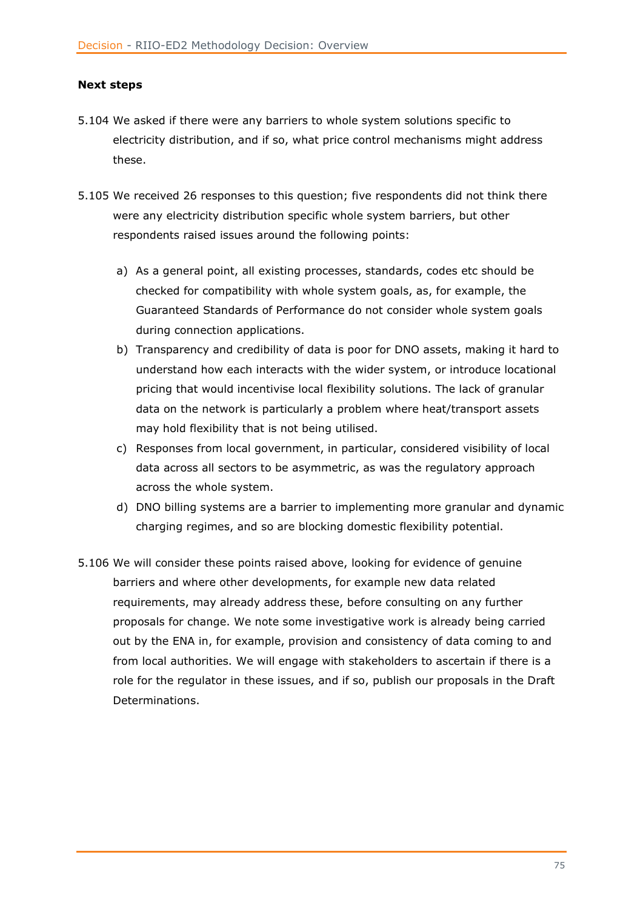**Next steps**

5.104 We asked if there were any barriers to whole system solutions specific to electricity distribution, and if so, what price control mechanisms might address these.

5.105 We received 26 responses to this question; five respondents did not think there were any electricity distribution specific whole system barriers, but other respondents raised issues around the following points:

a) As a general point, all existing processes, standards, codes etc should be checked for compatibility with whole system goals, as, for example, the Guaranteed Standards of Performance do not consider whole system goals during connection applications.

b) Transparency and credibility of data is poor for DNO assets, making it hard to understand how each interacts with the wider system, or introduce locational pricing that would incentivise local flexibility solutions. The lack of granular data on the network is particularly a problem where heat/transport assets may hold flexibility that is not being utilised.

c) Responses from local government, in particular, considered visibility of local data across all sectors to be asymmetric, as was the regulatory approach across the whole system.

d) DNO billing systems are a barrier to implementing more granular and dynamic charging regimes, and so are blocking domestic flexibility potential.

5.106 We will consider these points raised above, looking for evidence of genuine barriers and where other developments, for example new data related requirements, may already address these, before consulting on any further proposals for change. We note some investigative work is already being carried out by the ENA in, for example, provision and consistency of data coming to and from local authorities. We will engage with stakeholders to ascertain if there is a role for the regulator in these issues, and if so, publish our proposals in the Draft Determinations.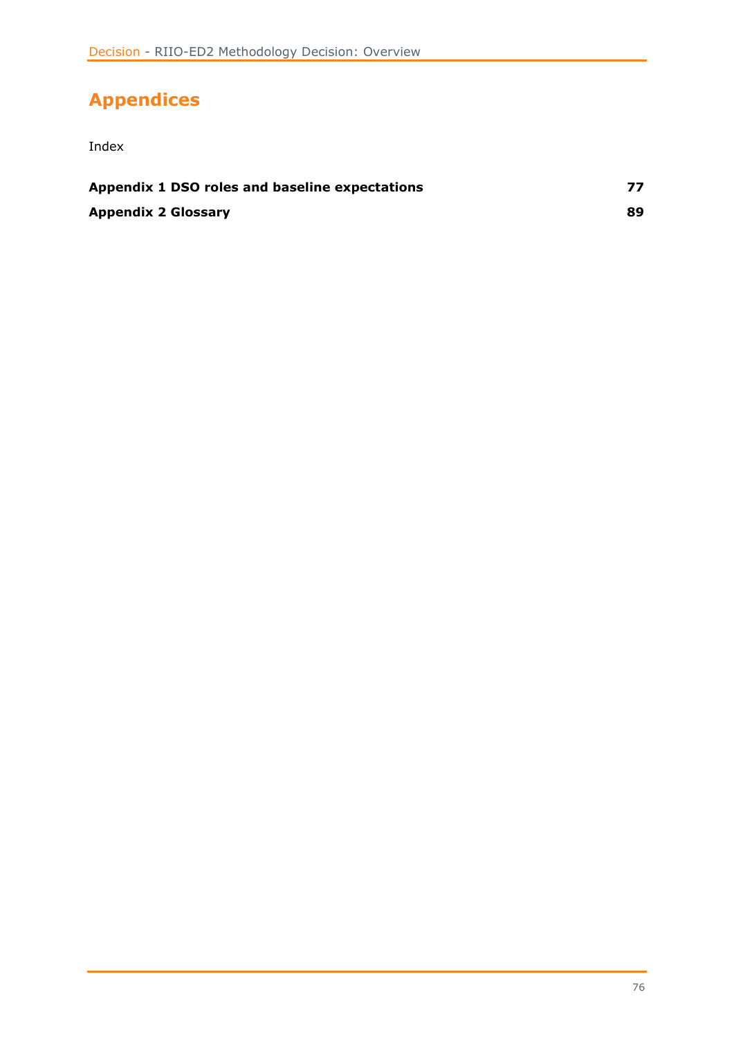# Appendices

Index

| | |
|---|---|
| **Appendix 1 DSO roles and baseline expectations** | **77** |
| **Appendix 2 Glossary** | **89** |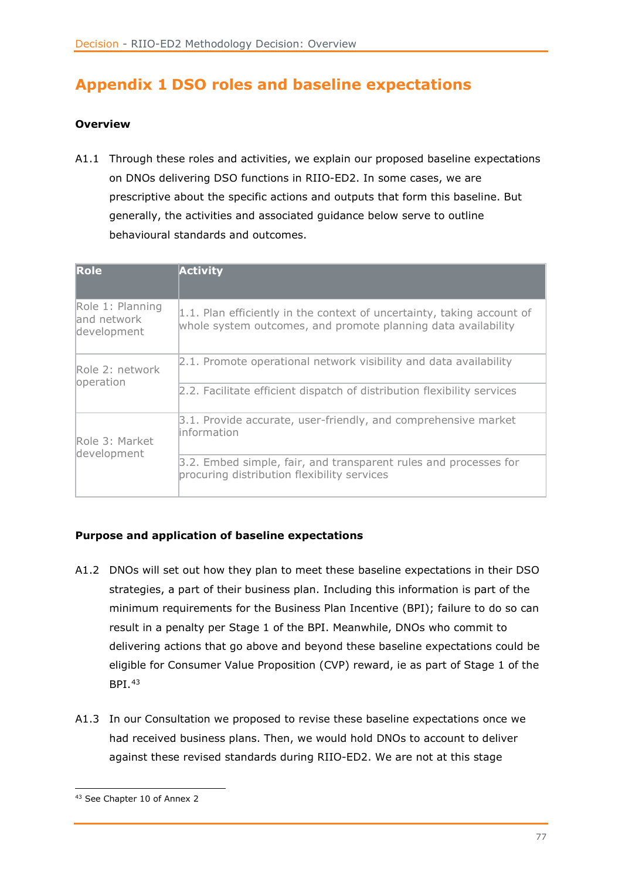## Appendix 1 DSO roles and baseline expectations

**Overview**

A1.1 Through these roles and activities, we explain our proposed baseline expectations on DNOs delivering DSO functions in RIIO-ED2. In some cases, we are prescriptive about the specific actions and outputs that form this baseline. But generally, the activities and associated guidance below serve to outline behavioural standards and outcomes.

| Role | Activity |
|---|---|
| Role 1: Planning and network development | 1.1. Plan efficiently in the context of uncertainty, taking account of whole system outcomes, and promote planning data availability |
| Role 2: network operation | 2.1. Promote operational network visibility and data availability |
| | 2.2. Facilitate efficient dispatch of distribution flexibility services |
| Role 3: Market development | 3.1. Provide accurate, user-friendly, and comprehensive market information |
| | 3.2. Embed simple, fair, and transparent rules and processes for procuring distribution flexibility services |

**Purpose and application of baseline expectations**

A1.2 DNOs will set out how they plan to meet these baseline expectations in their DSO strategies, a part of their business plan. Including this information is part of the minimum requirements for the Business Plan Incentive (BPI); failure to do so can result in a penalty per Stage 1 of the BPI. Meanwhile, DNOs who commit to delivering actions that go above and beyond these baseline expectations could be eligible for Consumer Value Proposition (CVP) reward, ie as part of Stage 1 of the BPI.[43]

A1.3 In our Consultation we proposed to revise these baseline expectations once we had received business plans. Then, we would hold DNOs to account to deliver against these revised standards during RIIO-ED2. We are not at this stage

[43] See Chapter 10 of Annex 2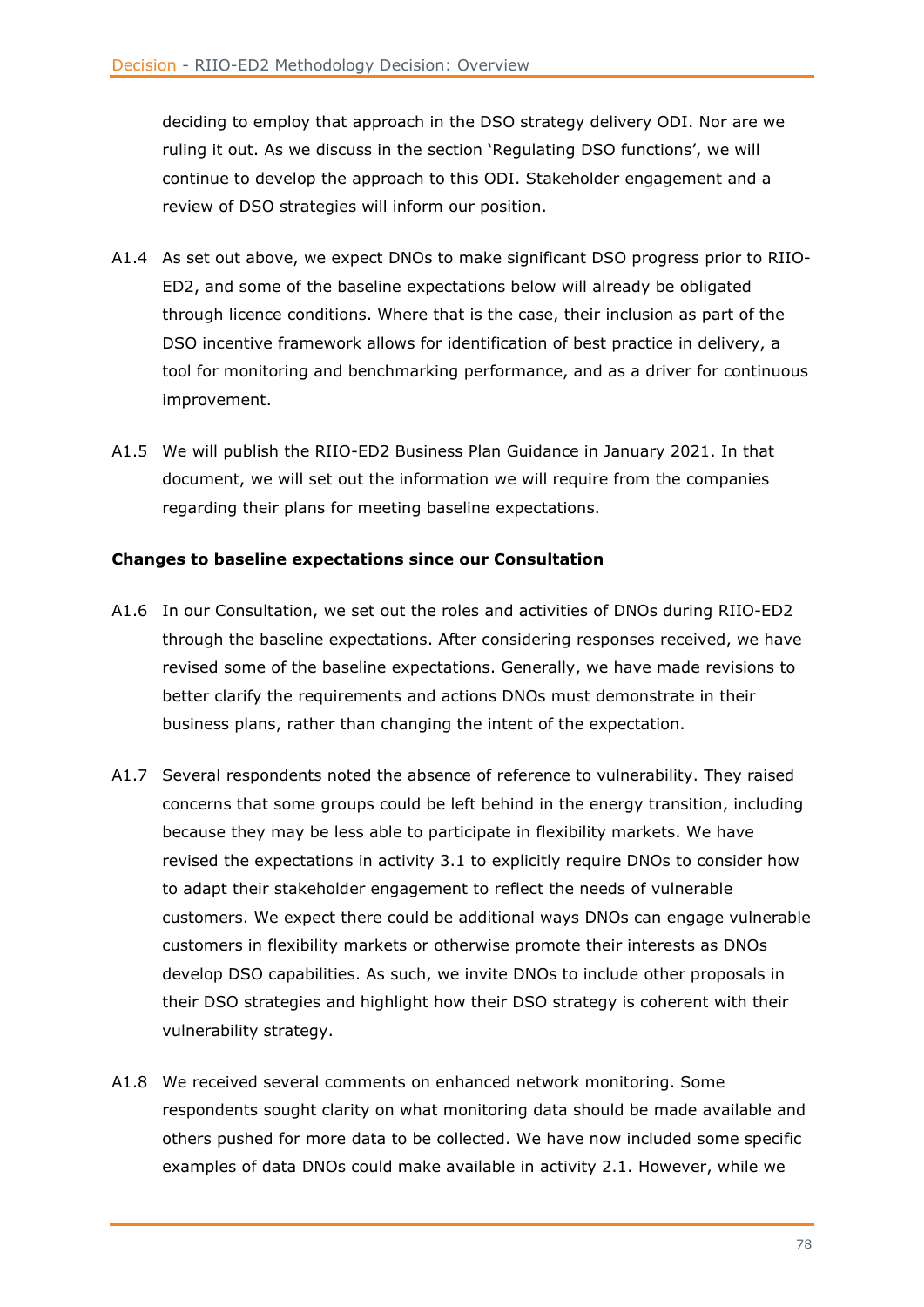deciding to employ that approach in the DSO strategy delivery ODI. Nor are we ruling it out. As we discuss in the section 'Regulating DSO functions', we will continue to develop the approach to this ODI. Stakeholder engagement and a review of DSO strategies will inform our position.

A1.4 As set out above, we expect DNOs to make significant DSO progress prior to RIIO-ED2, and some of the baseline expectations below will already be obligated through licence conditions. Where that is the case, their inclusion as part of the DSO incentive framework allows for identification of best practice in delivery, a tool for monitoring and benchmarking performance, and as a driver for continuous improvement.

A1.5 We will publish the RIIO-ED2 Business Plan Guidance in January 2021. In that document, we will set out the information we will require from the companies regarding their plans for meeting baseline expectations.

**Changes to baseline expectations since our Consultation**

A1.6 In our Consultation, we set out the roles and activities of DNOs during RIIO-ED2 through the baseline expectations. After considering responses received, we have revised some of the baseline expectations. Generally, we have made revisions to better clarify the requirements and actions DNOs must demonstrate in their business plans, rather than changing the intent of the expectation.

A1.7 Several respondents noted the absence of reference to vulnerability. They raised concerns that some groups could be left behind in the energy transition, including because they may be less able to participate in flexibility markets. We have revised the expectations in activity 3.1 to explicitly require DNOs to consider how to adapt their stakeholder engagement to reflect the needs of vulnerable customers. We expect there could be additional ways DNOs can engage vulnerable customers in flexibility markets or otherwise promote their interests as DNOs develop DSO capabilities. As such, we invite DNOs to include other proposals in their DSO strategies and highlight how their DSO strategy is coherent with their vulnerability strategy.

A1.8 We received several comments on enhanced network monitoring. Some respondents sought clarity on what monitoring data should be made available and others pushed for more data to be collected. We have now included some specific examples of data DNOs could make available in activity 2.1. However, while we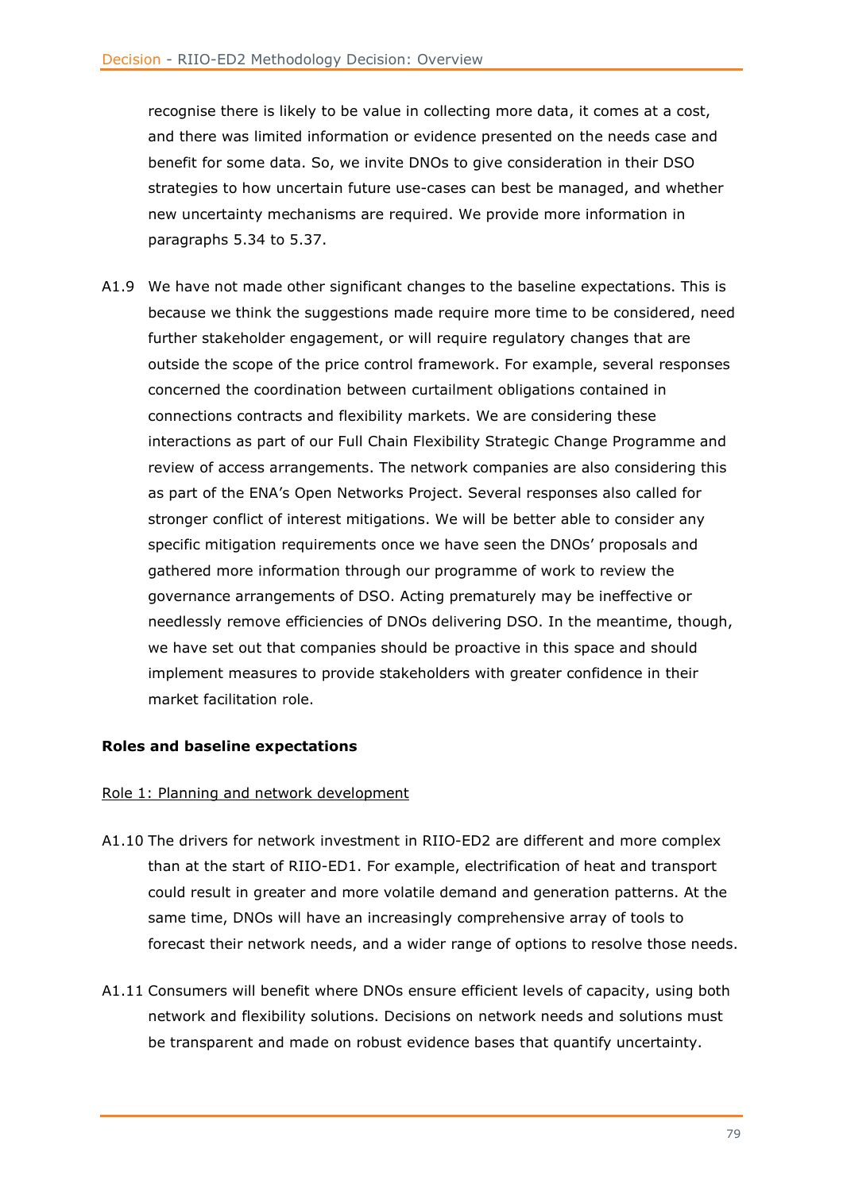recognise there is likely to be value in collecting more data, it comes at a cost, and there was limited information or evidence presented on the needs case and benefit for some data. So, we invite DNOs to give consideration in their DSO strategies to how uncertain future use-cases can best be managed, and whether new uncertainty mechanisms are required. We provide more information in paragraphs 5.34 to 5.37.

A1.9 We have not made other significant changes to the baseline expectations. This is because we think the suggestions made require more time to be considered, need further stakeholder engagement, or will require regulatory changes that are outside the scope of the price control framework. For example, several responses concerned the coordination between curtailment obligations contained in connections contracts and flexibility markets. We are considering these interactions as part of our Full Chain Flexibility Strategic Change Programme and review of access arrangements. The network companies are also considering this as part of the ENA's Open Networks Project. Several responses also called for stronger conflict of interest mitigations. We will be better able to consider any specific mitigation requirements once we have seen the DNOs' proposals and gathered more information through our programme of work to review the governance arrangements of DSO. Acting prematurely may be ineffective or needlessly remove efficiencies of DNOs delivering DSO. In the meantime, though, we have set out that companies should be proactive in this space and should implement measures to provide stakeholders with greater confidence in their market facilitation role.

**Roles and baseline expectations**

Role 1: Planning and network development

A1.10 The drivers for network investment in RIIO-ED2 are different and more complex than at the start of RIIO-ED1. For example, electrification of heat and transport could result in greater and more volatile demand and generation patterns. At the same time, DNOs will have an increasingly comprehensive array of tools to forecast their network needs, and a wider range of options to resolve those needs.

A1.11 Consumers will benefit where DNOs ensure efficient levels of capacity, using both network and flexibility solutions. Decisions on network needs and solutions must be transparent and made on robust evidence bases that quantify uncertainty.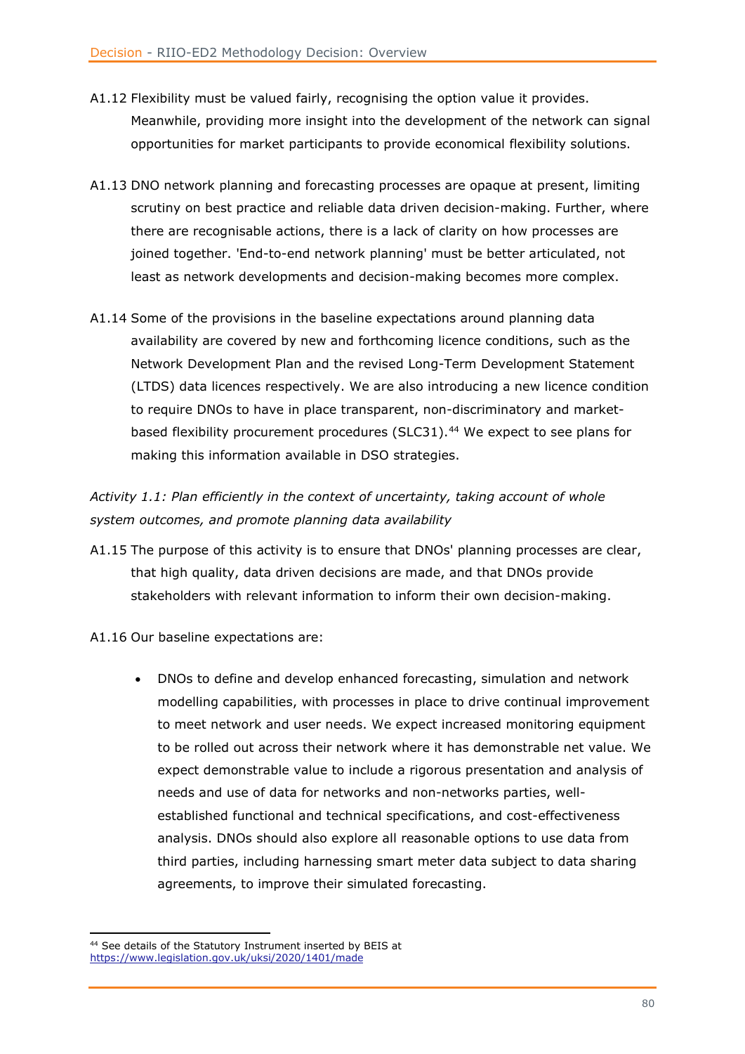A1.12 Flexibility must be valued fairly, recognising the option value it provides. Meanwhile, providing more insight into the development of the network can signal opportunities for market participants to provide economical flexibility solutions.

A1.13 DNO network planning and forecasting processes are opaque at present, limiting scrutiny on best practice and reliable data driven decision-making. Further, where there are recognisable actions, there is a lack of clarity on how processes are joined together. 'End-to-end network planning' must be better articulated, not least as network developments and decision-making becomes more complex.

A1.14 Some of the provisions in the baseline expectations around planning data availability are covered by new and forthcoming licence conditions, such as the Network Development Plan and the revised Long-Term Development Statement (LTDS) data licences respectively. We are also introducing a new licence condition to require DNOs to have in place transparent, non-discriminatory and market-based flexibility procurement procedures (SLC31).[44] We expect to see plans for making this information available in DSO strategies.

*Activity 1.1: Plan efficiently in the context of uncertainty, taking account of whole system outcomes, and promote planning data availability*

A1.15 The purpose of this activity is to ensure that DNOs' planning processes are clear, that high quality, data driven decisions are made, and that DNOs provide stakeholders with relevant information to inform their own decision-making.

A1.16 Our baseline expectations are:

- DNOs to define and develop enhanced forecasting, simulation and network modelling capabilities, with processes in place to drive continual improvement to meet network and user needs. We expect increased monitoring equipment to be rolled out across their network where it has demonstrable net value. We expect demonstrable value to include a rigorous presentation and analysis of needs and use of data for networks and non-networks parties, well-established functional and technical specifications, and cost-effectiveness analysis. DNOs should also explore all reasonable options to use data from third parties, including harnessing smart meter data subject to data sharing agreements, to improve their simulated forecasting.

---

[44] See details of the Statutory Instrument inserted by BEIS at https://www.legislation.gov.uk/uksi/2020/1401/made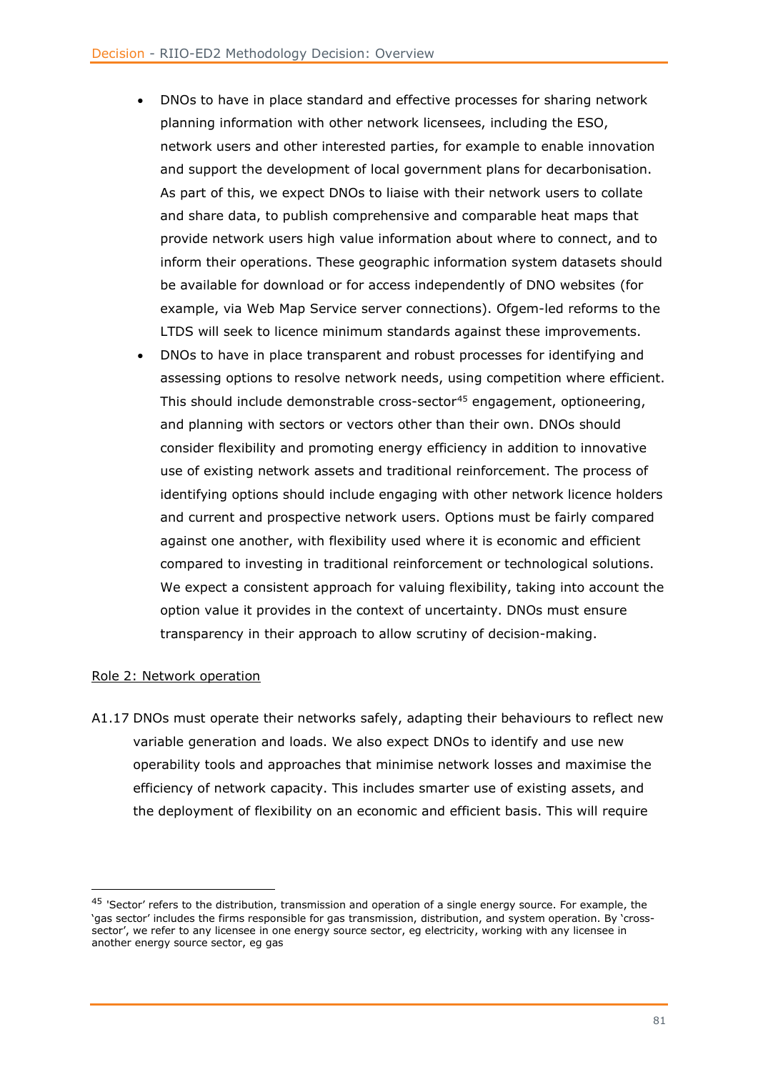- DNOs to have in place standard and effective processes for sharing network planning information with other network licensees, including the ESO, network users and other interested parties, for example to enable innovation and support the development of local government plans for decarbonisation. As part of this, we expect DNOs to liaise with their network users to collate and share data, to publish comprehensive and comparable heat maps that provide network users high value information about where to connect, and to inform their operations. These geographic information system datasets should be available for download or for access independently of DNO websites (for example, via Web Map Service server connections). Ofgem-led reforms to the LTDS will seek to licence minimum standards against these improvements.
- DNOs to have in place transparent and robust processes for identifying and assessing options to resolve network needs, using competition where efficient. This should include demonstrable cross-sector[45] engagement, optioneering, and planning with sectors or vectors other than their own. DNOs should consider flexibility and promoting energy efficiency in addition to innovative use of existing network assets and traditional reinforcement. The process of identifying options should include engaging with other network licence holders and current and prospective network users. Options must be fairly compared against one another, with flexibility used where it is economic and efficient compared to investing in traditional reinforcement or technological solutions. We expect a consistent approach for valuing flexibility, taking into account the option value it provides in the context of uncertainty. DNOs must ensure transparency in their approach to allow scrutiny of decision-making.

Role 2: Network operation

A1.17 DNOs must operate their networks safely, adapting their behaviours to reflect new variable generation and loads. We also expect DNOs to identify and use new operability tools and approaches that minimise network losses and maximise the efficiency of network capacity. This includes smarter use of existing assets, and the deployment of flexibility on an economic and efficient basis. This will require

[45] 'Sector' refers to the distribution, transmission and operation of a single energy source. For example, the 'gas sector' includes the firms responsible for gas transmission, distribution, and system operation. By 'cross-sector', we refer to any licensee in one energy source sector, eg electricity, working with any licensee in another energy source sector, eg gas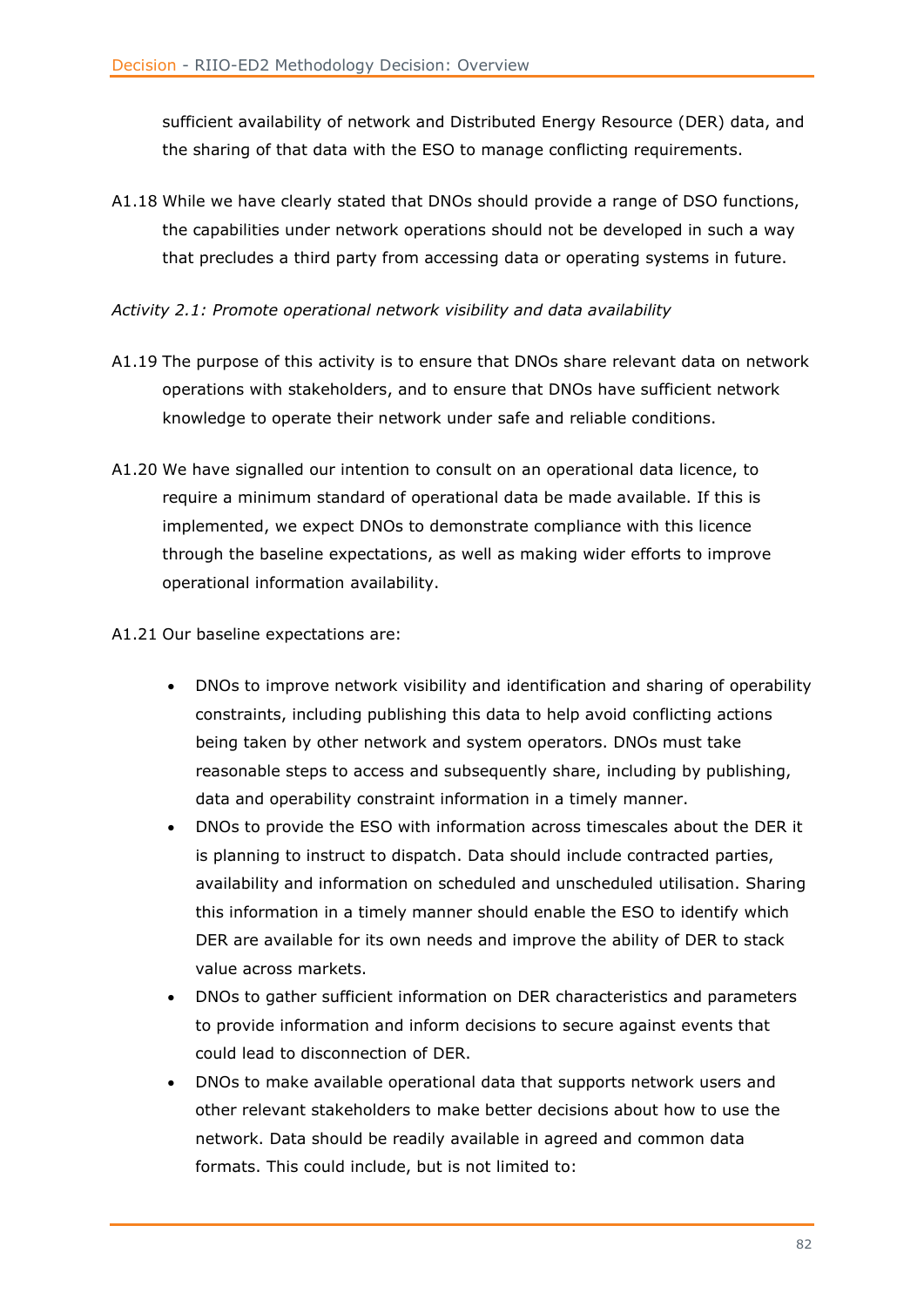sufficient availability of network and Distributed Energy Resource (DER) data, and the sharing of that data with the ESO to manage conflicting requirements.

A1.18 While we have clearly stated that DNOs should provide a range of DSO functions, the capabilities under network operations should not be developed in such a way that precludes a third party from accessing data or operating systems in future.

*Activity 2.1: Promote operational network visibility and data availability*

A1.19 The purpose of this activity is to ensure that DNOs share relevant data on network operations with stakeholders, and to ensure that DNOs have sufficient network knowledge to operate their network under safe and reliable conditions.

A1.20 We have signalled our intention to consult on an operational data licence, to require a minimum standard of operational data be made available. If this is implemented, we expect DNOs to demonstrate compliance with this licence through the baseline expectations, as well as making wider efforts to improve operational information availability.

A1.21 Our baseline expectations are:

- DNOs to improve network visibility and identification and sharing of operability constraints, including publishing this data to help avoid conflicting actions being taken by other network and system operators. DNOs must take reasonable steps to access and subsequently share, including by publishing, data and operability constraint information in a timely manner.
- DNOs to provide the ESO with information across timescales about the DER it is planning to instruct to dispatch. Data should include contracted parties, availability and information on scheduled and unscheduled utilisation. Sharing this information in a timely manner should enable the ESO to identify which DER are available for its own needs and improve the ability of DER to stack value across markets.
- DNOs to gather sufficient information on DER characteristics and parameters to provide information and inform decisions to secure against events that could lead to disconnection of DER.
- DNOs to make available operational data that supports network users and other relevant stakeholders to make better decisions about how to use the network. Data should be readily available in agreed and common data formats. This could include, but is not limited to: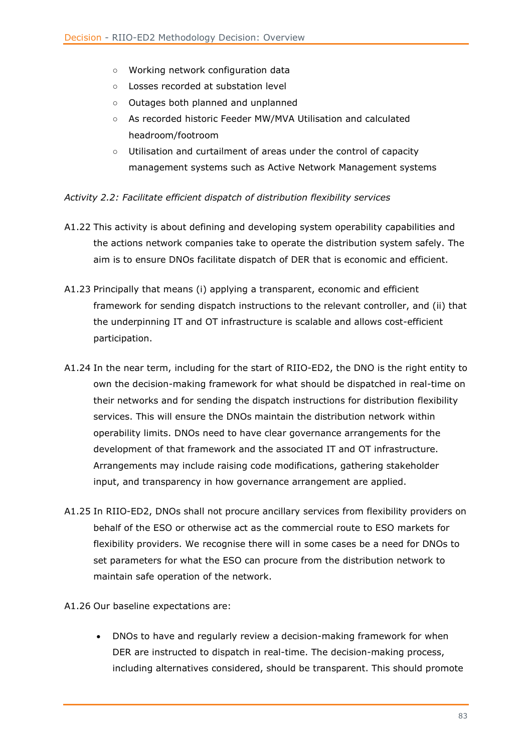- Working network configuration data
  - Losses recorded at substation level
  - Outages both planned and unplanned
  - As recorded historic Feeder MW/MVA Utilisation and calculated headroom/footroom
  - Utilisation and curtailment of areas under the control of capacity management systems such as Active Network Management systems

*Activity 2.2: Facilitate efficient dispatch of distribution flexibility services*

A1.22 This activity is about defining and developing system operability capabilities and the actions network companies take to operate the distribution system safely. The aim is to ensure DNOs facilitate dispatch of DER that is economic and efficient.

A1.23 Principally that means (i) applying a transparent, economic and efficient framework for sending dispatch instructions to the relevant controller, and (ii) that the underpinning IT and OT infrastructure is scalable and allows cost-efficient participation.

A1.24 In the near term, including for the start of RIIO-ED2, the DNO is the right entity to own the decision-making framework for what should be dispatched in real-time on their networks and for sending the dispatch instructions for distribution flexibility services. This will ensure the DNOs maintain the distribution network within operability limits. DNOs need to have clear governance arrangements for the development of that framework and the associated IT and OT infrastructure. Arrangements may include raising code modifications, gathering stakeholder input, and transparency in how governance arrangement are applied.

A1.25 In RIIO-ED2, DNOs shall not procure ancillary services from flexibility providers on behalf of the ESO or otherwise act as the commercial route to ESO markets for flexibility providers. We recognise there will in some cases be a need for DNOs to set parameters for what the ESO can procure from the distribution network to maintain safe operation of the network.

A1.26 Our baseline expectations are:

- DNOs to have and regularly review a decision-making framework for when DER are instructed to dispatch in real-time. The decision-making process, including alternatives considered, should be transparent. This should promote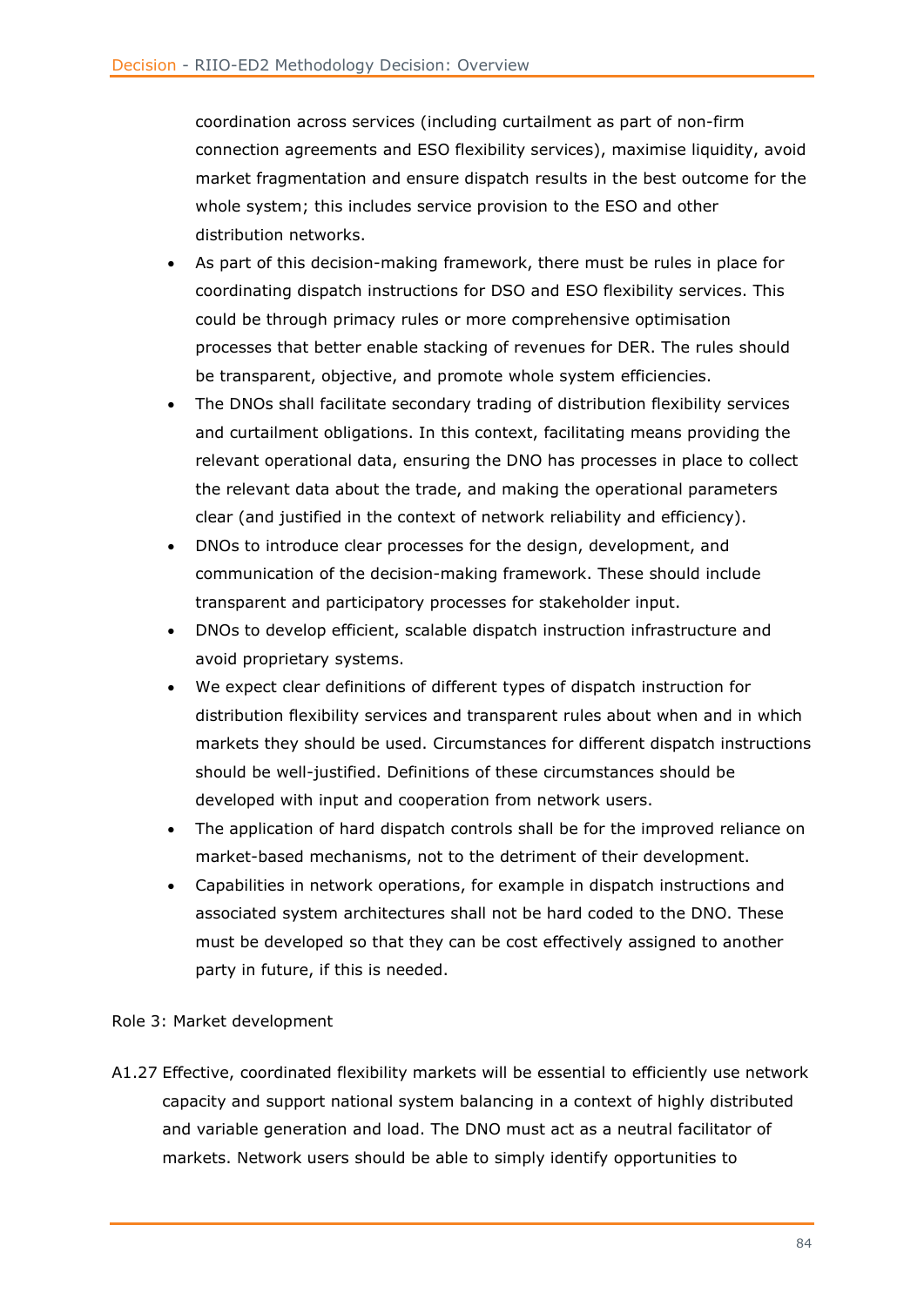coordination across services (including curtailment as part of non-firm connection agreements and ESO flexibility services), maximise liquidity, avoid market fragmentation and ensure dispatch results in the best outcome for the whole system; this includes service provision to the ESO and other distribution networks.

- As part of this decision-making framework, there must be rules in place for coordinating dispatch instructions for DSO and ESO flexibility services. This could be through primacy rules or more comprehensive optimisation processes that better enable stacking of revenues for DER. The rules should be transparent, objective, and promote whole system efficiencies.
- The DNOs shall facilitate secondary trading of distribution flexibility services and curtailment obligations. In this context, facilitating means providing the relevant operational data, ensuring the DNO has processes in place to collect the relevant data about the trade, and making the operational parameters clear (and justified in the context of network reliability and efficiency).
- DNOs to introduce clear processes for the design, development, and communication of the decision-making framework. These should include transparent and participatory processes for stakeholder input.
- DNOs to develop efficient, scalable dispatch instruction infrastructure and avoid proprietary systems.
- We expect clear definitions of different types of dispatch instruction for distribution flexibility services and transparent rules about when and in which markets they should be used. Circumstances for different dispatch instructions should be well-justified. Definitions of these circumstances should be developed with input and cooperation from network users.
- The application of hard dispatch controls shall be for the improved reliance on market-based mechanisms, not to the detriment of their development.
- Capabilities in network operations, for example in dispatch instructions and associated system architectures shall not be hard coded to the DNO. These must be developed so that they can be cost effectively assigned to another party in future, if this is needed.

Role 3: Market development

A1.27 Effective, coordinated flexibility markets will be essential to efficiently use network capacity and support national system balancing in a context of highly distributed and variable generation and load. The DNO must act as a neutral facilitator of markets. Network users should be able to simply identify opportunities to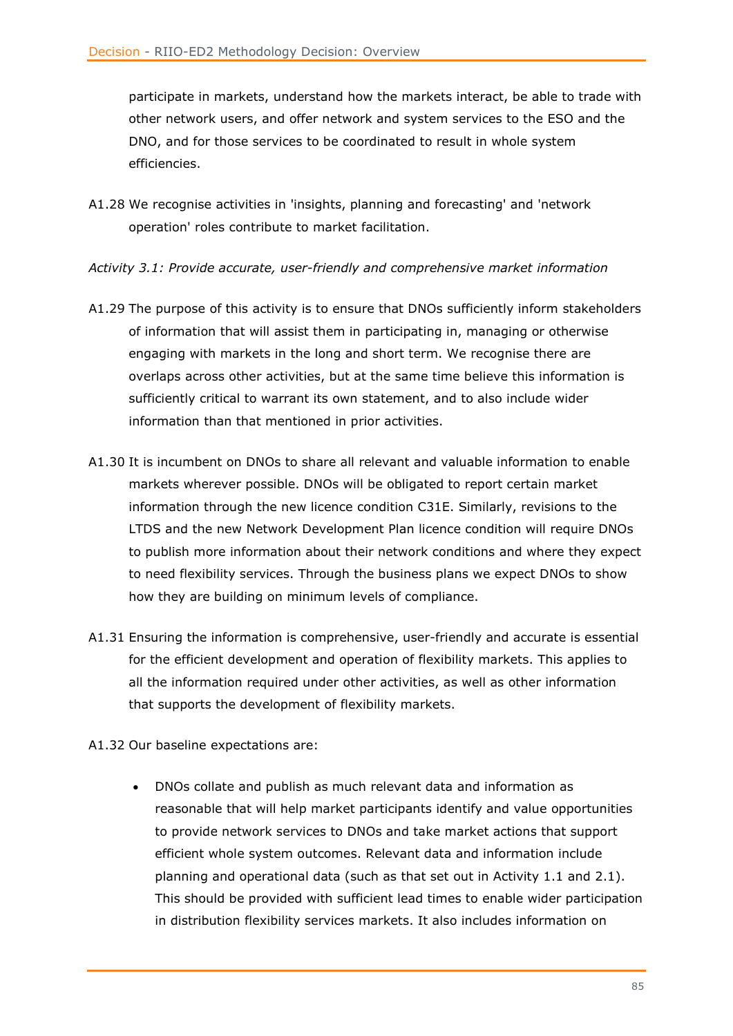participate in markets, understand how the markets interact, be able to trade with other network users, and offer network and system services to the ESO and the DNO, and for those services to be coordinated to result in whole system efficiencies.

A1.28 We recognise activities in 'insights, planning and forecasting' and 'network operation' roles contribute to market facilitation.

*Activity 3.1: Provide accurate, user-friendly and comprehensive market information*

A1.29 The purpose of this activity is to ensure that DNOs sufficiently inform stakeholders of information that will assist them in participating in, managing or otherwise engaging with markets in the long and short term. We recognise there are overlaps across other activities, but at the same time believe this information is sufficiently critical to warrant its own statement, and to also include wider information than that mentioned in prior activities.

A1.30 It is incumbent on DNOs to share all relevant and valuable information to enable markets wherever possible. DNOs will be obligated to report certain market information through the new licence condition C31E. Similarly, revisions to the LTDS and the new Network Development Plan licence condition will require DNOs to publish more information about their network conditions and where they expect to need flexibility services. Through the business plans we expect DNOs to show how they are building on minimum levels of compliance.

A1.31 Ensuring the information is comprehensive, user-friendly and accurate is essential for the efficient development and operation of flexibility markets. This applies to all the information required under other activities, as well as other information that supports the development of flexibility markets.

A1.32 Our baseline expectations are:

- DNOs collate and publish as much relevant data and information as reasonable that will help market participants identify and value opportunities to provide network services to DNOs and take market actions that support efficient whole system outcomes. Relevant data and information include planning and operational data (such as that set out in Activity 1.1 and 2.1). This should be provided with sufficient lead times to enable wider participation in distribution flexibility services markets. It also includes information on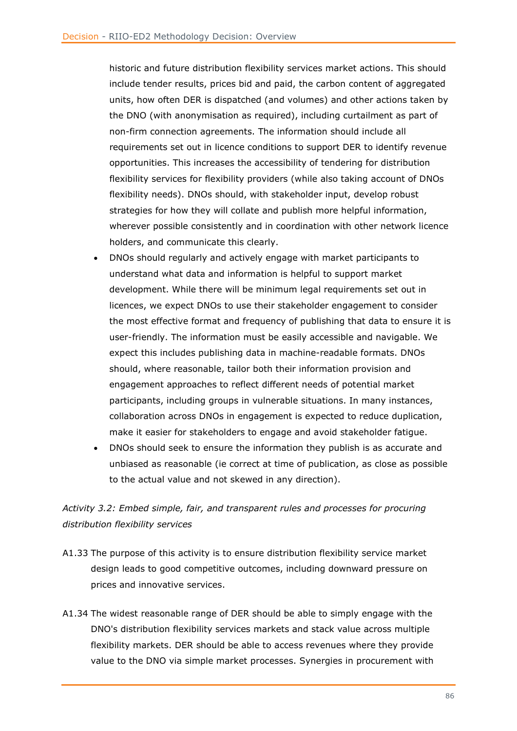historic and future distribution flexibility services market actions. This should include tender results, prices bid and paid, the carbon content of aggregated units, how often DER is dispatched (and volumes) and other actions taken by the DNO (with anonymisation as required), including curtailment as part of non-firm connection agreements. The information should include all requirements set out in licence conditions to support DER to identify revenue opportunities. This increases the accessibility of tendering for distribution flexibility services for flexibility providers (while also taking account of DNOs flexibility needs). DNOs should, with stakeholder input, develop robust strategies for how they will collate and publish more helpful information, wherever possible consistently and in coordination with other network licence holders, and communicate this clearly.

- DNOs should regularly and actively engage with market participants to understand what data and information is helpful to support market development. While there will be minimum legal requirements set out in licences, we expect DNOs to use their stakeholder engagement to consider the most effective format and frequency of publishing that data to ensure it is user-friendly. The information must be easily accessible and navigable. We expect this includes publishing data in machine-readable formats. DNOs should, where reasonable, tailor both their information provision and engagement approaches to reflect different needs of potential market participants, including groups in vulnerable situations. In many instances, collaboration across DNOs in engagement is expected to reduce duplication, make it easier for stakeholders to engage and avoid stakeholder fatigue.
- DNOs should seek to ensure the information they publish is as accurate and unbiased as reasonable (ie correct at time of publication, as close as possible to the actual value and not skewed in any direction).

*Activity 3.2: Embed simple, fair, and transparent rules and processes for procuring distribution flexibility services*

A1.33 The purpose of this activity is to ensure distribution flexibility service market design leads to good competitive outcomes, including downward pressure on prices and innovative services.

A1.34 The widest reasonable range of DER should be able to simply engage with the DNO's distribution flexibility services markets and stack value across multiple flexibility markets. DER should be able to access revenues where they provide value to the DNO via simple market processes. Synergies in procurement with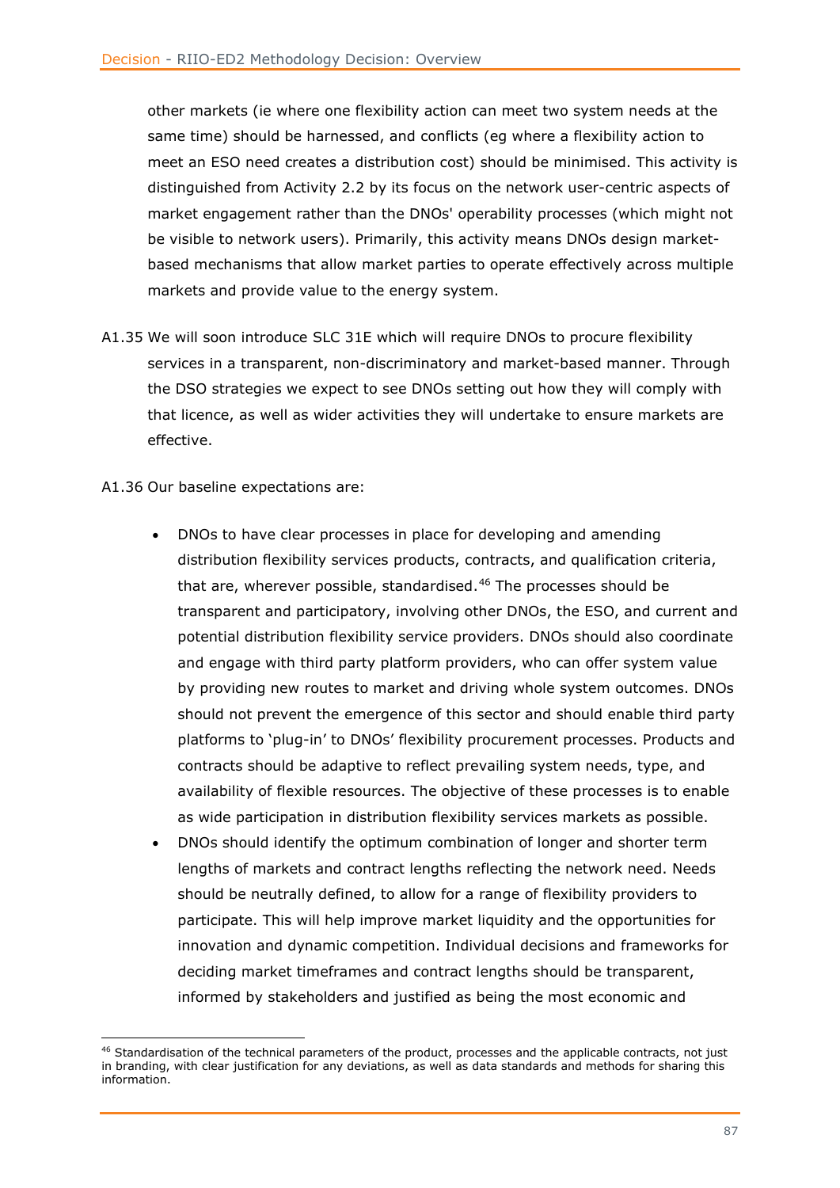other markets (ie where one flexibility action can meet two system needs at the same time) should be harnessed, and conflicts (eg where a flexibility action to meet an ESO need creates a distribution cost) should be minimised. This activity is distinguished from Activity 2.2 by its focus on the network user-centric aspects of market engagement rather than the DNOs' operability processes (which might not be visible to network users). Primarily, this activity means DNOs design market-based mechanisms that allow market parties to operate effectively across multiple markets and provide value to the energy system.

A1.35 We will soon introduce SLC 31E which will require DNOs to procure flexibility services in a transparent, non-discriminatory and market-based manner. Through the DSO strategies we expect to see DNOs setting out how they will comply with that licence, as well as wider activities they will undertake to ensure markets are effective.

A1.36 Our baseline expectations are:

- DNOs to have clear processes in place for developing and amending distribution flexibility services products, contracts, and qualification criteria, that are, wherever possible, standardised.[46] The processes should be transparent and participatory, involving other DNOs, the ESO, and current and potential distribution flexibility service providers. DNOs should also coordinate and engage with third party platform providers, who can offer system value by providing new routes to market and driving whole system outcomes. DNOs should not prevent the emergence of this sector and should enable third party platforms to 'plug-in' to DNOs' flexibility procurement processes. Products and contracts should be adaptive to reflect prevailing system needs, type, and availability of flexible resources. The objective of these processes is to enable as wide participation in distribution flexibility services markets as possible.
- DNOs should identify the optimum combination of longer and shorter term lengths of markets and contract lengths reflecting the network need. Needs should be neutrally defined, to allow for a range of flexibility providers to participate. This will help improve market liquidity and the opportunities for innovation and dynamic competition. Individual decisions and frameworks for deciding market timeframes and contract lengths should be transparent, informed by stakeholders and justified as being the most economic and

[46] Standardisation of the technical parameters of the product, processes and the applicable contracts, not just in branding, with clear justification for any deviations, as well as data standards and methods for sharing this information.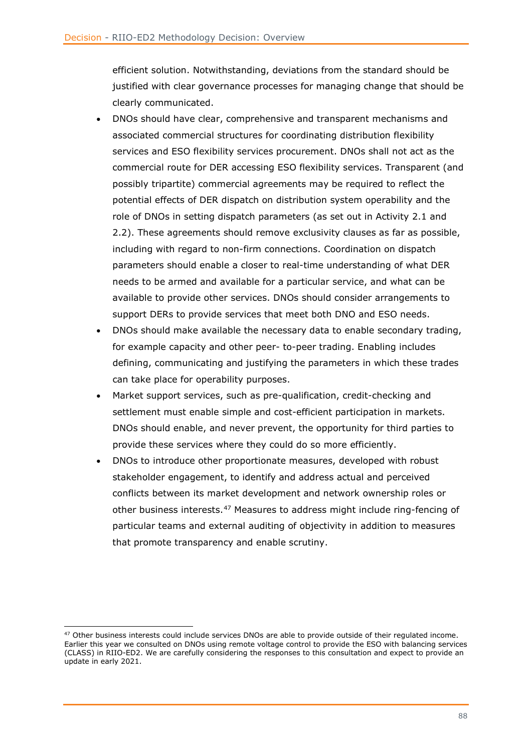efficient solution. Notwithstanding, deviations from the standard should be justified with clear governance processes for managing change that should be clearly communicated.

- DNOs should have clear, comprehensive and transparent mechanisms and associated commercial structures for coordinating distribution flexibility services and ESO flexibility services procurement. DNOs shall not act as the commercial route for DER accessing ESO flexibility services. Transparent (and possibly tripartite) commercial agreements may be required to reflect the potential effects of DER dispatch on distribution system operability and the role of DNOs in setting dispatch parameters (as set out in Activity 2.1 and 2.2). These agreements should remove exclusivity clauses as far as possible, including with regard to non-firm connections. Coordination on dispatch parameters should enable a closer to real-time understanding of what DER needs to be armed and available for a particular service, and what can be available to provide other services. DNOs should consider arrangements to support DERs to provide services that meet both DNO and ESO needs.
- DNOs should make available the necessary data to enable secondary trading, for example capacity and other peer- to-peer trading. Enabling includes defining, communicating and justifying the parameters in which these trades can take place for operability purposes.
- Market support services, such as pre-qualification, credit-checking and settlement must enable simple and cost-efficient participation in markets. DNOs should enable, and never prevent, the opportunity for third parties to provide these services where they could do so more efficiently.
- DNOs to introduce other proportionate measures, developed with robust stakeholder engagement, to identify and address actual and perceived conflicts between its market development and network ownership roles or other business interests.[47] Measures to address might include ring-fencing of particular teams and external auditing of objectivity in addition to measures that promote transparency and enable scrutiny.

[47] Other business interests could include services DNOs are able to provide outside of their regulated income. Earlier this year we consulted on DNOs using remote voltage control to provide the ESO with balancing services (CLASS) in RIIO-ED2. We are carefully considering the responses to this consultation and expect to provide an update in early 2021.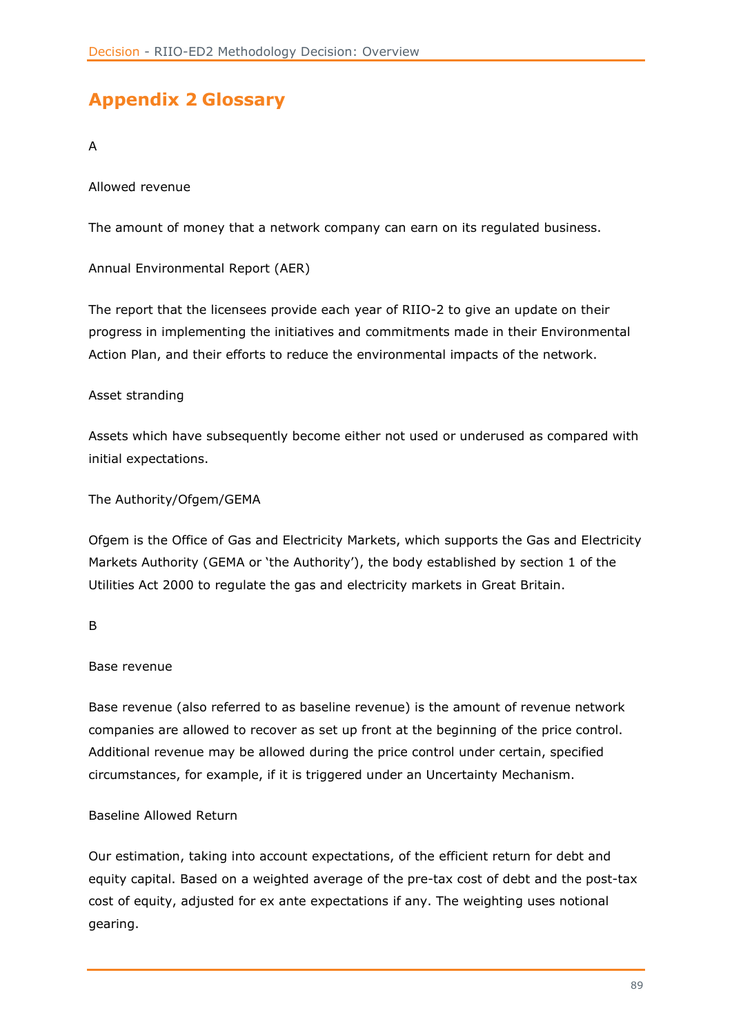# Appendix 2 Glossary

A

Allowed revenue

The amount of money that a network company can earn on its regulated business.

Annual Environmental Report (AER)

The report that the licensees provide each year of RIIO-2 to give an update on their progress in implementing the initiatives and commitments made in their Environmental Action Plan, and their efforts to reduce the environmental impacts of the network.

Asset stranding

Assets which have subsequently become either not used or underused as compared with initial expectations.

The Authority/Ofgem/GEMA

Ofgem is the Office of Gas and Electricity Markets, which supports the Gas and Electricity Markets Authority (GEMA or 'the Authority'), the body established by section 1 of the Utilities Act 2000 to regulate the gas and electricity markets in Great Britain.

B

Base revenue

Base revenue (also referred to as baseline revenue) is the amount of revenue network companies are allowed to recover as set up front at the beginning of the price control. Additional revenue may be allowed during the price control under certain, specified circumstances, for example, if it is triggered under an Uncertainty Mechanism.

Baseline Allowed Return

Our estimation, taking into account expectations, of the efficient return for debt and equity capital. Based on a weighted average of the pre-tax cost of debt and the post-tax cost of equity, adjusted for ex ante expectations if any. The weighting uses notional gearing.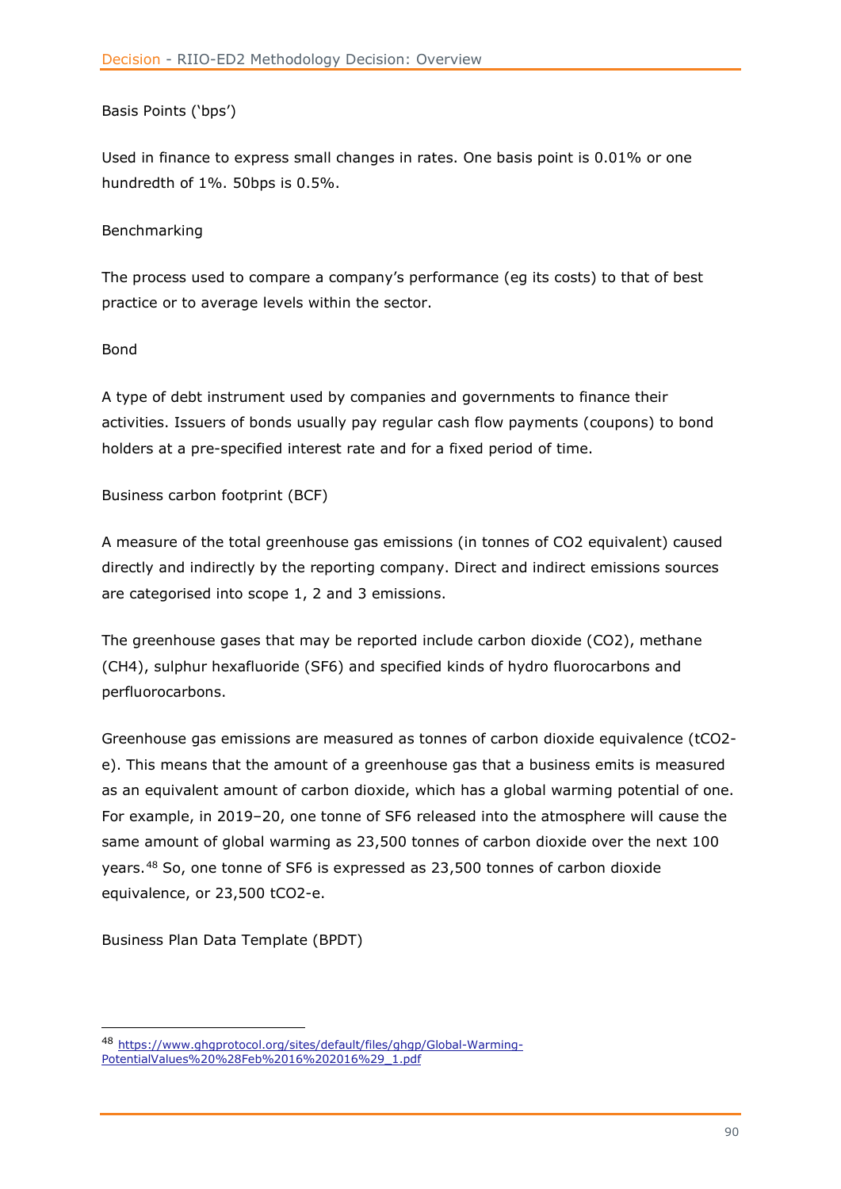Basis Points ('bps')

Used in finance to express small changes in rates. One basis point is 0.01% or one hundredth of 1%. 50bps is 0.5%.

Benchmarking

The process used to compare a company's performance (eg its costs) to that of best practice or to average levels within the sector.

Bond

A type of debt instrument used by companies and governments to finance their activities. Issuers of bonds usually pay regular cash flow payments (coupons) to bond holders at a pre-specified interest rate and for a fixed period of time.

Business carbon footprint (BCF)

A measure of the total greenhouse gas emissions (in tonnes of $CO_2$ equivalent) caused directly and indirectly by the reporting company. Direct and indirect emissions sources are categorised into scope 1, 2 and 3 emissions.

The greenhouse gases that may be reported include carbon dioxide ($CO_2$), methane ($CH_4$), sulphur hexafluoride ($SF_6$) and specified kinds of hydro fluorocarbons and perfluorocarbons.

Greenhouse gas emissions are measured as tonnes of carbon dioxide equivalence ($tCO_2$-e). This means that the amount of a greenhouse gas that a business emits is measured as an equivalent amount of carbon dioxide, which has a global warming potential of one. For example, in 2019–20, one tonne of $SF_6$ released into the atmosphere will cause the same amount of global warming as 23,500 tonnes of carbon dioxide over the next 100 years.[48] So, one tonne of $SF_6$ is expressed as 23,500 tonnes of carbon dioxide equivalence, or 23,500 $tCO_2$-e.

Business Plan Data Template (BPDT)

---

[48] https://www.ghgprotocol.org/sites/default/files/ghgp/Global-Warming-PotentialValues%20%28Feb%2016%202016%29_1.pdf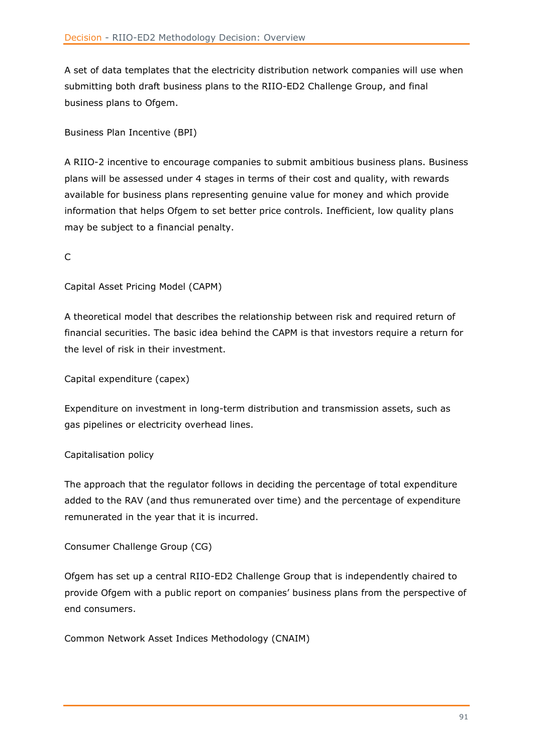A set of data templates that the electricity distribution network companies will use when submitting both draft business plans to the RIIO-ED2 Challenge Group, and final business plans to Ofgem.

Business Plan Incentive (BPI)

A RIIO-2 incentive to encourage companies to submit ambitious business plans. Business plans will be assessed under 4 stages in terms of their cost and quality, with rewards available for business plans representing genuine value for money and which provide information that helps Ofgem to set better price controls. Inefficient, low quality plans may be subject to a financial penalty.

C

Capital Asset Pricing Model (CAPM)

A theoretical model that describes the relationship between risk and required return of financial securities. The basic idea behind the CAPM is that investors require a return for the level of risk in their investment.

Capital expenditure (capex)

Expenditure on investment in long-term distribution and transmission assets, such as gas pipelines or electricity overhead lines.

Capitalisation policy

The approach that the regulator follows in deciding the percentage of total expenditure added to the RAV (and thus remunerated over time) and the percentage of expenditure remunerated in the year that it is incurred.

Consumer Challenge Group (CG)

Ofgem has set up a central RIIO-ED2 Challenge Group that is independently chaired to provide Ofgem with a public report on companies' business plans from the perspective of end consumers.

Common Network Asset Indices Methodology (CNAIM)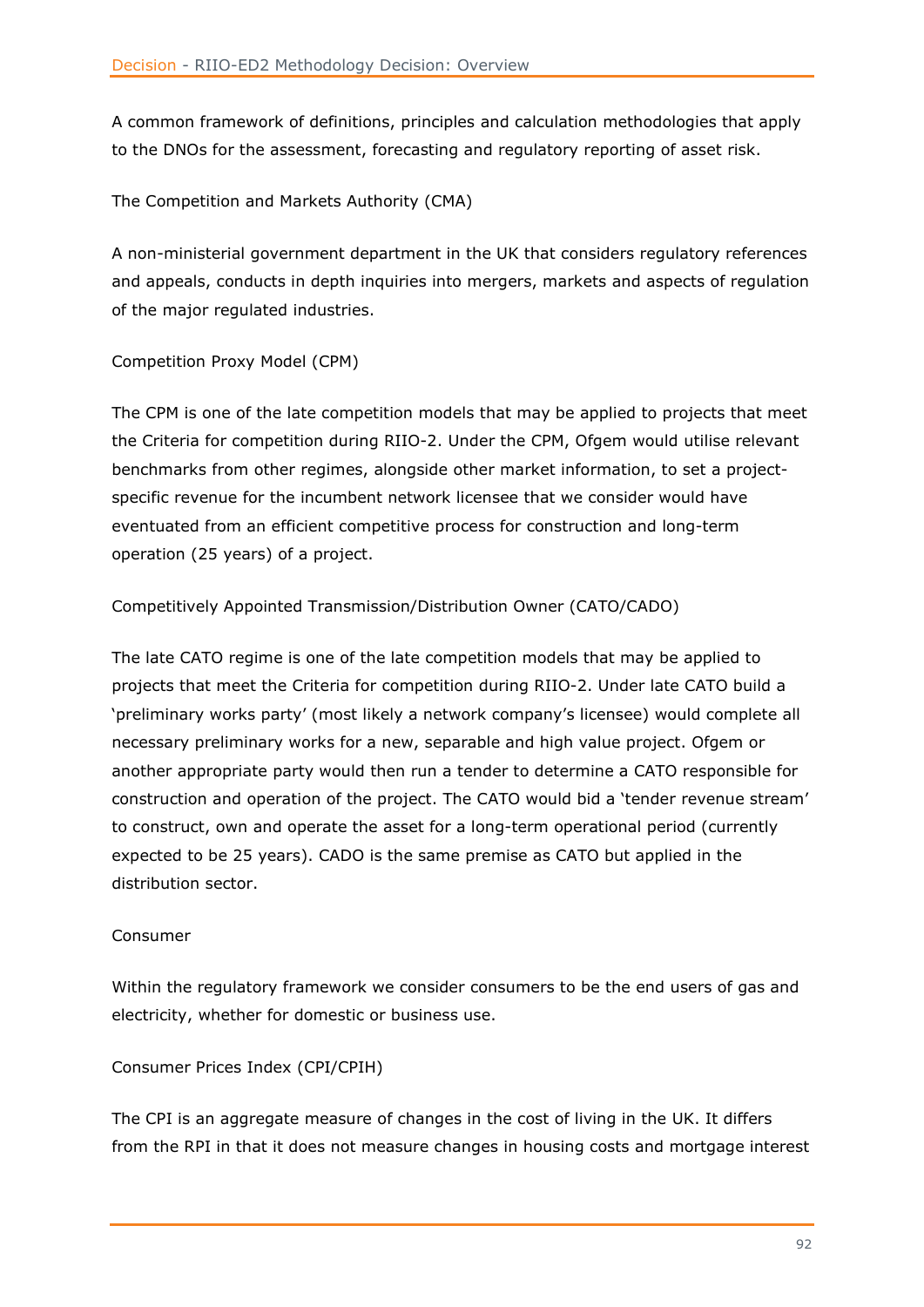A common framework of definitions, principles and calculation methodologies that apply to the DNOs for the assessment, forecasting and regulatory reporting of asset risk.

The Competition and Markets Authority (CMA)

A non-ministerial government department in the UK that considers regulatory references and appeals, conducts in depth inquiries into mergers, markets and aspects of regulation of the major regulated industries.

Competition Proxy Model (CPM)

The CPM is one of the late competition models that may be applied to projects that meet the Criteria for competition during RIIO-2. Under the CPM, Ofgem would utilise relevant benchmarks from other regimes, alongside other market information, to set a project-specific revenue for the incumbent network licensee that we consider would have eventuated from an efficient competitive process for construction and long-term operation (25 years) of a project.

Competitively Appointed Transmission/Distribution Owner (CATO/CADO)

The late CATO regime is one of the late competition models that may be applied to projects that meet the Criteria for competition during RIIO-2. Under late CATO build a 'preliminary works party' (most likely a network company's licensee) would complete all necessary preliminary works for a new, separable and high value project. Ofgem or another appropriate party would then run a tender to determine a CATO responsible for construction and operation of the project. The CATO would bid a 'tender revenue stream' to construct, own and operate the asset for a long-term operational period (currently expected to be 25 years). CADO is the same premise as CATO but applied in the distribution sector.

Consumer

Within the regulatory framework we consider consumers to be the end users of gas and electricity, whether for domestic or business use.

Consumer Prices Index (CPI/CPIH)

The CPI is an aggregate measure of changes in the cost of living in the UK. It differs from the RPI in that it does not measure changes in housing costs and mortgage interest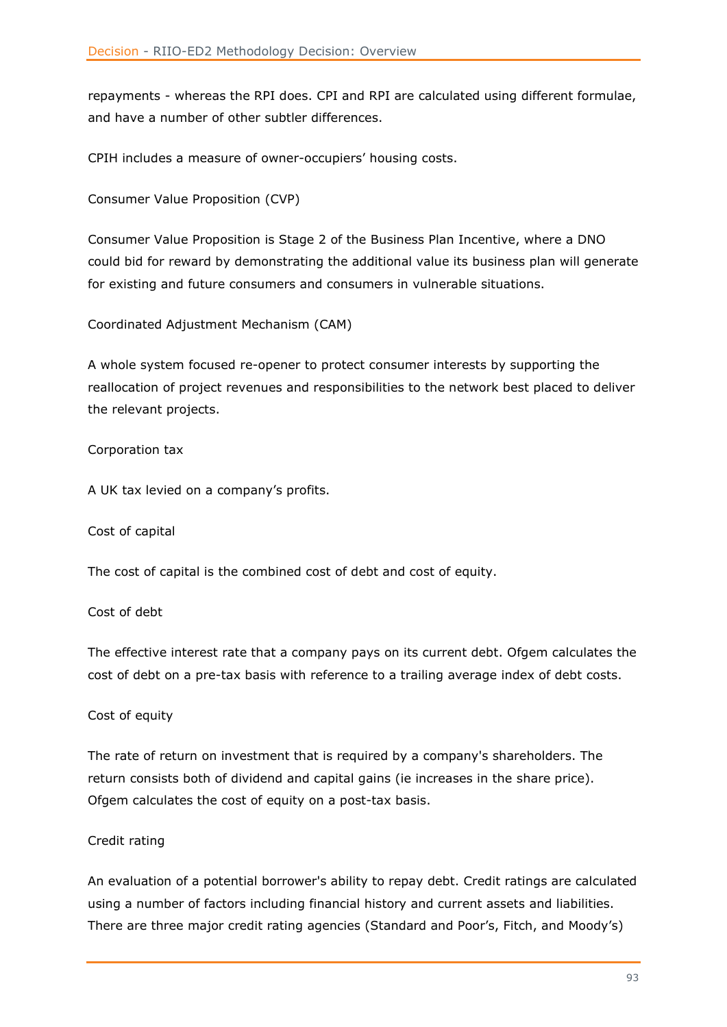repayments - whereas the RPI does. CPI and RPI are calculated using different formulae, and have a number of other subtler differences.

CPIH includes a measure of owner-occupiers' housing costs.

Consumer Value Proposition (CVP)

Consumer Value Proposition is Stage 2 of the Business Plan Incentive, where a DNO could bid for reward by demonstrating the additional value its business plan will generate for existing and future consumers and consumers in vulnerable situations.

Coordinated Adjustment Mechanism (CAM)

A whole system focused re-opener to protect consumer interests by supporting the reallocation of project revenues and responsibilities to the network best placed to deliver the relevant projects.

Corporation tax

A UK tax levied on a company's profits.

Cost of capital

The cost of capital is the combined cost of debt and cost of equity.

Cost of debt

The effective interest rate that a company pays on its current debt. Ofgem calculates the cost of debt on a pre-tax basis with reference to a trailing average index of debt costs.

Cost of equity

The rate of return on investment that is required by a company's shareholders. The return consists both of dividend and capital gains (ie increases in the share price). Ofgem calculates the cost of equity on a post-tax basis.

Credit rating

An evaluation of a potential borrower's ability to repay debt. Credit ratings are calculated using a number of factors including financial history and current assets and liabilities. There are three major credit rating agencies (Standard and Poor's, Fitch, and Moody's)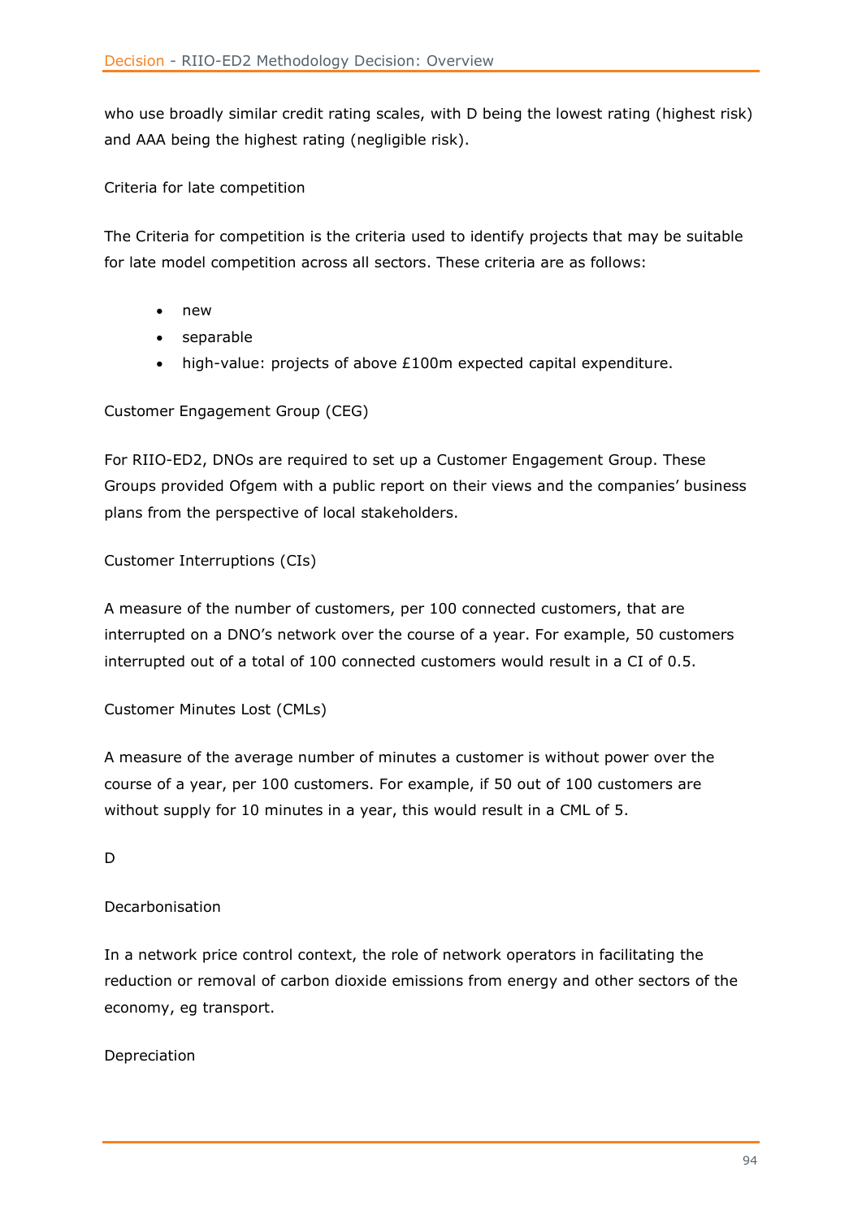who use broadly similar credit rating scales, with D being the lowest rating (highest risk) and AAA being the highest rating (negligible risk).

Criteria for late competition

The Criteria for competition is the criteria used to identify projects that may be suitable for late model competition across all sectors. These criteria are as follows:

- new
- separable
- high-value: projects of above £100m expected capital expenditure.

Customer Engagement Group (CEG)

For RIIO-ED2, DNOs are required to set up a Customer Engagement Group. These Groups provided Ofgem with a public report on their views and the companies' business plans from the perspective of local stakeholders.

Customer Interruptions (CIs)

A measure of the number of customers, per 100 connected customers, that are interrupted on a DNO's network over the course of a year. For example, 50 customers interrupted out of a total of 100 connected customers would result in a CI of 0.5.

Customer Minutes Lost (CMLs)

A measure of the average number of minutes a customer is without power over the course of a year, per 100 customers. For example, if 50 out of 100 customers are without supply for 10 minutes in a year, this would result in a CML of 5.

D

Decarbonisation

In a network price control context, the role of network operators in facilitating the reduction or removal of carbon dioxide emissions from energy and other sectors of the economy, eg transport.

Depreciation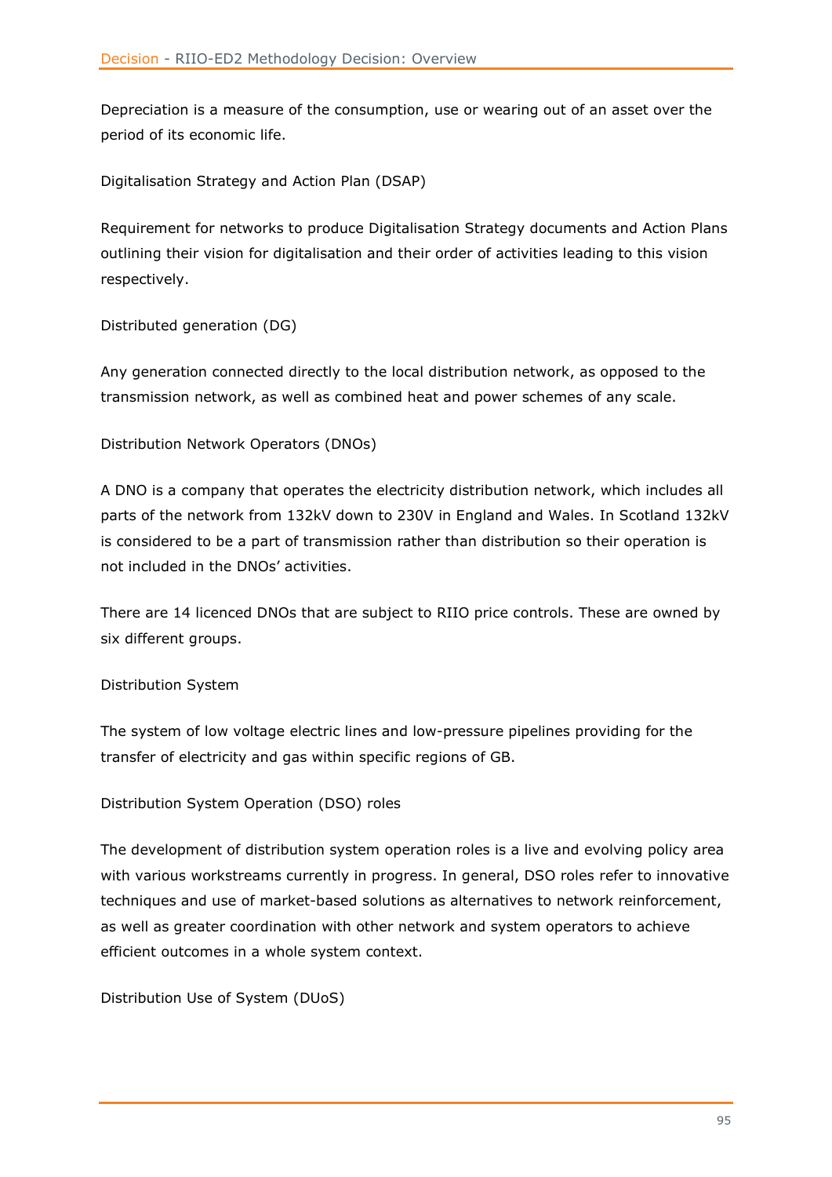Depreciation is a measure of the consumption, use or wearing out of an asset over the period of its economic life.

Digitalisation Strategy and Action Plan (DSAP)

Requirement for networks to produce Digitalisation Strategy documents and Action Plans outlining their vision for digitalisation and their order of activities leading to this vision respectively.

Distributed generation (DG)

Any generation connected directly to the local distribution network, as opposed to the transmission network, as well as combined heat and power schemes of any scale.

Distribution Network Operators (DNOs)

A DNO is a company that operates the electricity distribution network, which includes all parts of the network from 132kV down to 230V in England and Wales. In Scotland 132kV is considered to be a part of transmission rather than distribution so their operation is not included in the DNOs' activities.

There are 14 licenced DNOs that are subject to RIIO price controls. These are owned by six different groups.

Distribution System

The system of low voltage electric lines and low-pressure pipelines providing for the transfer of electricity and gas within specific regions of GB.

Distribution System Operation (DSO) roles

The development of distribution system operation roles is a live and evolving policy area with various workstreams currently in progress. In general, DSO roles refer to innovative techniques and use of market-based solutions as alternatives to network reinforcement, as well as greater coordination with other network and system operators to achieve efficient outcomes in a whole system context.

Distribution Use of System (DUoS)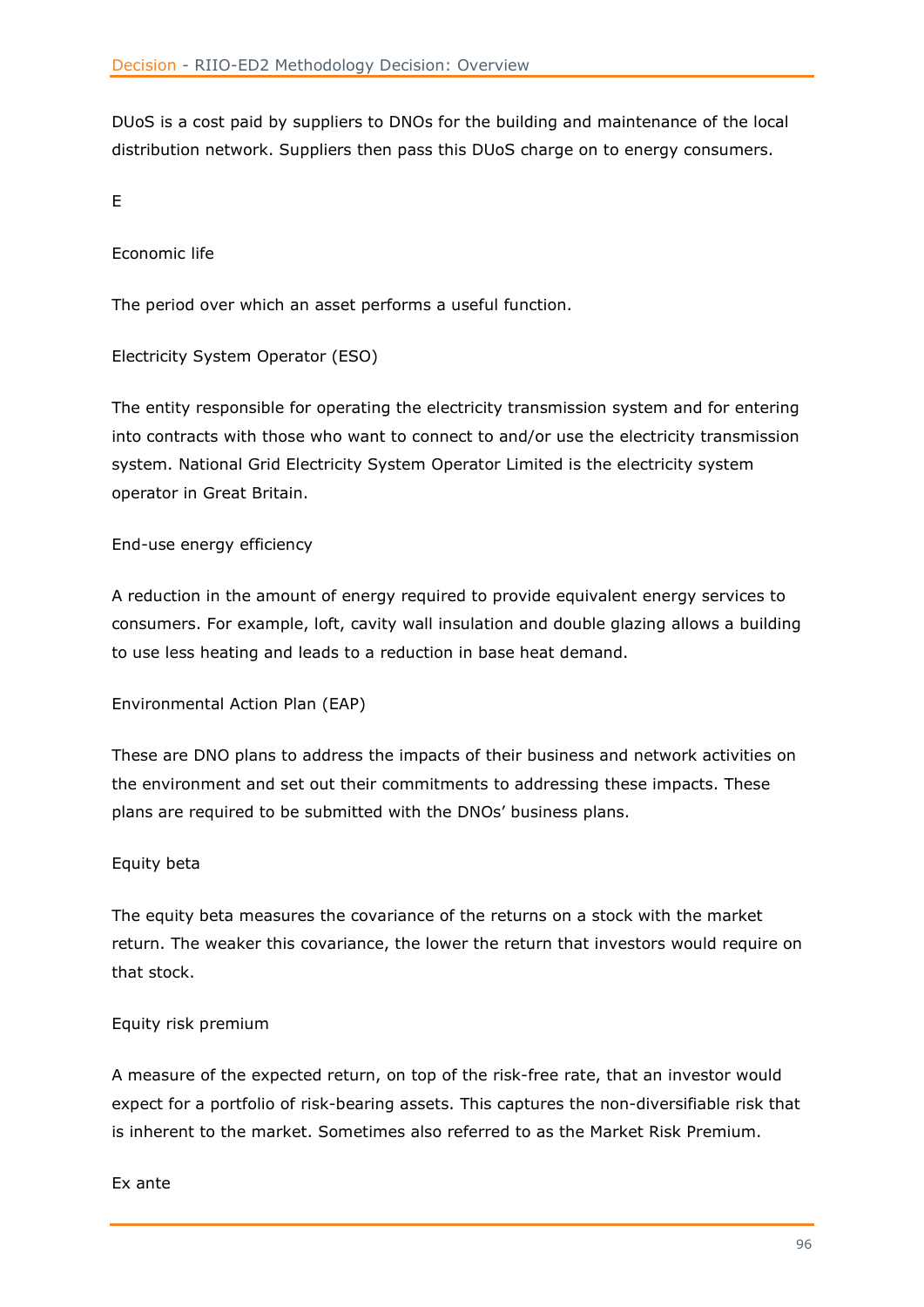DUoS is a cost paid by suppliers to DNOs for the building and maintenance of the local distribution network. Suppliers then pass this DUoS charge on to energy consumers.

E

Economic life

The period over which an asset performs a useful function.

Electricity System Operator (ESO)

The entity responsible for operating the electricity transmission system and for entering into contracts with those who want to connect to and/or use the electricity transmission system. National Grid Electricity System Operator Limited is the electricity system operator in Great Britain.

End-use energy efficiency

A reduction in the amount of energy required to provide equivalent energy services to consumers. For example, loft, cavity wall insulation and double glazing allows a building to use less heating and leads to a reduction in base heat demand.

Environmental Action Plan (EAP)

These are DNO plans to address the impacts of their business and network activities on the environment and set out their commitments to addressing these impacts. These plans are required to be submitted with the DNOs' business plans.

Equity beta

The equity beta measures the covariance of the returns on a stock with the market return. The weaker this covariance, the lower the return that investors would require on that stock.

Equity risk premium

A measure of the expected return, on top of the risk-free rate, that an investor would expect for a portfolio of risk-bearing assets. This captures the non-diversifiable risk that is inherent to the market. Sometimes also referred to as the Market Risk Premium.

Ex ante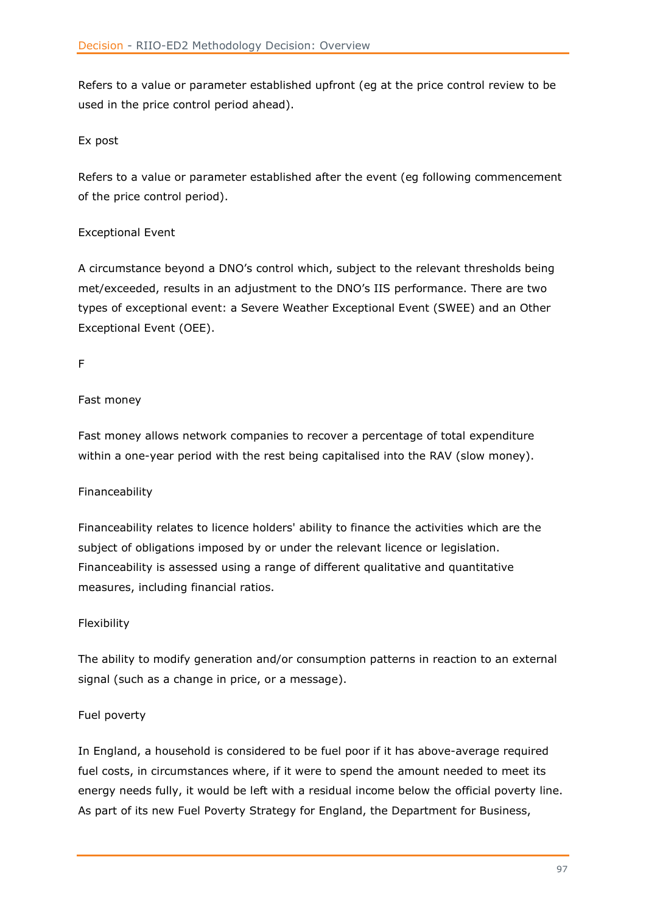Refers to a value or parameter established upfront (eg at the price control review to be used in the price control period ahead).

Ex post

Refers to a value or parameter established after the event (eg following commencement of the price control period).

Exceptional Event

A circumstance beyond a DNO's control which, subject to the relevant thresholds being met/exceeded, results in an adjustment to the DNO's IIS performance. There are two types of exceptional event: a Severe Weather Exceptional Event (SWEE) and an Other Exceptional Event (OEE).

F

Fast money

Fast money allows network companies to recover a percentage of total expenditure within a one-year period with the rest being capitalised into the RAV (slow money).

Financeability

Financeability relates to licence holders' ability to finance the activities which are the subject of obligations imposed by or under the relevant licence or legislation. Financeability is assessed using a range of different qualitative and quantitative measures, including financial ratios.

Flexibility

The ability to modify generation and/or consumption patterns in reaction to an external signal (such as a change in price, or a message).

Fuel poverty

In England, a household is considered to be fuel poor if it has above-average required fuel costs, in circumstances where, if it were to spend the amount needed to meet its energy needs fully, it would be left with a residual income below the official poverty line. As part of its new Fuel Poverty Strategy for England, the Department for Business,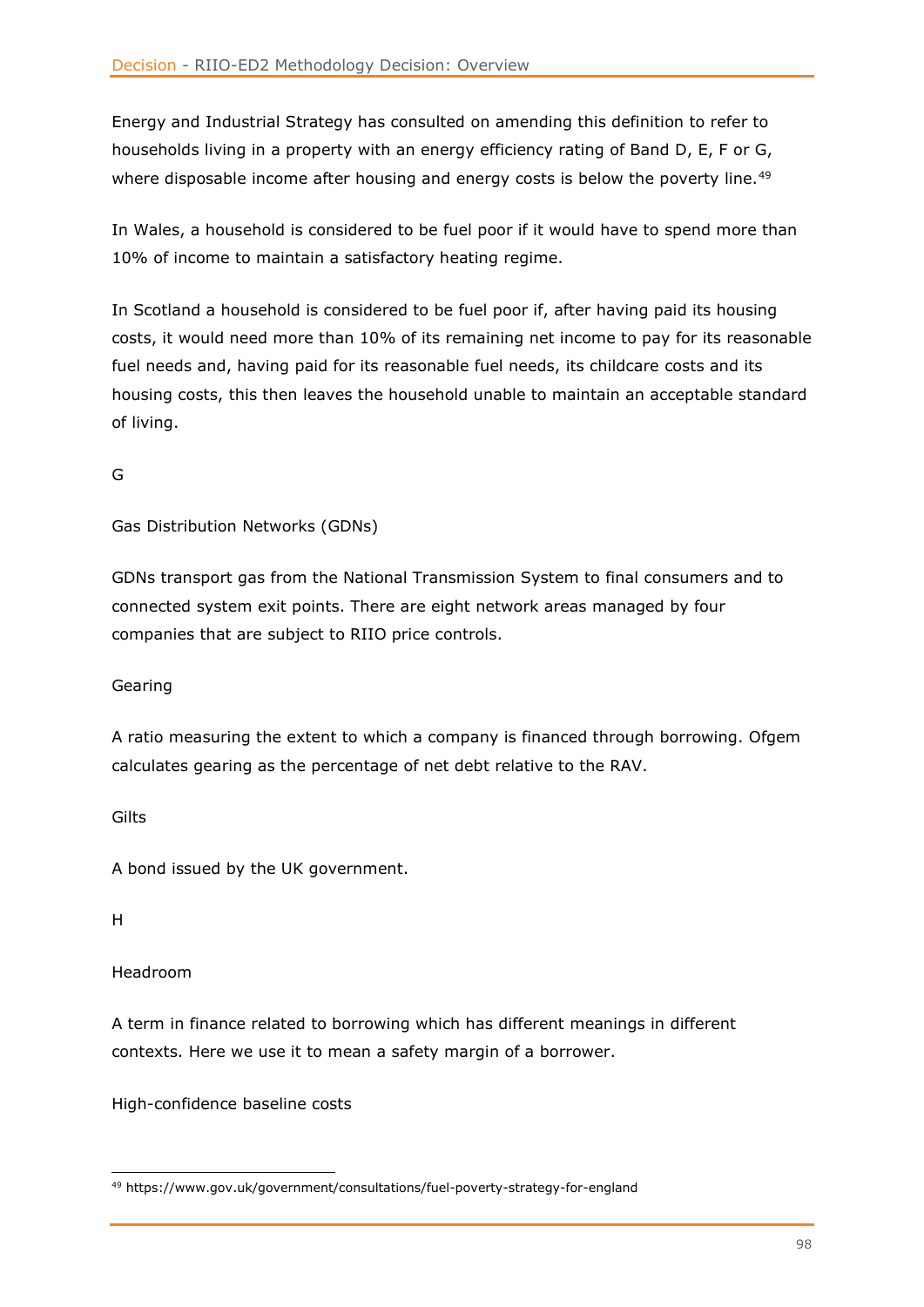Energy and Industrial Strategy has consulted on amending this definition to refer to households living in a property with an energy efficiency rating of Band D, E, F or G, where disposable income after housing and energy costs is below the poverty line.[49]

In Wales, a household is considered to be fuel poor if it would have to spend more than 10% of income to maintain a satisfactory heating regime.

In Scotland a household is considered to be fuel poor if, after having paid its housing costs, it would need more than 10% of its remaining net income to pay for its reasonable fuel needs and, having paid for its reasonable fuel needs, its childcare costs and its housing costs, this then leaves the household unable to maintain an acceptable standard of living.

G

Gas Distribution Networks (GDNs)

GDNs transport gas from the National Transmission System to final consumers and to connected system exit points. There are eight network areas managed by four companies that are subject to RIIO price controls.

Gearing

A ratio measuring the extent to which a company is financed through borrowing. Ofgem calculates gearing as the percentage of net debt relative to the RAV.

Gilts

A bond issued by the UK government.

H

Headroom

A term in finance related to borrowing which has different meanings in different contexts. Here we use it to mean a safety margin of a borrower.

High-confidence baseline costs

[49] https://www.gov.uk/government/consultations/fuel-poverty-strategy-for-england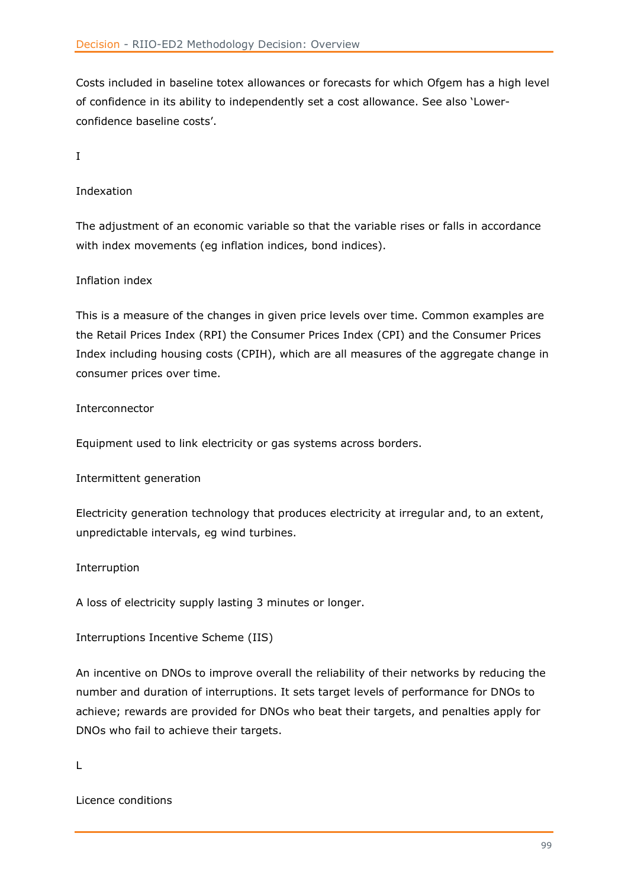Costs included in baseline totex allowances or forecasts for which Ofgem has a high level of confidence in its ability to independently set a cost allowance. See also 'Lower-confidence baseline costs'.

I

Indexation

The adjustment of an economic variable so that the variable rises or falls in accordance with index movements (eg inflation indices, bond indices).

Inflation index

This is a measure of the changes in given price levels over time. Common examples are the Retail Prices Index (RPI) the Consumer Prices Index (CPI) and the Consumer Prices Index including housing costs (CPIH), which are all measures of the aggregate change in consumer prices over time.

Interconnector

Equipment used to link electricity or gas systems across borders.

Intermittent generation

Electricity generation technology that produces electricity at irregular and, to an extent, unpredictable intervals, eg wind turbines.

Interruption

A loss of electricity supply lasting 3 minutes or longer.

Interruptions Incentive Scheme (IIS)

An incentive on DNOs to improve overall the reliability of their networks by reducing the number and duration of interruptions. It sets target levels of performance for DNOs to achieve; rewards are provided for DNOs who beat their targets, and penalties apply for DNOs who fail to achieve their targets.

L

Licence conditions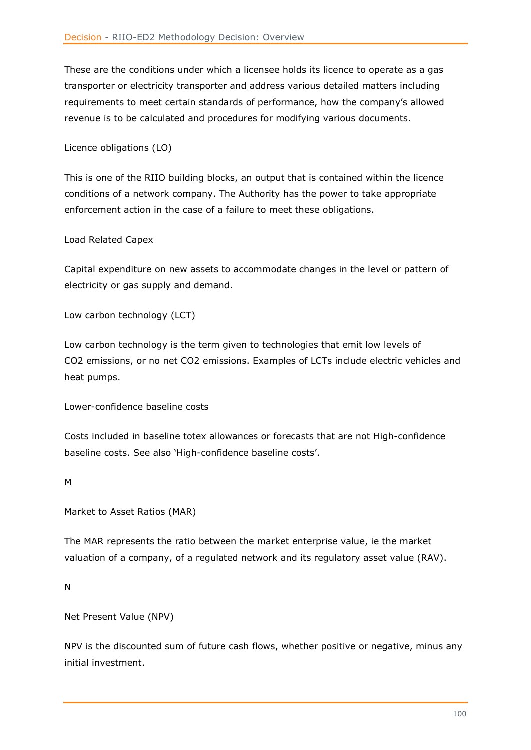These are the conditions under which a licensee holds its licence to operate as a gas transporter or electricity transporter and address various detailed matters including requirements to meet certain standards of performance, how the company's allowed revenue is to be calculated and procedures for modifying various documents.

Licence obligations (LO)

This is one of the RIIO building blocks, an output that is contained within the licence conditions of a network company. The Authority has the power to take appropriate enforcement action in the case of a failure to meet these obligations.

Load Related Capex

Capital expenditure on new assets to accommodate changes in the level or pattern of electricity or gas supply and demand.

Low carbon technology (LCT)

Low carbon technology is the term given to technologies that emit low levels of $CO_2$ emissions, or no net $CO_2$ emissions. Examples of LCTs include electric vehicles and heat pumps.

Lower-confidence baseline costs

Costs included in baseline totex allowances or forecasts that are not High-confidence baseline costs. See also 'High-confidence baseline costs'.

M

Market to Asset Ratios (MAR)

The MAR represents the ratio between the market enterprise value, ie the market valuation of a company, of a regulated network and its regulatory asset value (RAV).

N

Net Present Value (NPV)

NPV is the discounted sum of future cash flows, whether positive or negative, minus any initial investment.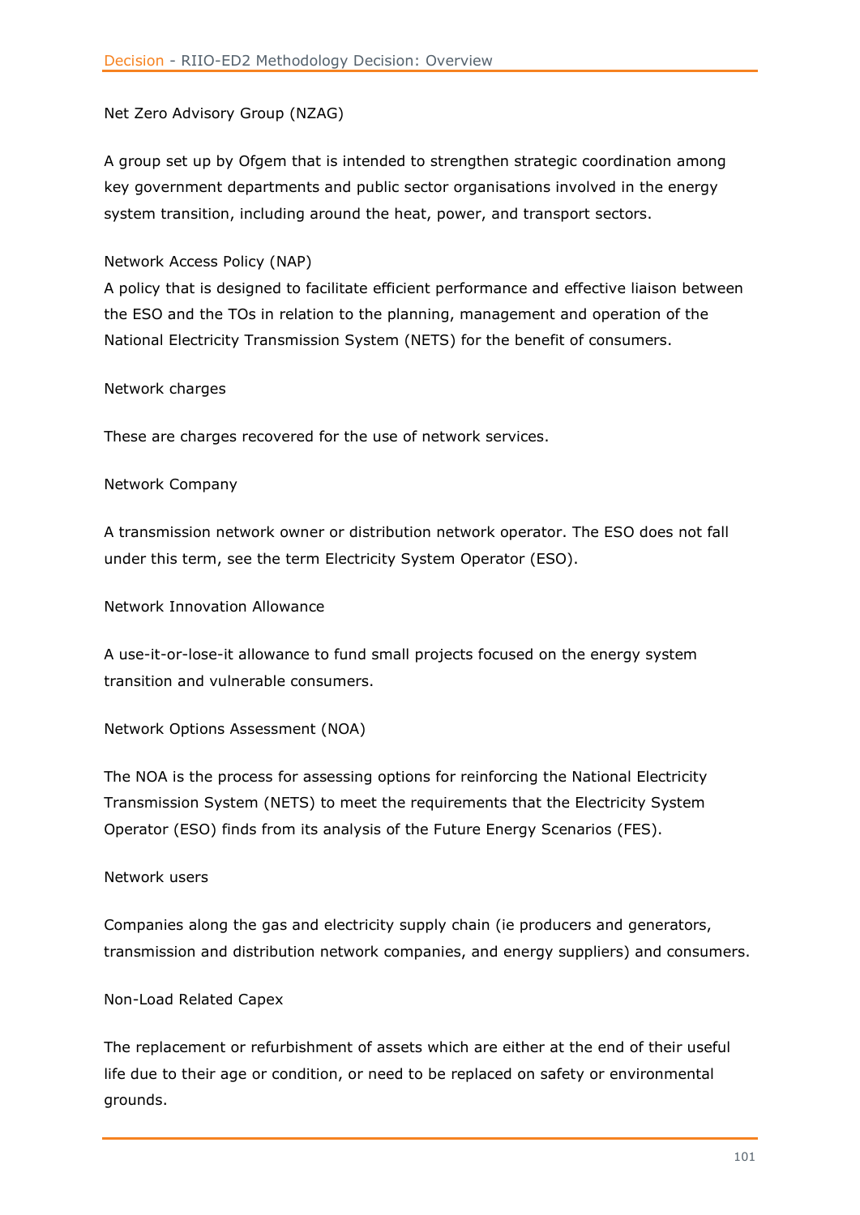Net Zero Advisory Group (NZAG)

A group set up by Ofgem that is intended to strengthen strategic coordination among key government departments and public sector organisations involved in the energy system transition, including around the heat, power, and transport sectors.

Network Access Policy (NAP)

A policy that is designed to facilitate efficient performance and effective liaison between the ESO and the TOs in relation to the planning, management and operation of the National Electricity Transmission System (NETS) for the benefit of consumers.

Network charges

These are charges recovered for the use of network services.

Network Company

A transmission network owner or distribution network operator. The ESO does not fall under this term, see the term Electricity System Operator (ESO).

Network Innovation Allowance

A use-it-or-lose-it allowance to fund small projects focused on the energy system transition and vulnerable consumers.

Network Options Assessment (NOA)

The NOA is the process for assessing options for reinforcing the National Electricity Transmission System (NETS) to meet the requirements that the Electricity System Operator (ESO) finds from its analysis of the Future Energy Scenarios (FES).

Network users

Companies along the gas and electricity supply chain (ie producers and generators, transmission and distribution network companies, and energy suppliers) and consumers.

Non-Load Related Capex

The replacement or refurbishment of assets which are either at the end of their useful life due to their age or condition, or need to be replaced on safety or environmental grounds.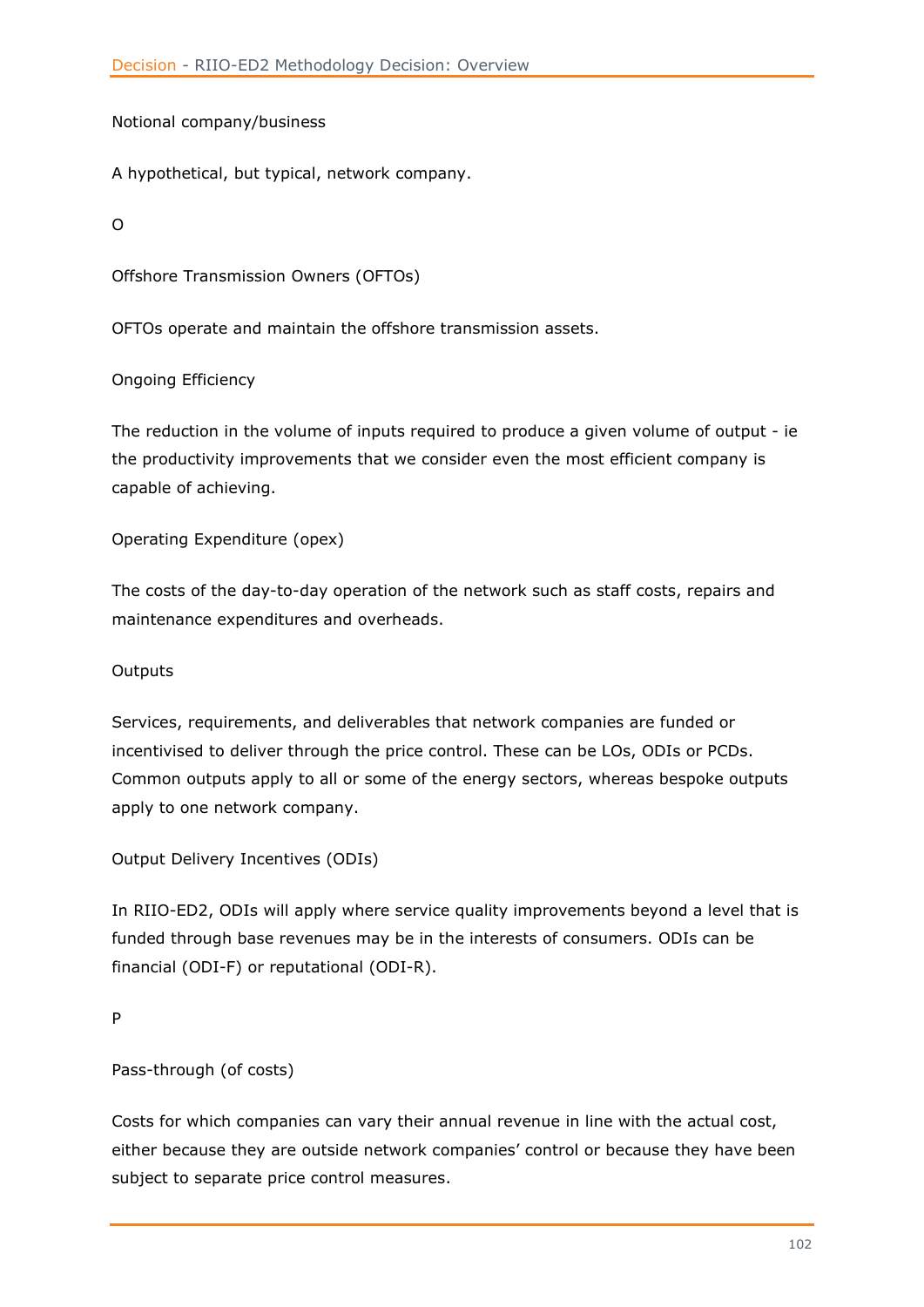Notional company/business

A hypothetical, but typical, network company.

O

Offshore Transmission Owners (OFTOs)

OFTOs operate and maintain the offshore transmission assets.

Ongoing Efficiency

The reduction in the volume of inputs required to produce a given volume of output - ie the productivity improvements that we consider even the most efficient company is capable of achieving.

Operating Expenditure (opex)

The costs of the day-to-day operation of the network such as staff costs, repairs and maintenance expenditures and overheads.

Outputs

Services, requirements, and deliverables that network companies are funded or incentivised to deliver through the price control. These can be LOs, ODIs or PCDs. Common outputs apply to all or some of the energy sectors, whereas bespoke outputs apply to one network company.

Output Delivery Incentives (ODIs)

In RIIO-ED2, ODIs will apply where service quality improvements beyond a level that is funded through base revenues may be in the interests of consumers. ODIs can be financial (ODI-F) or reputational (ODI-R).

P

Pass-through (of costs)

Costs for which companies can vary their annual revenue in line with the actual cost, either because they are outside network companies' control or because they have been subject to separate price control measures.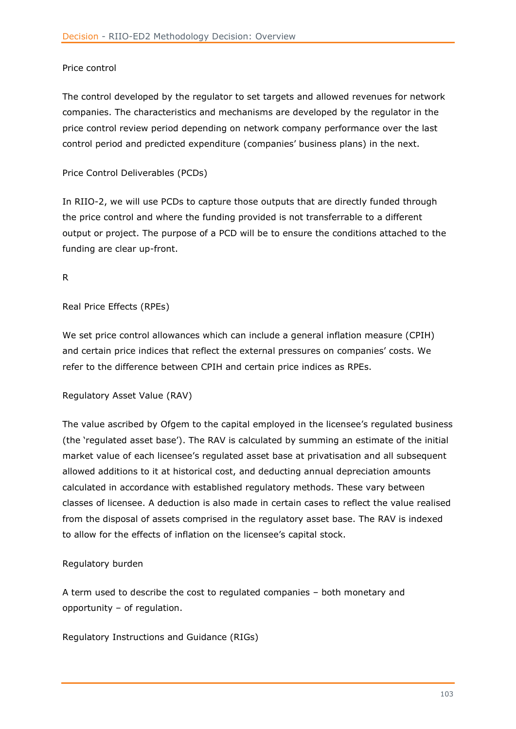Price control

The control developed by the regulator to set targets and allowed revenues for network companies. The characteristics and mechanisms are developed by the regulator in the price control review period depending on network company performance over the last control period and predicted expenditure (companies' business plans) in the next.

Price Control Deliverables (PCDs)

In RIIO-2, we will use PCDs to capture those outputs that are directly funded through the price control and where the funding provided is not transferrable to a different output or project. The purpose of a PCD will be to ensure the conditions attached to the funding are clear up-front.

R

Real Price Effects (RPEs)

We set price control allowances which can include a general inflation measure (CPIH) and certain price indices that reflect the external pressures on companies' costs. We refer to the difference between CPIH and certain price indices as RPEs.

Regulatory Asset Value (RAV)

The value ascribed by Ofgem to the capital employed in the licensee's regulated business (the 'regulated asset base'). The RAV is calculated by summing an estimate of the initial market value of each licensee's regulated asset base at privatisation and all subsequent allowed additions to it at historical cost, and deducting annual depreciation amounts calculated in accordance with established regulatory methods. These vary between classes of licensee. A deduction is also made in certain cases to reflect the value realised from the disposal of assets comprised in the regulatory asset base. The RAV is indexed to allow for the effects of inflation on the licensee's capital stock.

Regulatory burden

A term used to describe the cost to regulated companies – both monetary and opportunity – of regulation.

Regulatory Instructions and Guidance (RIGs)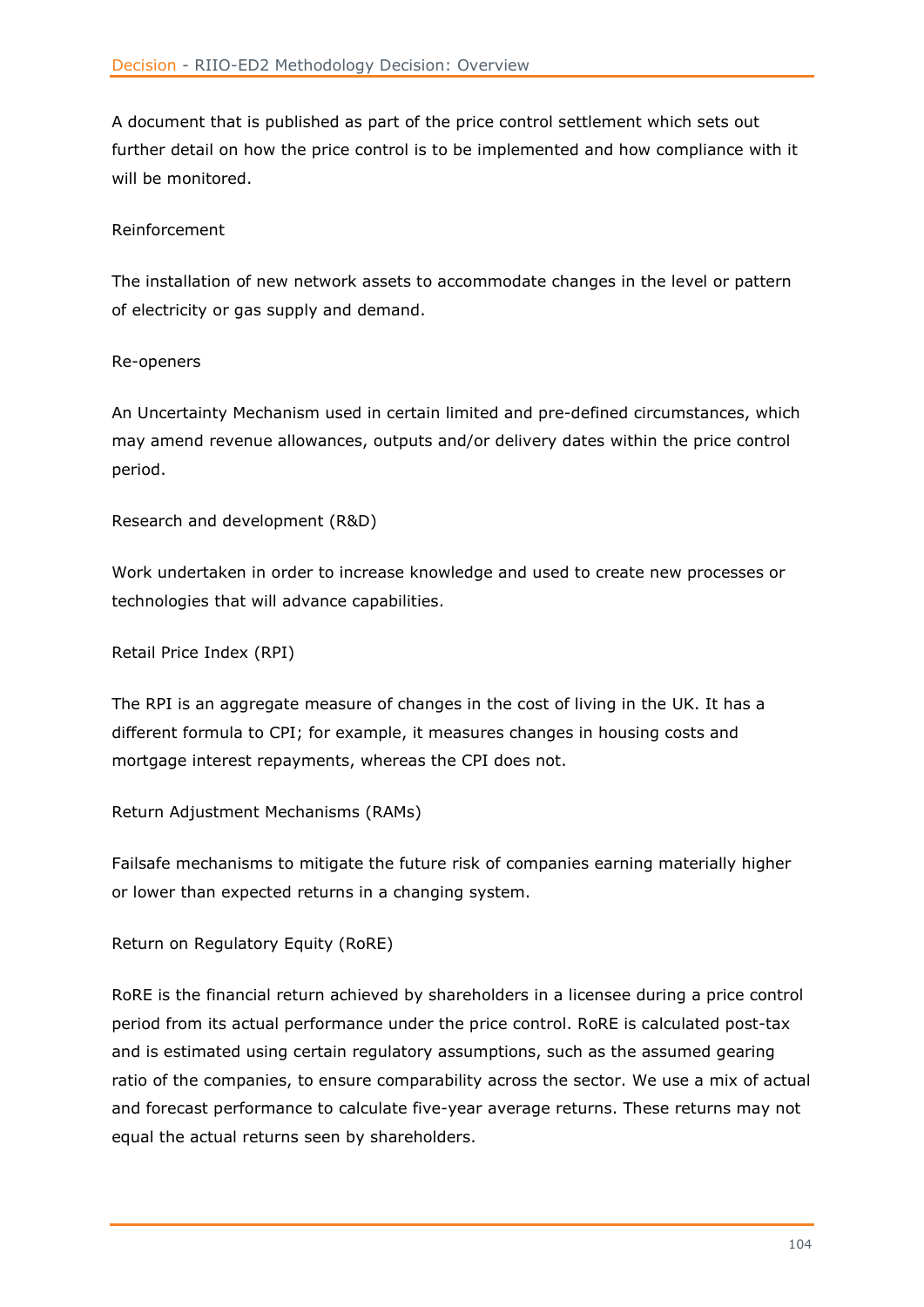A document that is published as part of the price control settlement which sets out further detail on how the price control is to be implemented and how compliance with it will be monitored.

Reinforcement

The installation of new network assets to accommodate changes in the level or pattern of electricity or gas supply and demand.

Re-openers

An Uncertainty Mechanism used in certain limited and pre-defined circumstances, which may amend revenue allowances, outputs and/or delivery dates within the price control period.

Research and development (R&D)

Work undertaken in order to increase knowledge and used to create new processes or technologies that will advance capabilities.

Retail Price Index (RPI)

The RPI is an aggregate measure of changes in the cost of living in the UK. It has a different formula to CPI; for example, it measures changes in housing costs and mortgage interest repayments, whereas the CPI does not.

Return Adjustment Mechanisms (RAMs)

Failsafe mechanisms to mitigate the future risk of companies earning materially higher or lower than expected returns in a changing system.

Return on Regulatory Equity (RoRE)

RoRE is the financial return achieved by shareholders in a licensee during a price control period from its actual performance under the price control. RoRE is calculated post-tax and is estimated using certain regulatory assumptions, such as the assumed gearing ratio of the companies, to ensure comparability across the sector. We use a mix of actual and forecast performance to calculate five-year average returns. These returns may not equal the actual returns seen by shareholders.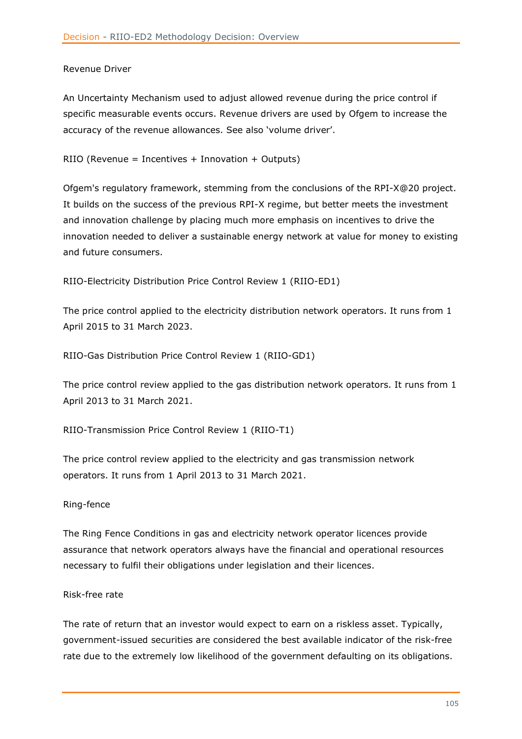Revenue Driver

An Uncertainty Mechanism used to adjust allowed revenue during the price control if specific measurable events occurs. Revenue drivers are used by Ofgem to increase the accuracy of the revenue allowances. See also 'volume driver'.

RIIO (Revenue = Incentives + Innovation + Outputs)

Ofgem's regulatory framework, stemming from the conclusions of the RPI-X@20 project. It builds on the success of the previous RPI-X regime, but better meets the investment and innovation challenge by placing much more emphasis on incentives to drive the innovation needed to deliver a sustainable energy network at value for money to existing and future consumers.

RIIO-Electricity Distribution Price Control Review 1 (RIIO-ED1)

The price control applied to the electricity distribution network operators. It runs from 1 April 2015 to 31 March 2023.

RIIO-Gas Distribution Price Control Review 1 (RIIO-GD1)

The price control review applied to the gas distribution network operators. It runs from 1 April 2013 to 31 March 2021.

RIIO-Transmission Price Control Review 1 (RIIO-T1)

The price control review applied to the electricity and gas transmission network operators. It runs from 1 April 2013 to 31 March 2021.

Ring-fence

The Ring Fence Conditions in gas and electricity network operator licences provide assurance that network operators always have the financial and operational resources necessary to fulfil their obligations under legislation and their licences.

Risk-free rate

The rate of return that an investor would expect to earn on a riskless asset. Typically, government-issued securities are considered the best available indicator of the risk-free rate due to the extremely low likelihood of the government defaulting on its obligations.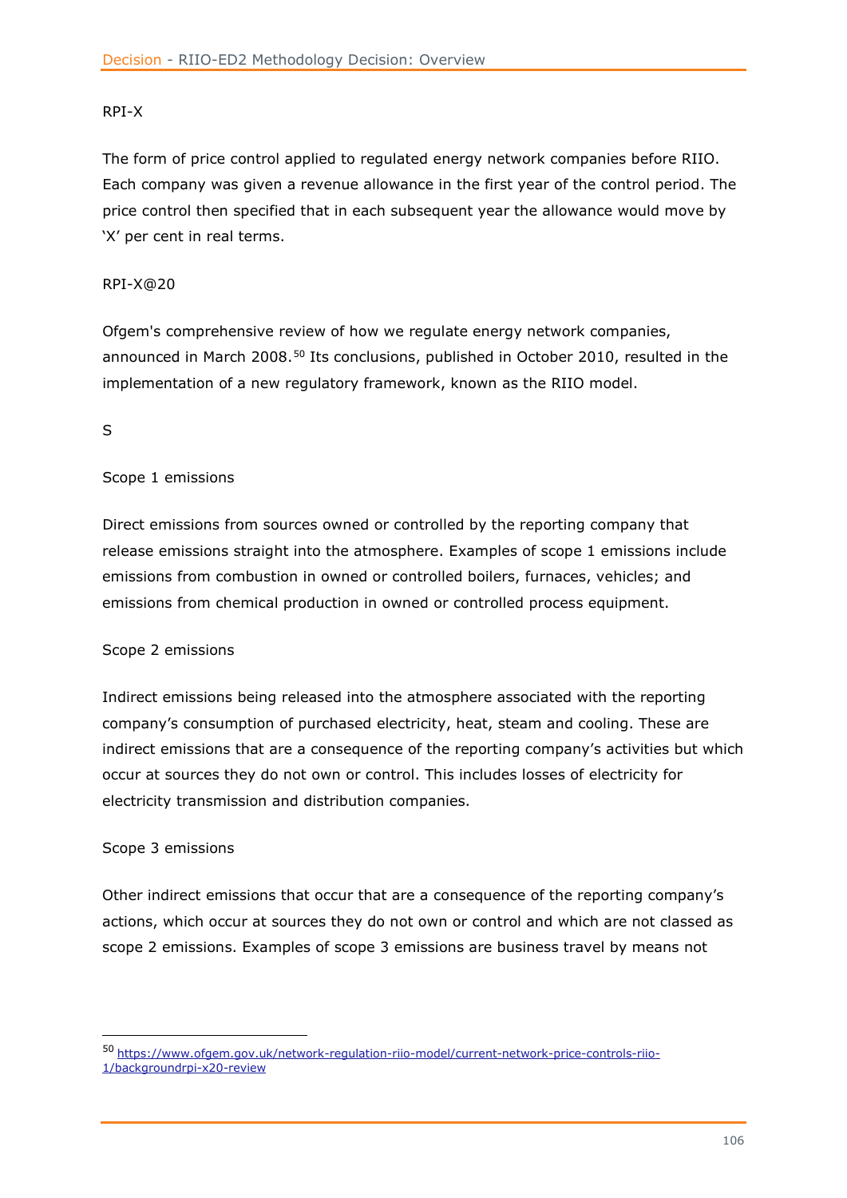RPI-X

The form of price control applied to regulated energy network companies before RIIO. Each company was given a revenue allowance in the first year of the control period. The price control then specified that in each subsequent year the allowance would move by 'X' per cent in real terms.

RPI-X@20

Ofgem's comprehensive review of how we regulate energy network companies, announced in March 2008.[50] Its conclusions, published in October 2010, resulted in the implementation of a new regulatory framework, known as the RIIO model.

S

Scope 1 emissions

Direct emissions from sources owned or controlled by the reporting company that release emissions straight into the atmosphere. Examples of scope 1 emissions include emissions from combustion in owned or controlled boilers, furnaces, vehicles; and emissions from chemical production in owned or controlled process equipment.

Scope 2 emissions

Indirect emissions being released into the atmosphere associated with the reporting company's consumption of purchased electricity, heat, steam and cooling. These are indirect emissions that are a consequence of the reporting company's activities but which occur at sources they do not own or control. This includes losses of electricity for electricity transmission and distribution companies.

Scope 3 emissions

Other indirect emissions that occur that are a consequence of the reporting company's actions, which occur at sources they do not own or control and which are not classed as scope 2 emissions. Examples of scope 3 emissions are business travel by means not

[50] https://www.ofgem.gov.uk/network-regulation-riio-model/current-network-price-controls-riio-1/backgroundrpi-x20-review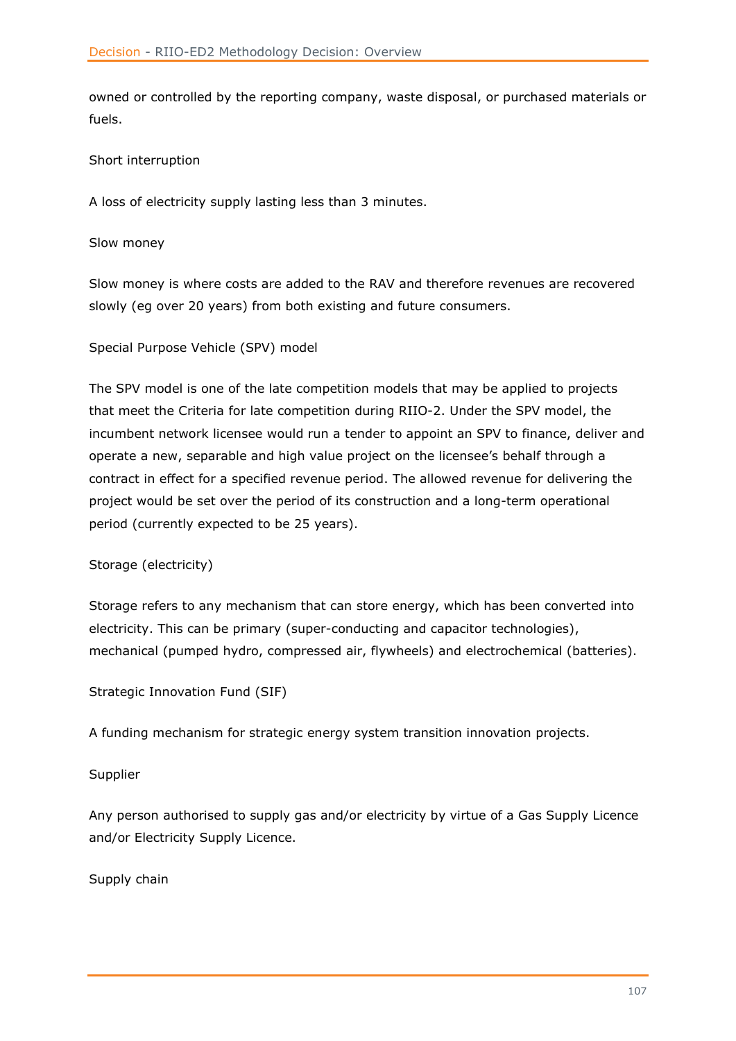owned or controlled by the reporting company, waste disposal, or purchased materials or fuels.

Short interruption

A loss of electricity supply lasting less than 3 minutes.

Slow money

Slow money is where costs are added to the RAV and therefore revenues are recovered slowly (eg over 20 years) from both existing and future consumers.

Special Purpose Vehicle (SPV) model

The SPV model is one of the late competition models that may be applied to projects that meet the Criteria for late competition during RIIO-2. Under the SPV model, the incumbent network licensee would run a tender to appoint an SPV to finance, deliver and operate a new, separable and high value project on the licensee's behalf through a contract in effect for a specified revenue period. The allowed revenue for delivering the project would be set over the period of its construction and a long-term operational period (currently expected to be 25 years).

Storage (electricity)

Storage refers to any mechanism that can store energy, which has been converted into electricity. This can be primary (super-conducting and capacitor technologies), mechanical (pumped hydro, compressed air, flywheels) and electrochemical (batteries).

Strategic Innovation Fund (SIF)

A funding mechanism for strategic energy system transition innovation projects.

Supplier

Any person authorised to supply gas and/or electricity by virtue of a Gas Supply Licence and/or Electricity Supply Licence.

Supply chain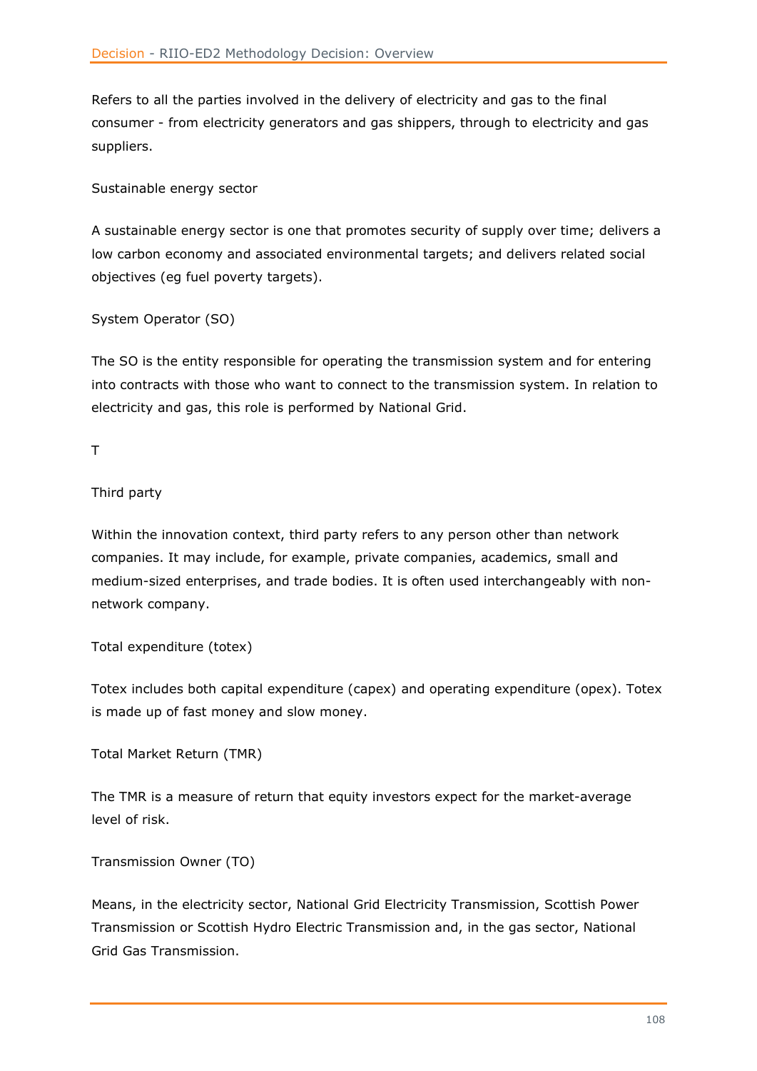Refers to all the parties involved in the delivery of electricity and gas to the final consumer - from electricity generators and gas shippers, through to electricity and gas suppliers.

Sustainable energy sector

A sustainable energy sector is one that promotes security of supply over time; delivers a low carbon economy and associated environmental targets; and delivers related social objectives (eg fuel poverty targets).

System Operator (SO)

The SO is the entity responsible for operating the transmission system and for entering into contracts with those who want to connect to the transmission system. In relation to electricity and gas, this role is performed by National Grid.

T

Third party

Within the innovation context, third party refers to any person other than network companies. It may include, for example, private companies, academics, small and medium-sized enterprises, and trade bodies. It is often used interchangeably with non-network company.

Total expenditure (totex)

Totex includes both capital expenditure (capex) and operating expenditure (opex). Totex is made up of fast money and slow money.

Total Market Return (TMR)

The TMR is a measure of return that equity investors expect for the market-average level of risk.

Transmission Owner (TO)

Means, in the electricity sector, National Grid Electricity Transmission, Scottish Power Transmission or Scottish Hydro Electric Transmission and, in the gas sector, National Grid Gas Transmission.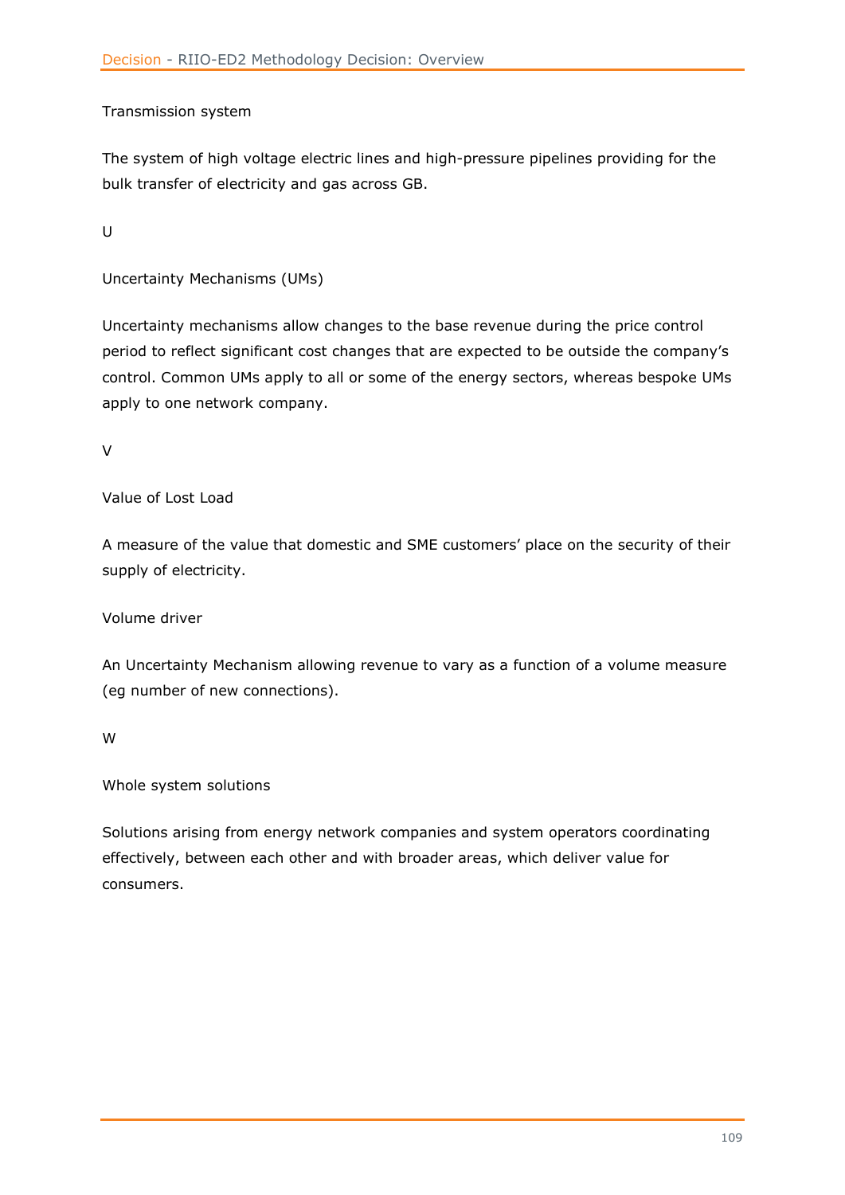Transmission system

The system of high voltage electric lines and high-pressure pipelines providing for the bulk transfer of electricity and gas across GB.

U

Uncertainty Mechanisms (UMs)

Uncertainty mechanisms allow changes to the base revenue during the price control period to reflect significant cost changes that are expected to be outside the company's control. Common UMs apply to all or some of the energy sectors, whereas bespoke UMs apply to one network company.

V

Value of Lost Load

A measure of the value that domestic and SME customers' place on the security of their supply of electricity.

Volume driver

An Uncertainty Mechanism allowing revenue to vary as a function of a volume measure (eg number of new connections).

W

Whole system solutions

Solutions arising from energy network companies and system operators coordinating effectively, between each other and with broader areas, which deliver value for consumers.